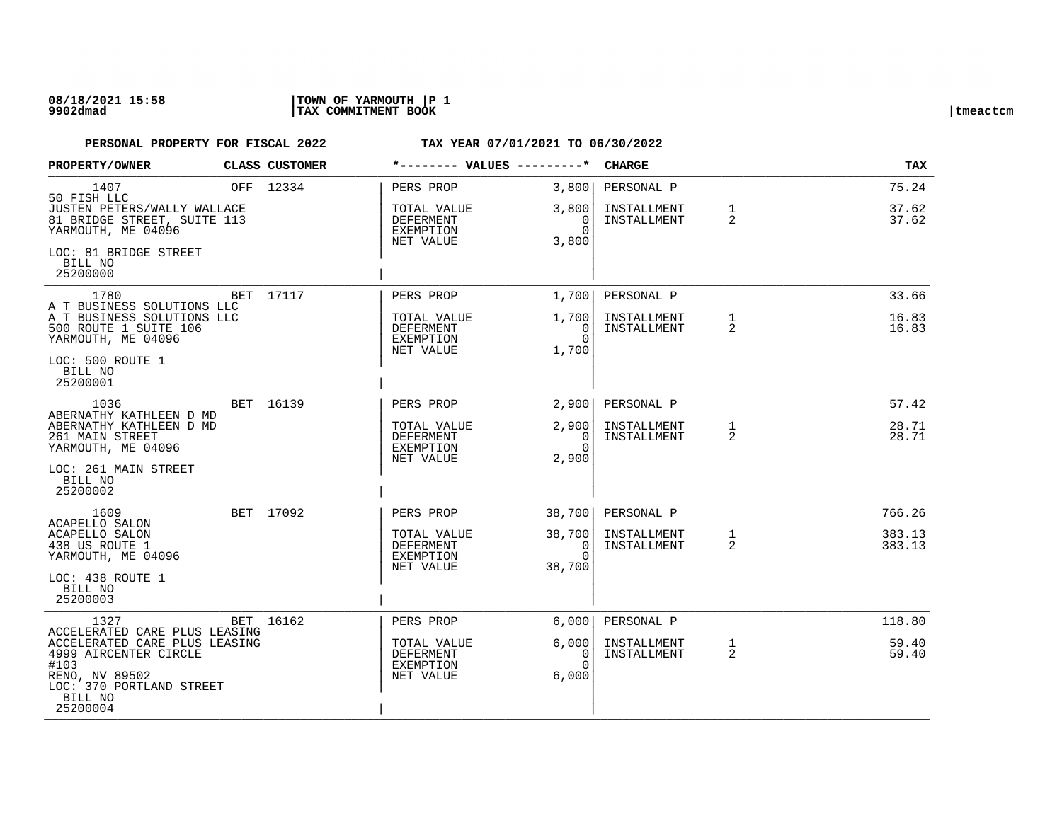08/18/2021 15:58 | TOWN OF YARMOUTH | P 1
9902dmad | TAX COMMITMENT BOOK | tmeactcm

**PERSONAL PROPERTY FOR FISCAL 2022** — **TAX YEAR 07/01/2021 TO 06/30/2022**

| PROPERTY/OWNER | CLASS | CUSTOMER | VALUES | | CHARGE | | TAX |
|---|---|---|---|---|---|---|---|
| 1407 | OFF | 12334 | PERS PROP | 3,800 | PERSONAL P | | 75.24 |
| 50 FISH LLC<br>JUSTEN PETERS/WALLY WALLACE<br>81 BRIDGE STREET, SUITE 113<br>YARMOUTH, ME 04096<br>LOC: 81 BRIDGE STREET<br>BILL NO<br>25200000 | | | TOTAL VALUE<br>DEFERMENT<br>EXEMPTION<br>NET VALUE | 3,800<br>0<br>0<br>3,800 | INSTALLMENT<br>INSTALLMENT | 1<br>2 | 37.62<br>37.62 |
| 1780 | BET | 17117 | PERS PROP | 1,700 | PERSONAL P | | 33.66 |
| A T BUSINESS SOLUTIONS LLC<br>A T BUSINESS SOLUTIONS LLC<br>500 ROUTE 1 SUITE 106<br>YARMOUTH, ME 04096<br>LOC: 500 ROUTE 1<br>BILL NO<br>25200001 | | | TOTAL VALUE<br>DEFERMENT<br>EXEMPTION<br>NET VALUE | 1,700<br>0<br>0<br>1,700 | INSTALLMENT<br>INSTALLMENT | 1<br>2 | 16.83<br>16.83 |
| 1036 | BET | 16139 | PERS PROP | 2,900 | PERSONAL P | | 57.42 |
| ABERNATHY KATHLEEN D MD<br>ABERNATHY KATHLEEN D MD<br>261 MAIN STREET<br>YARMOUTH, ME 04096<br>LOC: 261 MAIN STREET<br>BILL NO<br>25200002 | | | TOTAL VALUE<br>DEFERMENT<br>EXEMPTION<br>NET VALUE | 2,900<br>0<br>0<br>2,900 | INSTALLMENT<br>INSTALLMENT | 1<br>2 | 28.71<br>28.71 |
| 1609 | BET | 17092 | PERS PROP | 38,700 | PERSONAL P | | 766.26 |
| ACAPELLO SALON<br>ACAPELLO SALON<br>438 US ROUTE 1<br>YARMOUTH, ME 04096<br>LOC: 438 ROUTE 1<br>BILL NO<br>25200003 | | | TOTAL VALUE<br>DEFERMENT<br>EXEMPTION<br>NET VALUE | 38,700<br>0<br>0<br>38,700 | INSTALLMENT<br>INSTALLMENT | 1<br>2 | 383.13<br>383.13 |
| 1327 | BET | 16162 | PERS PROP | 6,000 | PERSONAL P | | 118.80 |
| ACCELERATED CARE PLUS LEASING<br>ACCELERATED CARE PLUS LEASING<br>4999 AIRCENTER CIRCLE<br>#103<br>RENO, NV 89502<br>LOC: 370 PORTLAND STREET<br>BILL NO<br>25200004 | | | TOTAL VALUE<br>DEFERMENT<br>EXEMPTION<br>NET VALUE | 6,000<br>0<br>0<br>6,000 | INSTALLMENT<br>INSTALLMENT | 1<br>2 | 59.40<br>59.40 |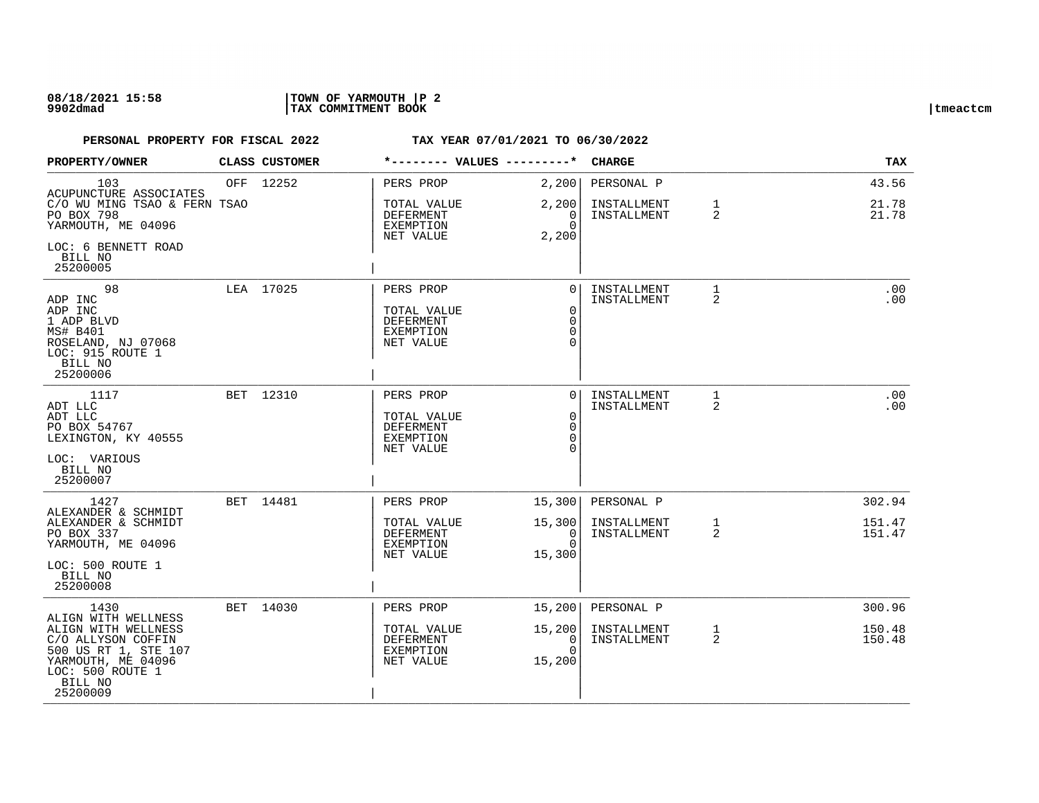08/18/2021 15:58 | TOWN OF YARMOUTH | P 2
9902dmad | TAX COMMITMENT BOOK | tmeactcm

**PERSONAL PROPERTY FOR FISCAL 2022 — TAX YEAR 07/01/2021 TO 06/30/2022**

| PROPERTY/OWNER | CLASS | CUSTOMER | VALUES | | CHARGE | | TAX |
|---|---|---|---|---|---|---|---|
| 103<br>ACUPUNCTURE ASSOCIATES<br>C/O WU MING TSAO & FERN TSAO<br>PO BOX 798<br>YARMOUTH, ME 04096<br>LOC: 6 BENNETT ROAD<br>BILL NO<br>25200005 | OFF | 12252 | PERS PROP<br>TOTAL VALUE<br>DEFERMENT<br>EXEMPTION<br>NET VALUE | 2,200<br>2,200<br>0<br>0<br>2,200 | PERSONAL P<br>INSTALLMENT<br>INSTALLMENT | <br>1<br>2 | 43.56<br>21.78<br>21.78 |
| 98<br>ADP INC<br>ADP INC<br>1 ADP BLVD<br>MS# B401<br>ROSELAND, NJ 07068<br>LOC: 915 ROUTE 1<br>BILL NO<br>25200006 | LEA | 17025 | PERS PROP<br>TOTAL VALUE<br>DEFERMENT<br>EXEMPTION<br>NET VALUE | 0<br>0<br>0<br>0<br>0 | INSTALLMENT<br>INSTALLMENT | 1<br>2 | .00<br>.00 |
| 1117<br>ADT LLC<br>ADT LLC<br>PO BOX 54767<br>LEXINGTON, KY 40555<br>LOC: VARIOUS<br>BILL NO<br>25200007 | BET | 12310 | PERS PROP<br>TOTAL VALUE<br>DEFERMENT<br>EXEMPTION<br>NET VALUE | 0<br>0<br>0<br>0<br>0 | INSTALLMENT<br>INSTALLMENT | 1<br>2 | .00<br>.00 |
| 1427<br>ALEXANDER & SCHMIDT<br>ALEXANDER & SCHMIDT<br>PO BOX 337<br>YARMOUTH, ME 04096<br>LOC: 500 ROUTE 1<br>BILL NO<br>25200008 | BET | 14481 | PERS PROP<br>TOTAL VALUE<br>DEFERMENT<br>EXEMPTION<br>NET VALUE | 15,300<br>15,300<br>0<br>0<br>15,300 | PERSONAL P<br>INSTALLMENT<br>INSTALLMENT | <br>1<br>2 | 302.94<br>151.47<br>151.47 |
| 1430<br>ALIGN WITH WELLNESS<br>ALIGN WITH WELLNESS<br>C/O ALLYSON COFFIN<br>500 US RT 1, STE 107<br>YARMOUTH, ME 04096<br>LOC: 500 ROUTE 1<br>BILL NO<br>25200009 | BET | 14030 | PERS PROP<br>TOTAL VALUE<br>DEFERMENT<br>EXEMPTION<br>NET VALUE | 15,200<br>15,200<br>0<br>0<br>15,200 | PERSONAL P<br>INSTALLMENT<br>INSTALLMENT | <br>1<br>2 | 300.96<br>150.48<br>150.48 |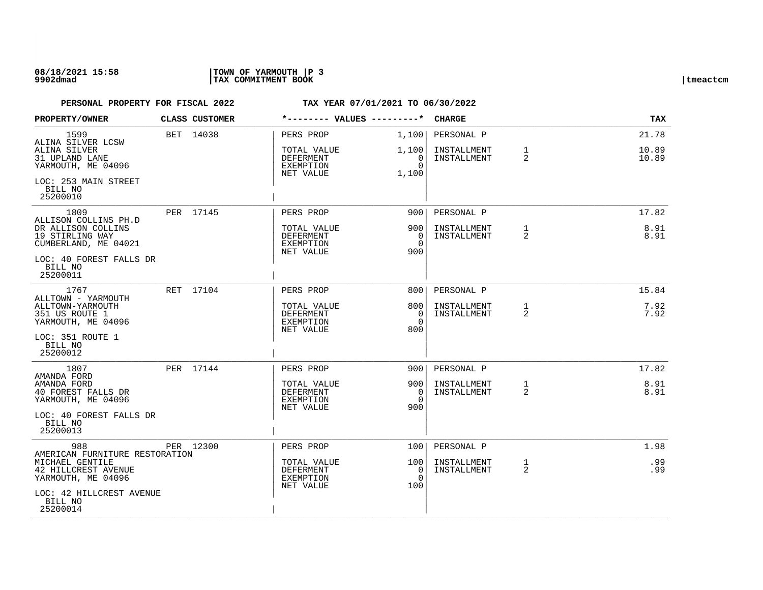**08/18/2021 15:58** | **TOWN OF YARMOUTH** | **P 3**
**9902dmad** | **TAX COMMITMENT BOOK** | **tmeactcm**

**PERSONAL PROPERTY FOR FISCAL 2022** — **TAX YEAR 07/01/2021 TO 06/30/2022**

| PROPERTY/OWNER | CLASS | CUSTOMER | VALUES | | CHARGE | | TAX |
|---|---|---|---|---|---|---|---|
| 1599 | BET | 14038 | PERS PROP | 1,100 | PERSONAL P | | 21.78 |
| ALINA SILVER LCSW | | | | | | | |
| ALINA SILVER | | | TOTAL VALUE | 1,100 | INSTALLMENT | 1 | 10.89 |
| 31 UPLAND LANE | | | DEFERMENT | 0 | INSTALLMENT | 2 | 10.89 |
| YARMOUTH, ME 04096 | | | EXEMPTION | 0 | | | |
| | | | NET VALUE | 1,100 | | | |
| LOC: 253 MAIN STREET | | | | | | | |
| BILL NO 25200010 | | | | | | | |
| 1809 | PER | 17145 | PERS PROP | 900 | PERSONAL P | | 17.82 |
| ALLISON COLLINS PH.D | | | | | | | |
| DR ALLISON COLLINS | | | TOTAL VALUE | 900 | INSTALLMENT | 1 | 8.91 |
| 19 STIRLING WAY | | | DEFERMENT | 0 | INSTALLMENT | 2 | 8.91 |
| CUMBERLAND, ME 04021 | | | EXEMPTION | 0 | | | |
| | | | NET VALUE | 900 | | | |
| LOC: 40 FOREST FALLS DR | | | | | | | |
| BILL NO 25200011 | | | | | | | |
| 1767 | RET | 17104 | PERS PROP | 800 | PERSONAL P | | 15.84 |
| ALLTOWN - YARMOUTH | | | | | | | |
| ALLTOWN-YARMOUTH | | | TOTAL VALUE | 800 | INSTALLMENT | 1 | 7.92 |
| 351 US ROUTE 1 | | | DEFERMENT | 0 | INSTALLMENT | 2 | 7.92 |
| YARMOUTH, ME 04096 | | | EXEMPTION | 0 | | | |
| | | | NET VALUE | 800 | | | |
| LOC: 351 ROUTE 1 | | | | | | | |
| BILL NO 25200012 | | | | | | | |
| 1807 | PER | 17144 | PERS PROP | 900 | PERSONAL P | | 17.82 |
| AMANDA FORD | | | | | | | |
| AMANDA FORD | | | TOTAL VALUE | 900 | INSTALLMENT | 1 | 8.91 |
| 40 FOREST FALLS DR | | | DEFERMENT | 0 | INSTALLMENT | 2 | 8.91 |
| YARMOUTH, ME 04096 | | | EXEMPTION | 0 | | | |
| | | | NET VALUE | 900 | | | |
| LOC: 40 FOREST FALLS DR | | | | | | | |
| BILL NO 25200013 | | | | | | | |
| 988 | PER | 12300 | PERS PROP | 100 | PERSONAL P | | 1.98 |
| AMERICAN FURNITURE RESTORATION | | | | | | | |
| MICHAEL GENTILE | | | TOTAL VALUE | 100 | INSTALLMENT | 1 | .99 |
| 42 HILLCREST AVENUE | | | DEFERMENT | 0 | INSTALLMENT | 2 | .99 |
| YARMOUTH, ME 04096 | | | EXEMPTION | 0 | | | |
| | | | NET VALUE | 100 | | | |
| LOC: 42 HILLCREST AVENUE | | | | | | | |
| BILL NO 25200014 | | | | | | | |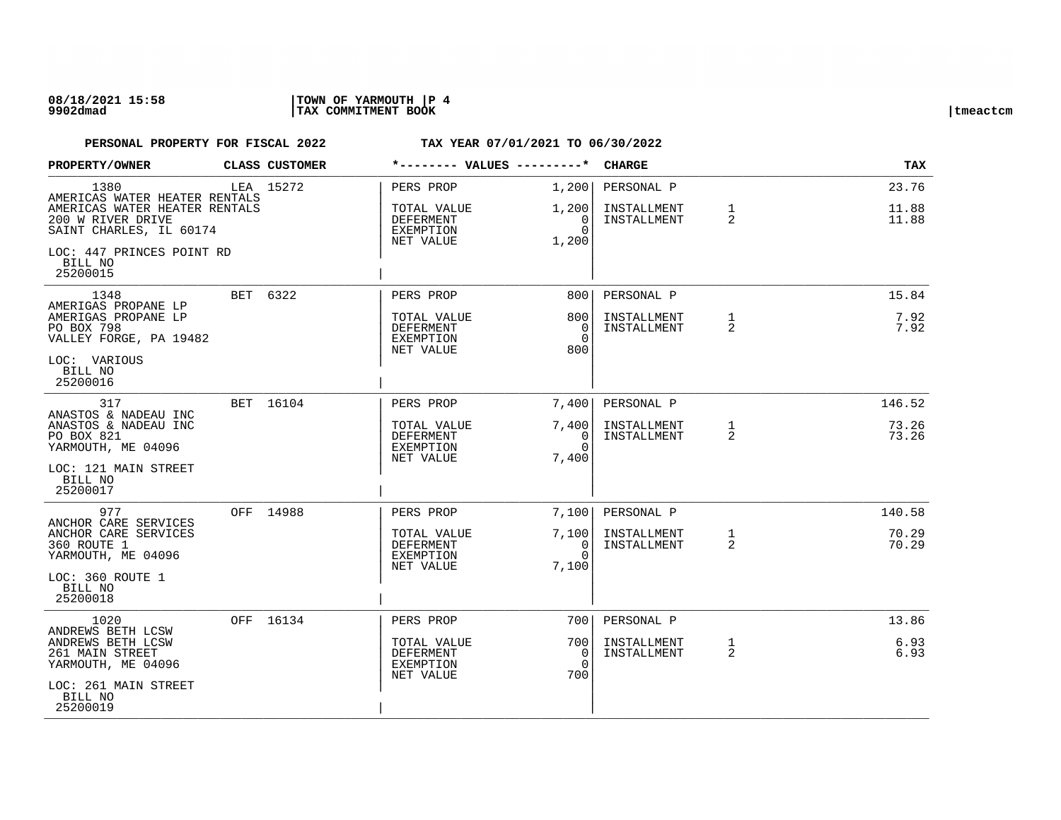**PERSONAL PROPERTY FOR FISCAL 2022** **TAX YEAR 07/01/2021 TO 06/30/2022**

| PROPERTY/OWNER | CLASS | CUSTOMER | VALUES | | CHARGE | | TAX |
|---|---|---|---|---|---|---|---|
| 1380<br>AMERICAS WATER HEATER RENTALS<br>AMERICAS WATER HEATER RENTALS<br>200 W RIVER DRIVE<br>SAINT CHARLES, IL 60174<br>LOC: 447 PRINCES POINT RD<br>BILL NO<br>25200015 | LEA | 15272 | PERS PROP<br>TOTAL VALUE<br>DEFERMENT<br>EXEMPTION<br>NET VALUE | 1,200<br>1,200<br>0<br>0<br>1,200 | PERSONAL P<br>INSTALLMENT<br>INSTALLMENT | <br>1<br>2 | 23.76<br>11.88<br>11.88 |
| 1348<br>AMERIGAS PROPANE LP<br>AMERIGAS PROPANE LP<br>PO BOX 798<br>VALLEY FORGE, PA 19482<br>LOC: VARIOUS<br>BILL NO<br>25200016 | BET | 6322 | PERS PROP<br>TOTAL VALUE<br>DEFERMENT<br>EXEMPTION<br>NET VALUE | 800<br>800<br>0<br>0<br>800 | PERSONAL P<br>INSTALLMENT<br>INSTALLMENT | <br>1<br>2 | 15.84<br>7.92<br>7.92 |
| 317<br>ANASTOS & NADEAU INC<br>ANASTOS & NADEAU INC<br>PO BOX 821<br>YARMOUTH, ME 04096<br>LOC: 121 MAIN STREET<br>BILL NO<br>25200017 | BET | 16104 | PERS PROP<br>TOTAL VALUE<br>DEFERMENT<br>EXEMPTION<br>NET VALUE | 7,400<br>7,400<br>0<br>0<br>7,400 | PERSONAL P<br>INSTALLMENT<br>INSTALLMENT | <br>1<br>2 | 146.52<br>73.26<br>73.26 |
| 977<br>ANCHOR CARE SERVICES<br>ANCHOR CARE SERVICES<br>360 ROUTE 1<br>YARMOUTH, ME 04096<br>LOC: 360 ROUTE 1<br>BILL NO<br>25200018 | OFF | 14988 | PERS PROP<br>TOTAL VALUE<br>DEFERMENT<br>EXEMPTION<br>NET VALUE | 7,100<br>7,100<br>0<br>0<br>7,100 | PERSONAL P<br>INSTALLMENT<br>INSTALLMENT | <br>1<br>2 | 140.58<br>70.29<br>70.29 |
| 1020<br>ANDREWS BETH LCSW<br>ANDREWS BETH LCSW<br>261 MAIN STREET<br>YARMOUTH, ME 04096<br>LOC: 261 MAIN STREET<br>BILL NO<br>25200019 | OFF | 16134 | PERS PROP<br>TOTAL VALUE<br>DEFERMENT<br>EXEMPTION<br>NET VALUE | 700<br>700<br>0<br>0<br>700 | PERSONAL P<br>INSTALLMENT<br>INSTALLMENT | <br>1<br>2 | 13.86<br>6.93<br>6.93 |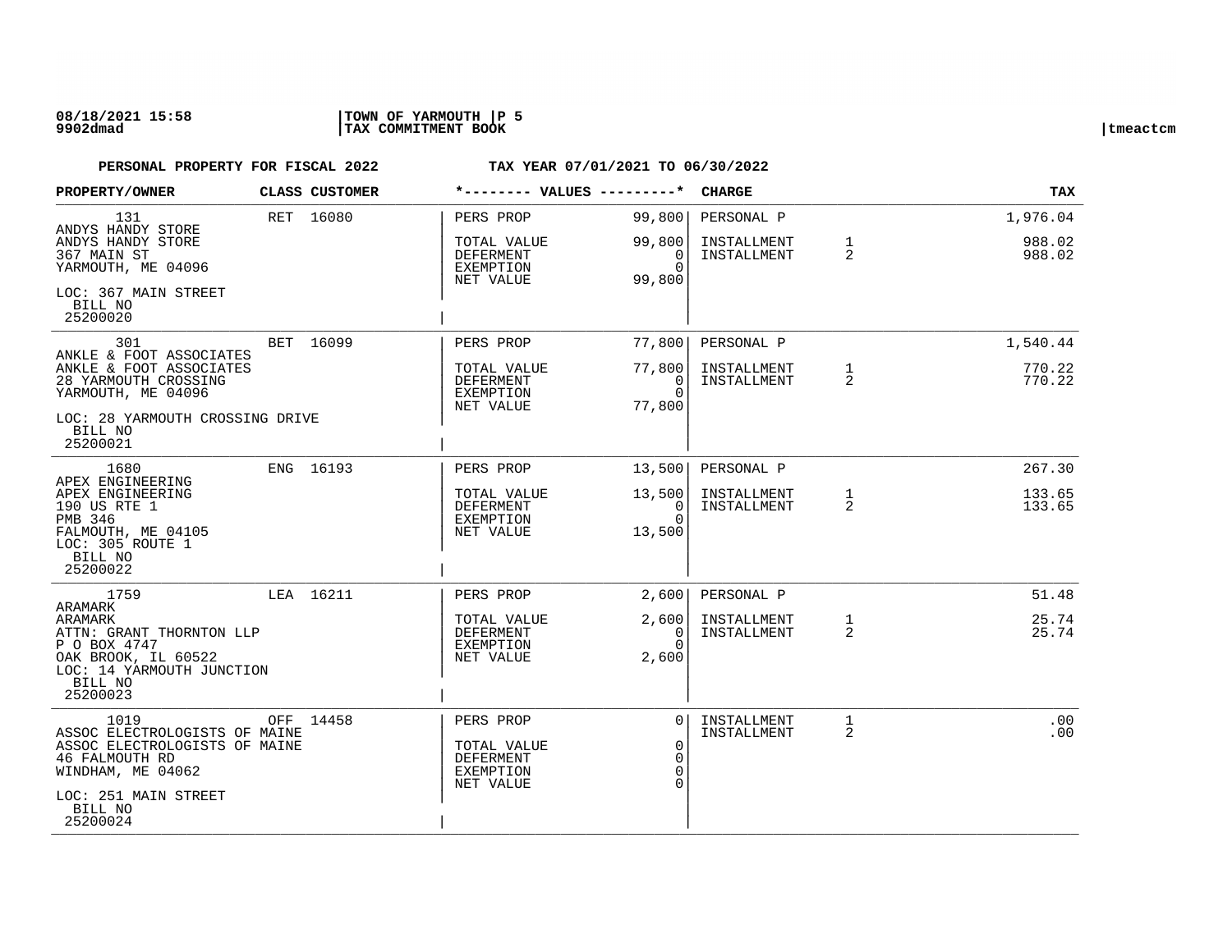**08/18/2021 15:58** | **TOWN OF YARMOUTH** | **P 5**
**9902dmad** | **TAX COMMITMENT BOOK** | tmeactcm

**PERSONAL PROPERTY FOR FISCAL 2022** — **TAX YEAR 07/01/2021 TO 06/30/2022**

| PROPERTY/OWNER | CLASS | CUSTOMER | VALUES | | CHARGE | | TAX |
|---|---|---|---|---|---|---|---|
| 131 | RET | 16080 | PERS PROP | 99,800 | PERSONAL P | | 1,976.04 |
| ANDYS HANDY STORE<br>ANDYS HANDY STORE<br>367 MAIN ST<br>YARMOUTH, ME 04096<br>LOC: 367 MAIN STREET<br>BILL NO<br>25200020 | | | TOTAL VALUE<br>DEFERMENT<br>EXEMPTION<br>NET VALUE | 99,800<br>0<br>0<br>99,800 | INSTALLMENT<br>INSTALLMENT | 1<br>2 | 988.02<br>988.02 |
| 301 | BET | 16099 | PERS PROP | 77,800 | PERSONAL P | | 1,540.44 |
| ANKLE & FOOT ASSOCIATES<br>ANKLE & FOOT ASSOCIATES<br>28 YARMOUTH CROSSING<br>YARMOUTH, ME 04096<br>LOC: 28 YARMOUTH CROSSING DRIVE<br>BILL NO<br>25200021 | | | TOTAL VALUE<br>DEFERMENT<br>EXEMPTION<br>NET VALUE | 77,800<br>0<br>0<br>77,800 | INSTALLMENT<br>INSTALLMENT | 1<br>2 | 770.22<br>770.22 |
| 1680 | ENG | 16193 | PERS PROP | 13,500 | PERSONAL P | | 267.30 |
| APEX ENGINEERING<br>APEX ENGINEERING<br>190 US RTE 1<br>PMB 346<br>FALMOUTH, ME 04105<br>LOC: 305 ROUTE 1<br>BILL NO<br>25200022 | | | TOTAL VALUE<br>DEFERMENT<br>EXEMPTION<br>NET VALUE | 13,500<br>0<br>0<br>13,500 | INSTALLMENT<br>INSTALLMENT | 1<br>2 | 133.65<br>133.65 |
| 1759 | LEA | 16211 | PERS PROP | 2,600 | PERSONAL P | | 51.48 |
| ARAMARK<br>ARAMARK<br>ATTN: GRANT THORNTON LLP<br>P O BOX 4747<br>OAK BROOK, IL 60522<br>LOC: 14 YARMOUTH JUNCTION<br>BILL NO<br>25200023 | | | TOTAL VALUE<br>DEFERMENT<br>EXEMPTION<br>NET VALUE | 2,600<br>0<br>0<br>2,600 | INSTALLMENT<br>INSTALLMENT | 1<br>2 | 25.74<br>25.74 |
| 1019 | OFF | 14458 | PERS PROP | 0 | INSTALLMENT<br>INSTALLMENT | 1<br>2 | .00<br>.00 |
| ASSOC ELECTROLOGISTS OF MAINE<br>ASSOC ELECTROLOGISTS OF MAINE<br>46 FALMOUTH RD<br>WINDHAM, ME 04062<br>LOC: 251 MAIN STREET<br>BILL NO<br>25200024 | | | TOTAL VALUE<br>DEFERMENT<br>EXEMPTION<br>NET VALUE | 0<br>0<br>0<br>0 | | | |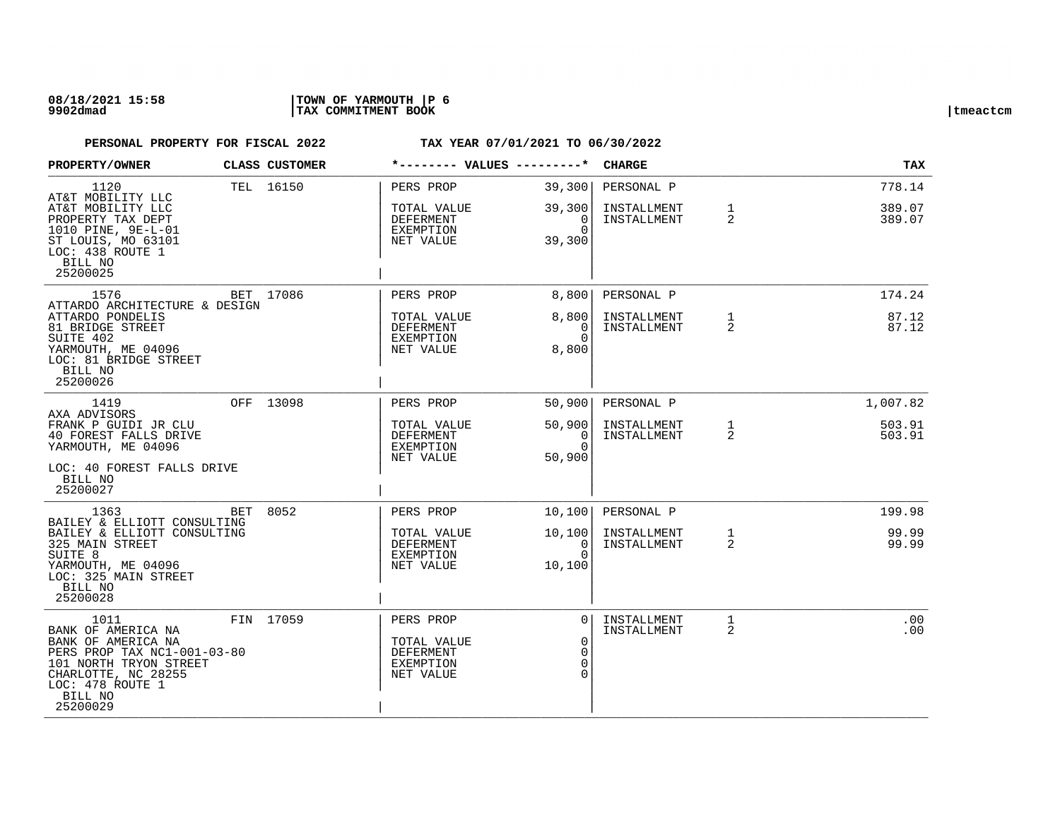**PERSONAL PROPERTY FOR FISCAL 2022 TAX YEAR 07/01/2021 TO 06/30/2022**

| PROPERTY/OWNER | CLASS | CUSTOMER | VALUES | | CHARGE | | TAX |
|---|---|---|---|---|---|---|---|
| 1120<br>AT&T MOBILITY LLC<br>AT&T MOBILITY LLC<br>PROPERTY TAX DEPT<br>1010 PINE, 9E-L-01<br>ST LOUIS, MO 63101<br>LOC: 438 ROUTE 1<br>BILL NO<br>25200025 | TEL | 16150 | PERS PROP<br><br>TOTAL VALUE<br>DEFERMENT<br>EXEMPTION<br>NET VALUE | 39,300<br><br>39,300<br>0<br>0<br>39,300 | PERSONAL P<br><br>INSTALLMENT<br>INSTALLMENT | <br><br>1<br>2 | 778.14<br><br>389.07<br>389.07 |
| 1576<br>ATTARDO ARCHITECTURE & DESIGN<br>ATTARDO PONDELIS<br>81 BRIDGE STREET<br>SUITE 402<br>YARMOUTH, ME 04096<br>LOC: 81 BRIDGE STREET<br>BILL NO<br>25200026 | BET | 17086 | PERS PROP<br><br>TOTAL VALUE<br>DEFERMENT<br>EXEMPTION<br>NET VALUE | 8,800<br><br>8,800<br>0<br>0<br>8,800 | PERSONAL P<br><br>INSTALLMENT<br>INSTALLMENT | <br><br>1<br>2 | 174.24<br><br>87.12<br>87.12 |
| 1419<br>AXA ADVISORS<br>FRANK P GUIDI JR CLU<br>40 FOREST FALLS DRIVE<br>YARMOUTH, ME 04096<br>LOC: 40 FOREST FALLS DRIVE<br>BILL NO<br>25200027 | OFF | 13098 | PERS PROP<br><br>TOTAL VALUE<br>DEFERMENT<br>EXEMPTION<br>NET VALUE | 50,900<br><br>50,900<br>0<br>0<br>50,900 | PERSONAL P<br><br>INSTALLMENT<br>INSTALLMENT | <br><br>1<br>2 | 1,007.82<br><br>503.91<br>503.91 |
| 1363<br>BAILEY & ELLIOTT CONSULTING<br>BAILEY & ELLIOTT CONSULTING<br>325 MAIN STREET<br>SUITE 8<br>YARMOUTH, ME 04096<br>LOC: 325 MAIN STREET<br>BILL NO<br>25200028 | BET | 8052 | PERS PROP<br><br>TOTAL VALUE<br>DEFERMENT<br>EXEMPTION<br>NET VALUE | 10,100<br><br>10,100<br>0<br>0<br>10,100 | PERSONAL P<br><br>INSTALLMENT<br>INSTALLMENT | <br><br>1<br>2 | 199.98<br><br>99.99<br>99.99 |
| 1011<br>BANK OF AMERICA NA<br>BANK OF AMERICA NA<br>PERS PROP TAX NC1-001-03-80<br>101 NORTH TRYON STREET<br>CHARLOTTE, NC 28255<br>LOC: 478 ROUTE 1<br>BILL NO<br>25200029 | FIN | 17059 | PERS PROP<br><br>TOTAL VALUE<br>DEFERMENT<br>EXEMPTION<br>NET VALUE | 0<br><br>0<br>0<br>0<br>0 | INSTALLMENT<br>INSTALLMENT | 1<br>2 | .00<br>.00 |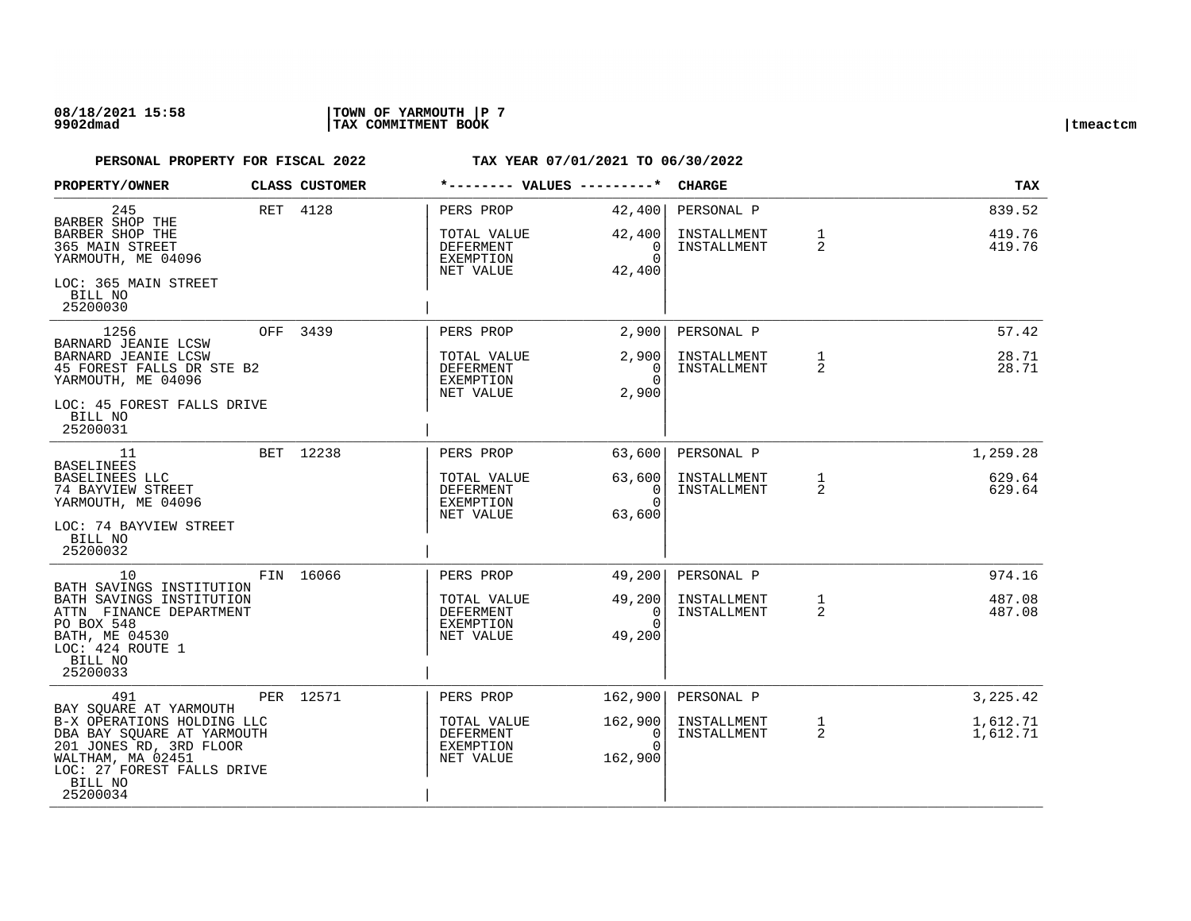**PERSONAL PROPERTY FOR FISCAL 2022** — **TAX YEAR 07/01/2021 TO 06/30/2022**

| PROPERTY/OWNER | CLASS | CUSTOMER | VALUES | | CHARGE | | TAX |
|---|---|---|---|---|---|---|---|
| 245<br>BARBER SHOP THE<br>BARBER SHOP THE<br>365 MAIN STREET<br>YARMOUTH, ME 04096<br>LOC: 365 MAIN STREET<br>BILL NO<br>25200030 | RET | 4128 | PERS PROP<br>TOTAL VALUE<br>DEFERMENT<br>EXEMPTION<br>NET VALUE | 42,400<br>42,400<br>0<br>0<br>42,400 | PERSONAL P<br>INSTALLMENT<br>INSTALLMENT | <br>1<br>2 | 839.52<br>419.76<br>419.76 |
| 1256<br>BARNARD JEANIE LCSW<br>BARNARD JEANIE LCSW<br>45 FOREST FALLS DR STE B2<br>YARMOUTH, ME 04096<br>LOC: 45 FOREST FALLS DRIVE<br>BILL NO<br>25200031 | OFF | 3439 | PERS PROP<br>TOTAL VALUE<br>DEFERMENT<br>EXEMPTION<br>NET VALUE | 2,900<br>2,900<br>0<br>0<br>2,900 | PERSONAL P<br>INSTALLMENT<br>INSTALLMENT | <br>1<br>2 | 57.42<br>28.71<br>28.71 |
| 11<br>BASELINEES<br>BASELINEES LLC<br>74 BAYVIEW STREET<br>YARMOUTH, ME 04096<br>LOC: 74 BAYVIEW STREET<br>BILL NO<br>25200032 | BET | 12238 | PERS PROP<br>TOTAL VALUE<br>DEFERMENT<br>EXEMPTION<br>NET VALUE | 63,600<br>63,600<br>0<br>0<br>63,600 | PERSONAL P<br>INSTALLMENT<br>INSTALLMENT | <br>1<br>2 | 1,259.28<br>629.64<br>629.64 |
| 10<br>BATH SAVINGS INSTITUTION<br>BATH SAVINGS INSTITUTION<br>ATTN FINANCE DEPARTMENT<br>PO BOX 548<br>BATH, ME 04530<br>LOC: 424 ROUTE 1<br>BILL NO<br>25200033 | FIN | 16066 | PERS PROP<br>TOTAL VALUE<br>DEFERMENT<br>EXEMPTION<br>NET VALUE | 49,200<br>49,200<br>0<br>0<br>49,200 | PERSONAL P<br>INSTALLMENT<br>INSTALLMENT | <br>1<br>2 | 974.16<br>487.08<br>487.08 |
| 491<br>BAY SQUARE AT YARMOUTH<br>B-X OPERATIONS HOLDING LLC<br>DBA BAY SQUARE AT YARMOUTH<br>201 JONES RD, 3RD FLOOR<br>WALTHAM, MA 02451<br>LOC: 27 FOREST FALLS DRIVE<br>BILL NO<br>25200034 | PER | 12571 | PERS PROP<br>TOTAL VALUE<br>DEFERMENT<br>EXEMPTION<br>NET VALUE | 162,900<br>162,900<br>0<br>0<br>162,900 | PERSONAL P<br>INSTALLMENT<br>INSTALLMENT | <br>1<br>2 | 3,225.42<br>1,612.71<br>1,612.71 |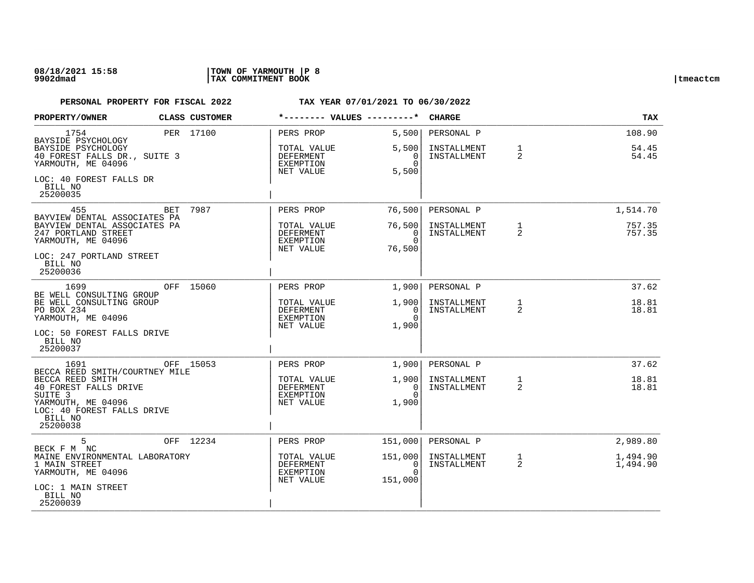**PERSONAL PROPERTY FOR FISCAL 2022 TAX YEAR 07/01/2021 TO 06/30/2022**

| PROPERTY/OWNER | CLASS | CUSTOMER | *-------- VALUES ---------* | | CHARGE | | TAX |
|---|---|---|---|---|---|---|---|
| 1754<br>BAYSIDE PSYCHOLOGY<br>BAYSIDE PSYCHOLOGY<br>40 FOREST FALLS DR., SUITE 3<br>YARMOUTH, ME 04096<br>LOC: 40 FOREST FALLS DR<br>BILL NO<br>25200035 | PER | 17100 | PERS PROP<br>TOTAL VALUE<br>DEFERMENT<br>EXEMPTION<br>NET VALUE | 5,500<br>5,500<br>0<br>0<br>5,500 | PERSONAL P<br>INSTALLMENT<br>INSTALLMENT | <br>1<br>2 | 108.90<br>54.45<br>54.45 |
| 455<br>BAYVIEW DENTAL ASSOCIATES PA<br>BAYVIEW DENTAL ASSOCIATES PA<br>247 PORTLAND STREET<br>YARMOUTH, ME 04096<br>LOC: 247 PORTLAND STREET<br>BILL NO<br>25200036 | BET | 7987 | PERS PROP<br>TOTAL VALUE<br>DEFERMENT<br>EXEMPTION<br>NET VALUE | 76,500<br>76,500<br>0<br>0<br>76,500 | PERSONAL P<br>INSTALLMENT<br>INSTALLMENT | <br>1<br>2 | 1,514.70<br>757.35<br>757.35 |
| 1699<br>BE WELL CONSULTING GROUP<br>BE WELL CONSULTING GROUP<br>PO BOX 234<br>YARMOUTH, ME 04096<br>LOC: 50 FOREST FALLS DRIVE<br>BILL NO<br>25200037 | OFF | 15060 | PERS PROP<br>TOTAL VALUE<br>DEFERMENT<br>EXEMPTION<br>NET VALUE | 1,900<br>1,900<br>0<br>0<br>1,900 | PERSONAL P<br>INSTALLMENT<br>INSTALLMENT | <br>1<br>2 | 37.62<br>18.81<br>18.81 |
| 1691<br>BECCA REED SMITH/COURTNEY MILE<br>BECCA REED SMITH<br>40 FOREST FALLS DRIVE<br>SUITE 3<br>YARMOUTH, ME 04096<br>LOC: 40 FOREST FALLS DRIVE<br>BILL NO<br>25200038 | OFF | 15053 | PERS PROP<br>TOTAL VALUE<br>DEFERMENT<br>EXEMPTION<br>NET VALUE | 1,900<br>1,900<br>0<br>0<br>1,900 | PERSONAL P<br>INSTALLMENT<br>INSTALLMENT | <br>1<br>2 | 37.62<br>18.81<br>18.81 |
| 5<br>BECK F M NC<br>MAINE ENVIRONMENTAL LABORATORY<br>1 MAIN STREET<br>YARMOUTH, ME 04096<br>LOC: 1 MAIN STREET<br>BILL NO<br>25200039 | OFF | 12234 | PERS PROP<br>TOTAL VALUE<br>DEFERMENT<br>EXEMPTION<br>NET VALUE | 151,000<br>151,000<br>0<br>0<br>151,000 | PERSONAL P<br>INSTALLMENT<br>INSTALLMENT | <br>1<br>2 | 2,989.80<br>1,494.90<br>1,494.90 |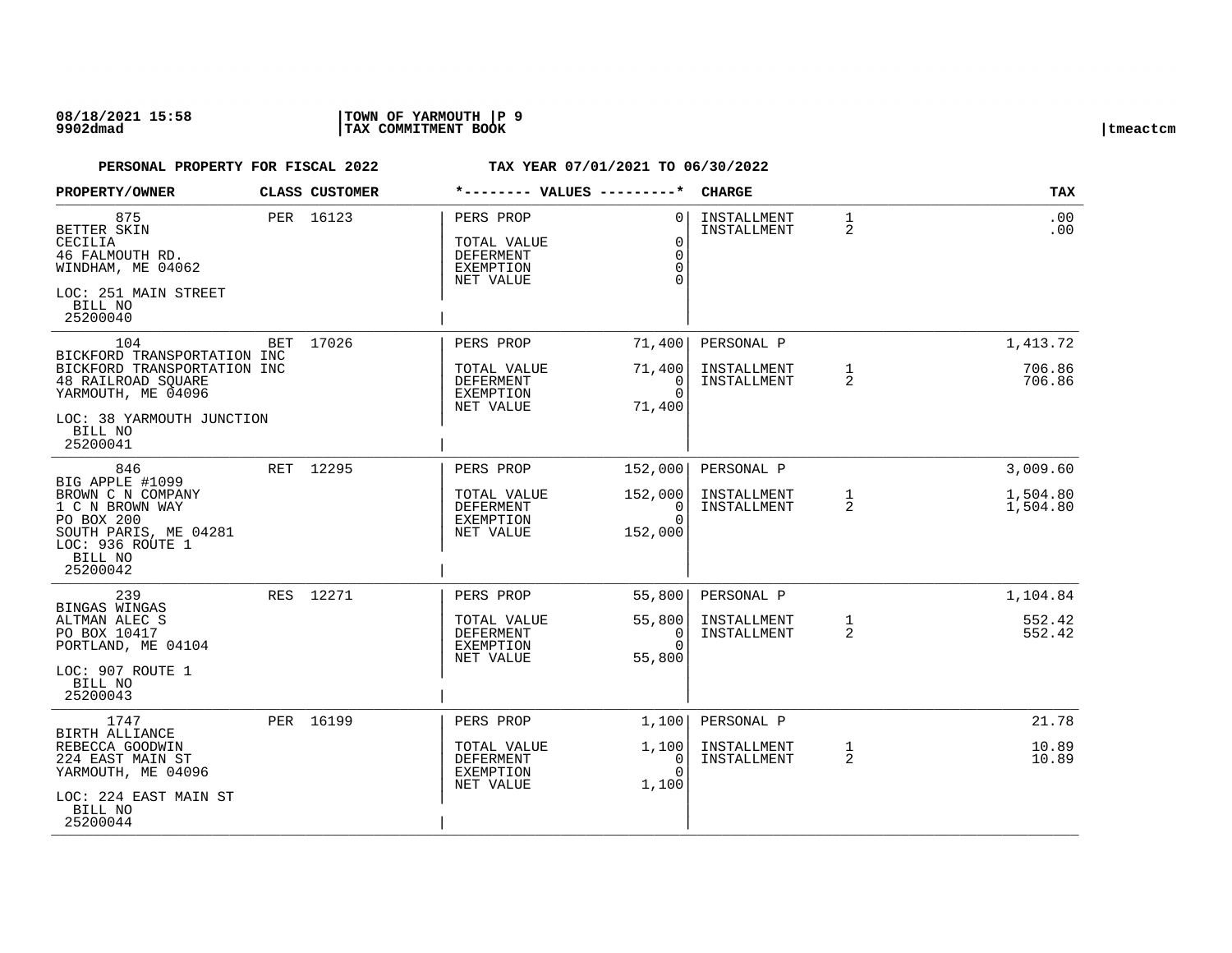08/18/2021 15:58 | TOWN OF YARMOUTH | P 9
9902dmad | TAX COMMITMENT BOOK | tmeactcm

**PERSONAL PROPERTY FOR FISCAL 2022** **TAX YEAR 07/01/2021 TO 06/30/2022**

| PROPERTY/OWNER | CLASS | CUSTOMER | VALUES | | CHARGE | | TAX |
|---|---|---|---|---|---|---|---|
| 875<br>BETTER SKIN<br>CECILIA<br>46 FALMOUTH RD.<br>WINDHAM, ME 04062<br>LOC: 251 MAIN STREET<br>BILL NO<br>25200040 | PER | 16123 | PERS PROP<br>TOTAL VALUE<br>DEFERMENT<br>EXEMPTION<br>NET VALUE | 0<br>0<br>0<br>0<br>0 | INSTALLMENT<br>INSTALLMENT | 1<br>2 | .00<br>.00 |
| 104<br>BICKFORD TRANSPORTATION INC<br>BICKFORD TRANSPORTATION INC<br>48 RAILROAD SQUARE<br>YARMOUTH, ME 04096<br>LOC: 38 YARMOUTH JUNCTION<br>BILL NO<br>25200041 | BET | 17026 | PERS PROP<br>TOTAL VALUE<br>DEFERMENT<br>EXEMPTION<br>NET VALUE | 71,400<br>71,400<br>0<br>0<br>71,400 | PERSONAL P<br>INSTALLMENT<br>INSTALLMENT | <br>1<br>2 | 1,413.72<br>706.86<br>706.86 |
| 846<br>BIG APPLE #1099<br>BROWN C N COMPANY<br>1 C N BROWN WAY<br>PO BOX 200<br>SOUTH PARIS, ME 04281<br>LOC: 936 ROUTE 1<br>BILL NO<br>25200042 | RET | 12295 | PERS PROP<br>TOTAL VALUE<br>DEFERMENT<br>EXEMPTION<br>NET VALUE | 152,000<br>152,000<br>0<br>0<br>152,000 | PERSONAL P<br>INSTALLMENT<br>INSTALLMENT | <br>1<br>2 | 3,009.60<br>1,504.80<br>1,504.80 |
| 239<br>BINGAS WINGAS<br>ALTMAN ALEC S<br>PO BOX 10417<br>PORTLAND, ME 04104<br>LOC: 907 ROUTE 1<br>BILL NO<br>25200043 | RES | 12271 | PERS PROP<br>TOTAL VALUE<br>DEFERMENT<br>EXEMPTION<br>NET VALUE | 55,800<br>55,800<br>0<br>0<br>55,800 | PERSONAL P<br>INSTALLMENT<br>INSTALLMENT | <br>1<br>2 | 1,104.84<br>552.42<br>552.42 |
| 1747<br>BIRTH ALLIANCE<br>REBECCA GOODWIN<br>224 EAST MAIN ST<br>YARMOUTH, ME 04096<br>LOC: 224 EAST MAIN ST<br>BILL NO<br>25200044 | PER | 16199 | PERS PROP<br>TOTAL VALUE<br>DEFERMENT<br>EXEMPTION<br>NET VALUE | 1,100<br>1,100<br>0<br>0<br>1,100 | PERSONAL P<br>INSTALLMENT<br>INSTALLMENT | <br>1<br>2 | 21.78<br>10.89<br>10.89 |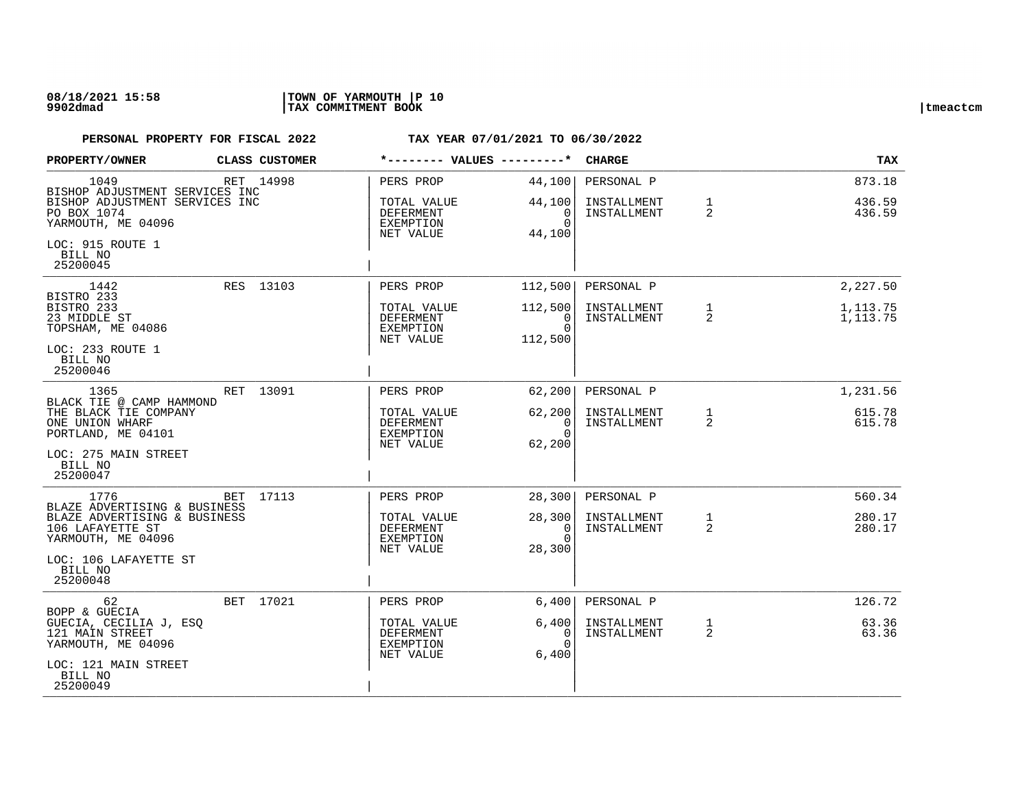**08/18/2021 15:58** | **TOWN OF YARMOUTH** | **P 10**
**9902dmad** | **TAX COMMITMENT BOOK** | tmeactcm

**PERSONAL PROPERTY FOR FISCAL 2022** — **TAX YEAR 07/01/2021 TO 06/30/2022**

| PROPERTY/OWNER | CLASS | CUSTOMER | VALUES | | CHARGE | | TAX |
|---|---|---|---|---|---|---|---|
| 1049 | RET | 14998 | PERS PROP | 44,100 | PERSONAL P | | 873.18 |
| BISHOP ADJUSTMENT SERVICES INC | | | | | | | |
| BISHOP ADJUSTMENT SERVICES INC | | | TOTAL VALUE | 44,100 | INSTALLMENT | 1 | 436.59 |
| PO BOX 1074 | | | DEFERMENT | 0 | INSTALLMENT | 2 | 436.59 |
| YARMOUTH, ME 04096 | | | EXEMPTION | 0 | | | |
| LOC: 915 ROUTE 1 | | | NET VALUE | 44,100 | | | |
| BILL NO 25200045 | | | | | | | |
| 1442 | RES | 13103 | PERS PROP | 112,500 | PERSONAL P | | 2,227.50 |
| BISTRO 233 | | | | | | | |
| BISTRO 233 | | | TOTAL VALUE | 112,500 | INSTALLMENT | 1 | 1,113.75 |
| 23 MIDDLE ST | | | DEFERMENT | 0 | INSTALLMENT | 2 | 1,113.75 |
| TOPSHAM, ME 04086 | | | EXEMPTION | 0 | | | |
| LOC: 233 ROUTE 1 | | | NET VALUE | 112,500 | | | |
| BILL NO 25200046 | | | | | | | |
| 1365 | RET | 13091 | PERS PROP | 62,200 | PERSONAL P | | 1,231.56 |
| BLACK TIE @ CAMP HAMMOND | | | | | | | |
| THE BLACK TIE COMPANY | | | TOTAL VALUE | 62,200 | INSTALLMENT | 1 | 615.78 |
| ONE UNION WHARF | | | DEFERMENT | 0 | INSTALLMENT | 2 | 615.78 |
| PORTLAND, ME 04101 | | | EXEMPTION | 0 | | | |
| LOC: 275 MAIN STREET | | | NET VALUE | 62,200 | | | |
| BILL NO 25200047 | | | | | | | |
| 1776 | BET | 17113 | PERS PROP | 28,300 | PERSONAL P | | 560.34 |
| BLAZE ADVERTISING & BUSINESS | | | | | | | |
| BLAZE ADVERTISING & BUSINESS | | | TOTAL VALUE | 28,300 | INSTALLMENT | 1 | 280.17 |
| 106 LAFAYETTE ST | | | DEFERMENT | 0 | INSTALLMENT | 2 | 280.17 |
| YARMOUTH, ME 04096 | | | EXEMPTION | 0 | | | |
| LOC: 106 LAFAYETTE ST | | | NET VALUE | 28,300 | | | |
| BILL NO 25200048 | | | | | | | |
| 62 | BET | 17021 | PERS PROP | 6,400 | PERSONAL P | | 126.72 |
| BOPP & GUECIA | | | | | | | |
| GUECIA, CECILIA J, ESQ | | | TOTAL VALUE | 6,400 | INSTALLMENT | 1 | 63.36 |
| 121 MAIN STREET | | | DEFERMENT | 0 | INSTALLMENT | 2 | 63.36 |
| YARMOUTH, ME 04096 | | | EXEMPTION | 0 | | | |
| LOC: 121 MAIN STREET | | | NET VALUE | 6,400 | | | |
| BILL NO 25200049 | | | | | | | |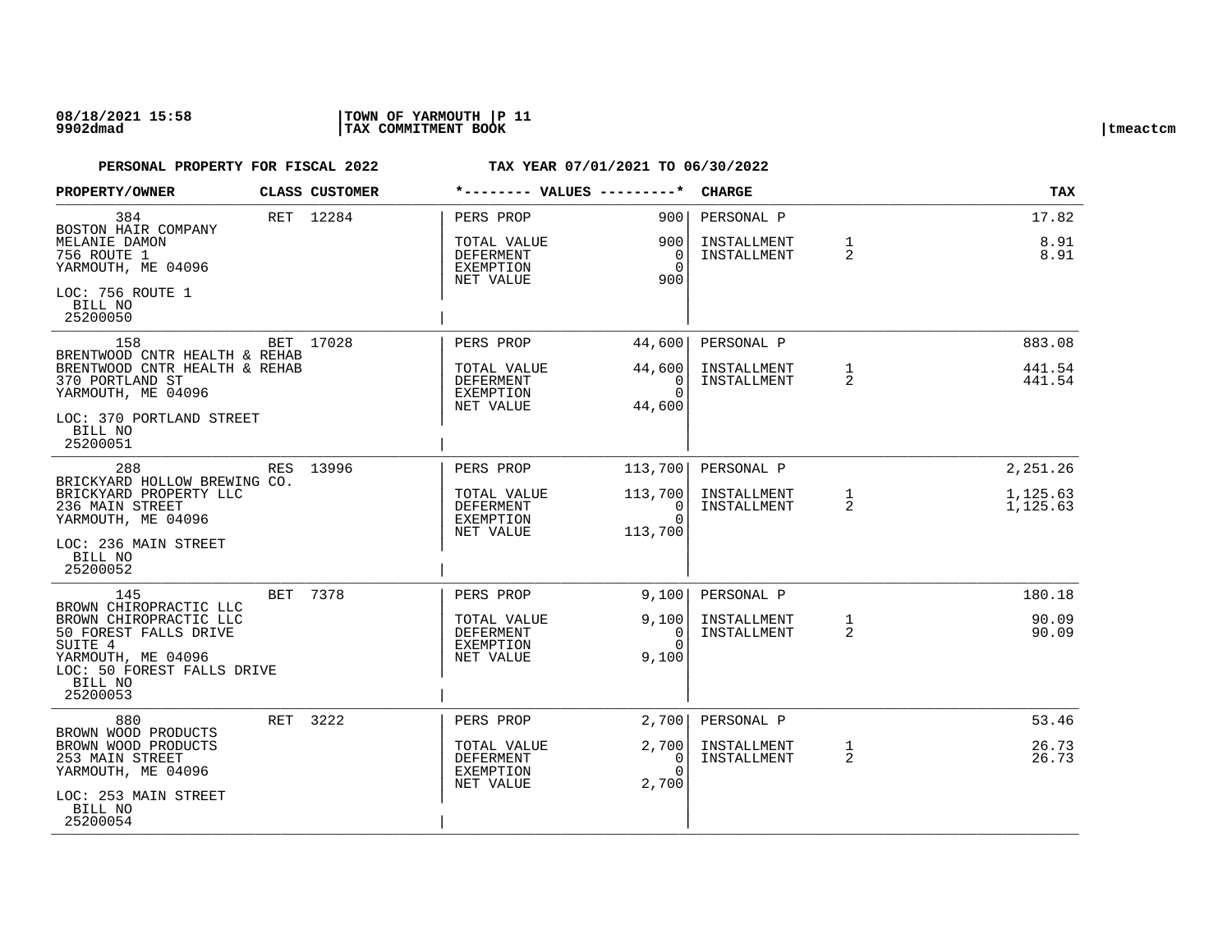**PERSONAL PROPERTY FOR FISCAL 2022** **TAX YEAR 07/01/2021 TO 06/30/2022**

| PROPERTY/OWNER | CLASS | CUSTOMER | *-------- VALUES ---------* | | CHARGE | | TAX |
|---|---|---|---|---|---|---|---|
| 384<br>BOSTON HAIR COMPANY<br>MELANIE DAMON<br>756 ROUTE 1<br>YARMOUTH, ME 04096<br>LOC: 756 ROUTE 1<br>BILL NO<br>25200050 | RET | 12284 | PERS PROP<br>TOTAL VALUE<br>DEFERMENT<br>EXEMPTION<br>NET VALUE | 900<br>900<br>0<br>0<br>900 | PERSONAL P<br>INSTALLMENT<br>INSTALLMENT | <br>1<br>2 | 17.82<br>8.91<br>8.91 |
| 158<br>BRENTWOOD CNTR HEALTH & REHAB<br>BRENTWOOD CNTR HEALTH & REHAB<br>370 PORTLAND ST<br>YARMOUTH, ME 04096<br>LOC: 370 PORTLAND STREET<br>BILL NO<br>25200051 | BET | 17028 | PERS PROP<br>TOTAL VALUE<br>DEFERMENT<br>EXEMPTION<br>NET VALUE | 44,600<br>44,600<br>0<br>0<br>44,600 | PERSONAL P<br>INSTALLMENT<br>INSTALLMENT | <br>1<br>2 | 883.08<br>441.54<br>441.54 |
| 288<br>BRICKYARD HOLLOW BREWING CO.<br>BRICKYARD PROPERTY LLC<br>236 MAIN STREET<br>YARMOUTH, ME 04096<br>LOC: 236 MAIN STREET<br>BILL NO<br>25200052 | RES | 13996 | PERS PROP<br>TOTAL VALUE<br>DEFERMENT<br>EXEMPTION<br>NET VALUE | 113,700<br>113,700<br>0<br>0<br>113,700 | PERSONAL P<br>INSTALLMENT<br>INSTALLMENT | <br>1<br>2 | 2,251.26<br>1,125.63<br>1,125.63 |
| 145<br>BROWN CHIROPRACTIC LLC<br>BROWN CHIROPRACTIC LLC<br>50 FOREST FALLS DRIVE<br>SUITE 4<br>YARMOUTH, ME 04096<br>LOC: 50 FOREST FALLS DRIVE<br>BILL NO<br>25200053 | BET | 7378 | PERS PROP<br>TOTAL VALUE<br>DEFERMENT<br>EXEMPTION<br>NET VALUE | 9,100<br>9,100<br>0<br>0<br>9,100 | PERSONAL P<br>INSTALLMENT<br>INSTALLMENT | <br>1<br>2 | 180.18<br>90.09<br>90.09 |
| 880<br>BROWN WOOD PRODUCTS<br>BROWN WOOD PRODUCTS<br>253 MAIN STREET<br>YARMOUTH, ME 04096<br>LOC: 253 MAIN STREET<br>BILL NO<br>25200054 | RET | 3222 | PERS PROP<br>TOTAL VALUE<br>DEFERMENT<br>EXEMPTION<br>NET VALUE | 2,700<br>2,700<br>0<br>0<br>2,700 | PERSONAL P<br>INSTALLMENT<br>INSTALLMENT | <br>1<br>2 | 53.46<br>26.73<br>26.73 |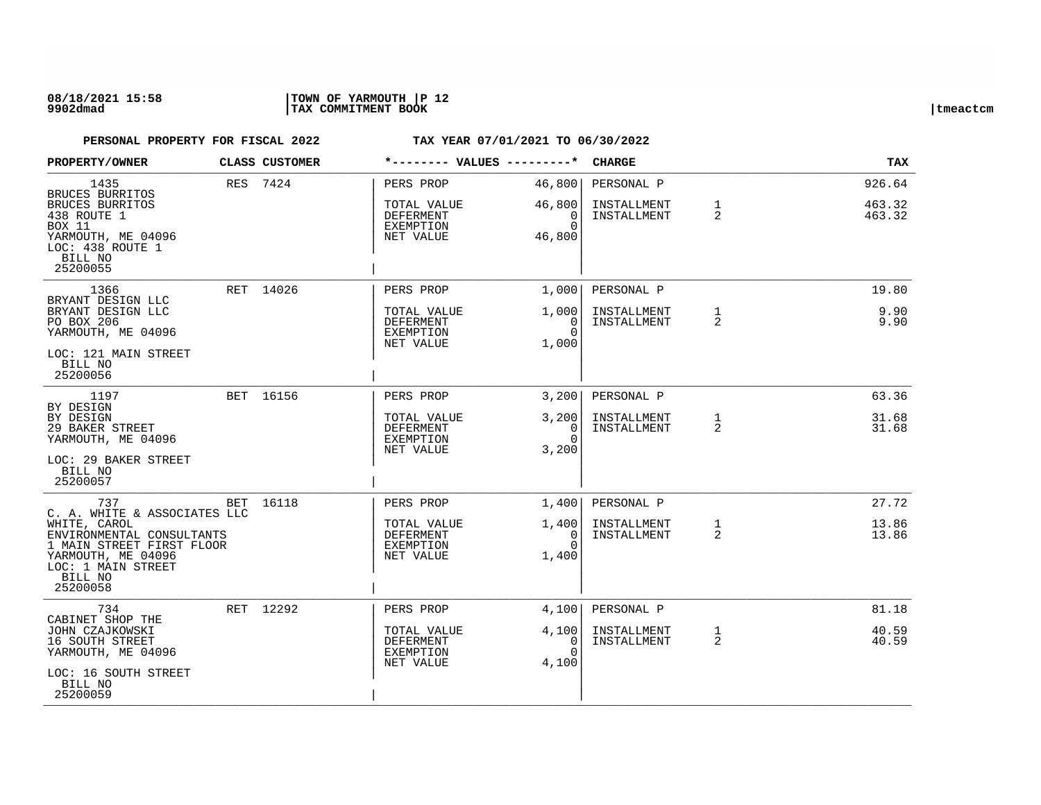**08/18/2021 15:58** | **TOWN OF YARMOUTH** | **P 12**
**9902dmad** | **TAX COMMITMENT BOOK** | tmeactcm

**PERSONAL PROPERTY FOR FISCAL 2022** — **TAX YEAR 07/01/2021 TO 06/30/2022**

| PROPERTY/OWNER | CLASS | CUSTOMER | VALUES | | CHARGE | | TAX |
|---|---|---|---|---|---|---|---|
| 1435<br>BRUCES BURRITOS<br>BRUCES BURRITOS<br>438 ROUTE 1<br>BOX 11<br>YARMOUTH, ME 04096<br>LOC: 438 ROUTE 1<br>BILL NO<br>25200055 | RES | 7424 | PERS PROP<br><br>TOTAL VALUE<br>DEFERMENT<br>EXEMPTION<br>NET VALUE | 46,800<br><br>46,800<br>0<br>0<br>46,800 | PERSONAL P<br><br>INSTALLMENT<br>INSTALLMENT | <br><br>1<br>2 | 926.64<br><br>463.32<br>463.32 |
| 1366<br>BRYANT DESIGN LLC<br>BRYANT DESIGN LLC<br>PO BOX 206<br>YARMOUTH, ME 04096<br>LOC: 121 MAIN STREET<br>BILL NO<br>25200056 | RET | 14026 | PERS PROP<br><br>TOTAL VALUE<br>DEFERMENT<br>EXEMPTION<br>NET VALUE | 1,000<br><br>1,000<br>0<br>0<br>1,000 | PERSONAL P<br><br>INSTALLMENT<br>INSTALLMENT | <br><br>1<br>2 | 19.80<br><br>9.90<br>9.90 |
| 1197<br>BY DESIGN<br>BY DESIGN<br>29 BAKER STREET<br>YARMOUTH, ME 04096<br>LOC: 29 BAKER STREET<br>BILL NO<br>25200057 | BET | 16156 | PERS PROP<br><br>TOTAL VALUE<br>DEFERMENT<br>EXEMPTION<br>NET VALUE | 3,200<br><br>3,200<br>0<br>0<br>3,200 | PERSONAL P<br><br>INSTALLMENT<br>INSTALLMENT | <br><br>1<br>2 | 63.36<br><br>31.68<br>31.68 |
| 737<br>C. A. WHITE & ASSOCIATES LLC<br>WHITE, CAROL<br>ENVIRONMENTAL CONSULTANTS<br>1 MAIN STREET FIRST FLOOR<br>YARMOUTH, ME 04096<br>LOC: 1 MAIN STREET<br>BILL NO<br>25200058 | BET | 16118 | PERS PROP<br><br>TOTAL VALUE<br>DEFERMENT<br>EXEMPTION<br>NET VALUE | 1,400<br><br>1,400<br>0<br>0<br>1,400 | PERSONAL P<br><br>INSTALLMENT<br>INSTALLMENT | <br><br>1<br>2 | 27.72<br><br>13.86<br>13.86 |
| 734<br>CABINET SHOP THE<br>JOHN CZAJKOWSKI<br>16 SOUTH STREET<br>YARMOUTH, ME 04096<br>LOC: 16 SOUTH STREET<br>BILL NO<br>25200059 | RET | 12292 | PERS PROP<br><br>TOTAL VALUE<br>DEFERMENT<br>EXEMPTION<br>NET VALUE | 4,100<br><br>4,100<br>0<br>0<br>4,100 | PERSONAL P<br><br>INSTALLMENT<br>INSTALLMENT | <br><br>1<br>2 | 81.18<br><br>40.59<br>40.59 |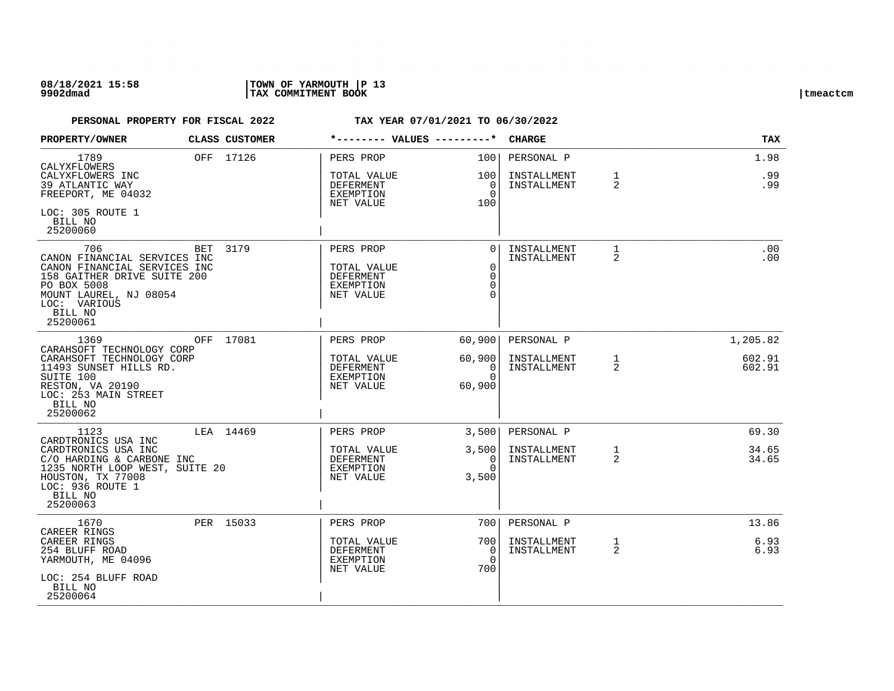**PERSONAL PROPERTY FOR FISCAL 2022 — TAX YEAR 07/01/2021 TO 06/30/2022**

| PROPERTY/OWNER | CLASS | CUSTOMER | VALUES | | CHARGE | | TAX |
|---|---|---|---|---|---|---|---|
| 1789<br>CALYXFLOWERS<br>CALYXFLOWERS INC<br>39 ATLANTIC WAY<br>FREEPORT, ME 04032<br>LOC: 305 ROUTE 1<br>BILL NO<br>25200060 | OFF | 17126 | PERS PROP<br>TOTAL VALUE<br>DEFERMENT<br>EXEMPTION<br>NET VALUE | 100<br>100<br>0<br>0<br>100 | PERSONAL P<br>INSTALLMENT<br>INSTALLMENT | <br>1<br>2 | 1.98<br>.99<br>.99 |
| 706<br>CANON FINANCIAL SERVICES INC<br>CANON FINANCIAL SERVICES INC<br>158 GAITHER DRIVE SUITE 200<br>PO BOX 5008<br>MOUNT LAUREL, NJ 08054<br>LOC: VARIOUS<br>BILL NO<br>25200061 | BET | 3179 | PERS PROP<br>TOTAL VALUE<br>DEFERMENT<br>EXEMPTION<br>NET VALUE | 0<br>0<br>0<br>0<br>0 | INSTALLMENT<br>INSTALLMENT | 1<br>2 | .00<br>.00 |
| 1369<br>CARAHSOFT TECHNOLOGY CORP<br>CARAHSOFT TECHNOLOGY CORP<br>11493 SUNSET HILLS RD.<br>SUITE 100<br>RESTON, VA 20190<br>LOC: 253 MAIN STREET<br>BILL NO<br>25200062 | OFF | 17081 | PERS PROP<br>TOTAL VALUE<br>DEFERMENT<br>EXEMPTION<br>NET VALUE | 60,900<br>60,900<br>0<br>0<br>60,900 | PERSONAL P<br>INSTALLMENT<br>INSTALLMENT | <br>1<br>2 | 1,205.82<br>602.91<br>602.91 |
| 1123<br>CARDTRONICS USA INC<br>CARDTRONICS USA INC<br>C/O HARDING & CARBONE INC<br>1235 NORTH LOOP WEST, SUITE 20<br>HOUSTON, TX 77008<br>LOC: 936 ROUTE 1<br>BILL NO<br>25200063 | LEA | 14469 | PERS PROP<br>TOTAL VALUE<br>DEFERMENT<br>EXEMPTION<br>NET VALUE | 3,500<br>3,500<br>0<br>0<br>3,500 | PERSONAL P<br>INSTALLMENT<br>INSTALLMENT | <br>1<br>2 | 69.30<br>34.65<br>34.65 |
| 1670<br>CAREER RINGS<br>CAREER RINGS<br>254 BLUFF ROAD<br>YARMOUTH, ME 04096<br>LOC: 254 BLUFF ROAD<br>BILL NO<br>25200064 | PER | 15033 | PERS PROP<br>TOTAL VALUE<br>DEFERMENT<br>EXEMPTION<br>NET VALUE | 700<br>700<br>0<br>0<br>700 | PERSONAL P<br>INSTALLMENT<br>INSTALLMENT | <br>1<br>2 | 13.86<br>6.93<br>6.93 |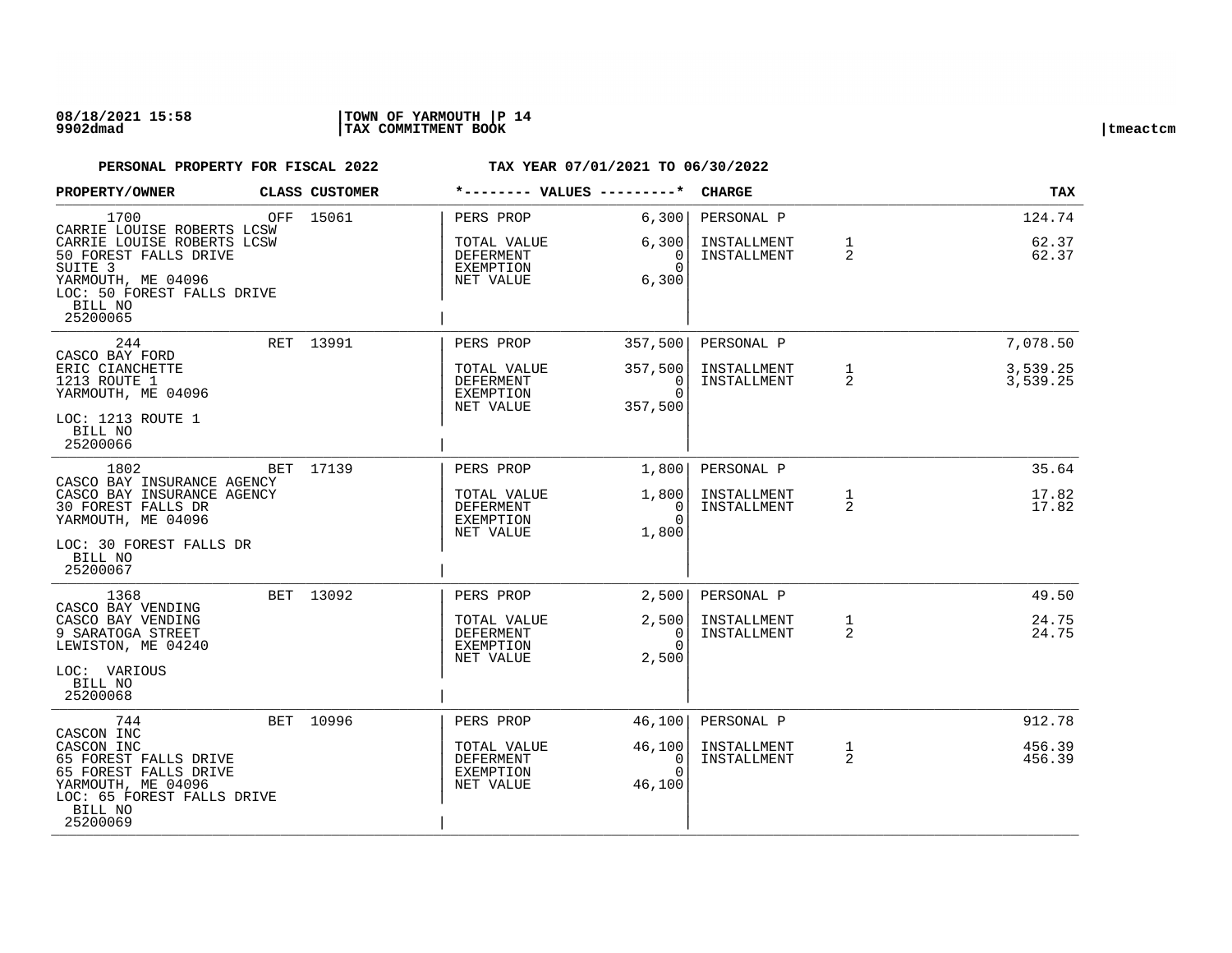**PERSONAL PROPERTY FOR FISCAL 2022 — TAX YEAR 07/01/2021 TO 06/30/2022**

| PROPERTY/OWNER | CLASS | CUSTOMER | VALUES | | CHARGE | | TAX |
|---|---|---|---|---|---|---|---|
| 1700<br>CARRIE LOUISE ROBERTS LCSW<br>CARRIE LOUISE ROBERTS LCSW<br>50 FOREST FALLS DRIVE<br>SUITE 3<br>YARMOUTH, ME 04096<br>LOC: 50 FOREST FALLS DRIVE<br>BILL NO<br>25200065 | OFF | 15061 | PERS PROP<br>TOTAL VALUE<br>DEFERMENT<br>EXEMPTION<br>NET VALUE | 6,300<br>6,300<br>0<br>0<br>6,300 | PERSONAL P<br>INSTALLMENT<br>INSTALLMENT | <br>1<br>2 | 124.74<br>62.37<br>62.37 |
| 244<br>CASCO BAY FORD<br>ERIC CIANCHETTE<br>1213 ROUTE 1<br>YARMOUTH, ME 04096<br>LOC: 1213 ROUTE 1<br>BILL NO<br>25200066 | RET | 13991 | PERS PROP<br>TOTAL VALUE<br>DEFERMENT<br>EXEMPTION<br>NET VALUE | 357,500<br>357,500<br>0<br>0<br>357,500 | PERSONAL P<br>INSTALLMENT<br>INSTALLMENT | <br>1<br>2 | 7,078.50<br>3,539.25<br>3,539.25 |
| 1802<br>CASCO BAY INSURANCE AGENCY<br>CASCO BAY INSURANCE AGENCY<br>30 FOREST FALLS DR<br>YARMOUTH, ME 04096<br>LOC: 30 FOREST FALLS DR<br>BILL NO<br>25200067 | BET | 17139 | PERS PROP<br>TOTAL VALUE<br>DEFERMENT<br>EXEMPTION<br>NET VALUE | 1,800<br>1,800<br>0<br>0<br>1,800 | PERSONAL P<br>INSTALLMENT<br>INSTALLMENT | <br>1<br>2 | 35.64<br>17.82<br>17.82 |
| 1368<br>CASCO BAY VENDING<br>CASCO BAY VENDING<br>9 SARATOGA STREET<br>LEWISTON, ME 04240<br>LOC: VARIOUS<br>BILL NO<br>25200068 | BET | 13092 | PERS PROP<br>TOTAL VALUE<br>DEFERMENT<br>EXEMPTION<br>NET VALUE | 2,500<br>2,500<br>0<br>0<br>2,500 | PERSONAL P<br>INSTALLMENT<br>INSTALLMENT | <br>1<br>2 | 49.50<br>24.75<br>24.75 |
| 744<br>CASCON INC<br>CASCON INC<br>65 FOREST FALLS DRIVE<br>65 FOREST FALLS DRIVE<br>YARMOUTH, ME 04096<br>LOC: 65 FOREST FALLS DRIVE<br>BILL NO<br>25200069 | BET | 10996 | PERS PROP<br>TOTAL VALUE<br>DEFERMENT<br>EXEMPTION<br>NET VALUE | 46,100<br>46,100<br>0<br>0<br>46,100 | PERSONAL P<br>INSTALLMENT<br>INSTALLMENT | <br>1<br>2 | 912.78<br>456.39<br>456.39 |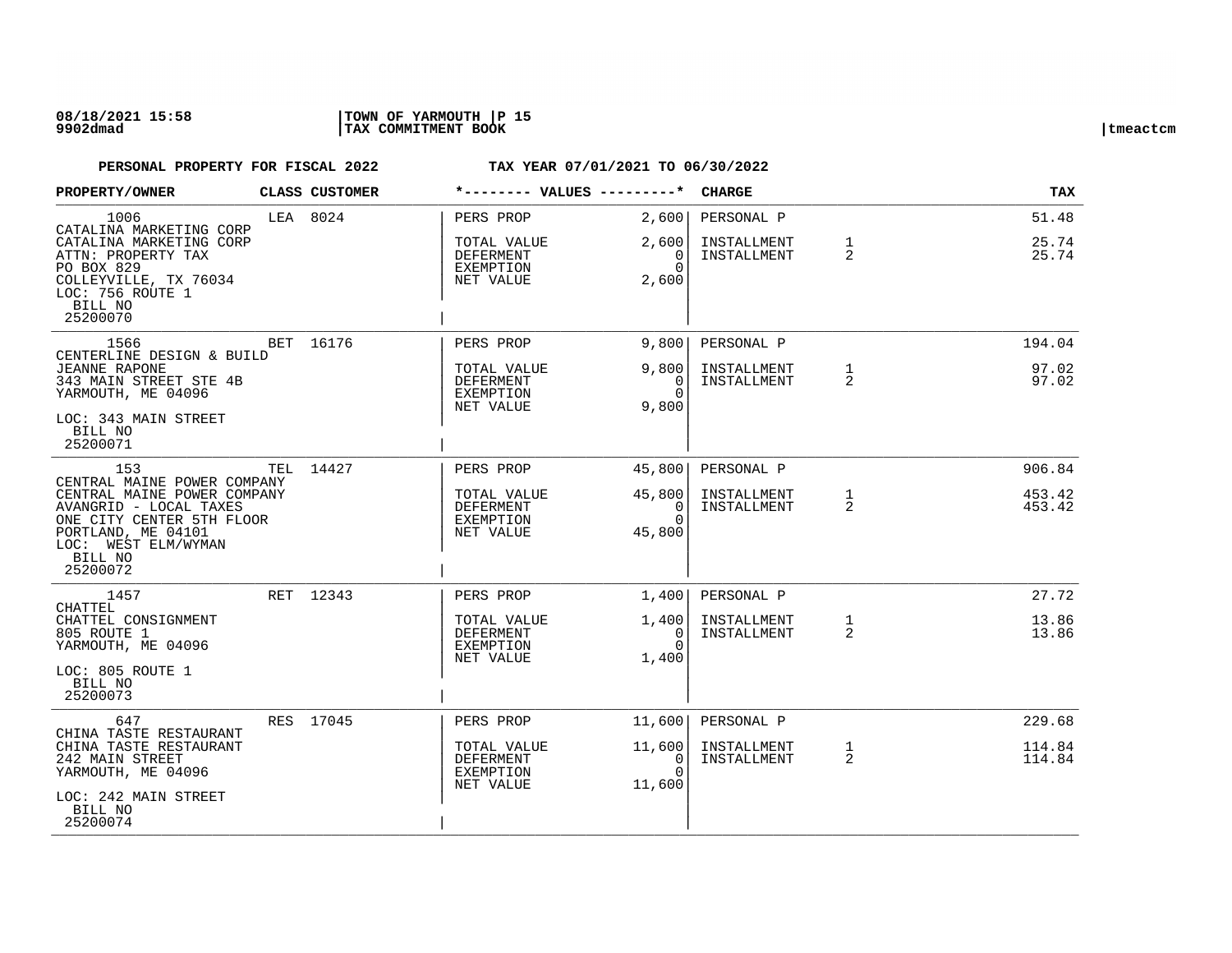**PERSONAL PROPERTY FOR FISCAL 2022 — TAX YEAR 07/01/2021 TO 06/30/2022**

| PROPERTY/OWNER | CLASS | CUSTOMER | VALUES | | CHARGE | | TAX |
|---|---|---|---|---|---|---|---|
| 1006<br>CATALINA MARKETING CORP<br>CATALINA MARKETING CORP<br>ATTN: PROPERTY TAX<br>PO BOX 829<br>COLLEYVILLE, TX 76034<br>LOC: 756 ROUTE 1<br>BILL NO<br>25200070 | LEA | 8024 | PERS PROP<br>TOTAL VALUE<br>DEFERMENT<br>EXEMPTION<br>NET VALUE | 2,600<br>2,600<br>0<br>0<br>2,600 | PERSONAL P<br>INSTALLMENT<br>INSTALLMENT | <br>1<br>2 | 51.48<br>25.74<br>25.74 |
| 1566<br>CENTERLINE DESIGN & BUILD<br>JEANNE RAPONE<br>343 MAIN STREET STE 4B<br>YARMOUTH, ME 04096<br>LOC: 343 MAIN STREET<br>BILL NO<br>25200071 | BET | 16176 | PERS PROP<br>TOTAL VALUE<br>DEFERMENT<br>EXEMPTION<br>NET VALUE | 9,800<br>9,800<br>0<br>0<br>9,800 | PERSONAL P<br>INSTALLMENT<br>INSTALLMENT | <br>1<br>2 | 194.04<br>97.02<br>97.02 |
| 153<br>CENTRAL MAINE POWER COMPANY<br>CENTRAL MAINE POWER COMPANY<br>AVANGRID - LOCAL TAXES<br>ONE CITY CENTER 5TH FLOOR<br>PORTLAND, ME 04101<br>LOC: WEST ELM/WYMAN<br>BILL NO<br>25200072 | TEL | 14427 | PERS PROP<br>TOTAL VALUE<br>DEFERMENT<br>EXEMPTION<br>NET VALUE | 45,800<br>45,800<br>0<br>0<br>45,800 | PERSONAL P<br>INSTALLMENT<br>INSTALLMENT | <br>1<br>2 | 906.84<br>453.42<br>453.42 |
| 1457<br>CHATTEL<br>CHATTEL CONSIGNMENT<br>805 ROUTE 1<br>YARMOUTH, ME 04096<br>LOC: 805 ROUTE 1<br>BILL NO<br>25200073 | RET | 12343 | PERS PROP<br>TOTAL VALUE<br>DEFERMENT<br>EXEMPTION<br>NET VALUE | 1,400<br>1,400<br>0<br>0<br>1,400 | PERSONAL P<br>INSTALLMENT<br>INSTALLMENT | <br>1<br>2 | 27.72<br>13.86<br>13.86 |
| 647<br>CHINA TASTE RESTAURANT<br>CHINA TASTE RESTAURANT<br>242 MAIN STREET<br>YARMOUTH, ME 04096<br>LOC: 242 MAIN STREET<br>BILL NO<br>25200074 | RES | 17045 | PERS PROP<br>TOTAL VALUE<br>DEFERMENT<br>EXEMPTION<br>NET VALUE | 11,600<br>11,600<br>0<br>0<br>11,600 | PERSONAL P<br>INSTALLMENT<br>INSTALLMENT | <br>1<br>2 | 229.68<br>114.84<br>114.84 |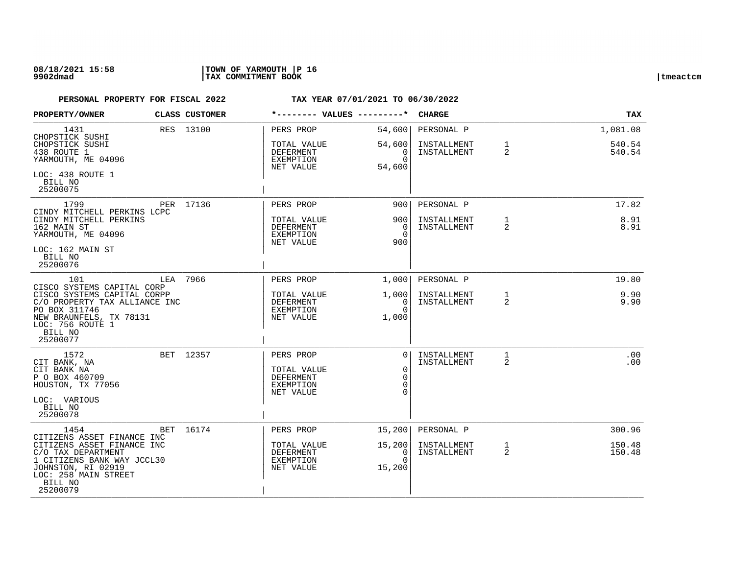**08/18/2021 15:58** | **TOWN OF YARMOUTH** | **P 16**
**9902dmad** | **TAX COMMITMENT BOOK** | **tmeactcm**

**PERSONAL PROPERTY FOR FISCAL 2022** — **TAX YEAR 07/01/2021 TO 06/30/2022**

| PROPERTY/OWNER | CLASS | CUSTOMER | *-------- VALUES ---------* | | CHARGE | | TAX |
|---|---|---|---|---|---|---|---|
| 1431<br>CHOPSTICK SUSHI<br>CHOPSTICK SUSHI<br>438 ROUTE 1<br>YARMOUTH, ME 04096<br>LOC: 438 ROUTE 1<br>BILL NO<br>25200075 | RES | 13100 | PERS PROP<br>TOTAL VALUE<br>DEFERMENT<br>EXEMPTION<br>NET VALUE | 54,600<br>54,600<br>0<br>0<br>54,600 | PERSONAL P<br>INSTALLMENT<br>INSTALLMENT | <br>1<br>2 | 1,081.08<br>540.54<br>540.54 |
| 1799<br>CINDY MITCHELL PERKINS LCPC<br>CINDY MITCHELL PERKINS<br>162 MAIN ST<br>YARMOUTH, ME 04096<br>LOC: 162 MAIN ST<br>BILL NO<br>25200076 | PER | 17136 | PERS PROP<br>TOTAL VALUE<br>DEFERMENT<br>EXEMPTION<br>NET VALUE | 900<br>900<br>0<br>0<br>900 | PERSONAL P<br>INSTALLMENT<br>INSTALLMENT | <br>1<br>2 | 17.82<br>8.91<br>8.91 |
| 101<br>CISCO SYSTEMS CAPITAL CORP<br>CISCO SYSTEMS CAPITAL CORPP<br>C/O PROPERTY TAX ALLIANCE INC<br>PO BOX 311746<br>NEW BRAUNFELS, TX 78131<br>LOC: 756 ROUTE 1<br>BILL NO<br>25200077 | LEA | 7966 | PERS PROP<br>TOTAL VALUE<br>DEFERMENT<br>EXEMPTION<br>NET VALUE | 1,000<br>1,000<br>0<br>0<br>1,000 | PERSONAL P<br>INSTALLMENT<br>INSTALLMENT | <br>1<br>2 | 19.80<br>9.90<br>9.90 |
| 1572<br>CIT BANK, NA<br>CIT BANK NA<br>P O BOX 460709<br>HOUSTON, TX 77056<br>LOC: VARIOUS<br>BILL NO<br>25200078 | BET | 12357 | PERS PROP<br>TOTAL VALUE<br>DEFERMENT<br>EXEMPTION<br>NET VALUE | 0<br>0<br>0<br>0<br>0 | INSTALLMENT<br>INSTALLMENT | 1<br>2 | .00<br>.00 |
| 1454<br>CITIZENS ASSET FINANCE INC<br>CITIZENS ASSET FINANCE INC<br>C/O TAX DEPARTMENT<br>1 CITIZENS BANK WAY JCCL30<br>JOHNSTON, RI 02919<br>LOC: 258 MAIN STREET<br>BILL NO<br>25200079 | BET | 16174 | PERS PROP<br>TOTAL VALUE<br>DEFERMENT<br>EXEMPTION<br>NET VALUE | 15,200<br>15,200<br>0<br>0<br>15,200 | PERSONAL P<br>INSTALLMENT<br>INSTALLMENT | <br>1<br>2 | 300.96<br>150.48<br>150.48 |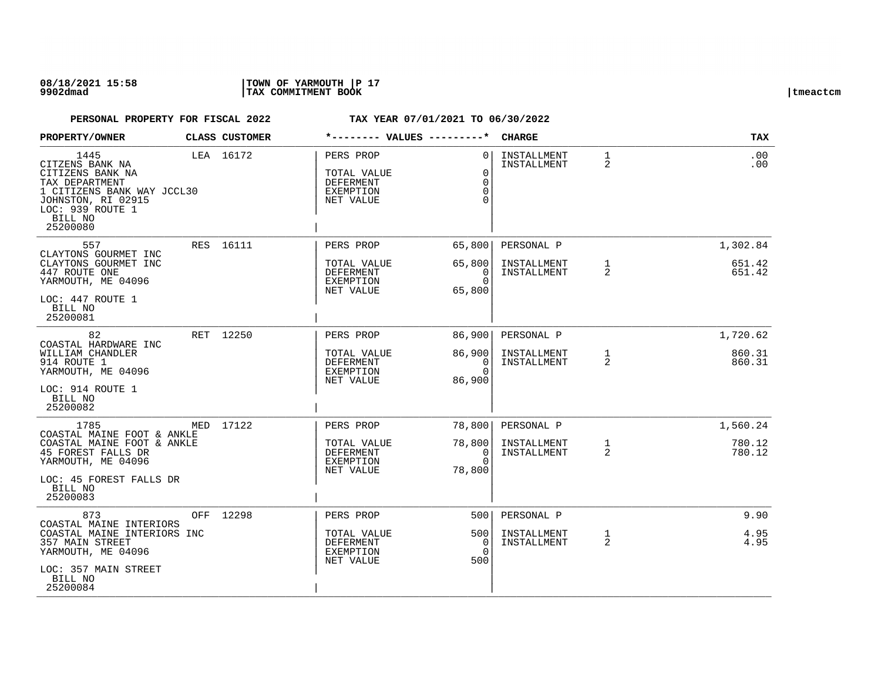**PERSONAL PROPERTY FOR FISCAL 2022** **TAX YEAR 07/01/2021 TO 06/30/2022**

| PROPERTY/OWNER | CLASS | CUSTOMER | VALUES | | CHARGE | | TAX |
|---|---|---|---|---|---|---|---|
| 1445<br>CITZENS BANK NA<br>CITIZENS BANK NA<br>TAX DEPARTMENT<br>1 CITIZENS BANK WAY JCCL30<br>JOHNSTON, RI 02915<br>LOC: 939 ROUTE 1<br>BILL NO<br>25200080 | LEA | 16172 | PERS PROP<br><br>TOTAL VALUE<br>DEFERMENT<br>EXEMPTION<br>NET VALUE | 0<br><br>0<br>0<br>0<br>0 | INSTALLMENT<br>INSTALLMENT | 1<br>2 | .00<br>.00 |
| 557<br>CLAYTONS GOURMET INC<br>CLAYTONS GOURMET INC<br>447 ROUTE ONE<br>YARMOUTH, ME 04096<br>LOC: 447 ROUTE 1<br>BILL NO<br>25200081 | RES | 16111 | PERS PROP<br><br>TOTAL VALUE<br>DEFERMENT<br>EXEMPTION<br>NET VALUE | 65,800<br><br>65,800<br>0<br>0<br>65,800 | PERSONAL P<br><br>INSTALLMENT<br>INSTALLMENT | <br><br>1<br>2 | 1,302.84<br><br>651.42<br>651.42 |
| 82<br>COASTAL HARDWARE INC<br>WILLIAM CHANDLER<br>914 ROUTE 1<br>YARMOUTH, ME 04096<br>LOC: 914 ROUTE 1<br>BILL NO<br>25200082 | RET | 12250 | PERS PROP<br><br>TOTAL VALUE<br>DEFERMENT<br>EXEMPTION<br>NET VALUE | 86,900<br><br>86,900<br>0<br>0<br>86,900 | PERSONAL P<br><br>INSTALLMENT<br>INSTALLMENT | <br><br>1<br>2 | 1,720.62<br><br>860.31<br>860.31 |
| 1785<br>COASTAL MAINE FOOT & ANKLE<br>COASTAL MAINE FOOT & ANKLE<br>45 FOREST FALLS DR<br>YARMOUTH, ME 04096<br>LOC: 45 FOREST FALLS DR<br>BILL NO<br>25200083 | MED | 17122 | PERS PROP<br><br>TOTAL VALUE<br>DEFERMENT<br>EXEMPTION<br>NET VALUE | 78,800<br><br>78,800<br>0<br>0<br>78,800 | PERSONAL P<br><br>INSTALLMENT<br>INSTALLMENT | <br><br>1<br>2 | 1,560.24<br><br>780.12<br>780.12 |
| 873<br>COASTAL MAINE INTERIORS<br>COASTAL MAINE INTERIORS INC<br>357 MAIN STREET<br>YARMOUTH, ME 04096<br>LOC: 357 MAIN STREET<br>BILL NO<br>25200084 | OFF | 12298 | PERS PROP<br><br>TOTAL VALUE<br>DEFERMENT<br>EXEMPTION<br>NET VALUE | 500<br><br>500<br>0<br>0<br>500 | PERSONAL P<br><br>INSTALLMENT<br>INSTALLMENT | <br><br>1<br>2 | 9.90<br><br>4.95<br>4.95 |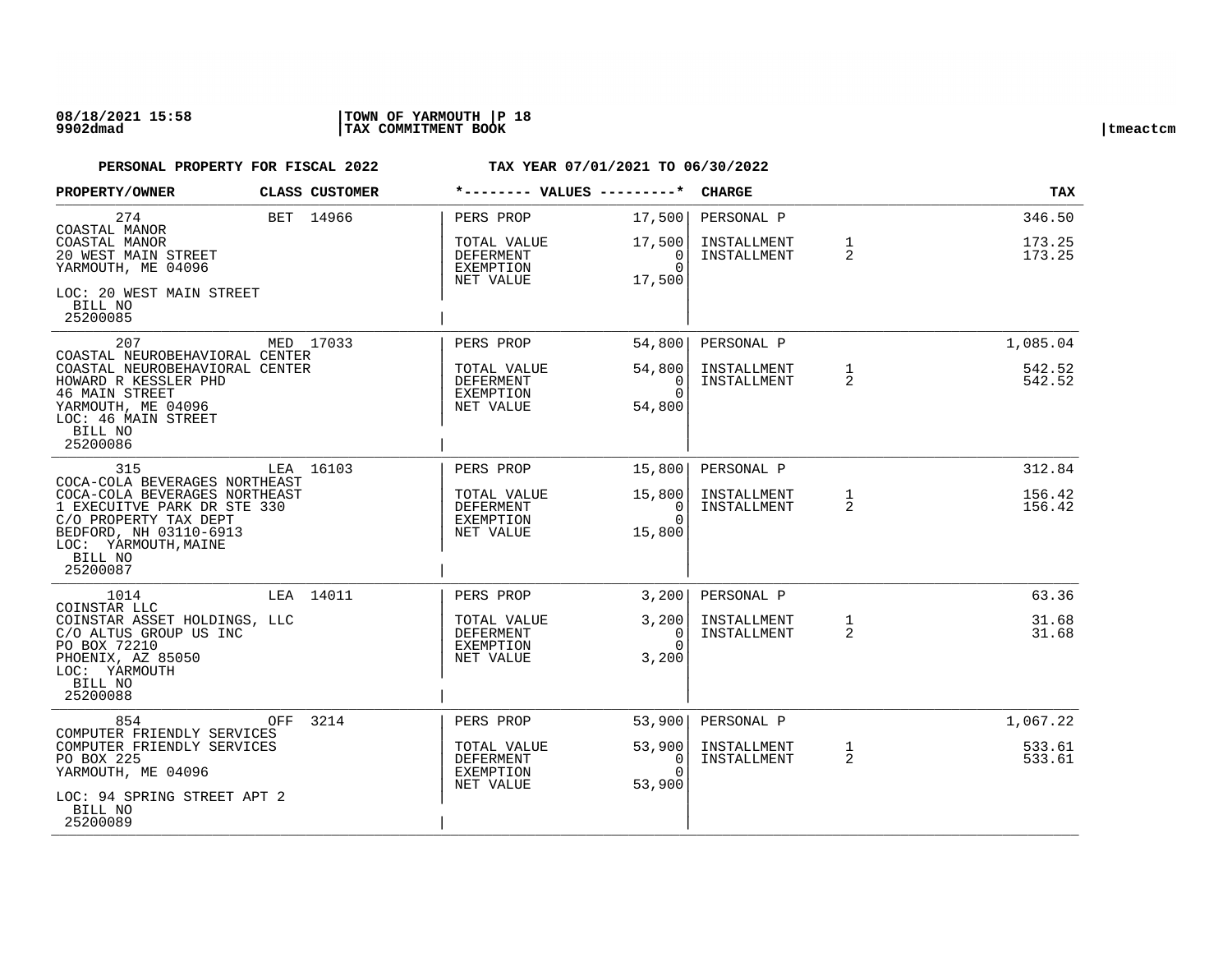08/18/2021 15:58 | TOWN OF YARMOUTH | P 18
9902dmad | TAX COMMITMENT BOOK | tmeactcm

**PERSONAL PROPERTY FOR FISCAL 2022** **TAX YEAR 07/01/2021 TO 06/30/2022**

| PROPERTY/OWNER | CLASS | CUSTOMER | VALUES | | CHARGE | | TAX |
|---|---|---|---|---|---|---|---|
| 274<br>COASTAL MANOR<br>COASTAL MANOR<br>20 WEST MAIN STREET<br>YARMOUTH, ME 04096<br>LOC: 20 WEST MAIN STREET<br>BILL NO<br>25200085 | BET | 14966 | PERS PROP<br>TOTAL VALUE<br>DEFERMENT<br>EXEMPTION<br>NET VALUE | 17,500<br>17,500<br>0<br>0<br>17,500 | PERSONAL P<br>INSTALLMENT<br>INSTALLMENT | <br>1<br>2 | 346.50<br>173.25<br>173.25 |
| 207<br>COASTAL NEUROBEHAVIORAL CENTER<br>COASTAL NEUROBEHAVIORAL CENTER<br>HOWARD R KESSLER PHD<br>46 MAIN STREET<br>YARMOUTH, ME 04096<br>LOC: 46 MAIN STREET<br>BILL NO<br>25200086 | MED | 17033 | PERS PROP<br>TOTAL VALUE<br>DEFERMENT<br>EXEMPTION<br>NET VALUE | 54,800<br>54,800<br>0<br>0<br>54,800 | PERSONAL P<br>INSTALLMENT<br>INSTALLMENT | <br>1<br>2 | 1,085.04<br>542.52<br>542.52 |
| 315<br>COCA-COLA BEVERAGES NORTHEAST<br>COCA-COLA BEVERAGES NORTHEAST<br>1 EXECUITVE PARK DR STE 330<br>C/O PROPERTY TAX DEPT<br>BEDFORD, NH 03110-6913<br>LOC: YARMOUTH,MAINE<br>BILL NO<br>25200087 | LEA | 16103 | PERS PROP<br>TOTAL VALUE<br>DEFERMENT<br>EXEMPTION<br>NET VALUE | 15,800<br>15,800<br>0<br>0<br>15,800 | PERSONAL P<br>INSTALLMENT<br>INSTALLMENT | <br>1<br>2 | 312.84<br>156.42<br>156.42 |
| 1014<br>COINSTAR LLC<br>COINSTAR ASSET HOLDINGS, LLC<br>C/O ALTUS GROUP US INC<br>PO BOX 72210<br>PHOENIX, AZ 85050<br>LOC: YARMOUTH<br>BILL NO<br>25200088 | LEA | 14011 | PERS PROP<br>TOTAL VALUE<br>DEFERMENT<br>EXEMPTION<br>NET VALUE | 3,200<br>3,200<br>0<br>0<br>3,200 | PERSONAL P<br>INSTALLMENT<br>INSTALLMENT | <br>1<br>2 | 63.36<br>31.68<br>31.68 |
| 854<br>COMPUTER FRIENDLY SERVICES<br>COMPUTER FRIENDLY SERVICES<br>PO BOX 225<br>YARMOUTH, ME 04096<br>LOC: 94 SPRING STREET APT 2<br>BILL NO<br>25200089 | OFF | 3214 | PERS PROP<br>TOTAL VALUE<br>DEFERMENT<br>EXEMPTION<br>NET VALUE | 53,900<br>53,900<br>0<br>0<br>53,900 | PERSONAL P<br>INSTALLMENT<br>INSTALLMENT | <br>1<br>2 | 1,067.22<br>533.61<br>533.61 |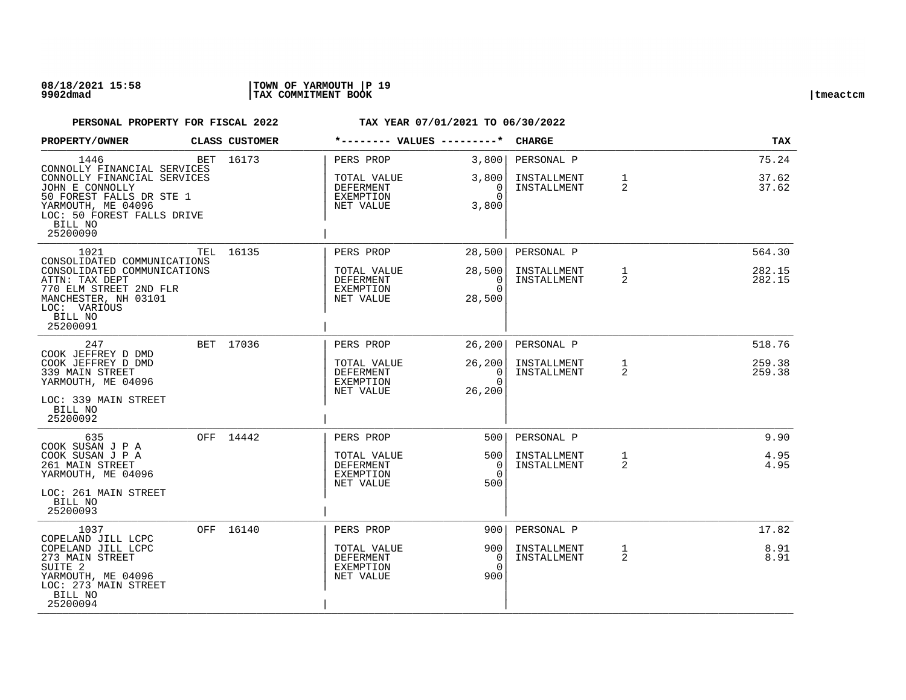**PERSONAL PROPERTY FOR FISCAL 2022 TAX YEAR 07/01/2021 TO 06/30/2022**

| PROPERTY/OWNER | CLASS | CUSTOMER | VALUES | | CHARGE | | TAX |
|---|---|---|---|---|---|---|---|
| 1446 | BET | 16173 | PERS PROP | 3,800 | PERSONAL P | | 75.24 |
| CONNOLLY FINANCIAL SERVICES<br>CONNOLLY FINANCIAL SERVICES<br>JOHN E CONNOLLY<br>50 FOREST FALLS DR STE 1<br>YARMOUTH, ME 04096<br>LOC: 50 FOREST FALLS DRIVE<br>BILL NO<br>25200090 | | | TOTAL VALUE<br>DEFERMENT<br>EXEMPTION<br>NET VALUE | 3,800<br>0<br>0<br>3,800 | INSTALLMENT<br>INSTALLMENT | 1<br>2 | 37.62<br>37.62 |
| 1021 | TEL | 16135 | PERS PROP | 28,500 | PERSONAL P | | 564.30 |
| CONSOLIDATED COMMUNICATIONS<br>CONSOLIDATED COMMUNICATIONS<br>ATTN: TAX DEPT<br>770 ELM STREET 2ND FLR<br>MANCHESTER, NH 03101<br>LOC: VARIOUS<br>BILL NO<br>25200091 | | | TOTAL VALUE<br>DEFERMENT<br>EXEMPTION<br>NET VALUE | 28,500<br>0<br>0<br>28,500 | INSTALLMENT<br>INSTALLMENT | 1<br>2 | 282.15<br>282.15 |
| 247 | BET | 17036 | PERS PROP | 26,200 | PERSONAL P | | 518.76 |
| COOK JEFFREY D DMD<br>COOK JEFFREY D DMD<br>339 MAIN STREET<br>YARMOUTH, ME 04096<br>LOC: 339 MAIN STREET<br>BILL NO<br>25200092 | | | TOTAL VALUE<br>DEFERMENT<br>EXEMPTION<br>NET VALUE | 26,200<br>0<br>0<br>26,200 | INSTALLMENT<br>INSTALLMENT | 1<br>2 | 259.38<br>259.38 |
| 635 | OFF | 14442 | PERS PROP | 500 | PERSONAL P | | 9.90 |
| COOK SUSAN J P A<br>COOK SUSAN J P A<br>261 MAIN STREET<br>YARMOUTH, ME 04096<br>LOC: 261 MAIN STREET<br>BILL NO<br>25200093 | | | TOTAL VALUE<br>DEFERMENT<br>EXEMPTION<br>NET VALUE | 500<br>0<br>0<br>500 | INSTALLMENT<br>INSTALLMENT | 1<br>2 | 4.95<br>4.95 |
| 1037 | OFF | 16140 | PERS PROP | 900 | PERSONAL P | | 17.82 |
| COPELAND JILL LCPC<br>COPELAND JILL LCPC<br>273 MAIN STREET<br>SUITE 2<br>YARMOUTH, ME 04096<br>LOC: 273 MAIN STREET<br>BILL NO<br>25200094 | | | TOTAL VALUE<br>DEFERMENT<br>EXEMPTION<br>NET VALUE | 900<br>0<br>0<br>900 | INSTALLMENT<br>INSTALLMENT | 1<br>2 | 8.91<br>8.91 |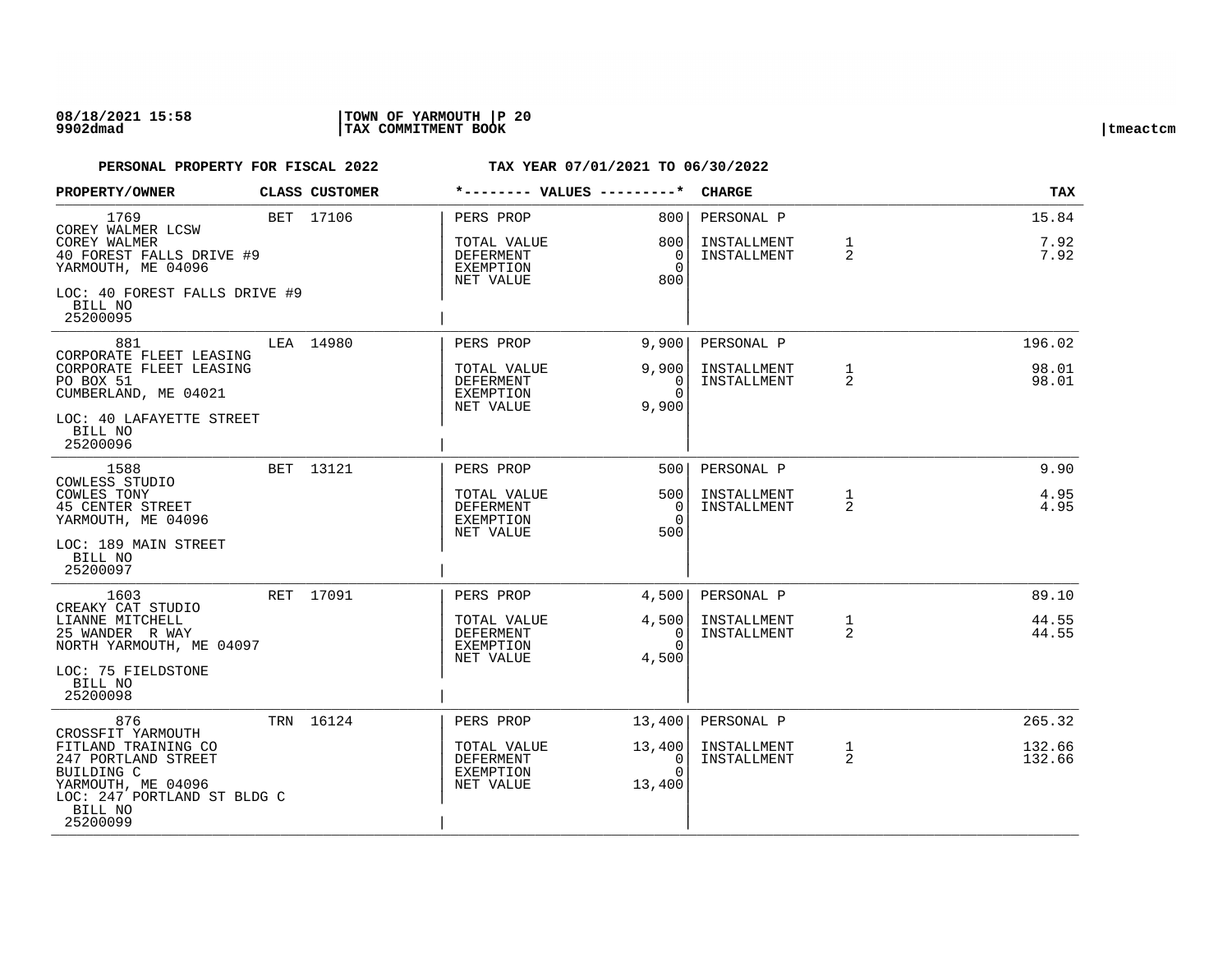**PERSONAL PROPERTY FOR FISCAL 2022** **TAX YEAR 07/01/2021 TO 06/30/2022**

| PROPERTY/OWNER | CLASS | CUSTOMER | *-------- VALUES ---------* | | CHARGE | | TAX |
|---|---|---|---|---|---|---|---|
| 1769<br>COREY WALMER LCSW<br>COREY WALMER<br>40 FOREST FALLS DRIVE #9<br>YARMOUTH, ME 04096<br>LOC: 40 FOREST FALLS DRIVE #9<br>BILL NO<br>25200095 | BET | 17106 | PERS PROP<br>TOTAL VALUE<br>DEFERMENT<br>EXEMPTION<br>NET VALUE | 800<br>800<br>0<br>0<br>800 | PERSONAL P<br>INSTALLMENT<br>INSTALLMENT | <br>1<br>2 | 15.84<br>7.92<br>7.92 |
| 881<br>CORPORATE FLEET LEASING<br>CORPORATE FLEET LEASING<br>PO BOX 51<br>CUMBERLAND, ME 04021<br>LOC: 40 LAFAYETTE STREET<br>BILL NO<br>25200096 | LEA | 14980 | PERS PROP<br>TOTAL VALUE<br>DEFERMENT<br>EXEMPTION<br>NET VALUE | 9,900<br>9,900<br>0<br>0<br>9,900 | PERSONAL P<br>INSTALLMENT<br>INSTALLMENT | <br>1<br>2 | 196.02<br>98.01<br>98.01 |
| 1588<br>COWLESS STUDIO<br>COWLES TONY<br>45 CENTER STREET<br>YARMOUTH, ME 04096<br>LOC: 189 MAIN STREET<br>BILL NO<br>25200097 | BET | 13121 | PERS PROP<br>TOTAL VALUE<br>DEFERMENT<br>EXEMPTION<br>NET VALUE | 500<br>500<br>0<br>0<br>500 | PERSONAL P<br>INSTALLMENT<br>INSTALLMENT | <br>1<br>2 | 9.90<br>4.95<br>4.95 |
| 1603<br>CREAKY CAT STUDIO<br>LIANNE MITCHELL<br>25 WANDER R WAY<br>NORTH YARMOUTH, ME 04097<br>LOC: 75 FIELDSTONE<br>BILL NO<br>25200098 | RET | 17091 | PERS PROP<br>TOTAL VALUE<br>DEFERMENT<br>EXEMPTION<br>NET VALUE | 4,500<br>4,500<br>0<br>0<br>4,500 | PERSONAL P<br>INSTALLMENT<br>INSTALLMENT | <br>1<br>2 | 89.10<br>44.55<br>44.55 |
| 876<br>CROSSFIT YARMOUTH<br>FITLAND TRAINING CO<br>247 PORTLAND STREET<br>BUILDING C<br>YARMOUTH, ME 04096<br>LOC: 247 PORTLAND ST BLDG C<br>BILL NO<br>25200099 | TRN | 16124 | PERS PROP<br>TOTAL VALUE<br>DEFERMENT<br>EXEMPTION<br>NET VALUE | 13,400<br>13,400<br>0<br>0<br>13,400 | PERSONAL P<br>INSTALLMENT<br>INSTALLMENT | <br>1<br>2 | 265.32<br>132.66<br>132.66 |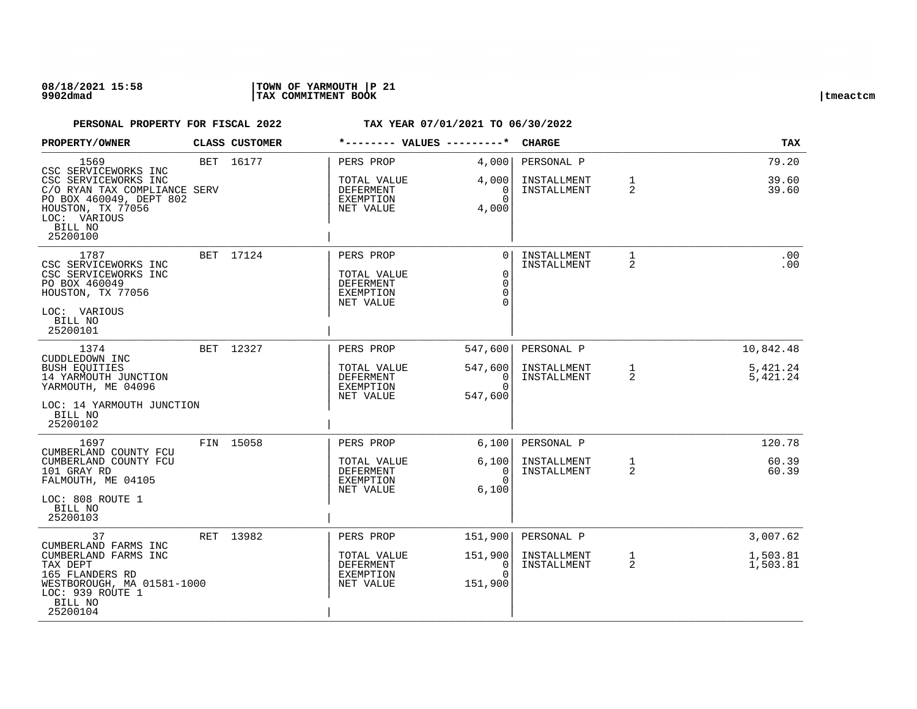PERSONAL PROPERTY FOR FISCAL 2022 — TAX YEAR 07/01/2021 TO 06/30/2022

| PROPERTY/OWNER | CLASS | CUSTOMER | VALUES | | CHARGE | | TAX |
|---|---|---|---|---|---|---|---|
| 1569<br>CSC SERVICEWORKS INC<br>CSC SERVICEWORKS INC<br>C/O RYAN TAX COMPLIANCE SERV<br>PO BOX 460049, DEPT 802<br>HOUSTON, TX 77056<br>LOC: VARIOUS<br>BILL NO<br>25200100 | BET | 16177 | PERS PROP<br>TOTAL VALUE<br>DEFERMENT<br>EXEMPTION<br>NET VALUE | 4,000<br>4,000<br>0<br>0<br>4,000 | PERSONAL P<br>INSTALLMENT<br>INSTALLMENT | <br>1<br>2 | 79.20<br>39.60<br>39.60 |
| 1787<br>CSC SERVICEWORKS INC<br>CSC SERVICEWORKS INC<br>PO BOX 460049<br>HOUSTON, TX 77056<br>LOC: VARIOUS<br>BILL NO<br>25200101 | BET | 17124 | PERS PROP<br>TOTAL VALUE<br>DEFERMENT<br>EXEMPTION<br>NET VALUE | 0<br>0<br>0<br>0<br>0 | INSTALLMENT<br>INSTALLMENT | 1<br>2 | .00<br>.00 |
| 1374<br>CUDDLEDOWN INC<br>BUSH EQUITIES<br>14 YARMOUTH JUNCTION<br>YARMOUTH, ME 04096<br>LOC: 14 YARMOUTH JUNCTION<br>BILL NO<br>25200102 | BET | 12327 | PERS PROP<br>TOTAL VALUE<br>DEFERMENT<br>EXEMPTION<br>NET VALUE | 547,600<br>547,600<br>0<br>0<br>547,600 | PERSONAL P<br>INSTALLMENT<br>INSTALLMENT | <br>1<br>2 | 10,842.48<br>5,421.24<br>5,421.24 |
| 1697<br>CUMBERLAND COUNTY FCU<br>CUMBERLAND COUNTY FCU<br>101 GRAY RD<br>FALMOUTH, ME 04105<br>LOC: 808 ROUTE 1<br>BILL NO<br>25200103 | FIN | 15058 | PERS PROP<br>TOTAL VALUE<br>DEFERMENT<br>EXEMPTION<br>NET VALUE | 6,100<br>6,100<br>0<br>0<br>6,100 | PERSONAL P<br>INSTALLMENT<br>INSTALLMENT | <br>1<br>2 | 120.78<br>60.39<br>60.39 |
| 37<br>CUMBERLAND FARMS INC<br>CUMBERLAND FARMS INC<br>TAX DEPT<br>165 FLANDERS RD<br>WESTBOROUGH, MA 01581-1000<br>LOC: 939 ROUTE 1<br>BILL NO<br>25200104 | RET | 13982 | PERS PROP<br>TOTAL VALUE<br>DEFERMENT<br>EXEMPTION<br>NET VALUE | 151,900<br>151,900<br>0<br>0<br>151,900 | PERSONAL P<br>INSTALLMENT<br>INSTALLMENT | <br>1<br>2 | 3,007.62<br>1,503.81<br>1,503.81 |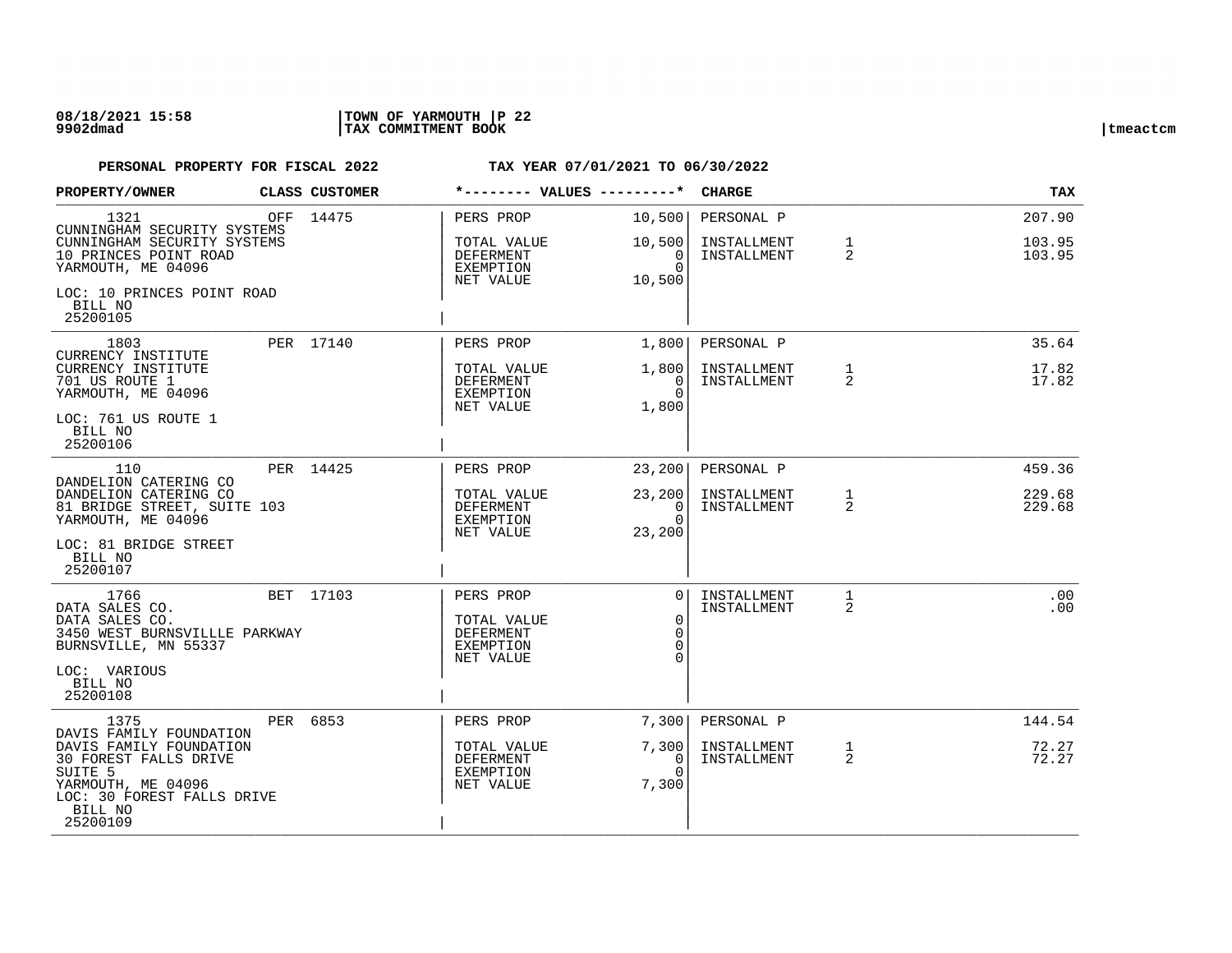**08/18/2021 15:58** | **TOWN OF YARMOUTH** | **P 22**
**9902dmad** | **TAX COMMITMENT BOOK** | tmeactcm

**PERSONAL PROPERTY FOR FISCAL 2022** — **TAX YEAR 07/01/2021 TO 06/30/2022**

| PROPERTY/OWNER | CLASS | CUSTOMER | *-------- VALUES ---------* | | CHARGE | | TAX |
|---|---|---|---|---|---|---|---|
| 1321<br>CUNNINGHAM SECURITY SYSTEMS<br>CUNNINGHAM SECURITY SYSTEMS<br>10 PRINCES POINT ROAD<br>YARMOUTH, ME 04096<br>LOC: 10 PRINCES POINT ROAD<br>BILL NO<br>25200105 | OFF | 14475 | PERS PROP<br>TOTAL VALUE<br>DEFERMENT<br>EXEMPTION<br>NET VALUE | 10,500<br>10,500<br>0<br>0<br>10,500 | PERSONAL P<br>INSTALLMENT<br>INSTALLMENT | <br>1<br>2 | 207.90<br>103.95<br>103.95 |
| 1803<br>CURRENCY INSTITUTE<br>CURRENCY INSTITUTE<br>701 US ROUTE 1<br>YARMOUTH, ME 04096<br>LOC: 761 US ROUTE 1<br>BILL NO<br>25200106 | PER | 17140 | PERS PROP<br>TOTAL VALUE<br>DEFERMENT<br>EXEMPTION<br>NET VALUE | 1,800<br>1,800<br>0<br>0<br>1,800 | PERSONAL P<br>INSTALLMENT<br>INSTALLMENT | <br>1<br>2 | 35.64<br>17.82<br>17.82 |
| 110<br>DANDELION CATERING CO<br>DANDELION CATERING CO<br>81 BRIDGE STREET, SUITE 103<br>YARMOUTH, ME 04096<br>LOC: 81 BRIDGE STREET<br>BILL NO<br>25200107 | PER | 14425 | PERS PROP<br>TOTAL VALUE<br>DEFERMENT<br>EXEMPTION<br>NET VALUE | 23,200<br>23,200<br>0<br>0<br>23,200 | PERSONAL P<br>INSTALLMENT<br>INSTALLMENT | <br>1<br>2 | 459.36<br>229.68<br>229.68 |
| 1766<br>DATA SALES CO.<br>DATA SALES CO.<br>3450 WEST BURNSVILLLE PARKWAY<br>BURNSVILLE, MN 55337<br>LOC: VARIOUS<br>BILL NO<br>25200108 | BET | 17103 | PERS PROP<br>TOTAL VALUE<br>DEFERMENT<br>EXEMPTION<br>NET VALUE | 0<br>0<br>0<br>0<br>0 | INSTALLMENT<br>INSTALLMENT | 1<br>2 | .00<br>.00 |
| 1375<br>DAVIS FAMILY FOUNDATION<br>DAVIS FAMILY FOUNDATION<br>30 FOREST FALLS DRIVE<br>SUITE 5<br>YARMOUTH, ME 04096<br>LOC: 30 FOREST FALLS DRIVE<br>BILL NO<br>25200109 | PER | 6853 | PERS PROP<br>TOTAL VALUE<br>DEFERMENT<br>EXEMPTION<br>NET VALUE | 7,300<br>7,300<br>0<br>0<br>7,300 | PERSONAL P<br>INSTALLMENT<br>INSTALLMENT | <br>1<br>2 | 144.54<br>72.27<br>72.27 |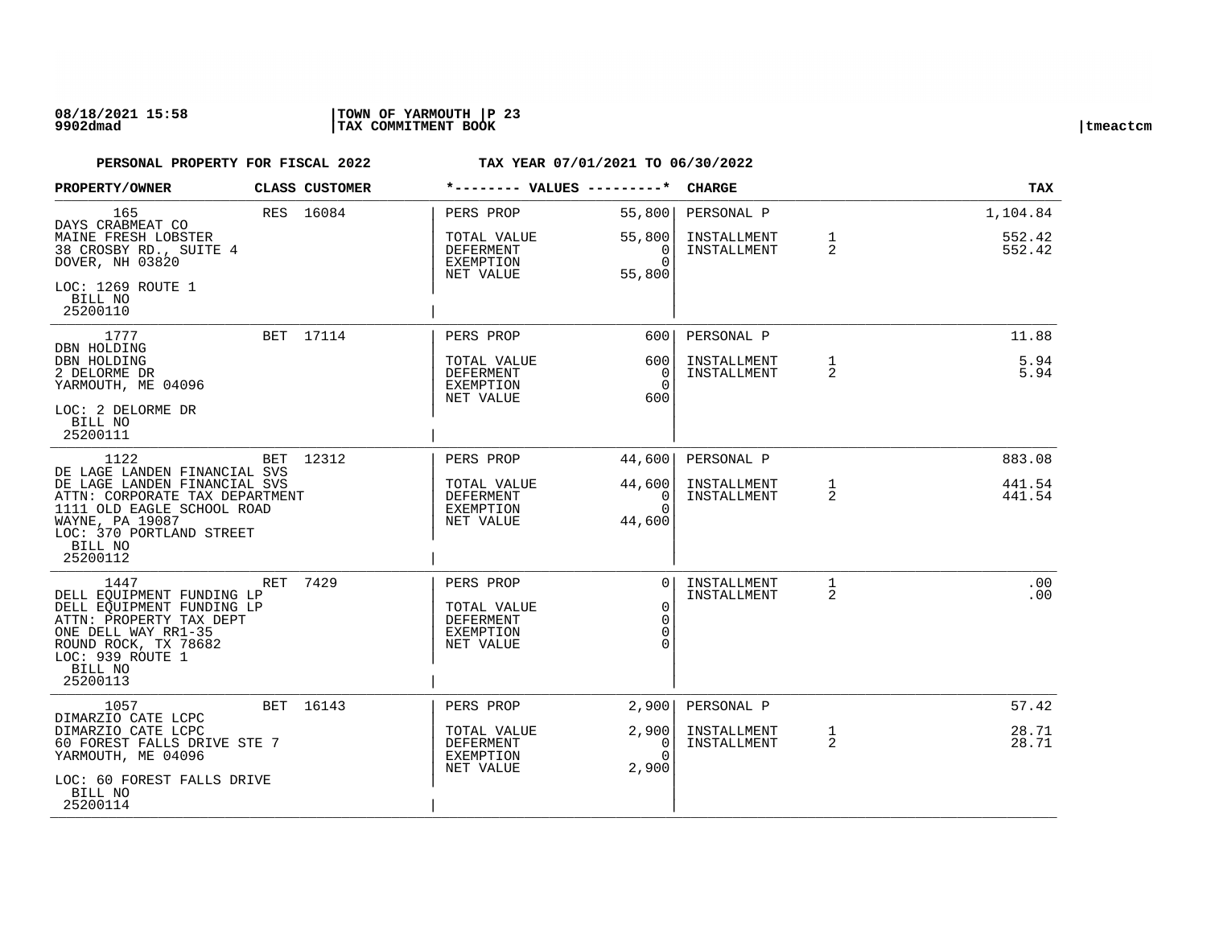08/18/2021 15:58 | TOWN OF YARMOUTH | P 23
9902dmad | TAX COMMITMENT BOOK | tmeactcm

**PERSONAL PROPERTY FOR FISCAL 2022** — **TAX YEAR 07/01/2021 TO 06/30/2022**

| PROPERTY/OWNER | CLASS | CUSTOMER | VALUES | | CHARGE | | TAX |
|---|---|---|---|---|---|---|---|
| 165<br>DAYS CRABMEAT CO<br>MAINE FRESH LOBSTER<br>38 CROSBY RD., SUITE 4<br>DOVER, NH 03820<br>LOC: 1269 ROUTE 1<br>BILL NO<br>25200110 | RES | 16084 | PERS PROP<br>TOTAL VALUE<br>DEFERMENT<br>EXEMPTION<br>NET VALUE | 55,800<br>55,800<br>0<br>0<br>55,800 | PERSONAL P<br>INSTALLMENT<br>INSTALLMENT | <br>1<br>2 | 1,104.84<br>552.42<br>552.42 |
| 1777<br>DBN HOLDING<br>DBN HOLDING<br>2 DELORME DR<br>YARMOUTH, ME 04096<br>LOC: 2 DELORME DR<br>BILL NO<br>25200111 | BET | 17114 | PERS PROP<br>TOTAL VALUE<br>DEFERMENT<br>EXEMPTION<br>NET VALUE | 600<br>600<br>0<br>0<br>600 | PERSONAL P<br>INSTALLMENT<br>INSTALLMENT | <br>1<br>2 | 11.88<br>5.94<br>5.94 |
| 1122<br>DE LAGE LANDEN FINANCIAL SVS<br>DE LAGE LANDEN FINANCIAL SVS<br>ATTN: CORPORATE TAX DEPARTMENT<br>1111 OLD EAGLE SCHOOL ROAD<br>WAYNE, PA 19087<br>LOC: 370 PORTLAND STREET<br>BILL NO<br>25200112 | BET | 12312 | PERS PROP<br>TOTAL VALUE<br>DEFERMENT<br>EXEMPTION<br>NET VALUE | 44,600<br>44,600<br>0<br>0<br>44,600 | PERSONAL P<br>INSTALLMENT<br>INSTALLMENT | <br>1<br>2 | 883.08<br>441.54<br>441.54 |
| 1447<br>DELL EQUIPMENT FUNDING LP<br>DELL EQUIPMENT FUNDING LP<br>ATTN: PROPERTY TAX DEPT<br>ONE DELL WAY RR1-35<br>ROUND ROCK, TX 78682<br>LOC: 939 ROUTE 1<br>BILL NO<br>25200113 | RET | 7429 | PERS PROP<br>TOTAL VALUE<br>DEFERMENT<br>EXEMPTION<br>NET VALUE | 0<br>0<br>0<br>0<br>0 | INSTALLMENT<br>INSTALLMENT | 1<br>2 | .00<br>.00 |
| 1057<br>DIMARZIO CATE LCPC<br>DIMARZIO CATE LCPC<br>60 FOREST FALLS DRIVE STE 7<br>YARMOUTH, ME 04096<br>LOC: 60 FOREST FALLS DRIVE<br>BILL NO<br>25200114 | BET | 16143 | PERS PROP<br>TOTAL VALUE<br>DEFERMENT<br>EXEMPTION<br>NET VALUE | 2,900<br>2,900<br>0<br>0<br>2,900 | PERSONAL P<br>INSTALLMENT<br>INSTALLMENT | <br>1<br>2 | 57.42<br>28.71<br>28.71 |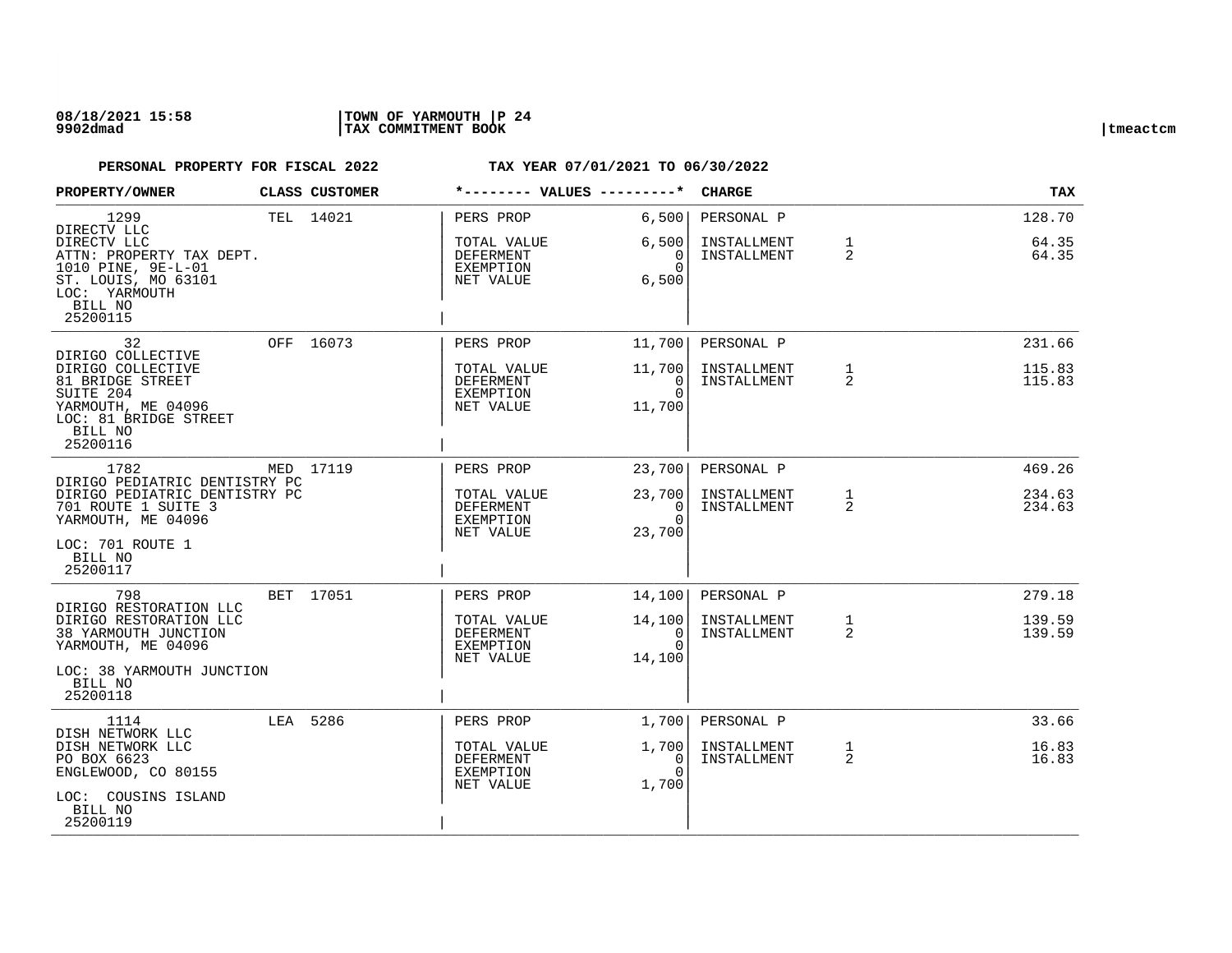**PERSONAL PROPERTY FOR FISCAL 2022** **TAX YEAR 07/01/2021 TO 06/30/2022**

| PROPERTY/OWNER | CLASS | CUSTOMER | VALUES | | CHARGE | | TAX |
|---|---|---|---|---|---|---|---|
| 1299<br>DIRECTV LLC<br>DIRECTV LLC<br>ATTN: PROPERTY TAX DEPT.<br>1010 PINE, 9E-L-01<br>ST. LOUIS, MO 63101<br>LOC: YARMOUTH<br>BILL NO<br>25200115 | TEL | 14021 | PERS PROP<br>TOTAL VALUE<br>DEFERMENT<br>EXEMPTION<br>NET VALUE | 6,500<br>6,500<br>0<br>0<br>6,500 | PERSONAL P<br>INSTALLMENT<br>INSTALLMENT | <br>1<br>2 | 128.70<br>64.35<br>64.35 |
| 32<br>DIRIGO COLLECTIVE<br>DIRIGO COLLECTIVE<br>81 BRIDGE STREET<br>SUITE 204<br>YARMOUTH, ME 04096<br>LOC: 81 BRIDGE STREET<br>BILL NO<br>25200116 | OFF | 16073 | PERS PROP<br>TOTAL VALUE<br>DEFERMENT<br>EXEMPTION<br>NET VALUE | 11,700<br>11,700<br>0<br>0<br>11,700 | PERSONAL P<br>INSTALLMENT<br>INSTALLMENT | <br>1<br>2 | 231.66<br>115.83<br>115.83 |
| 1782<br>DIRIGO PEDIATRIC DENTISTRY PC<br>DIRIGO PEDIATRIC DENTISTRY PC<br>701 ROUTE 1 SUITE 3<br>YARMOUTH, ME 04096<br>LOC: 701 ROUTE 1<br>BILL NO<br>25200117 | MED | 17119 | PERS PROP<br>TOTAL VALUE<br>DEFERMENT<br>EXEMPTION<br>NET VALUE | 23,700<br>23,700<br>0<br>0<br>23,700 | PERSONAL P<br>INSTALLMENT<br>INSTALLMENT | <br>1<br>2 | 469.26<br>234.63<br>234.63 |
| 798<br>DIRIGO RESTORATION LLC<br>DIRIGO RESTORATION LLC<br>38 YARMOUTH JUNCTION<br>YARMOUTH, ME 04096<br>LOC: 38 YARMOUTH JUNCTION<br>BILL NO<br>25200118 | BET | 17051 | PERS PROP<br>TOTAL VALUE<br>DEFERMENT<br>EXEMPTION<br>NET VALUE | 14,100<br>14,100<br>0<br>0<br>14,100 | PERSONAL P<br>INSTALLMENT<br>INSTALLMENT | <br>1<br>2 | 279.18<br>139.59<br>139.59 |
| 1114<br>DISH NETWORK LLC<br>DISH NETWORK LLC<br>PO BOX 6623<br>ENGLEWOOD, CO 80155<br>LOC: COUSINS ISLAND<br>BILL NO<br>25200119 | LEA | 5286 | PERS PROP<br>TOTAL VALUE<br>DEFERMENT<br>EXEMPTION<br>NET VALUE | 1,700<br>1,700<br>0<br>0<br>1,700 | PERSONAL P<br>INSTALLMENT<br>INSTALLMENT | <br>1<br>2 | 33.66<br>16.83<br>16.83 |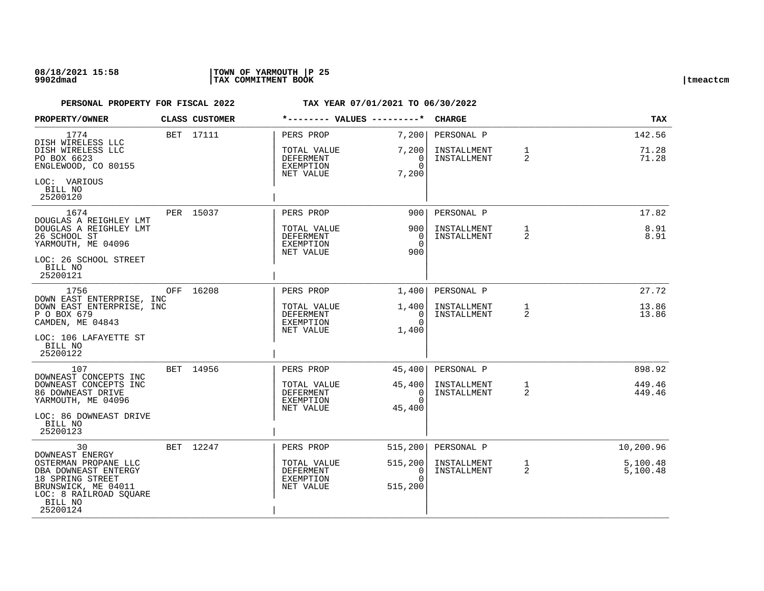**PERSONAL PROPERTY FOR FISCAL 2022 — TAX YEAR 07/01/2021 TO 06/30/2022**

| PROPERTY/OWNER | CLASS | CUSTOMER | VALUES | | CHARGE | | TAX |
|---|---|---|---|---|---|---|---|
| 1774<br>DISH WIRELESS LLC<br>DISH WIRELESS LLC<br>PO BOX 6623<br>ENGLEWOOD, CO 80155<br>LOC: VARIOUS<br>BILL NO<br>25200120 | BET | 17111 | PERS PROP<br>TOTAL VALUE<br>DEFERMENT<br>EXEMPTION<br>NET VALUE | 7,200<br>7,200<br>0<br>0<br>7,200 | PERSONAL P<br>INSTALLMENT<br>INSTALLMENT | <br>1<br>2 | 142.56<br>71.28<br>71.28 |
| 1674<br>DOUGLAS A REIGHLEY LMT<br>DOUGLAS A REIGHLEY LMT<br>26 SCHOOL ST<br>YARMOUTH, ME 04096<br>LOC: 26 SCHOOL STREET<br>BILL NO<br>25200121 | PER | 15037 | PERS PROP<br>TOTAL VALUE<br>DEFERMENT<br>EXEMPTION<br>NET VALUE | 900<br>900<br>0<br>0<br>900 | PERSONAL P<br>INSTALLMENT<br>INSTALLMENT | <br>1<br>2 | 17.82<br>8.91<br>8.91 |
| 1756<br>DOWN EAST ENTERPRISE, INC<br>DOWN EAST ENTERPRISE, INC<br>P O BOX 679<br>CAMDEN, ME 04843<br>LOC: 106 LAFAYETTE ST<br>BILL NO<br>25200122 | OFF | 16208 | PERS PROP<br>TOTAL VALUE<br>DEFERMENT<br>EXEMPTION<br>NET VALUE | 1,400<br>1,400<br>0<br>0<br>1,400 | PERSONAL P<br>INSTALLMENT<br>INSTALLMENT | <br>1<br>2 | 27.72<br>13.86<br>13.86 |
| 107<br>DOWNEAST CONCEPTS INC<br>DOWNEAST CONCEPTS INC<br>86 DOWNEAST DRIVE<br>YARMOUTH, ME 04096<br>LOC: 86 DOWNEAST DRIVE<br>BILL NO<br>25200123 | BET | 14956 | PERS PROP<br>TOTAL VALUE<br>DEFERMENT<br>EXEMPTION<br>NET VALUE | 45,400<br>45,400<br>0<br>0<br>45,400 | PERSONAL P<br>INSTALLMENT<br>INSTALLMENT | <br>1<br>2 | 898.92<br>449.46<br>449.46 |
| 30<br>DOWNEAST ENERGY<br>OSTERMAN PROPANE LLC<br>DBA DOWNEAST ENTERGY<br>18 SPRING STREET<br>BRUNSWICK, ME 04011<br>LOC: 8 RAILROAD SQUARE<br>BILL NO<br>25200124 | BET | 12247 | PERS PROP<br>TOTAL VALUE<br>DEFERMENT<br>EXEMPTION<br>NET VALUE | 515,200<br>515,200<br>0<br>0<br>515,200 | PERSONAL P<br>INSTALLMENT<br>INSTALLMENT | <br>1<br>2 | 10,200.96<br>5,100.48<br>5,100.48 |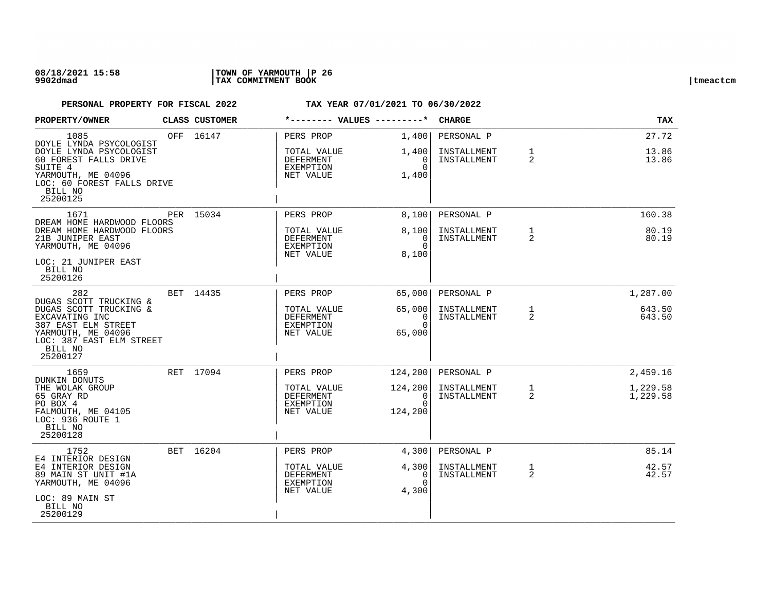**PERSONAL PROPERTY FOR FISCAL 2022** **TAX YEAR 07/01/2021 TO 06/30/2022**

| PROPERTY/OWNER | CLASS | CUSTOMER | VALUES | | CHARGE | | TAX |
|---|---|---|---|---|---|---|---|
| 1085<br>DOYLE LYNDA PSYCOLOGIST<br>DOYLE LYNDA PSYCOLOGIST<br>60 FOREST FALLS DRIVE<br>SUITE 4<br>YARMOUTH, ME 04096<br>LOC: 60 FOREST FALLS DRIVE<br>BILL NO<br>25200125 | OFF | 16147 | PERS PROP<br>TOTAL VALUE<br>DEFERMENT<br>EXEMPTION<br>NET VALUE | 1,400<br>1,400<br>0<br>0<br>1,400 | PERSONAL P<br>INSTALLMENT<br>INSTALLMENT | <br>1<br>2 | 27.72<br>13.86<br>13.86 |
| 1671<br>DREAM HOME HARDWOOD FLOORS<br>DREAM HOME HARDWOOD FLOORS<br>21B JUNIPER EAST<br>YARMOUTH, ME 04096<br>LOC: 21 JUNIPER EAST<br>BILL NO<br>25200126 | PER | 15034 | PERS PROP<br>TOTAL VALUE<br>DEFERMENT<br>EXEMPTION<br>NET VALUE | 8,100<br>8,100<br>0<br>0<br>8,100 | PERSONAL P<br>INSTALLMENT<br>INSTALLMENT | <br>1<br>2 | 160.38<br>80.19<br>80.19 |
| 282<br>DUGAS SCOTT TRUCKING &<br>DUGAS SCOTT TRUCKING &<br>EXCAVATING INC<br>387 EAST ELM STREET<br>YARMOUTH, ME 04096<br>LOC: 387 EAST ELM STREET<br>BILL NO<br>25200127 | BET | 14435 | PERS PROP<br>TOTAL VALUE<br>DEFERMENT<br>EXEMPTION<br>NET VALUE | 65,000<br>65,000<br>0<br>0<br>65,000 | PERSONAL P<br>INSTALLMENT<br>INSTALLMENT | <br>1<br>2 | 1,287.00<br>643.50<br>643.50 |
| 1659<br>DUNKIN DONUTS<br>THE WOLAK GROUP<br>65 GRAY RD<br>PO BOX 4<br>FALMOUTH, ME 04105<br>LOC: 936 ROUTE 1<br>BILL NO<br>25200128 | RET | 17094 | PERS PROP<br>TOTAL VALUE<br>DEFERMENT<br>EXEMPTION<br>NET VALUE | 124,200<br>124,200<br>0<br>0<br>124,200 | PERSONAL P<br>INSTALLMENT<br>INSTALLMENT | <br>1<br>2 | 2,459.16<br>1,229.58<br>1,229.58 |
| 1752<br>E4 INTERIOR DESIGN<br>E4 INTERIOR DESIGN<br>89 MAIN ST UNIT #1A<br>YARMOUTH, ME 04096<br>LOC: 89 MAIN ST<br>BILL NO<br>25200129 | BET | 16204 | PERS PROP<br>TOTAL VALUE<br>DEFERMENT<br>EXEMPTION<br>NET VALUE | 4,300<br>4,300<br>0<br>0<br>4,300 | PERSONAL P<br>INSTALLMENT<br>INSTALLMENT | <br>1<br>2 | 85.14<br>42.57<br>42.57 |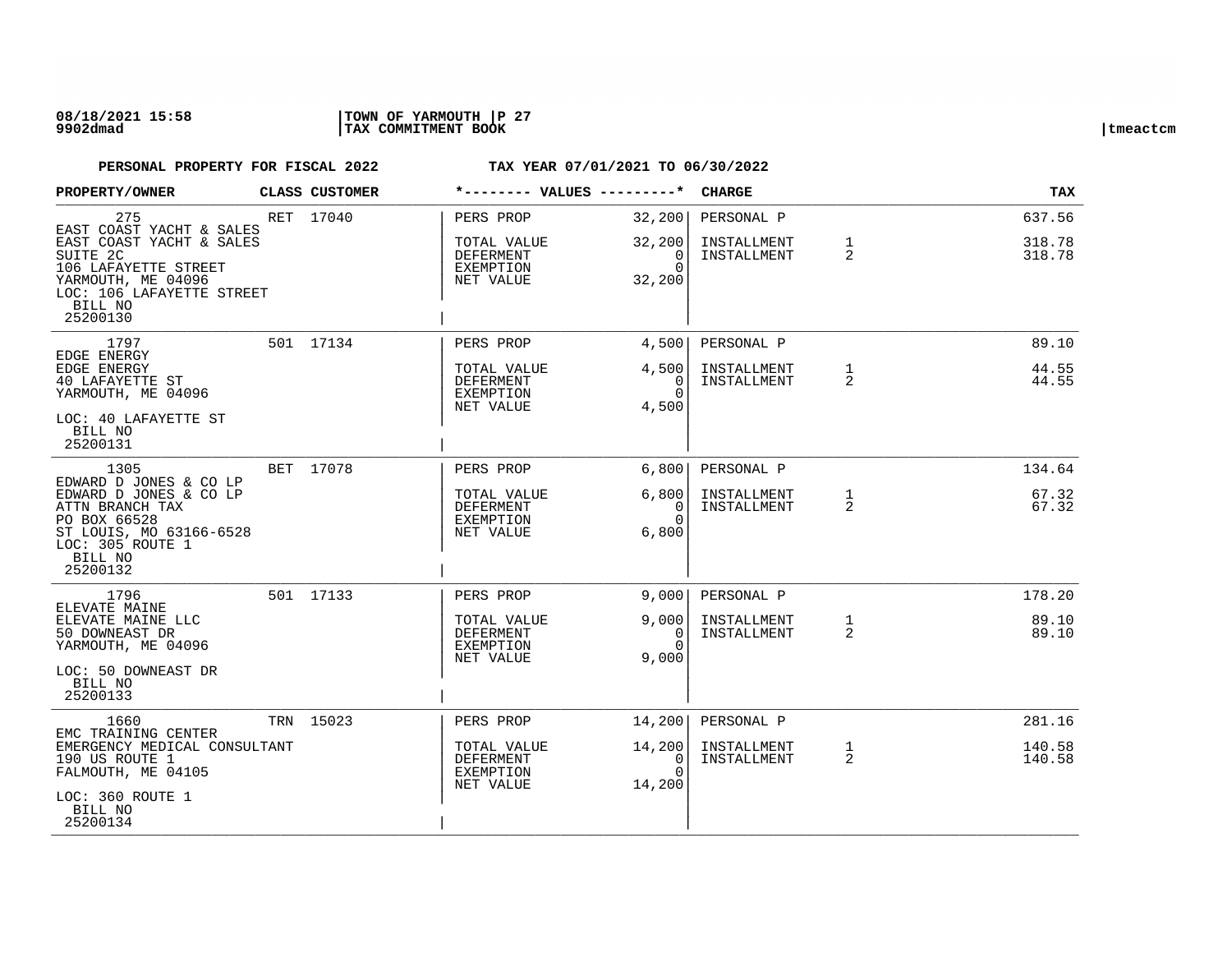**PERSONAL PROPERTY FOR FISCAL 2022** **TAX YEAR 07/01/2021 TO 06/30/2022**

| PROPERTY/OWNER | CLASS | CUSTOMER | *-------- VALUES ---------* | | CHARGE | | TAX |
|---|---|---|---|---|---|---|---|
| 275<br>EAST COAST YACHT & SALES<br>EAST COAST YACHT & SALES<br>SUITE 2C<br>106 LAFAYETTE STREET<br>YARMOUTH, ME 04096<br>LOC: 106 LAFAYETTE STREET<br>BILL NO<br>25200130 | RET | 17040 | PERS PROP<br>TOTAL VALUE<br>DEFERMENT<br>EXEMPTION<br>NET VALUE | 32,200<br>32,200<br>0<br>0<br>32,200 | PERSONAL P<br>INSTALLMENT<br>INSTALLMENT | <br>1<br>2 | 637.56<br>318.78<br>318.78 |
| 1797<br>EDGE ENERGY<br>EDGE ENERGY<br>40 LAFAYETTE ST<br>YARMOUTH, ME 04096<br>LOC: 40 LAFAYETTE ST<br>BILL NO<br>25200131 | 501 | 17134 | PERS PROP<br>TOTAL VALUE<br>DEFERMENT<br>EXEMPTION<br>NET VALUE | 4,500<br>4,500<br>0<br>0<br>4,500 | PERSONAL P<br>INSTALLMENT<br>INSTALLMENT | <br>1<br>2 | 89.10<br>44.55<br>44.55 |
| 1305<br>EDWARD D JONES & CO LP<br>EDWARD D JONES & CO LP<br>ATTN BRANCH TAX<br>PO BOX 66528<br>ST LOUIS, MO 63166-6528<br>LOC: 305 ROUTE 1<br>BILL NO<br>25200132 | BET | 17078 | PERS PROP<br>TOTAL VALUE<br>DEFERMENT<br>EXEMPTION<br>NET VALUE | 6,800<br>6,800<br>0<br>0<br>6,800 | PERSONAL P<br>INSTALLMENT<br>INSTALLMENT | <br>1<br>2 | 134.64<br>67.32<br>67.32 |
| 1796<br>ELEVATE MAINE<br>ELEVATE MAINE LLC<br>50 DOWNEAST DR<br>YARMOUTH, ME 04096<br>LOC: 50 DOWNEAST DR<br>BILL NO<br>25200133 | 501 | 17133 | PERS PROP<br>TOTAL VALUE<br>DEFERMENT<br>EXEMPTION<br>NET VALUE | 9,000<br>9,000<br>0<br>0<br>9,000 | PERSONAL P<br>INSTALLMENT<br>INSTALLMENT | <br>1<br>2 | 178.20<br>89.10<br>89.10 |
| 1660<br>EMC TRAINING CENTER<br>EMERGENCY MEDICAL CONSULTANT<br>190 US ROUTE 1<br>FALMOUTH, ME 04105<br>LOC: 360 ROUTE 1<br>BILL NO<br>25200134 | TRN | 15023 | PERS PROP<br>TOTAL VALUE<br>DEFERMENT<br>EXEMPTION<br>NET VALUE | 14,200<br>14,200<br>0<br>0<br>14,200 | PERSONAL P<br>INSTALLMENT<br>INSTALLMENT | <br>1<br>2 | 281.16<br>140.58<br>140.58 |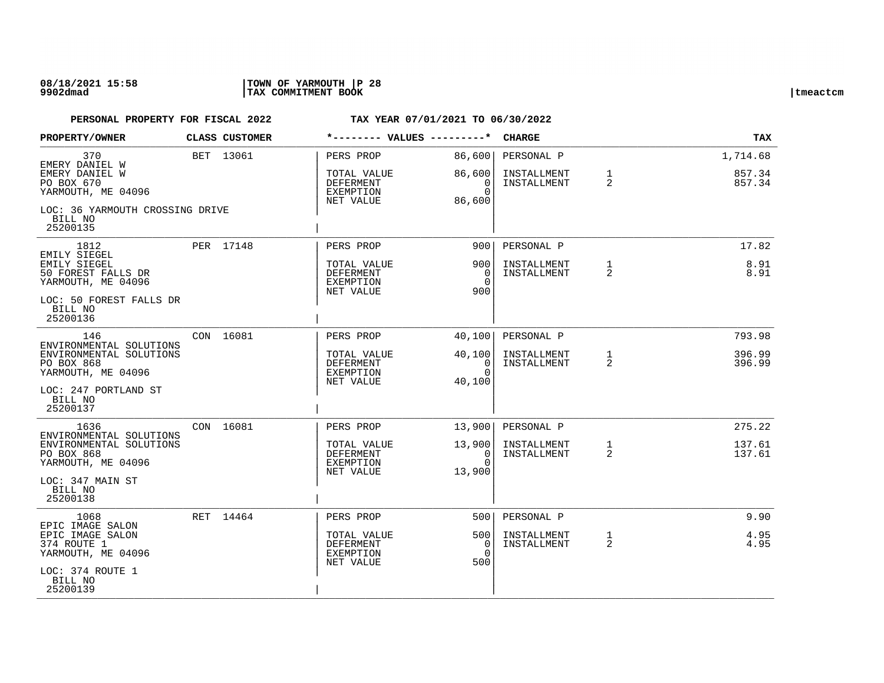08/18/2021 15:58 | TOWN OF YARMOUTH | P 28
9902dmad | TAX COMMITMENT BOOK | tmeactcm

**PERSONAL PROPERTY FOR FISCAL 2022** — **TAX YEAR 07/01/2021 TO 06/30/2022**

| PROPERTY/OWNER | CLASS | CUSTOMER | VALUES | | CHARGE | | TAX |
|---|---|---|---|---|---|---|---|
| 370<br>EMERY DANIEL W<br>EMERY DANIEL W<br>PO BOX 670<br>YARMOUTH, ME 04096<br>LOC: 36 YARMOUTH CROSSING DRIVE<br>BILL NO<br>25200135 | BET | 13061 | PERS PROP<br>TOTAL VALUE<br>DEFERMENT<br>EXEMPTION<br>NET VALUE | 86,600<br>86,600<br>0<br>0<br>86,600 | PERSONAL P<br>INSTALLMENT<br>INSTALLMENT | <br>1<br>2 | 1,714.68<br>857.34<br>857.34 |
| 1812<br>EMILY SIEGEL<br>EMILY SIEGEL<br>50 FOREST FALLS DR<br>YARMOUTH, ME 04096<br>LOC: 50 FOREST FALLS DR<br>BILL NO<br>25200136 | PER | 17148 | PERS PROP<br>TOTAL VALUE<br>DEFERMENT<br>EXEMPTION<br>NET VALUE | 900<br>900<br>0<br>0<br>900 | PERSONAL P<br>INSTALLMENT<br>INSTALLMENT | <br>1<br>2 | 17.82<br>8.91<br>8.91 |
| 146<br>ENVIRONMENTAL SOLUTIONS<br>ENVIRONMENTAL SOLUTIONS<br>PO BOX 868<br>YARMOUTH, ME 04096<br>LOC: 247 PORTLAND ST<br>BILL NO<br>25200137 | CON | 16081 | PERS PROP<br>TOTAL VALUE<br>DEFERMENT<br>EXEMPTION<br>NET VALUE | 40,100<br>40,100<br>0<br>0<br>40,100 | PERSONAL P<br>INSTALLMENT<br>INSTALLMENT | <br>1<br>2 | 793.98<br>396.99<br>396.99 |
| 1636<br>ENVIRONMENTAL SOLUTIONS<br>ENVIRONMENTAL SOLUTIONS<br>PO BOX 868<br>YARMOUTH, ME 04096<br>LOC: 347 MAIN ST<br>BILL NO<br>25200138 | CON | 16081 | PERS PROP<br>TOTAL VALUE<br>DEFERMENT<br>EXEMPTION<br>NET VALUE | 13,900<br>13,900<br>0<br>0<br>13,900 | PERSONAL P<br>INSTALLMENT<br>INSTALLMENT | <br>1<br>2 | 275.22<br>137.61<br>137.61 |
| 1068<br>EPIC IMAGE SALON<br>EPIC IMAGE SALON<br>374 ROUTE 1<br>YARMOUTH, ME 04096<br>LOC: 374 ROUTE 1<br>BILL NO<br>25200139 | RET | 14464 | PERS PROP<br>TOTAL VALUE<br>DEFERMENT<br>EXEMPTION<br>NET VALUE | 500<br>500<br>0<br>0<br>500 | PERSONAL P<br>INSTALLMENT<br>INSTALLMENT | <br>1<br>2 | 9.90<br>4.95<br>4.95 |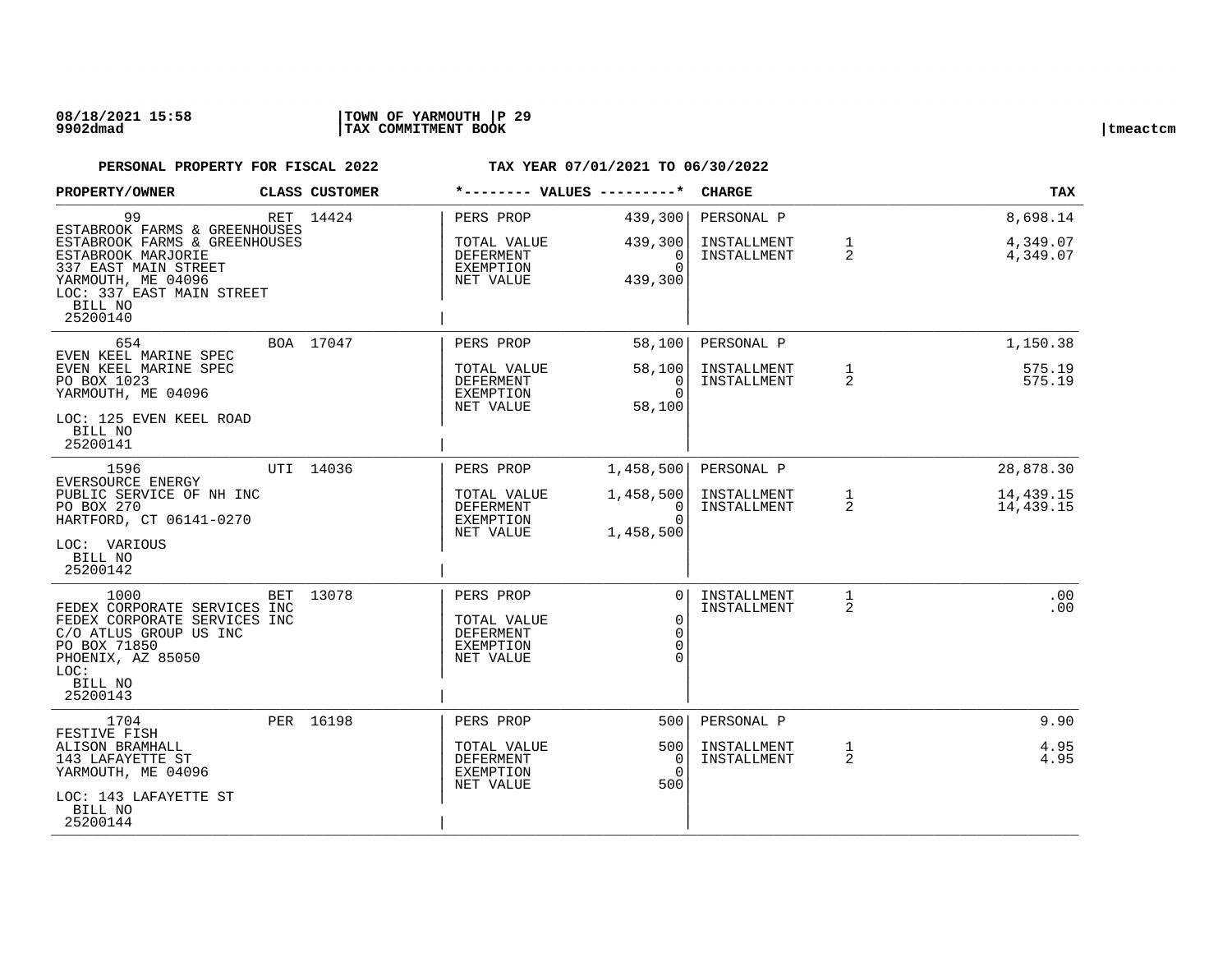**08/18/2021 15:58** | **TOWN OF YARMOUTH**
**9902dmad** | **TAX COMMITMENT BOOK** | tmeactcm

**PERSONAL PROPERTY FOR FISCAL 2022** **TAX YEAR 07/01/2021 TO 06/30/2022**

| PROPERTY/OWNER | CLASS | CUSTOMER | *-------- VALUES ---------* | | CHARGE | | TAX |
|---|---|---|---|---|---|---|---|
| 99<br>ESTABROOK FARMS & GREENHOUSES<br>ESTABROOK FARMS & GREENHOUSES<br>ESTABROOK MARJORIE<br>337 EAST MAIN STREET<br>YARMOUTH, ME 04096<br>LOC: 337 EAST MAIN STREET<br>BILL NO<br>25200140 | RET | 14424 | PERS PROP<br><br>TOTAL VALUE<br>DEFERMENT<br>EXEMPTION<br>NET VALUE | 439,300<br><br>439,300<br>0<br>0<br>439,300 | PERSONAL P<br><br>INSTALLMENT<br>INSTALLMENT | <br><br>1<br>2 | 8,698.14<br><br>4,349.07<br>4,349.07 |
| 654<br>EVEN KEEL MARINE SPEC<br>EVEN KEEL MARINE SPEC<br>PO BOX 1023<br>YARMOUTH, ME 04096<br>LOC: 125 EVEN KEEL ROAD<br>BILL NO<br>25200141 | BOA | 17047 | PERS PROP<br><br>TOTAL VALUE<br>DEFERMENT<br>EXEMPTION<br>NET VALUE | 58,100<br><br>58,100<br>0<br>0<br>58,100 | PERSONAL P<br><br>INSTALLMENT<br>INSTALLMENT | <br><br>1<br>2 | 1,150.38<br><br>575.19<br>575.19 |
| 1596<br>EVERSOURCE ENERGY<br>PUBLIC SERVICE OF NH INC<br>PO BOX 270<br>HARTFORD, CT 06141-0270<br>LOC: VARIOUS<br>BILL NO<br>25200142 | UTI | 14036 | PERS PROP<br><br>TOTAL VALUE<br>DEFERMENT<br>EXEMPTION<br>NET VALUE | 1,458,500<br><br>1,458,500<br>0<br>0<br>1,458,500 | PERSONAL P<br><br>INSTALLMENT<br>INSTALLMENT | <br><br>1<br>2 | 28,878.30<br><br>14,439.15<br>14,439.15 |
| 1000<br>FEDEX CORPORATE SERVICES INC<br>FEDEX CORPORATE SERVICES INC<br>C/O ATLUS GROUP US INC<br>PO BOX 71850<br>PHOENIX, AZ 85050<br>LOC:<br>BILL NO<br>25200143 | BET | 13078 | PERS PROP<br><br>TOTAL VALUE<br>DEFERMENT<br>EXEMPTION<br>NET VALUE | 0<br><br>0<br>0<br>0<br>0 | INSTALLMENT<br>INSTALLMENT | 1<br>2 | .00<br>.00 |
| 1704<br>FESTIVE FISH<br>ALISON BRAMHALL<br>143 LAFAYETTE ST<br>YARMOUTH, ME 04096<br>LOC: 143 LAFAYETTE ST<br>BILL NO<br>25200144 | PER | 16198 | PERS PROP<br><br>TOTAL VALUE<br>DEFERMENT<br>EXEMPTION<br>NET VALUE | 500<br><br>500<br>0<br>0<br>500 | PERSONAL P<br><br>INSTALLMENT<br>INSTALLMENT | <br><br>1<br>2 | 9.90<br><br>4.95<br>4.95 |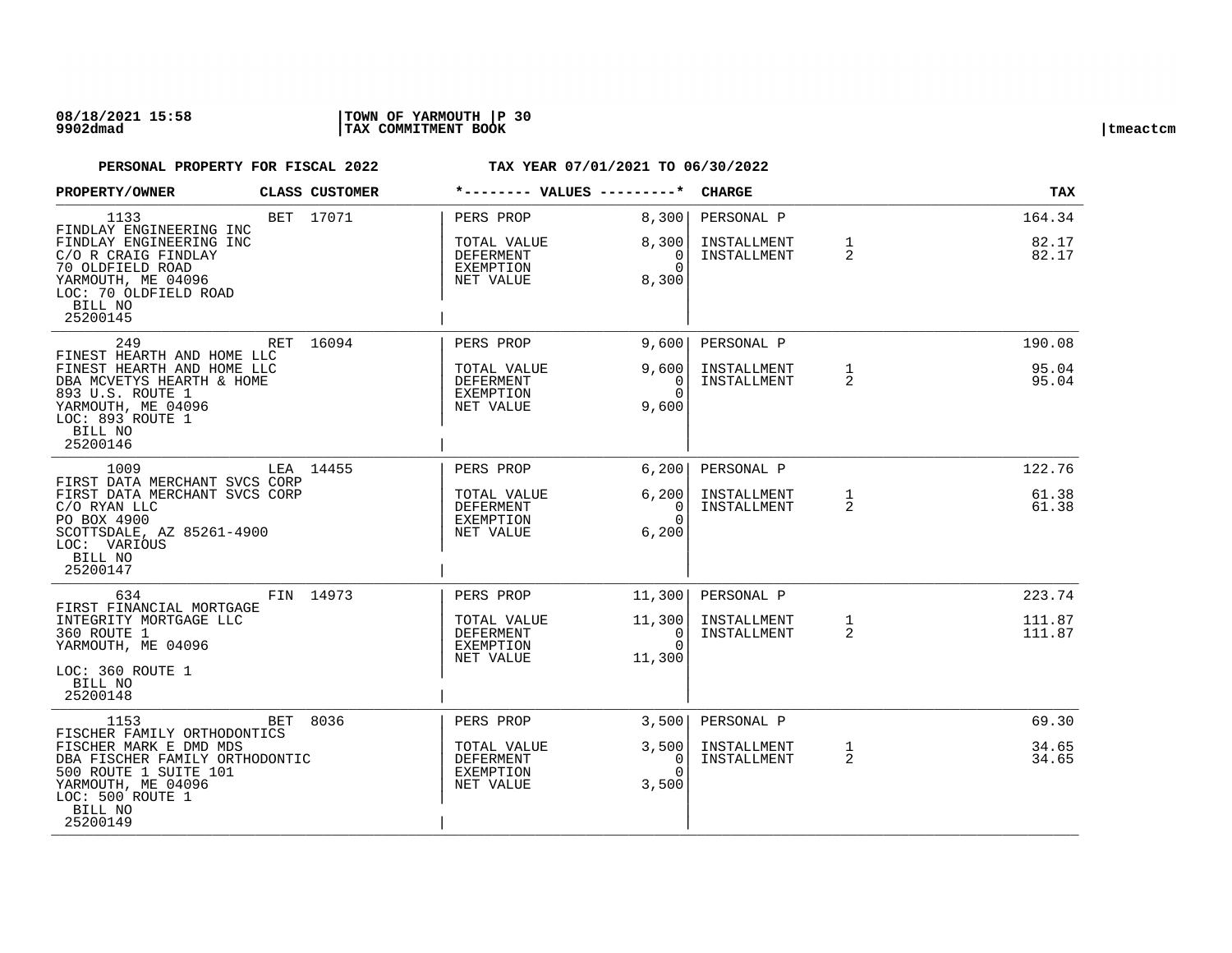**PERSONAL PROPERTY FOR FISCAL 2022 TAX YEAR 07/01/2021 TO 06/30/2022**

| PROPERTY/OWNER | CLASS | CUSTOMER | *-------- VALUES ---------* | | CHARGE | | TAX |
|---|---|---|---|---|---|---|---|
| 1133 FINDLAY ENGINEERING INC<br>FINDLAY ENGINEERING INC<br>C/O R CRAIG FINDLAY<br>70 OLDFIELD ROAD<br>YARMOUTH, ME 04096<br>LOC: 70 OLDFIELD ROAD<br>BILL NO<br>25200145 | BET | 17071 | PERS PROP<br>TOTAL VALUE<br>DEFERMENT<br>EXEMPTION<br>NET VALUE | 8,300<br>8,300<br>0<br>0<br>8,300 | PERSONAL P<br>INSTALLMENT<br>INSTALLMENT | <br>1<br>2 | 164.34<br>82.17<br>82.17 |
| 249 FINEST HEARTH AND HOME LLC<br>FINEST HEARTH AND HOME LLC<br>DBA MCVETYS HEARTH & HOME<br>893 U.S. ROUTE 1<br>YARMOUTH, ME 04096<br>LOC: 893 ROUTE 1<br>BILL NO<br>25200146 | RET | 16094 | PERS PROP<br>TOTAL VALUE<br>DEFERMENT<br>EXEMPTION<br>NET VALUE | 9,600<br>9,600<br>0<br>0<br>9,600 | PERSONAL P<br>INSTALLMENT<br>INSTALLMENT | <br>1<br>2 | 190.08<br>95.04<br>95.04 |
| 1009 FIRST DATA MERCHANT SVCS CORP<br>FIRST DATA MERCHANT SVCS CORP<br>C/O RYAN LLC<br>PO BOX 4900<br>SCOTTSDALE, AZ 85261-4900<br>LOC: VARIOUS<br>BILL NO<br>25200147 | LEA | 14455 | PERS PROP<br>TOTAL VALUE<br>DEFERMENT<br>EXEMPTION<br>NET VALUE | 6,200<br>6,200<br>0<br>0<br>6,200 | PERSONAL P<br>INSTALLMENT<br>INSTALLMENT | <br>1<br>2 | 122.76<br>61.38<br>61.38 |
| 634 FIRST FINANCIAL MORTGAGE<br>INTEGRITY MORTGAGE LLC<br>360 ROUTE 1<br>YARMOUTH, ME 04096<br>LOC: 360 ROUTE 1<br>BILL NO<br>25200148 | FIN | 14973 | PERS PROP<br>TOTAL VALUE<br>DEFERMENT<br>EXEMPTION<br>NET VALUE | 11,300<br>11,300<br>0<br>0<br>11,300 | PERSONAL P<br>INSTALLMENT<br>INSTALLMENT | <br>1<br>2 | 223.74<br>111.87<br>111.87 |
| 1153 FISCHER FAMILY ORTHODONTICS<br>FISCHER MARK E DMD MDS<br>DBA FISCHER FAMILY ORTHODONTIC<br>500 ROUTE 1 SUITE 101<br>YARMOUTH, ME 04096<br>LOC: 500 ROUTE 1<br>BILL NO<br>25200149 | BET | 8036 | PERS PROP<br>TOTAL VALUE<br>DEFERMENT<br>EXEMPTION<br>NET VALUE | 3,500<br>3,500<br>0<br>0<br>3,500 | PERSONAL P<br>INSTALLMENT<br>INSTALLMENT | <br>1<br>2 | 69.30<br>34.65<br>34.65 |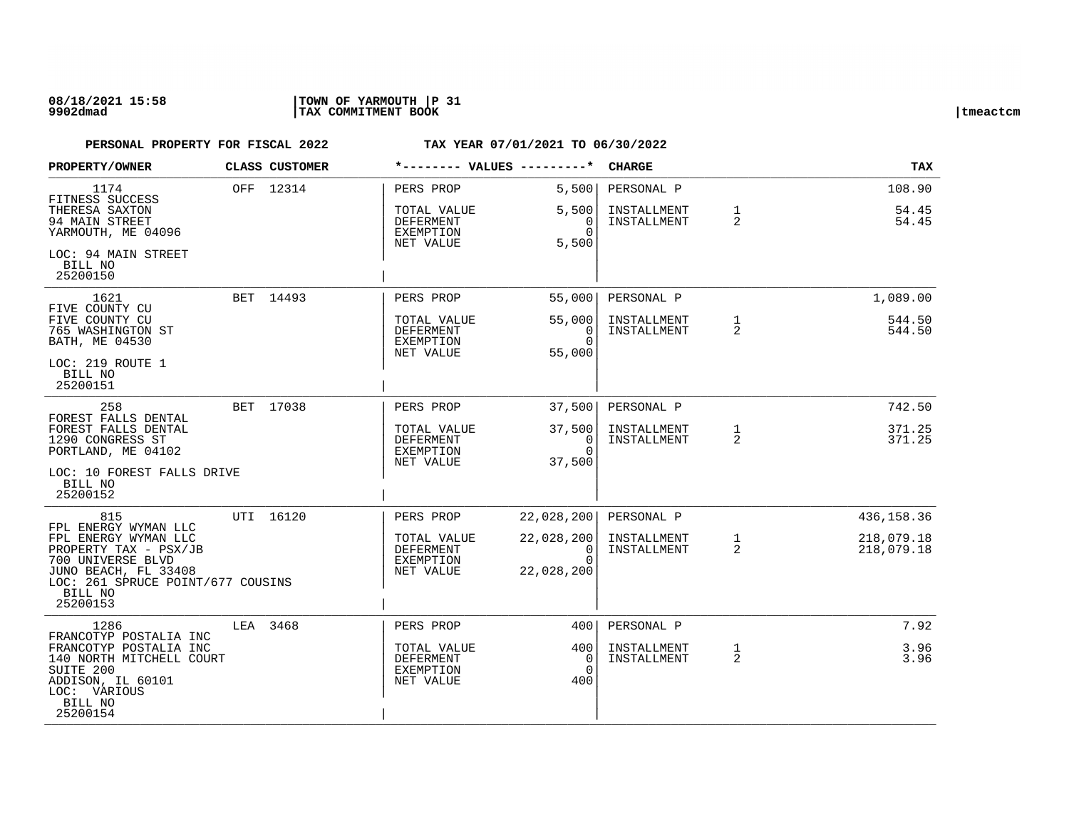**PERSONAL PROPERTY FOR FISCAL 2022** **TAX YEAR 07/01/2021 TO 06/30/2022**

| PROPERTY/OWNER | CLASS | CUSTOMER | *-------- VALUES ---------* | | CHARGE | | TAX |
|---|---|---|---|---|---|---|---|
| 1174<br>FITNESS SUCCESS<br>THERESA SAXTON<br>94 MAIN STREET<br>YARMOUTH, ME 04096<br>LOC: 94 MAIN STREET<br>BILL NO<br>25200150 | OFF | 12314 | PERS PROP<br>TOTAL VALUE<br>DEFERMENT<br>EXEMPTION<br>NET VALUE | 5,500<br>5,500<br>0<br>0<br>5,500 | PERSONAL P<br>INSTALLMENT<br>INSTALLMENT | <br>1<br>2 | 108.90<br>54.45<br>54.45 |
| 1621<br>FIVE COUNTY CU<br>FIVE COUNTY CU<br>765 WASHINGTON ST<br>BATH, ME 04530<br>LOC: 219 ROUTE 1<br>BILL NO<br>25200151 | BET | 14493 | PERS PROP<br>TOTAL VALUE<br>DEFERMENT<br>EXEMPTION<br>NET VALUE | 55,000<br>55,000<br>0<br>0<br>55,000 | PERSONAL P<br>INSTALLMENT<br>INSTALLMENT | <br>1<br>2 | 1,089.00<br>544.50<br>544.50 |
| 258<br>FOREST FALLS DENTAL<br>FOREST FALLS DENTAL<br>1290 CONGRESS ST<br>PORTLAND, ME 04102<br>LOC: 10 FOREST FALLS DRIVE<br>BILL NO<br>25200152 | BET | 17038 | PERS PROP<br>TOTAL VALUE<br>DEFERMENT<br>EXEMPTION<br>NET VALUE | 37,500<br>37,500<br>0<br>0<br>37,500 | PERSONAL P<br>INSTALLMENT<br>INSTALLMENT | <br>1<br>2 | 742.50<br>371.25<br>371.25 |
| 815<br>FPL ENERGY WYMAN LLC<br>FPL ENERGY WYMAN LLC<br>PROPERTY TAX - PSX/JB<br>700 UNIVERSE BLVD<br>JUNO BEACH, FL 33408<br>LOC: 261 SPRUCE POINT/677 COUSINS<br>BILL NO<br>25200153 | UTI | 16120 | PERS PROP<br>TOTAL VALUE<br>DEFERMENT<br>EXEMPTION<br>NET VALUE | 22,028,200<br>22,028,200<br>0<br>0<br>22,028,200 | PERSONAL P<br>INSTALLMENT<br>INSTALLMENT | <br>1<br>2 | 436,158.36<br>218,079.18<br>218,079.18 |
| 1286<br>FRANCOTYP POSTALIA INC<br>FRANCOTYP POSTALIA INC<br>140 NORTH MITCHELL COURT<br>SUITE 200<br>ADDISON, IL 60101<br>LOC: VARIOUS<br>BILL NO<br>25200154 | LEA | 3468 | PERS PROP<br>TOTAL VALUE<br>DEFERMENT<br>EXEMPTION<br>NET VALUE | 400<br>400<br>0<br>0<br>400 | PERSONAL P<br>INSTALLMENT<br>INSTALLMENT | <br>1<br>2 | 7.92<br>3.96<br>3.96 |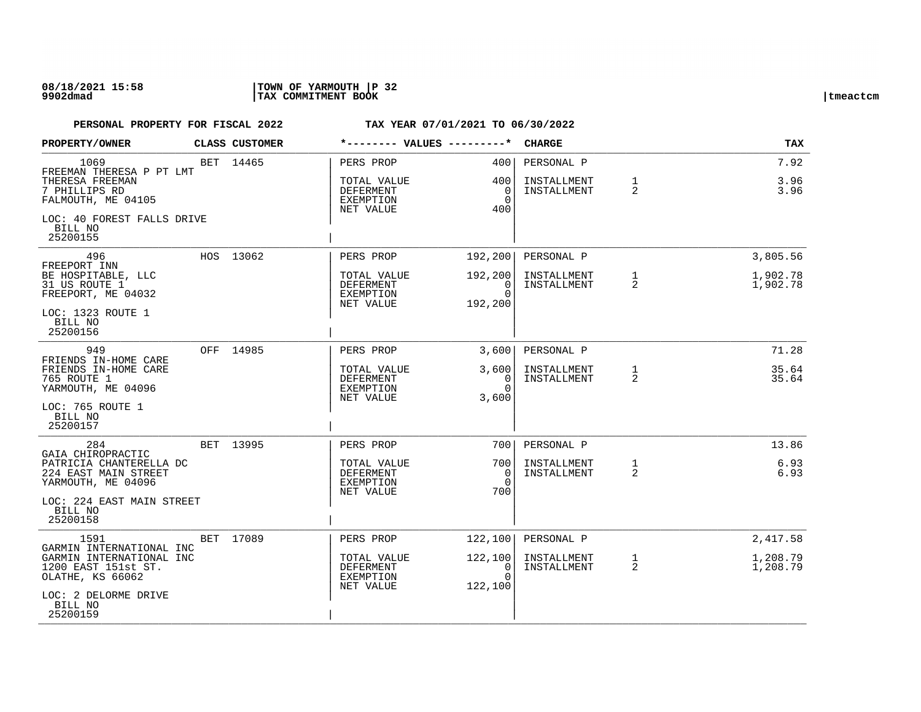**PERSONAL PROPERTY FOR FISCAL 2022** **TAX YEAR 07/01/2021 TO 06/30/2022**

| PROPERTY/OWNER | CLASS | CUSTOMER | *-------- VALUES ---------* | | CHARGE | | TAX |
|---|---|---|---|---|---|---|---|
| 1069<br>FREEMAN THERESA P PT LMT<br>THERESA FREEMAN<br>7 PHILLIPS RD<br>FALMOUTH, ME 04105<br>LOC: 40 FOREST FALLS DRIVE<br>BILL NO<br>25200155 | BET | 14465 | PERS PROP<br>TOTAL VALUE<br>DEFERMENT<br>EXEMPTION<br>NET VALUE | 400<br>400<br>0<br>0<br>400 | PERSONAL P<br>INSTALLMENT<br>INSTALLMENT | <br>1<br>2 | 7.92<br>3.96<br>3.96 |
| 496<br>FREEPORT INN<br>BE HOSPITABLE, LLC<br>31 US ROUTE 1<br>FREEPORT, ME 04032<br>LOC: 1323 ROUTE 1<br>BILL NO<br>25200156 | HOS | 13062 | PERS PROP<br>TOTAL VALUE<br>DEFERMENT<br>EXEMPTION<br>NET VALUE | 192,200<br>192,200<br>0<br>0<br>192,200 | PERSONAL P<br>INSTALLMENT<br>INSTALLMENT | <br>1<br>2 | 3,805.56<br>1,902.78<br>1,902.78 |
| 949<br>FRIENDS IN-HOME CARE<br>FRIENDS IN-HOME CARE<br>765 ROUTE 1<br>YARMOUTH, ME 04096<br>LOC: 765 ROUTE 1<br>BILL NO<br>25200157 | OFF | 14985 | PERS PROP<br>TOTAL VALUE<br>DEFERMENT<br>EXEMPTION<br>NET VALUE | 3,600<br>3,600<br>0<br>0<br>3,600 | PERSONAL P<br>INSTALLMENT<br>INSTALLMENT | <br>1<br>2 | 71.28<br>35.64<br>35.64 |
| 284<br>GAIA CHIROPRACTIC<br>PATRICIA CHANTERELLA DC<br>224 EAST MAIN STREET<br>YARMOUTH, ME 04096<br>LOC: 224 EAST MAIN STREET<br>BILL NO<br>25200158 | BET | 13995 | PERS PROP<br>TOTAL VALUE<br>DEFERMENT<br>EXEMPTION<br>NET VALUE | 700<br>700<br>0<br>0<br>700 | PERSONAL P<br>INSTALLMENT<br>INSTALLMENT | <br>1<br>2 | 13.86<br>6.93<br>6.93 |
| 1591<br>GARMIN INTERNATIONAL INC<br>GARMIN INTERNATIONAL INC<br>1200 EAST 151st ST.<br>OLATHE, KS 66062<br>LOC: 2 DELORME DRIVE<br>BILL NO<br>25200159 | BET | 17089 | PERS PROP<br>TOTAL VALUE<br>DEFERMENT<br>EXEMPTION<br>NET VALUE | 122,100<br>122,100<br>0<br>0<br>122,100 | PERSONAL P<br>INSTALLMENT<br>INSTALLMENT | <br>1<br>2 | 2,417.58<br>1,208.79<br>1,208.79 |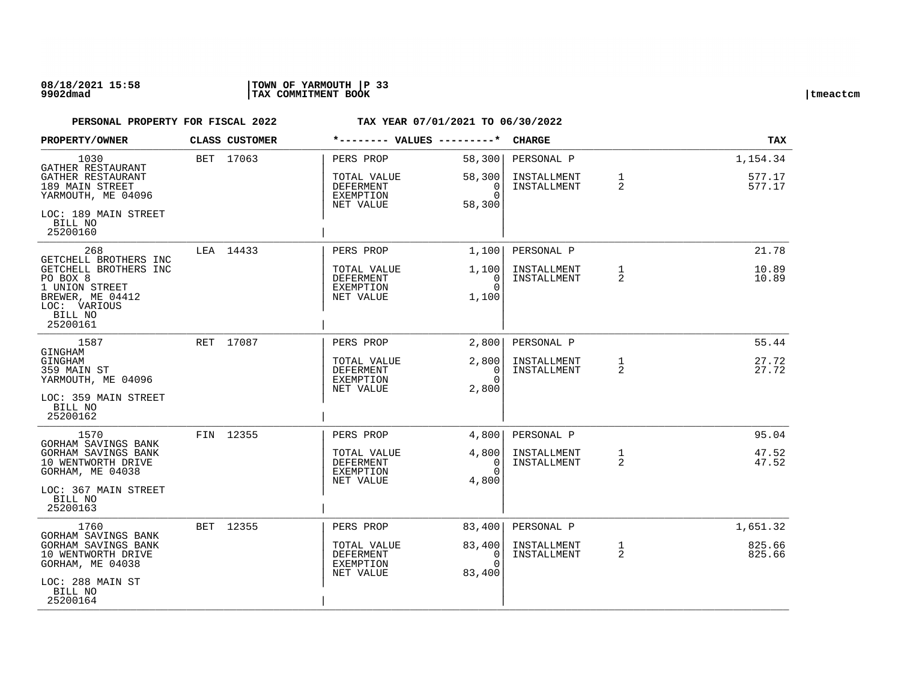**PERSONAL PROPERTY FOR FISCAL 2022 — TAX YEAR 07/01/2021 TO 06/30/2022**

| PROPERTY/OWNER | CLASS | CUSTOMER | VALUES | | CHARGE | | TAX |
|---|---|---|---|---|---|---|---|
| 1030<br>GATHER RESTAURANT<br>GATHER RESTAURANT<br>189 MAIN STREET<br>YARMOUTH, ME 04096<br>LOC: 189 MAIN STREET<br>BILL NO<br>25200160 | BET | 17063 | PERS PROP<br>TOTAL VALUE<br>DEFERMENT<br>EXEMPTION<br>NET VALUE | 58,300<br>58,300<br>0<br>0<br>58,300 | PERSONAL P<br>INSTALLMENT<br>INSTALLMENT | <br>1<br>2 | 1,154.34<br>577.17<br>577.17 |
| 268<br>GETCHELL BROTHERS INC<br>GETCHELL BROTHERS INC<br>PO BOX 8<br>1 UNION STREET<br>BREWER, ME 04412<br>LOC: VARIOUS<br>BILL NO<br>25200161 | LEA | 14433 | PERS PROP<br>TOTAL VALUE<br>DEFERMENT<br>EXEMPTION<br>NET VALUE | 1,100<br>1,100<br>0<br>0<br>1,100 | PERSONAL P<br>INSTALLMENT<br>INSTALLMENT | <br>1<br>2 | 21.78<br>10.89<br>10.89 |
| 1587<br>GINGHAM<br>GINGHAM<br>359 MAIN ST<br>YARMOUTH, ME 04096<br>LOC: 359 MAIN STREET<br>BILL NO<br>25200162 | RET | 17087 | PERS PROP<br>TOTAL VALUE<br>DEFERMENT<br>EXEMPTION<br>NET VALUE | 2,800<br>2,800<br>0<br>0<br>2,800 | PERSONAL P<br>INSTALLMENT<br>INSTALLMENT | <br>1<br>2 | 55.44<br>27.72<br>27.72 |
| 1570<br>GORHAM SAVINGS BANK<br>GORHAM SAVINGS BANK<br>10 WENTWORTH DRIVE<br>GORHAM, ME 04038<br>LOC: 367 MAIN STREET<br>BILL NO<br>25200163 | FIN | 12355 | PERS PROP<br>TOTAL VALUE<br>DEFERMENT<br>EXEMPTION<br>NET VALUE | 4,800<br>4,800<br>0<br>0<br>4,800 | PERSONAL P<br>INSTALLMENT<br>INSTALLMENT | <br>1<br>2 | 95.04<br>47.52<br>47.52 |
| 1760<br>GORHAM SAVINGS BANK<br>GORHAM SAVINGS BANK<br>10 WENTWORTH DRIVE<br>GORHAM, ME 04038<br>LOC: 288 MAIN ST<br>BILL NO<br>25200164 | BET | 12355 | PERS PROP<br>TOTAL VALUE<br>DEFERMENT<br>EXEMPTION<br>NET VALUE | 83,400<br>83,400<br>0<br>0<br>83,400 | PERSONAL P<br>INSTALLMENT<br>INSTALLMENT | <br>1<br>2 | 1,651.32<br>825.66<br>825.66 |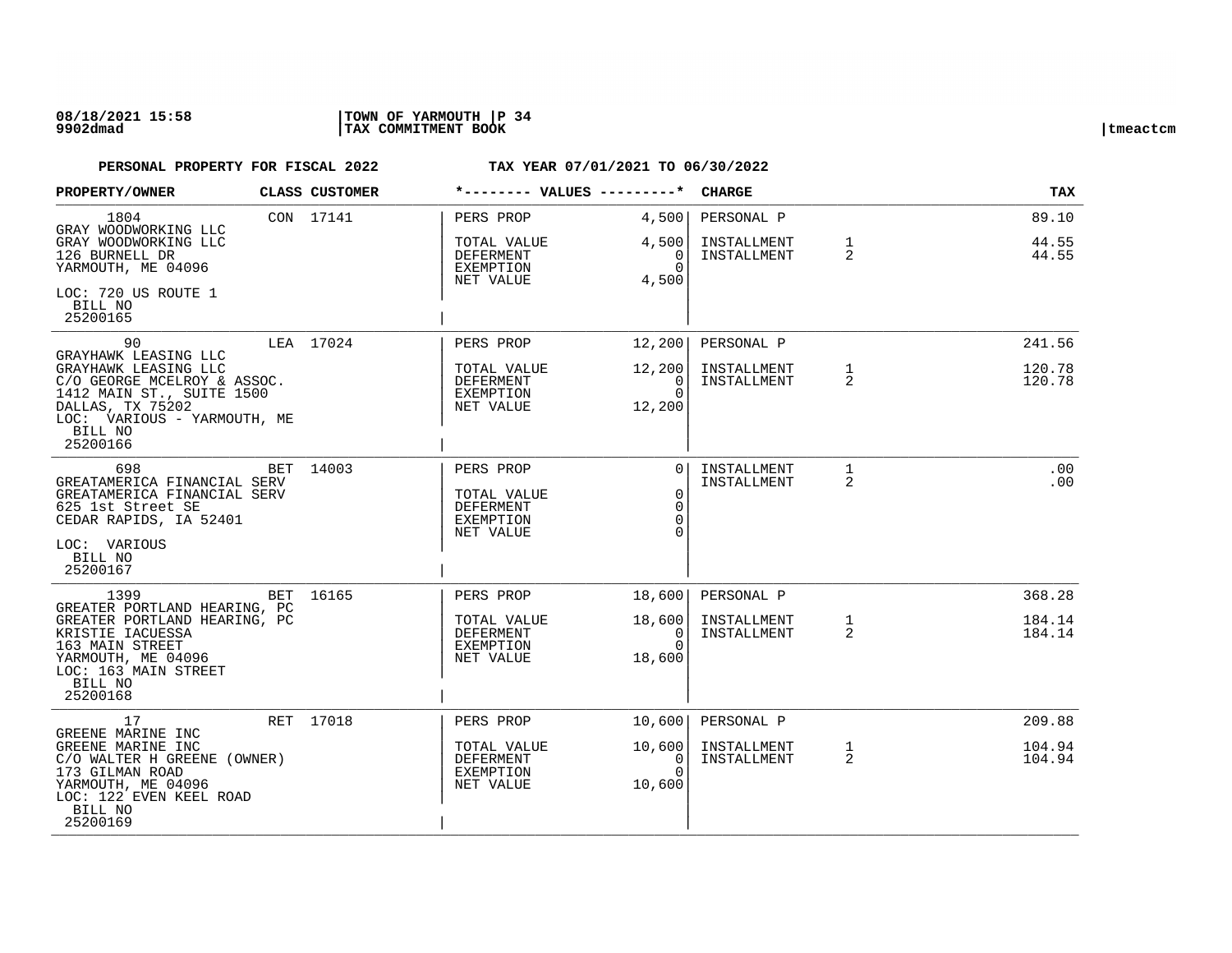08/18/2021 15:58 | TOWN OF YARMOUTH | P 34
9902dmad | TAX COMMITMENT BOOK | tmeactcm

**PERSONAL PROPERTY FOR FISCAL 2022 TAX YEAR 07/01/2021 TO 06/30/2022**

| PROPERTY/OWNER | CLASS | CUSTOMER | VALUES | | CHARGE | | TAX |
|---|---|---|---|---|---|---|---|
| 1804<br>GRAY WOODWORKING LLC<br>GRAY WOODWORKING LLC<br>126 BURNELL DR<br>YARMOUTH, ME 04096<br>LOC: 720 US ROUTE 1<br>BILL NO<br>25200165 | CON | 17141 | PERS PROP<br>TOTAL VALUE<br>DEFERMENT<br>EXEMPTION<br>NET VALUE | 4,500<br>4,500<br>0<br>0<br>4,500 | PERSONAL P<br>INSTALLMENT<br>INSTALLMENT | <br>1<br>2 | 89.10<br>44.55<br>44.55 |
| 90<br>GRAYHAWK LEASING LLC<br>GRAYHAWK LEASING LLC<br>C/O GEORGE MCELROY & ASSOC.<br>1412 MAIN ST., SUITE 1500<br>DALLAS, TX 75202<br>LOC: VARIOUS - YARMOUTH, ME<br>BILL NO<br>25200166 | LEA | 17024 | PERS PROP<br>TOTAL VALUE<br>DEFERMENT<br>EXEMPTION<br>NET VALUE | 12,200<br>12,200<br>0<br>0<br>12,200 | PERSONAL P<br>INSTALLMENT<br>INSTALLMENT | <br>1<br>2 | 241.56<br>120.78<br>120.78 |
| 698<br>GREATAMERICA FINANCIAL SERV<br>GREATAMERICA FINANCIAL SERV<br>625 1st Street SE<br>CEDAR RAPIDS, IA 52401<br>LOC: VARIOUS<br>BILL NO<br>25200167 | BET | 14003 | PERS PROP<br>TOTAL VALUE<br>DEFERMENT<br>EXEMPTION<br>NET VALUE | 0<br>0<br>0<br>0<br>0 | INSTALLMENT<br>INSTALLMENT | 1<br>2 | .00<br>.00 |
| 1399<br>GREATER PORTLAND HEARING, PC<br>GREATER PORTLAND HEARING, PC<br>KRISTIE IACUESSA<br>163 MAIN STREET<br>YARMOUTH, ME 04096<br>LOC: 163 MAIN STREET<br>BILL NO<br>25200168 | BET | 16165 | PERS PROP<br>TOTAL VALUE<br>DEFERMENT<br>EXEMPTION<br>NET VALUE | 18,600<br>18,600<br>0<br>0<br>18,600 | PERSONAL P<br>INSTALLMENT<br>INSTALLMENT | <br>1<br>2 | 368.28<br>184.14<br>184.14 |
| 17<br>GREENE MARINE INC<br>GREENE MARINE INC<br>C/O WALTER H GREENE (OWNER)<br>173 GILMAN ROAD<br>YARMOUTH, ME 04096<br>LOC: 122 EVEN KEEL ROAD<br>BILL NO<br>25200169 | RET | 17018 | PERS PROP<br>TOTAL VALUE<br>DEFERMENT<br>EXEMPTION<br>NET VALUE | 10,600<br>10,600<br>0<br>0<br>10,600 | PERSONAL P<br>INSTALLMENT<br>INSTALLMENT | <br>1<br>2 | 209.88<br>104.94<br>104.94 |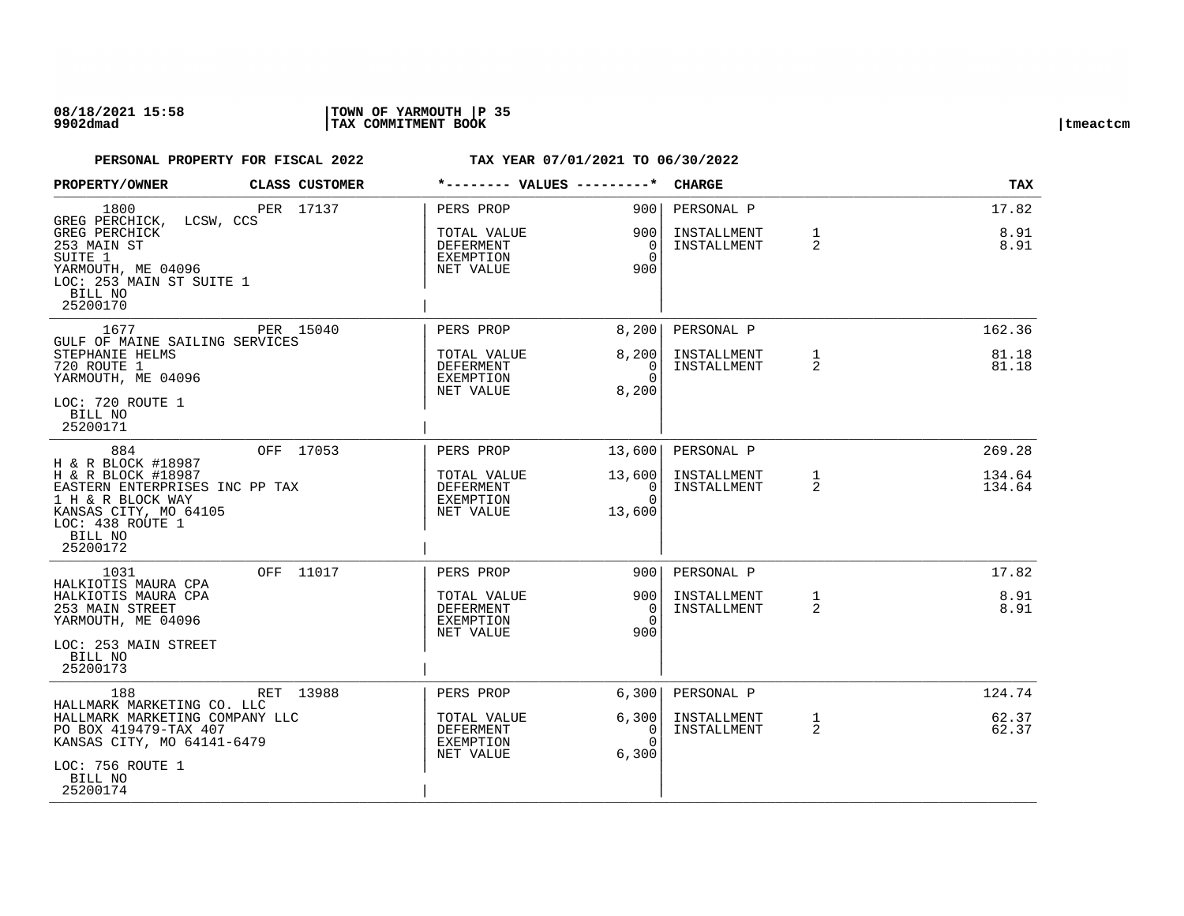**PERSONAL PROPERTY FOR FISCAL 2022** — **TAX YEAR 07/01/2021 TO 06/30/2022**

| PROPERTY/OWNER | CLASS | CUSTOMER | *-------- VALUES ---------* | | CHARGE | | TAX |
|---|---|---|---|---|---|---|---|
| 1800<br>GREG PERCHICK, LCSW, CCS<br>GREG PERCHICK<br>253 MAIN ST<br>SUITE 1<br>YARMOUTH, ME 04096<br>LOC: 253 MAIN ST SUITE 1<br>BILL NO<br>25200170 | PER | 17137 | PERS PROP<br><br>TOTAL VALUE<br>DEFERMENT<br>EXEMPTION<br>NET VALUE | 900<br><br>900<br>0<br>0<br>900 | PERSONAL P<br><br>INSTALLMENT<br>INSTALLMENT | <br><br>1<br>2 | 17.82<br><br>8.91<br>8.91 |
| 1677<br>GULF OF MAINE SAILING SERVICES<br>STEPHANIE HELMS<br>720 ROUTE 1<br>YARMOUTH, ME 04096<br>LOC: 720 ROUTE 1<br>BILL NO<br>25200171 | PER | 15040 | PERS PROP<br><br>TOTAL VALUE<br>DEFERMENT<br>EXEMPTION<br>NET VALUE | 8,200<br><br>8,200<br>0<br>0<br>8,200 | PERSONAL P<br><br>INSTALLMENT<br>INSTALLMENT | <br><br>1<br>2 | 162.36<br><br>81.18<br>81.18 |
| 884<br>H & R BLOCK #18987<br>H & R BLOCK #18987<br>EASTERN ENTERPRISES INC PP TAX<br>1 H & R BLOCK WAY<br>KANSAS CITY, MO 64105<br>LOC: 438 ROUTE 1<br>BILL NO<br>25200172 | OFF | 17053 | PERS PROP<br><br>TOTAL VALUE<br>DEFERMENT<br>EXEMPTION<br>NET VALUE | 13,600<br><br>13,600<br>0<br>0<br>13,600 | PERSONAL P<br><br>INSTALLMENT<br>INSTALLMENT | <br><br>1<br>2 | 269.28<br><br>134.64<br>134.64 |
| 1031<br>HALKIOTIS MAURA CPA<br>HALKIOTIS MAURA CPA<br>253 MAIN STREET<br>YARMOUTH, ME 04096<br>LOC: 253 MAIN STREET<br>BILL NO<br>25200173 | OFF | 11017 | PERS PROP<br><br>TOTAL VALUE<br>DEFERMENT<br>EXEMPTION<br>NET VALUE | 900<br><br>900<br>0<br>0<br>900 | PERSONAL P<br><br>INSTALLMENT<br>INSTALLMENT | <br><br>1<br>2 | 17.82<br><br>8.91<br>8.91 |
| 188<br>HALLMARK MARKETING CO. LLC<br>HALLMARK MARKETING COMPANY LLC<br>PO BOX 419479-TAX 407<br>KANSAS CITY, MO 64141-6479<br>LOC: 756 ROUTE 1<br>BILL NO<br>25200174 | RET | 13988 | PERS PROP<br><br>TOTAL VALUE<br>DEFERMENT<br>EXEMPTION<br>NET VALUE | 6,300<br><br>6,300<br>0<br>0<br>6,300 | PERSONAL P<br><br>INSTALLMENT<br>INSTALLMENT | <br><br>1<br>2 | 124.74<br><br>62.37<br>62.37 |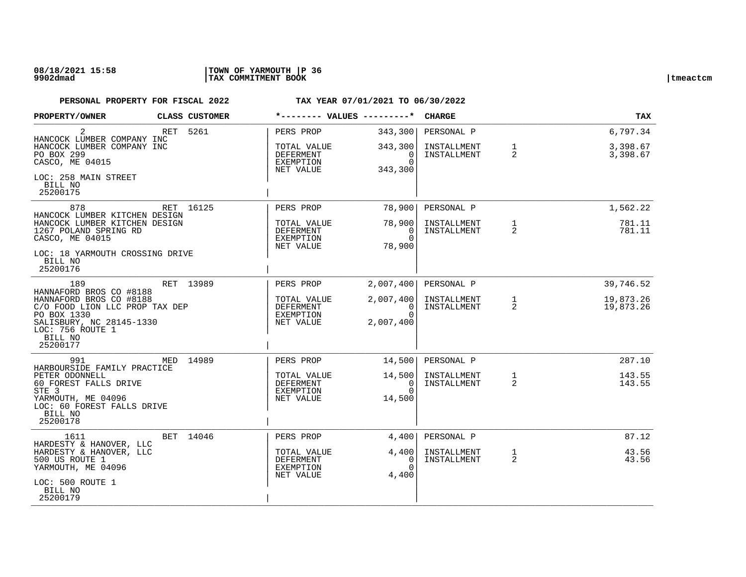08/18/2021 15:58 | TOWN OF YARMOUTH | P 36
9902dmad | TAX COMMITMENT BOOK | tmeactcm

**PERSONAL PROPERTY FOR FISCAL 2022** **TAX YEAR 07/01/2021 TO 06/30/2022**

| PROPERTY/OWNER | CLASS | CUSTOMER | VALUES | | CHARGE | | TAX |
|---|---|---|---|---|---|---|---|
| 2<br>HANCOCK LUMBER COMPANY INC<br>HANCOCK LUMBER COMPANY INC<br>PO BOX 299<br>CASCO, ME 04015<br>LOC: 258 MAIN STREET<br>BILL NO<br>25200175 | RET | 5261 | PERS PROP<br>TOTAL VALUE<br>DEFERMENT<br>EXEMPTION<br>NET VALUE | 343,300<br>343,300<br>0<br>0<br>343,300 | PERSONAL P<br>INSTALLMENT<br>INSTALLMENT | <br>1<br>2 | 6,797.34<br>3,398.67<br>3,398.67 |
| 878<br>HANCOCK LUMBER KITCHEN DESIGN<br>HANCOCK LUMBER KITCHEN DESIGN<br>1267 POLAND SPRING RD<br>CASCO, ME 04015<br>LOC: 18 YARMOUTH CROSSING DRIVE<br>BILL NO<br>25200176 | RET | 16125 | PERS PROP<br>TOTAL VALUE<br>DEFERMENT<br>EXEMPTION<br>NET VALUE | 78,900<br>78,900<br>0<br>0<br>78,900 | PERSONAL P<br>INSTALLMENT<br>INSTALLMENT | <br>1<br>2 | 1,562.22<br>781.11<br>781.11 |
| 189<br>HANNAFORD BROS CO #8188<br>HANNAFORD BROS CO #8188<br>C/O FOOD LION LLC PROP TAX DEP<br>PO BOX 1330<br>SALISBURY, NC 28145-1330<br>LOC: 756 ROUTE 1<br>BILL NO<br>25200177 | RET | 13989 | PERS PROP<br>TOTAL VALUE<br>DEFERMENT<br>EXEMPTION<br>NET VALUE | 2,007,400<br>2,007,400<br>0<br>0<br>2,007,400 | PERSONAL P<br>INSTALLMENT<br>INSTALLMENT | <br>1<br>2 | 39,746.52<br>19,873.26<br>19,873.26 |
| 991<br>HARBOURSIDE FAMILY PRACTICE<br>PETER ODONNELL<br>60 FOREST FALLS DRIVE<br>STE 3<br>YARMOUTH, ME 04096<br>LOC: 60 FOREST FALLS DRIVE<br>BILL NO<br>25200178 | MED | 14989 | PERS PROP<br>TOTAL VALUE<br>DEFERMENT<br>EXEMPTION<br>NET VALUE | 14,500<br>14,500<br>0<br>0<br>14,500 | PERSONAL P<br>INSTALLMENT<br>INSTALLMENT | <br>1<br>2 | 287.10<br>143.55<br>143.55 |
| 1611<br>HARDESTY & HANOVER, LLC<br>HARDESTY & HANOVER, LLC<br>500 US ROUTE 1<br>YARMOUTH, ME 04096<br>LOC: 500 ROUTE 1<br>BILL NO<br>25200179 | BET | 14046 | PERS PROP<br>TOTAL VALUE<br>DEFERMENT<br>EXEMPTION<br>NET VALUE | 4,400<br>4,400<br>0<br>0<br>4,400 | PERSONAL P<br>INSTALLMENT<br>INSTALLMENT | <br>1<br>2 | 87.12<br>43.56<br>43.56 |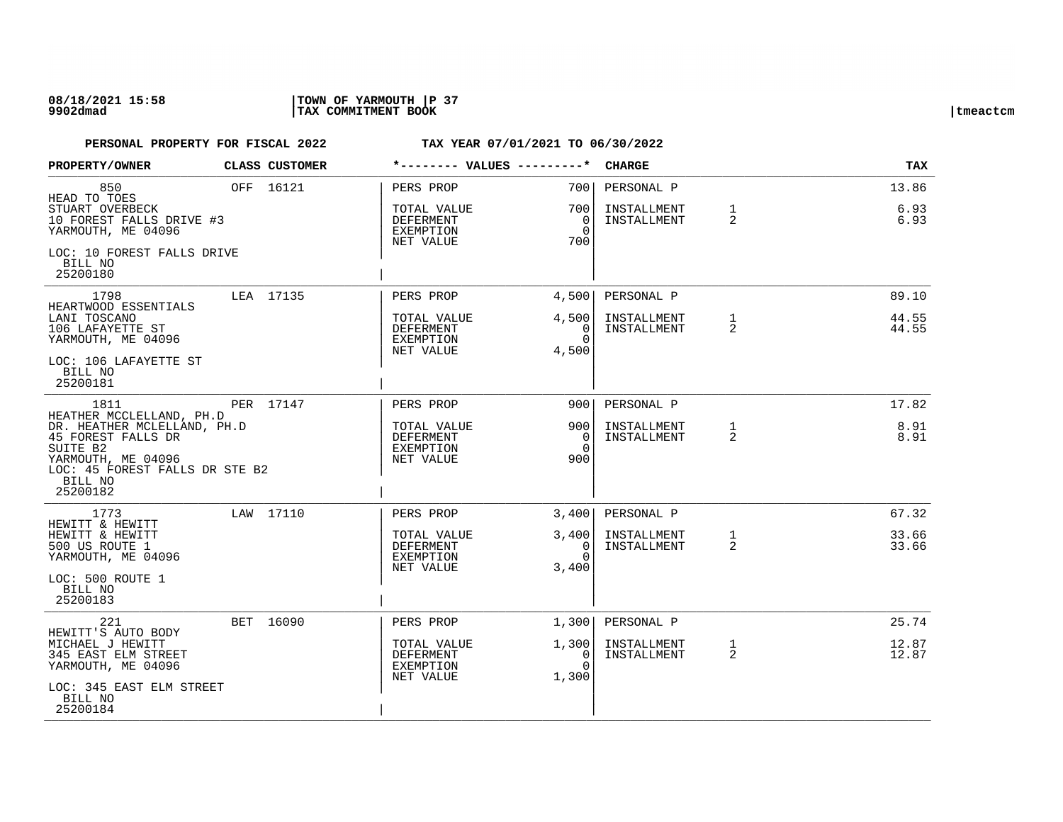**08/18/2021 15:58** | **TOWN OF YARMOUTH** | **P 37**
**9902dmad** | **TAX COMMITMENT BOOK** | tmeactcm

**PERSONAL PROPERTY FOR FISCAL 2022** — **TAX YEAR 07/01/2021 TO 06/30/2022**

| PROPERTY/OWNER | CLASS | CUSTOMER | VALUES | | CHARGE | | TAX |
|---|---|---|---|---|---|---|---|
| 850<br>HEAD TO TOES<br>STUART OVERBECK<br>10 FOREST FALLS DRIVE #3<br>YARMOUTH, ME 04096<br>LOC: 10 FOREST FALLS DRIVE<br>BILL NO<br>25200180 | OFF | 16121 | PERS PROP<br>TOTAL VALUE<br>DEFERMENT<br>EXEMPTION<br>NET VALUE | 700<br>700<br>0<br>0<br>700 | PERSONAL P<br>INSTALLMENT<br>INSTALLMENT | <br>1<br>2 | 13.86<br>6.93<br>6.93 |
| 1798<br>HEARTWOOD ESSENTIALS<br>LANI TOSCANO<br>106 LAFAYETTE ST<br>YARMOUTH, ME 04096<br>LOC: 106 LAFAYETTE ST<br>BILL NO<br>25200181 | LEA | 17135 | PERS PROP<br>TOTAL VALUE<br>DEFERMENT<br>EXEMPTION<br>NET VALUE | 4,500<br>4,500<br>0<br>0<br>4,500 | PERSONAL P<br>INSTALLMENT<br>INSTALLMENT | <br>1<br>2 | 89.10<br>44.55<br>44.55 |
| 1811<br>HEATHER MCCLELLAND, PH.D<br>DR. HEATHER MCLELLAND, PH.D<br>45 FOREST FALLS DR<br>SUITE B2<br>YARMOUTH, ME 04096<br>LOC: 45 FOREST FALLS DR STE B2<br>BILL NO<br>25200182 | PER | 17147 | PERS PROP<br>TOTAL VALUE<br>DEFERMENT<br>EXEMPTION<br>NET VALUE | 900<br>900<br>0<br>0<br>900 | PERSONAL P<br>INSTALLMENT<br>INSTALLMENT | <br>1<br>2 | 17.82<br>8.91<br>8.91 |
| 1773<br>HEWITT & HEWITT<br>HEWITT & HEWITT<br>500 US ROUTE 1<br>YARMOUTH, ME 04096<br>LOC: 500 ROUTE 1<br>BILL NO<br>25200183 | LAW | 17110 | PERS PROP<br>TOTAL VALUE<br>DEFERMENT<br>EXEMPTION<br>NET VALUE | 3,400<br>3,400<br>0<br>0<br>3,400 | PERSONAL P<br>INSTALLMENT<br>INSTALLMENT | <br>1<br>2 | 67.32<br>33.66<br>33.66 |
| 221<br>HEWITT'S AUTO BODY<br>MICHAEL J HEWITT<br>345 EAST ELM STREET<br>YARMOUTH, ME 04096<br>LOC: 345 EAST ELM STREET<br>BILL NO<br>25200184 | BET | 16090 | PERS PROP<br>TOTAL VALUE<br>DEFERMENT<br>EXEMPTION<br>NET VALUE | 1,300<br>1,300<br>0<br>0<br>1,300 | PERSONAL P<br>INSTALLMENT<br>INSTALLMENT | <br>1<br>2 | 25.74<br>12.87<br>12.87 |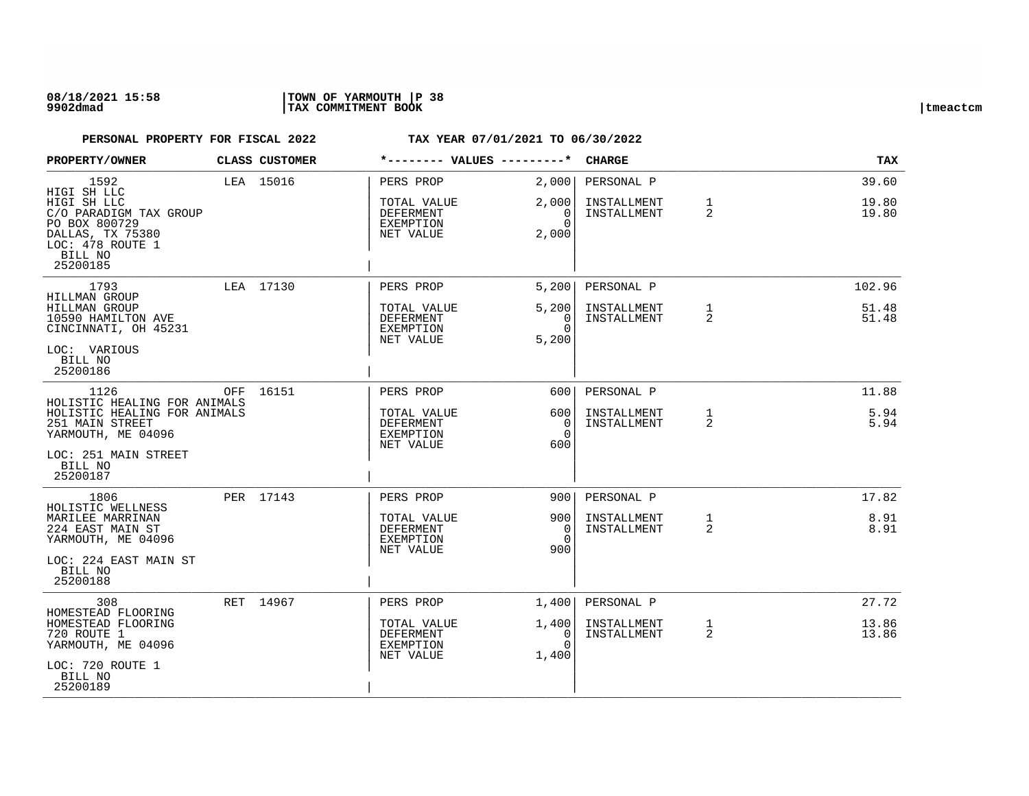08/18/2021 15:58 | TOWN OF YARMOUTH | P 38
9902dmad | TAX COMMITMENT BOOK | tmeactcm

**PERSONAL PROPERTY FOR FISCAL 2022** **TAX YEAR 07/01/2021 TO 06/30/2022**

| PROPERTY/OWNER | CLASS | CUSTOMER | VALUES | | CHARGE | | TAX |
|---|---|---|---|---|---|---|---|
| 1592<br>HIGI SH LLC<br>HIGI SH LLC<br>C/O PARADIGM TAX GROUP<br>PO BOX 800729<br>DALLAS, TX 75380<br>LOC: 478 ROUTE 1<br>BILL NO<br>25200185 | LEA | 15016 | PERS PROP<br>TOTAL VALUE<br>DEFERMENT<br>EXEMPTION<br>NET VALUE | 2,000<br>2,000<br>0<br>0<br>2,000 | PERSONAL P<br>INSTALLMENT<br>INSTALLMENT | <br>1<br>2 | 39.60<br>19.80<br>19.80 |
| 1793<br>HILLMAN GROUP<br>HILLMAN GROUP<br>10590 HAMILTON AVE<br>CINCINNATI, OH 45231<br>LOC: VARIOUS<br>BILL NO<br>25200186 | LEA | 17130 | PERS PROP<br>TOTAL VALUE<br>DEFERMENT<br>EXEMPTION<br>NET VALUE | 5,200<br>5,200<br>0<br>0<br>5,200 | PERSONAL P<br>INSTALLMENT<br>INSTALLMENT | <br>1<br>2 | 102.96<br>51.48<br>51.48 |
| 1126<br>HOLISTIC HEALING FOR ANIMALS<br>HOLISTIC HEALING FOR ANIMALS<br>251 MAIN STREET<br>YARMOUTH, ME 04096<br>LOC: 251 MAIN STREET<br>BILL NO<br>25200187 | OFF | 16151 | PERS PROP<br>TOTAL VALUE<br>DEFERMENT<br>EXEMPTION<br>NET VALUE | 600<br>600<br>0<br>0<br>600 | PERSONAL P<br>INSTALLMENT<br>INSTALLMENT | <br>1<br>2 | 11.88<br>5.94<br>5.94 |
| 1806<br>HOLISTIC WELLNESS<br>MARILEE MARRINAN<br>224 EAST MAIN ST<br>YARMOUTH, ME 04096<br>LOC: 224 EAST MAIN ST<br>BILL NO<br>25200188 | PER | 17143 | PERS PROP<br>TOTAL VALUE<br>DEFERMENT<br>EXEMPTION<br>NET VALUE | 900<br>900<br>0<br>0<br>900 | PERSONAL P<br>INSTALLMENT<br>INSTALLMENT | <br>1<br>2 | 17.82<br>8.91<br>8.91 |
| 308<br>HOMESTEAD FLOORING<br>HOMESTEAD FLOORING<br>720 ROUTE 1<br>YARMOUTH, ME 04096<br>LOC: 720 ROUTE 1<br>BILL NO<br>25200189 | RET | 14967 | PERS PROP<br>TOTAL VALUE<br>DEFERMENT<br>EXEMPTION<br>NET VALUE | 1,400<br>1,400<br>0<br>0<br>1,400 | PERSONAL P<br>INSTALLMENT<br>INSTALLMENT | <br>1<br>2 | 27.72<br>13.86<br>13.86 |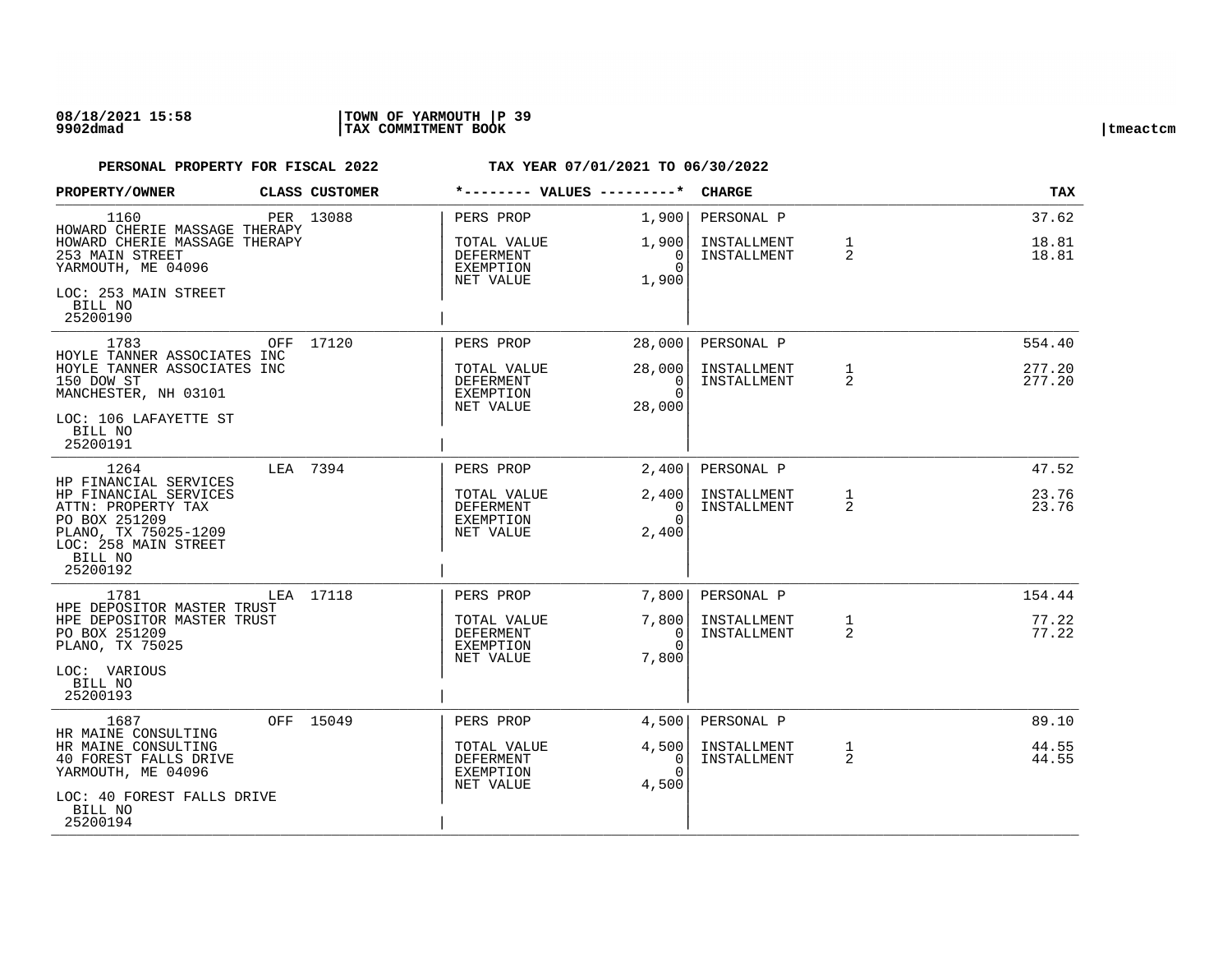**PERSONAL PROPERTY FOR FISCAL 2022** **TAX YEAR 07/01/2021 TO 06/30/2022**

| PROPERTY/OWNER | CLASS | CUSTOMER | VALUES | | CHARGE | | TAX |
|---|---|---|---|---|---|---|---|
| 1160 | PER | 13088 | PERS PROP | 1,900 | PERSONAL P | | 37.62 |
| HOWARD CHERIE MASSAGE THERAPY<br>HOWARD CHERIE MASSAGE THERAPY<br>253 MAIN STREET<br>YARMOUTH, ME 04096<br>LOC: 253 MAIN STREET<br>BILL NO<br>25200190 | | | TOTAL VALUE<br>DEFERMENT<br>EXEMPTION<br>NET VALUE | 1,900<br>0<br>0<br>1,900 | INSTALLMENT<br>INSTALLMENT | 1<br>2 | 18.81<br>18.81 |
| 1783 | OFF | 17120 | PERS PROP | 28,000 | PERSONAL P | | 554.40 |
| HOYLE TANNER ASSOCIATES INC<br>HOYLE TANNER ASSOCIATES INC<br>150 DOW ST<br>MANCHESTER, NH 03101<br>LOC: 106 LAFAYETTE ST<br>BILL NO<br>25200191 | | | TOTAL VALUE<br>DEFERMENT<br>EXEMPTION<br>NET VALUE | 28,000<br>0<br>0<br>28,000 | INSTALLMENT<br>INSTALLMENT | 1<br>2 | 277.20<br>277.20 |
| 1264 | LEA | 7394 | PERS PROP | 2,400 | PERSONAL P | | 47.52 |
| HP FINANCIAL SERVICES<br>HP FINANCIAL SERVICES<br>ATTN: PROPERTY TAX<br>PO BOX 251209<br>PLANO, TX 75025-1209<br>LOC: 258 MAIN STREET<br>BILL NO<br>25200192 | | | TOTAL VALUE<br>DEFERMENT<br>EXEMPTION<br>NET VALUE | 2,400<br>0<br>0<br>2,400 | INSTALLMENT<br>INSTALLMENT | 1<br>2 | 23.76<br>23.76 |
| 1781 | LEA | 17118 | PERS PROP | 7,800 | PERSONAL P | | 154.44 |
| HPE DEPOSITOR MASTER TRUST<br>HPE DEPOSITOR MASTER TRUST<br>PO BOX 251209<br>PLANO, TX 75025<br>LOC: VARIOUS<br>BILL NO<br>25200193 | | | TOTAL VALUE<br>DEFERMENT<br>EXEMPTION<br>NET VALUE | 7,800<br>0<br>0<br>7,800 | INSTALLMENT<br>INSTALLMENT | 1<br>2 | 77.22<br>77.22 |
| 1687 | OFF | 15049 | PERS PROP | 4,500 | PERSONAL P | | 89.10 |
| HR MAINE CONSULTING<br>HR MAINE CONSULTING<br>40 FOREST FALLS DRIVE<br>YARMOUTH, ME 04096<br>LOC: 40 FOREST FALLS DRIVE<br>BILL NO<br>25200194 | | | TOTAL VALUE<br>DEFERMENT<br>EXEMPTION<br>NET VALUE | 4,500<br>0<br>0<br>4,500 | INSTALLMENT<br>INSTALLMENT | 1<br>2 | 44.55<br>44.55 |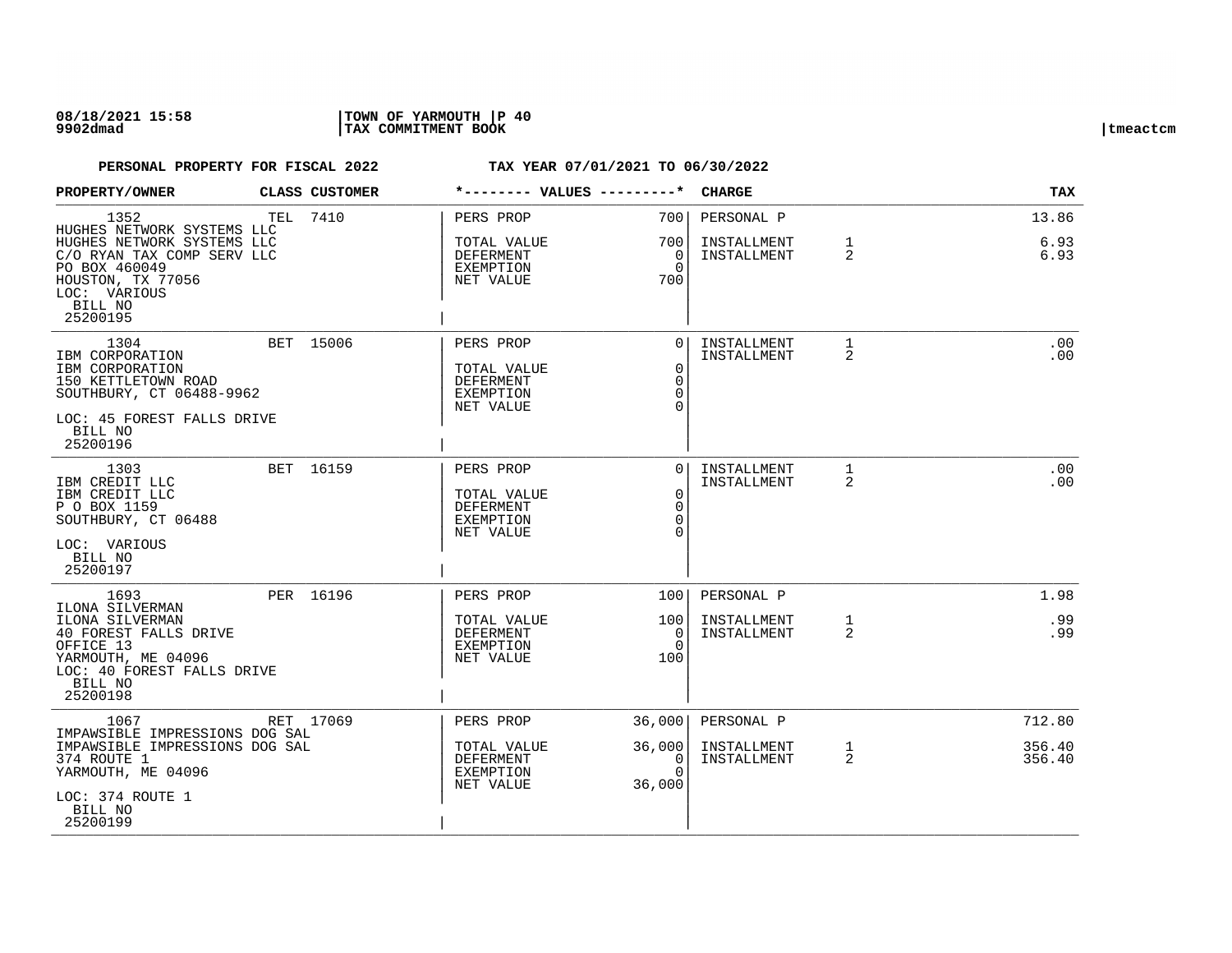PERSONAL PROPERTY FOR FISCAL 2022 — TAX YEAR 07/01/2021 TO 06/30/2022

| PROPERTY/OWNER | CLASS | CUSTOMER | VALUES | | CHARGE | | TAX |
|---|---|---|---|---|---|---|---|
| 1352 | TEL | 7410 | PERS PROP | 700 | PERSONAL P | | 13.86 |
| HUGHES NETWORK SYSTEMS LLC | | | | | | | |
| HUGHES NETWORK SYSTEMS LLC | | | TOTAL VALUE | 700 | INSTALLMENT | 1 | 6.93 |
| C/O RYAN TAX COMP SERV LLC | | | DEFERMENT | 0 | INSTALLMENT | 2 | 6.93 |
| PO BOX 460049 | | | EXEMPTION | 0 | | | |
| HOUSTON, TX 77056 | | | NET VALUE | 700 | | | |
| LOC: VARIOUS | | | | | | | |
| BILL NO 25200195 | | | | | | | |
| 1304 | BET | 15006 | PERS PROP | 0 | INSTALLMENT | 1 | .00 |
| IBM CORPORATION | | | | | INSTALLMENT | 2 | .00 |
| IBM CORPORATION | | | TOTAL VALUE | 0 | | | |
| 150 KETTLETOWN ROAD | | | DEFERMENT | 0 | | | |
| SOUTHBURY, CT 06488-9962 | | | EXEMPTION | 0 | | | |
| | | | NET VALUE | 0 | | | |
| LOC: 45 FOREST FALLS DRIVE | | | | | | | |
| BILL NO 25200196 | | | | | | | |
| 1303 | BET | 16159 | PERS PROP | 0 | INSTALLMENT | 1 | .00 |
| IBM CREDIT LLC | | | | | INSTALLMENT | 2 | .00 |
| IBM CREDIT LLC | | | TOTAL VALUE | 0 | | | |
| P O BOX 1159 | | | DEFERMENT | 0 | | | |
| SOUTHBURY, CT 06488 | | | EXEMPTION | 0 | | | |
| | | | NET VALUE | 0 | | | |
| LOC: VARIOUS | | | | | | | |
| BILL NO 25200197 | | | | | | | |
| 1693 | PER | 16196 | PERS PROP | 100 | PERSONAL P | | 1.98 |
| ILONA SILVERMAN | | | | | | | |
| ILONA SILVERMAN | | | TOTAL VALUE | 100 | INSTALLMENT | 1 | .99 |
| 40 FOREST FALLS DRIVE | | | DEFERMENT | 0 | INSTALLMENT | 2 | .99 |
| OFFICE 13 | | | EXEMPTION | 0 | | | |
| YARMOUTH, ME 04096 | | | NET VALUE | 100 | | | |
| LOC: 40 FOREST FALLS DRIVE | | | | | | | |
| BILL NO 25200198 | | | | | | | |
| 1067 | RET | 17069 | PERS PROP | 36,000 | PERSONAL P | | 712.80 |
| IMPAWSIBLE IMPRESSIONS DOG SAL | | | | | | | |
| IMPAWSIBLE IMPRESSIONS DOG SAL | | | TOTAL VALUE | 36,000 | INSTALLMENT | 1 | 356.40 |
| 374 ROUTE 1 | | | DEFERMENT | 0 | INSTALLMENT | 2 | 356.40 |
| YARMOUTH, ME 04096 | | | EXEMPTION | 0 | | | |
| | | | NET VALUE | 36,000 | | | |
| LOC: 374 ROUTE 1 | | | | | | | |
| BILL NO 25200199 | | | | | | | |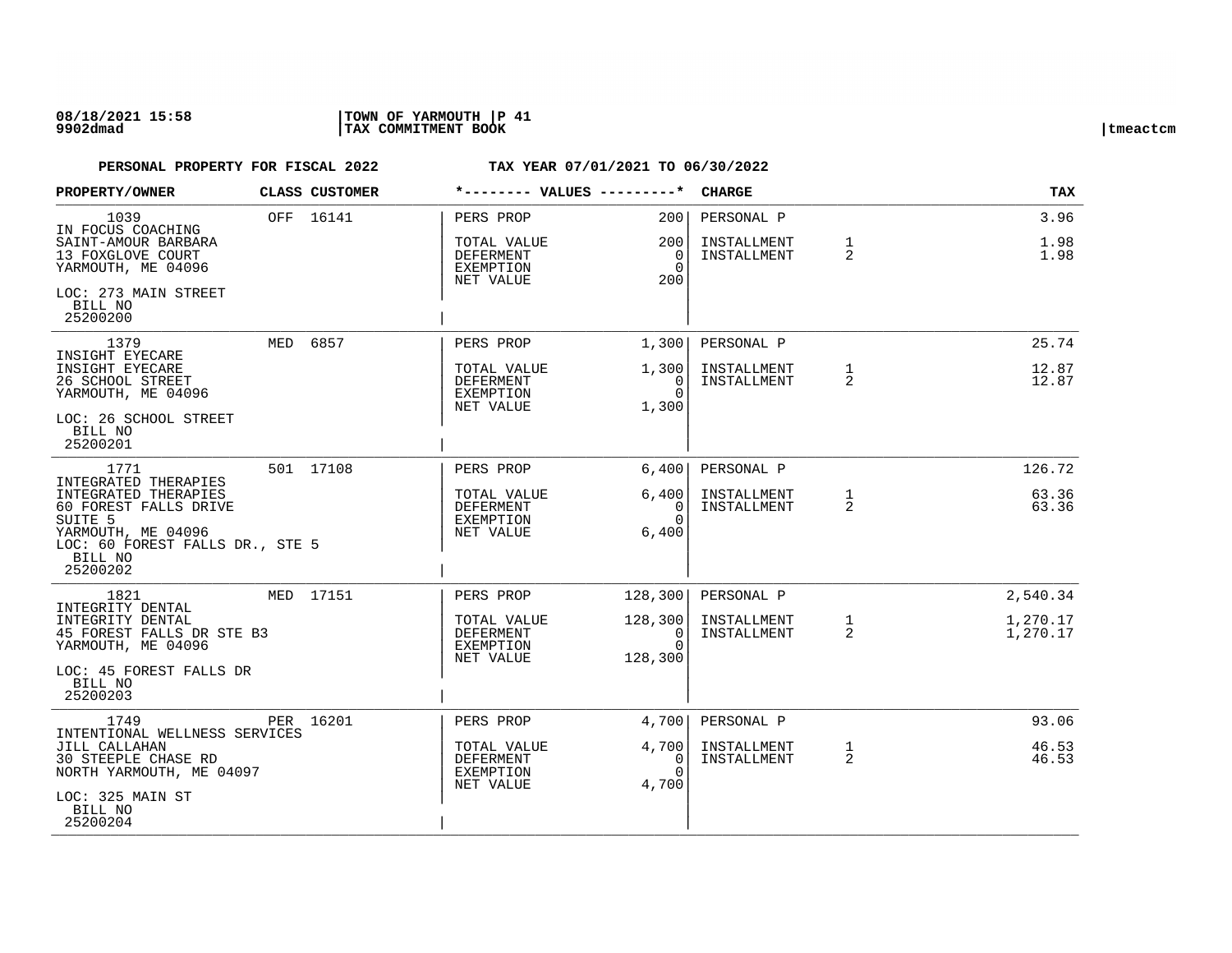08/18/2021 15:58 | TOWN OF YARMOUTH | P 41
9902dmad | TAX COMMITMENT BOOK | tmeactcm

**PERSONAL PROPERTY FOR FISCAL 2022 — TAX YEAR 07/01/2021 TO 06/30/2022**

| PROPERTY/OWNER | CLASS | CUSTOMER | VALUES | | CHARGE | | TAX |
|---|---|---|---|---|---|---|---|
| 1039<br>IN FOCUS COACHING<br>SAINT-AMOUR BARBARA<br>13 FOXGLOVE COURT<br>YARMOUTH, ME 04096<br>LOC: 273 MAIN STREET<br>BILL NO<br>25200200 | OFF | 16141 | PERS PROP<br>TOTAL VALUE<br>DEFERMENT<br>EXEMPTION<br>NET VALUE | 200<br>200<br>0<br>0<br>200 | PERSONAL P<br>INSTALLMENT<br>INSTALLMENT | <br>1<br>2 | 3.96<br>1.98<br>1.98 |
| 1379<br>INSIGHT EYECARE<br>INSIGHT EYECARE<br>26 SCHOOL STREET<br>YARMOUTH, ME 04096<br>LOC: 26 SCHOOL STREET<br>BILL NO<br>25200201 | MED | 6857 | PERS PROP<br>TOTAL VALUE<br>DEFERMENT<br>EXEMPTION<br>NET VALUE | 1,300<br>1,300<br>0<br>0<br>1,300 | PERSONAL P<br>INSTALLMENT<br>INSTALLMENT | <br>1<br>2 | 25.74<br>12.87<br>12.87 |
| 1771<br>INTEGRATED THERAPIES<br>INTEGRATED THERAPIES<br>60 FOREST FALLS DRIVE<br>SUITE 5<br>YARMOUTH, ME 04096<br>LOC: 60 FOREST FALLS DR., STE 5<br>BILL NO<br>25200202 | 501 | 17108 | PERS PROP<br>TOTAL VALUE<br>DEFERMENT<br>EXEMPTION<br>NET VALUE | 6,400<br>6,400<br>0<br>0<br>6,400 | PERSONAL P<br>INSTALLMENT<br>INSTALLMENT | <br>1<br>2 | 126.72<br>63.36<br>63.36 |
| 1821<br>INTEGRITY DENTAL<br>INTEGRITY DENTAL<br>45 FOREST FALLS DR STE B3<br>YARMOUTH, ME 04096<br>LOC: 45 FOREST FALLS DR<br>BILL NO<br>25200203 | MED | 17151 | PERS PROP<br>TOTAL VALUE<br>DEFERMENT<br>EXEMPTION<br>NET VALUE | 128,300<br>128,300<br>0<br>0<br>128,300 | PERSONAL P<br>INSTALLMENT<br>INSTALLMENT | <br>1<br>2 | 2,540.34<br>1,270.17<br>1,270.17 |
| 1749<br>INTENTIONAL WELLNESS SERVICES<br>JILL CALLAHAN<br>30 STEEPLE CHASE RD<br>NORTH YARMOUTH, ME 04097<br>LOC: 325 MAIN ST<br>BILL NO<br>25200204 | PER | 16201 | PERS PROP<br>TOTAL VALUE<br>DEFERMENT<br>EXEMPTION<br>NET VALUE | 4,700<br>4,700<br>0<br>0<br>4,700 | PERSONAL P<br>INSTALLMENT<br>INSTALLMENT | <br>1<br>2 | 93.06<br>46.53<br>46.53 |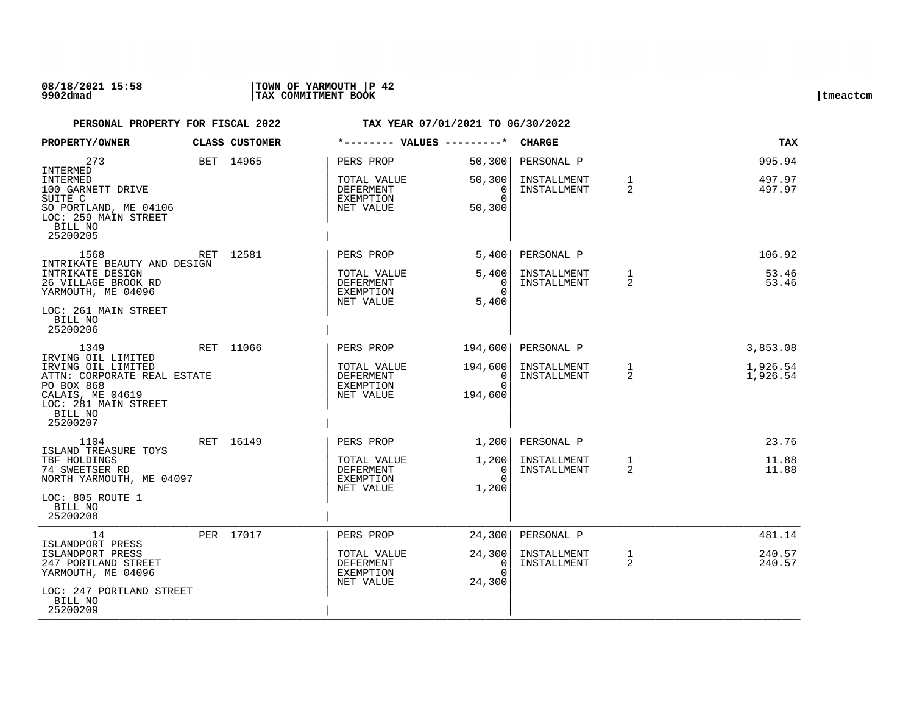# PERSONAL PROPERTY FOR FISCAL 2022

**TAX YEAR 07/01/2021 TO 06/30/2022**

| PROPERTY/OWNER | CLASS | CUSTOMER | VALUES | | CHARGE | | TAX |
|---|---|---|---|---|---|---|---|
| 273<br>INTERMED<br>INTERMED<br>100 GARNETT DRIVE<br>SUITE C<br>SO PORTLAND, ME 04106<br>LOC: 259 MAIN STREET<br>BILL NO<br>25200205 | BET | 14965 | PERS PROP<br>TOTAL VALUE<br>DEFERMENT<br>EXEMPTION<br>NET VALUE | 50,300<br>50,300<br>0<br>0<br>50,300 | PERSONAL P<br>INSTALLMENT<br>INSTALLMENT | <br>1<br>2 | 995.94<br>497.97<br>497.97 |
| 1568<br>INTRIKATE BEAUTY AND DESIGN<br>INTRIKATE DESIGN<br>26 VILLAGE BROOK RD<br>YARMOUTH, ME 04096<br>LOC: 261 MAIN STREET<br>BILL NO<br>25200206 | RET | 12581 | PERS PROP<br>TOTAL VALUE<br>DEFERMENT<br>EXEMPTION<br>NET VALUE | 5,400<br>5,400<br>0<br>0<br>5,400 | PERSONAL P<br>INSTALLMENT<br>INSTALLMENT | <br>1<br>2 | 106.92<br>53.46<br>53.46 |
| 1349<br>IRVING OIL LIMITED<br>IRVING OIL LIMITED<br>ATTN: CORPORATE REAL ESTATE<br>PO BOX 868<br>CALAIS, ME 04619<br>LOC: 281 MAIN STREET<br>BILL NO<br>25200207 | RET | 11066 | PERS PROP<br>TOTAL VALUE<br>DEFERMENT<br>EXEMPTION<br>NET VALUE | 194,600<br>194,600<br>0<br>0<br>194,600 | PERSONAL P<br>INSTALLMENT<br>INSTALLMENT | <br>1<br>2 | 3,853.08<br>1,926.54<br>1,926.54 |
| 1104<br>ISLAND TREASURE TOYS<br>TBF HOLDINGS<br>74 SWEETSER RD<br>NORTH YARMOUTH, ME 04097<br>LOC: 805 ROUTE 1<br>BILL NO<br>25200208 | RET | 16149 | PERS PROP<br>TOTAL VALUE<br>DEFERMENT<br>EXEMPTION<br>NET VALUE | 1,200<br>1,200<br>0<br>0<br>1,200 | PERSONAL P<br>INSTALLMENT<br>INSTALLMENT | <br>1<br>2 | 23.76<br>11.88<br>11.88 |
| 14<br>ISLANDPORT PRESS<br>ISLANDPORT PRESS<br>247 PORTLAND STREET<br>YARMOUTH, ME 04096<br>LOC: 247 PORTLAND STREET<br>BILL NO<br>25200209 | PER | 17017 | PERS PROP<br>TOTAL VALUE<br>DEFERMENT<br>EXEMPTION<br>NET VALUE | 24,300<br>24,300<br>0<br>0<br>24,300 | PERSONAL P<br>INSTALLMENT<br>INSTALLMENT | <br>1<br>2 | 481.14<br>240.57<br>240.57 |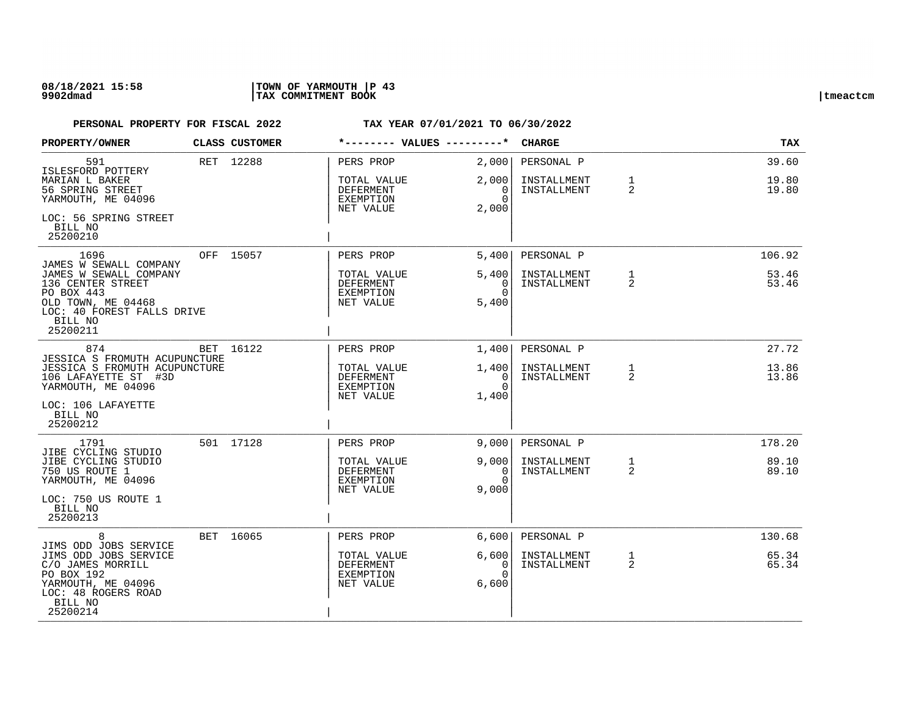08/18/2021 15:58 | TOWN OF YARMOUTH | P 43
9902dmad | TAX COMMITMENT BOOK | tmeactcm

**PERSONAL PROPERTY FOR FISCAL 2022** **TAX YEAR 07/01/2021 TO 06/30/2022**

| PROPERTY/OWNER | CLASS | CUSTOMER | VALUES | | CHARGE | | TAX |
|---|---|---|---|---|---|---|---|
| 591<br>ISLESFORD POTTERY<br>MARIAN L BAKER<br>56 SPRING STREET<br>YARMOUTH, ME 04096<br>LOC: 56 SPRING STREET<br>BILL NO<br>25200210 | RET | 12288 | PERS PROP<br>TOTAL VALUE<br>DEFERMENT<br>EXEMPTION<br>NET VALUE | 2,000<br>2,000<br>0<br>0<br>2,000 | PERSONAL P<br>INSTALLMENT<br>INSTALLMENT | <br>1<br>2 | 39.60<br>19.80<br>19.80 |
| 1696<br>JAMES W SEWALL COMPANY<br>JAMES W SEWALL COMPANY<br>136 CENTER STREET<br>PO BOX 443<br>OLD TOWN, ME 04468<br>LOC: 40 FOREST FALLS DRIVE<br>BILL NO<br>25200211 | OFF | 15057 | PERS PROP<br>TOTAL VALUE<br>DEFERMENT<br>EXEMPTION<br>NET VALUE | 5,400<br>5,400<br>0<br>0<br>5,400 | PERSONAL P<br>INSTALLMENT<br>INSTALLMENT | <br>1<br>2 | 106.92<br>53.46<br>53.46 |
| 874<br>JESSICA S FROMUTH ACUPUNCTURE<br>JESSICA S FROMUTH ACUPUNCTURE<br>106 LAFAYETTE ST #3D<br>YARMOUTH, ME 04096<br>LOC: 106 LAFAYETTE<br>BILL NO<br>25200212 | BET | 16122 | PERS PROP<br>TOTAL VALUE<br>DEFERMENT<br>EXEMPTION<br>NET VALUE | 1,400<br>1,400<br>0<br>0<br>1,400 | PERSONAL P<br>INSTALLMENT<br>INSTALLMENT | <br>1<br>2 | 27.72<br>13.86<br>13.86 |
| 1791<br>JIBE CYCLING STUDIO<br>JIBE CYCLING STUDIO<br>750 US ROUTE 1<br>YARMOUTH, ME 04096<br>LOC: 750 US ROUTE 1<br>BILL NO<br>25200213 | 501 | 17128 | PERS PROP<br>TOTAL VALUE<br>DEFERMENT<br>EXEMPTION<br>NET VALUE | 9,000<br>9,000<br>0<br>0<br>9,000 | PERSONAL P<br>INSTALLMENT<br>INSTALLMENT | <br>1<br>2 | 178.20<br>89.10<br>89.10 |
| 8<br>JIMS ODD JOBS SERVICE<br>JIMS ODD JOBS SERVICE<br>C/O JAMES MORRILL<br>PO BOX 192<br>YARMOUTH, ME 04096<br>LOC: 48 ROGERS ROAD<br>BILL NO<br>25200214 | BET | 16065 | PERS PROP<br>TOTAL VALUE<br>DEFERMENT<br>EXEMPTION<br>NET VALUE | 6,600<br>6,600<br>0<br>0<br>6,600 | PERSONAL P<br>INSTALLMENT<br>INSTALLMENT | <br>1<br>2 | 130.68<br>65.34<br>65.34 |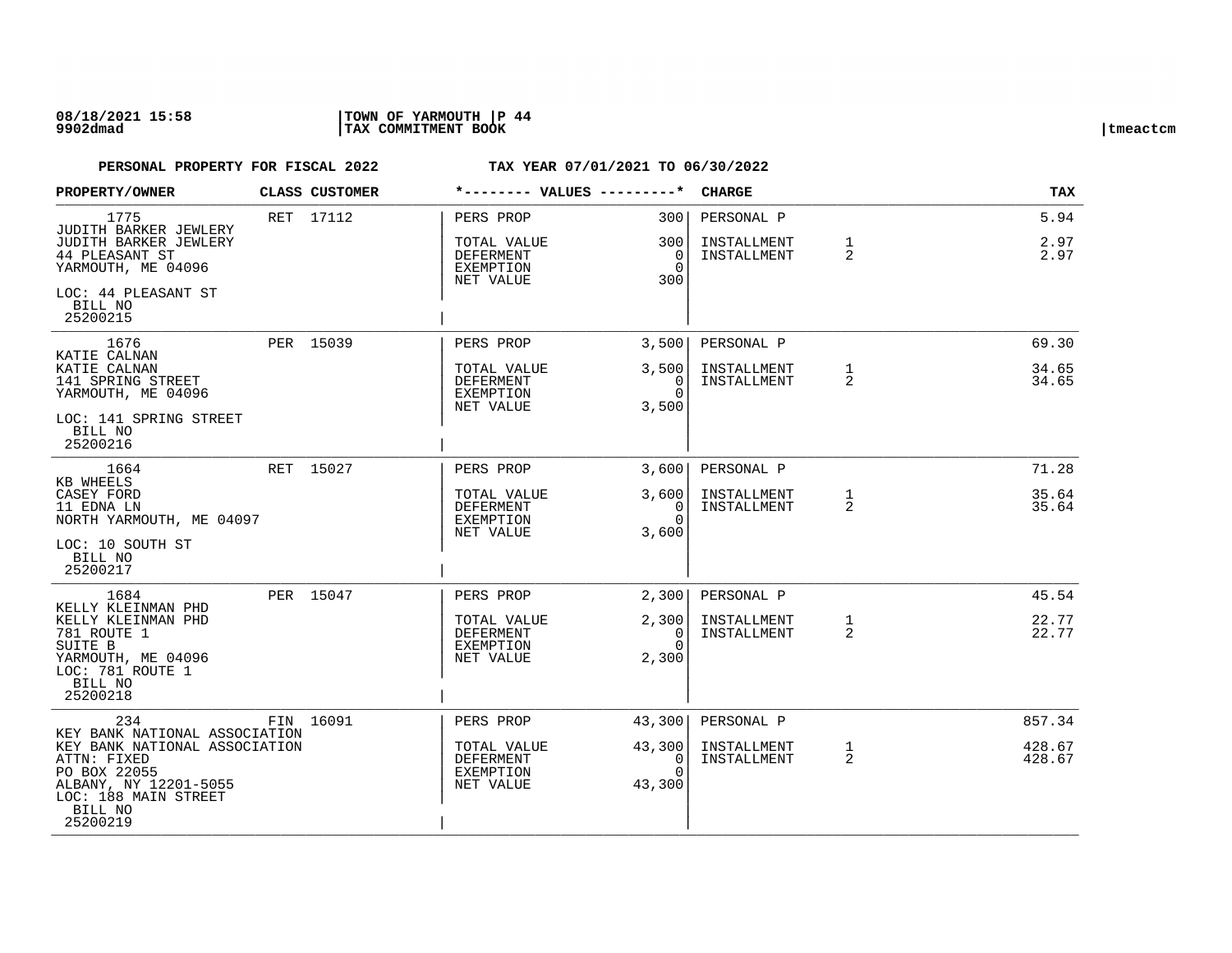**PERSONAL PROPERTY FOR FISCAL 2022** — **TAX YEAR 07/01/2021 TO 06/30/2022**

| PROPERTY/OWNER | CLASS | CUSTOMER | VALUES | | CHARGE | | TAX |
|---|---|---|---|---|---|---|---|
| 1775<br>JUDITH BARKER JEWLERY<br>JUDITH BARKER JEWLERY<br>44 PLEASANT ST<br>YARMOUTH, ME 04096<br>LOC: 44 PLEASANT ST<br>BILL NO<br>25200215 | RET | 17112 | PERS PROP<br>TOTAL VALUE<br>DEFERMENT<br>EXEMPTION<br>NET VALUE | 300<br>300<br>0<br>0<br>300 | PERSONAL P<br>INSTALLMENT<br>INSTALLMENT | <br>1<br>2 | 5.94<br>2.97<br>2.97 |
| 1676<br>KATIE CALNAN<br>KATIE CALNAN<br>141 SPRING STREET<br>YARMOUTH, ME 04096<br>LOC: 141 SPRING STREET<br>BILL NO<br>25200216 | PER | 15039 | PERS PROP<br>TOTAL VALUE<br>DEFERMENT<br>EXEMPTION<br>NET VALUE | 3,500<br>3,500<br>0<br>0<br>3,500 | PERSONAL P<br>INSTALLMENT<br>INSTALLMENT | <br>1<br>2 | 69.30<br>34.65<br>34.65 |
| 1664<br>KB WHEELS<br>CASEY FORD<br>11 EDNA LN<br>NORTH YARMOUTH, ME 04097<br>LOC: 10 SOUTH ST<br>BILL NO<br>25200217 | RET | 15027 | PERS PROP<br>TOTAL VALUE<br>DEFERMENT<br>EXEMPTION<br>NET VALUE | 3,600<br>3,600<br>0<br>0<br>3,600 | PERSONAL P<br>INSTALLMENT<br>INSTALLMENT | <br>1<br>2 | 71.28<br>35.64<br>35.64 |
| 1684<br>KELLY KLEINMAN PHD<br>KELLY KLEINMAN PHD<br>781 ROUTE 1<br>SUITE B<br>YARMOUTH, ME 04096<br>LOC: 781 ROUTE 1<br>BILL NO<br>25200218 | PER | 15047 | PERS PROP<br>TOTAL VALUE<br>DEFERMENT<br>EXEMPTION<br>NET VALUE | 2,300<br>2,300<br>0<br>0<br>2,300 | PERSONAL P<br>INSTALLMENT<br>INSTALLMENT | <br>1<br>2 | 45.54<br>22.77<br>22.77 |
| 234<br>KEY BANK NATIONAL ASSOCIATION<br>KEY BANK NATIONAL ASSOCIATION<br>ATTN: FIXED<br>PO BOX 22055<br>ALBANY, NY 12201-5055<br>LOC: 188 MAIN STREET<br>BILL NO<br>25200219 | FIN | 16091 | PERS PROP<br>TOTAL VALUE<br>DEFERMENT<br>EXEMPTION<br>NET VALUE | 43,300<br>43,300<br>0<br>0<br>43,300 | PERSONAL P<br>INSTALLMENT<br>INSTALLMENT | <br>1<br>2 | 857.34<br>428.67<br>428.67 |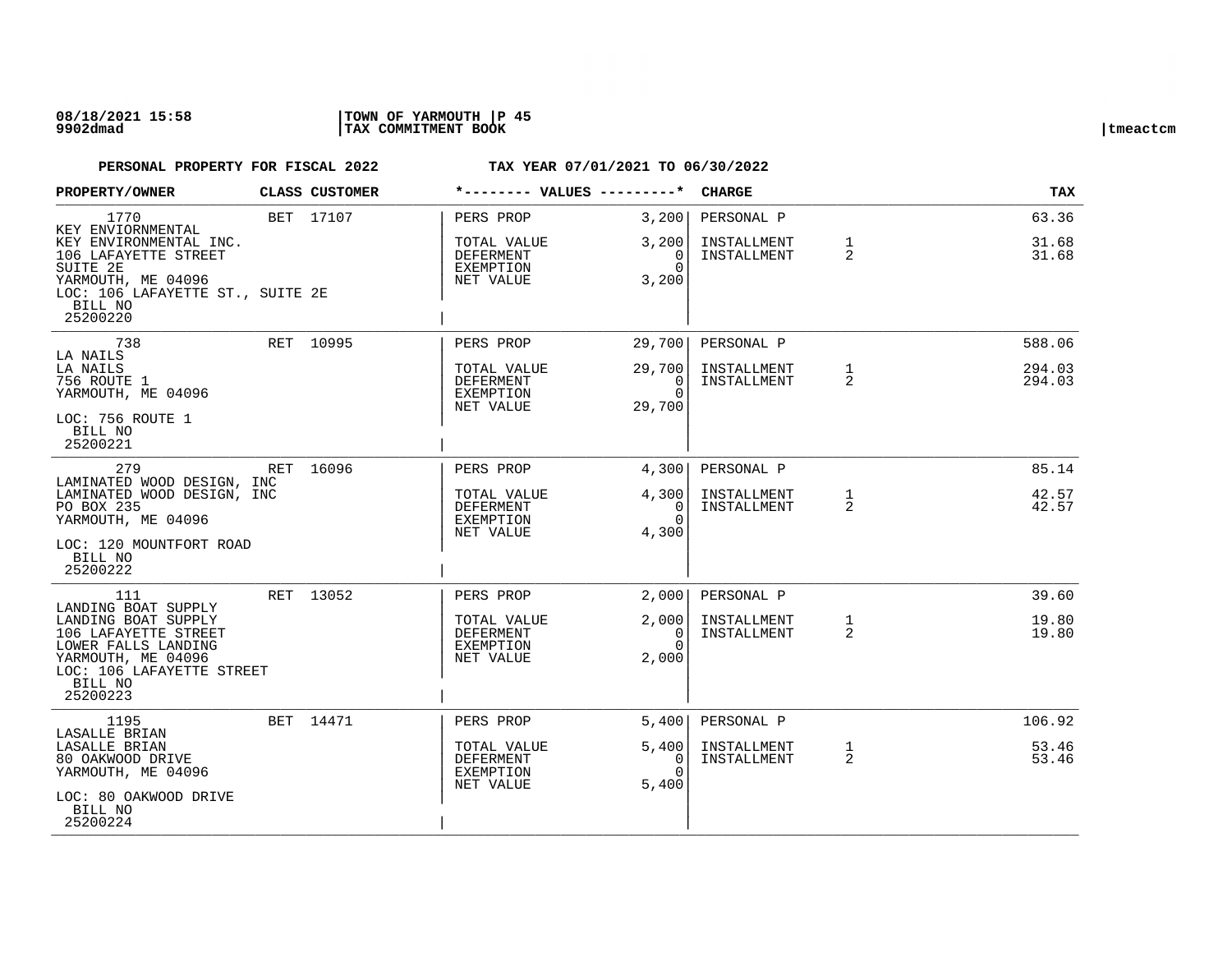**PERSONAL PROPERTY FOR FISCAL 2022** &nbsp;&nbsp;&nbsp;&nbsp; **TAX YEAR 07/01/2021 TO 06/30/2022**

| PROPERTY/OWNER | CLASS | CUSTOMER | VALUES | | CHARGE | | TAX |
|---|---|---|---|---|---|---|---|
| 1770<br>KEY ENVIORNMENTAL<br>KEY ENVIRONMENTAL INC.<br>106 LAFAYETTE STREET<br>SUITE 2E<br>YARMOUTH, ME 04096<br>LOC: 106 LAFAYETTE ST., SUITE 2E<br>BILL NO<br>25200220 | BET | 17107 | PERS PROP<br>TOTAL VALUE<br>DEFERMENT<br>EXEMPTION<br>NET VALUE | 3,200<br>3,200<br>0<br>0<br>3,200 | PERSONAL P<br>INSTALLMENT<br>INSTALLMENT | <br>1<br>2 | 63.36<br>31.68<br>31.68 |
| 738<br>LA NAILS<br>LA NAILS<br>756 ROUTE 1<br>YARMOUTH, ME 04096<br>LOC: 756 ROUTE 1<br>BILL NO<br>25200221 | RET | 10995 | PERS PROP<br>TOTAL VALUE<br>DEFERMENT<br>EXEMPTION<br>NET VALUE | 29,700<br>29,700<br>0<br>0<br>29,700 | PERSONAL P<br>INSTALLMENT<br>INSTALLMENT | <br>1<br>2 | 588.06<br>294.03<br>294.03 |
| 279<br>LAMINATED WOOD DESIGN, INC<br>LAMINATED WOOD DESIGN, INC<br>PO BOX 235<br>YARMOUTH, ME 04096<br>LOC: 120 MOUNTFORT ROAD<br>BILL NO<br>25200222 | RET | 16096 | PERS PROP<br>TOTAL VALUE<br>DEFERMENT<br>EXEMPTION<br>NET VALUE | 4,300<br>4,300<br>0<br>0<br>4,300 | PERSONAL P<br>INSTALLMENT<br>INSTALLMENT | <br>1<br>2 | 85.14<br>42.57<br>42.57 |
| 111<br>LANDING BOAT SUPPLY<br>LANDING BOAT SUPPLY<br>106 LAFAYETTE STREET<br>LOWER FALLS LANDING<br>YARMOUTH, ME 04096<br>LOC: 106 LAFAYETTE STREET<br>BILL NO<br>25200223 | RET | 13052 | PERS PROP<br>TOTAL VALUE<br>DEFERMENT<br>EXEMPTION<br>NET VALUE | 2,000<br>2,000<br>0<br>0<br>2,000 | PERSONAL P<br>INSTALLMENT<br>INSTALLMENT | <br>1<br>2 | 39.60<br>19.80<br>19.80 |
| 1195<br>LASALLE BRIAN<br>LASALLE BRIAN<br>80 OAKWOOD DRIVE<br>YARMOUTH, ME 04096<br>LOC: 80 OAKWOOD DRIVE<br>BILL NO<br>25200224 | BET | 14471 | PERS PROP<br>TOTAL VALUE<br>DEFERMENT<br>EXEMPTION<br>NET VALUE | 5,400<br>5,400<br>0<br>0<br>5,400 | PERSONAL P<br>INSTALLMENT<br>INSTALLMENT | <br>1<br>2 | 106.92<br>53.46<br>53.46 |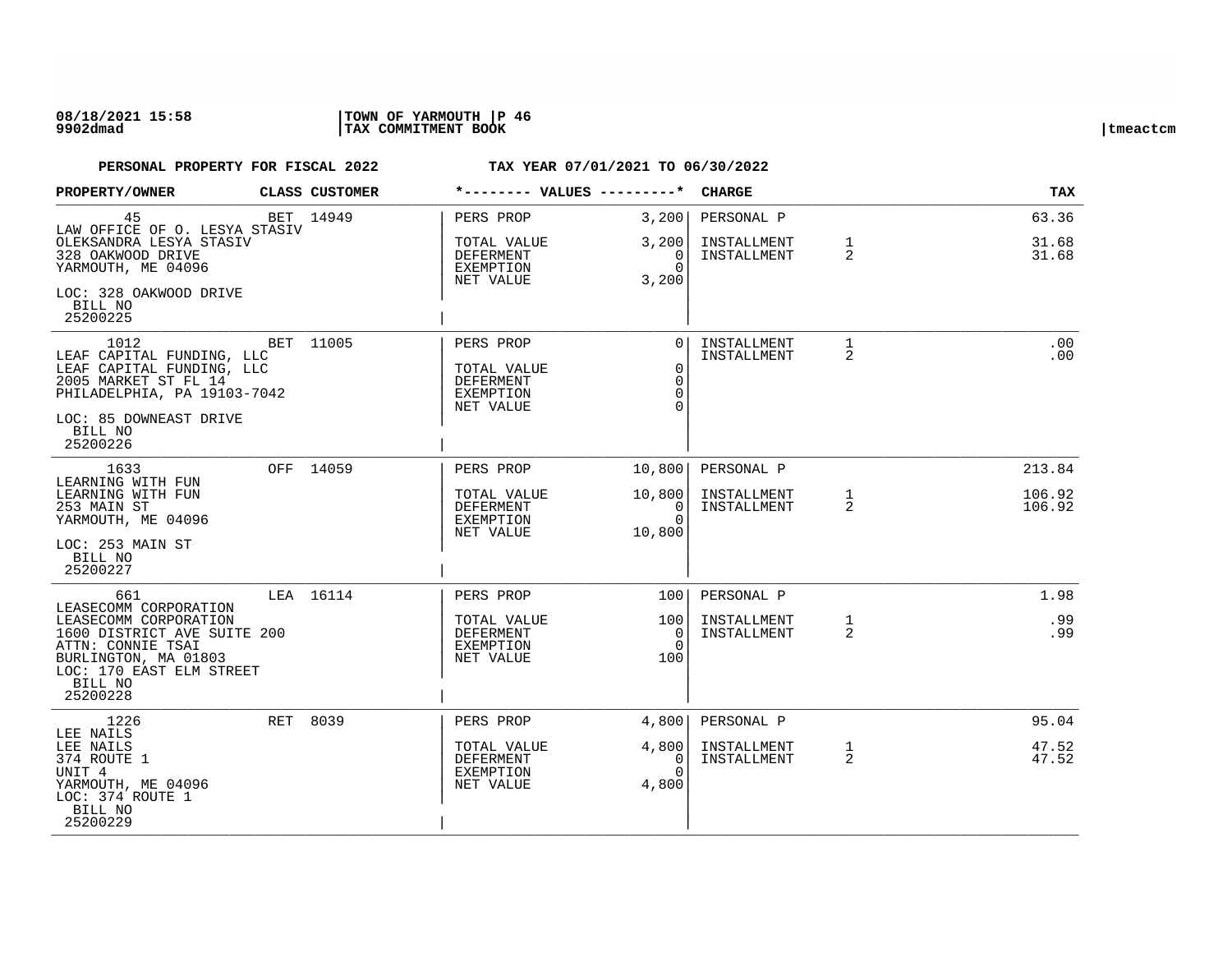**PERSONAL PROPERTY FOR FISCAL 2022** **TAX YEAR 07/01/2021 TO 06/30/2022**

| PROPERTY/OWNER | CLASS | CUSTOMER | *-------- VALUES ---------* | | CHARGE | | TAX |
|---|---|---|---|---|---|---|---|
| 45<br>LAW OFFICE OF O. LESYA STASIV<br>OLEKSANDRA LESYA STASIV<br>328 OAKWOOD DRIVE<br>YARMOUTH, ME 04096<br>LOC: 328 OAKWOOD DRIVE<br>BILL NO<br>25200225 | BET | 14949 | PERS PROP<br>TOTAL VALUE<br>DEFERMENT<br>EXEMPTION<br>NET VALUE | 3,200<br>3,200<br>0<br>0<br>3,200 | PERSONAL P<br>INSTALLMENT<br>INSTALLMENT | <br>1<br>2 | 63.36<br>31.68<br>31.68 |
| 1012<br>LEAF CAPITAL FUNDING, LLC<br>LEAF CAPITAL FUNDING, LLC<br>2005 MARKET ST FL 14<br>PHILADELPHIA, PA 19103-7042<br>LOC: 85 DOWNEAST DRIVE<br>BILL NO<br>25200226 | BET | 11005 | PERS PROP<br>TOTAL VALUE<br>DEFERMENT<br>EXEMPTION<br>NET VALUE | 0<br>0<br>0<br>0<br>0 | INSTALLMENT<br>INSTALLMENT | 1<br>2 | .00<br>.00 |
| 1633<br>LEARNING WITH FUN<br>LEARNING WITH FUN<br>253 MAIN ST<br>YARMOUTH, ME 04096<br>LOC: 253 MAIN ST<br>BILL NO<br>25200227 | OFF | 14059 | PERS PROP<br>TOTAL VALUE<br>DEFERMENT<br>EXEMPTION<br>NET VALUE | 10,800<br>10,800<br>0<br>0<br>10,800 | PERSONAL P<br>INSTALLMENT<br>INSTALLMENT | <br>1<br>2 | 213.84<br>106.92<br>106.92 |
| 661<br>LEASECOMM CORPORATION<br>LEASECOMM CORPORATION<br>1600 DISTRICT AVE SUITE 200<br>ATTN: CONNIE TSAI<br>BURLINGTON, MA 01803<br>LOC: 170 EAST ELM STREET<br>BILL NO<br>25200228 | LEA | 16114 | PERS PROP<br>TOTAL VALUE<br>DEFERMENT<br>EXEMPTION<br>NET VALUE | 100<br>100<br>0<br>0<br>100 | PERSONAL P<br>INSTALLMENT<br>INSTALLMENT | <br>1<br>2 | 1.98<br>.99<br>.99 |
| 1226<br>LEE NAILS<br>LEE NAILS<br>374 ROUTE 1<br>UNIT 4<br>YARMOUTH, ME 04096<br>LOC: 374 ROUTE 1<br>BILL NO<br>25200229 | RET | 8039 | PERS PROP<br>TOTAL VALUE<br>DEFERMENT<br>EXEMPTION<br>NET VALUE | 4,800<br>4,800<br>0<br>0<br>4,800 | PERSONAL P<br>INSTALLMENT<br>INSTALLMENT | <br>1<br>2 | 95.04<br>47.52<br>47.52 |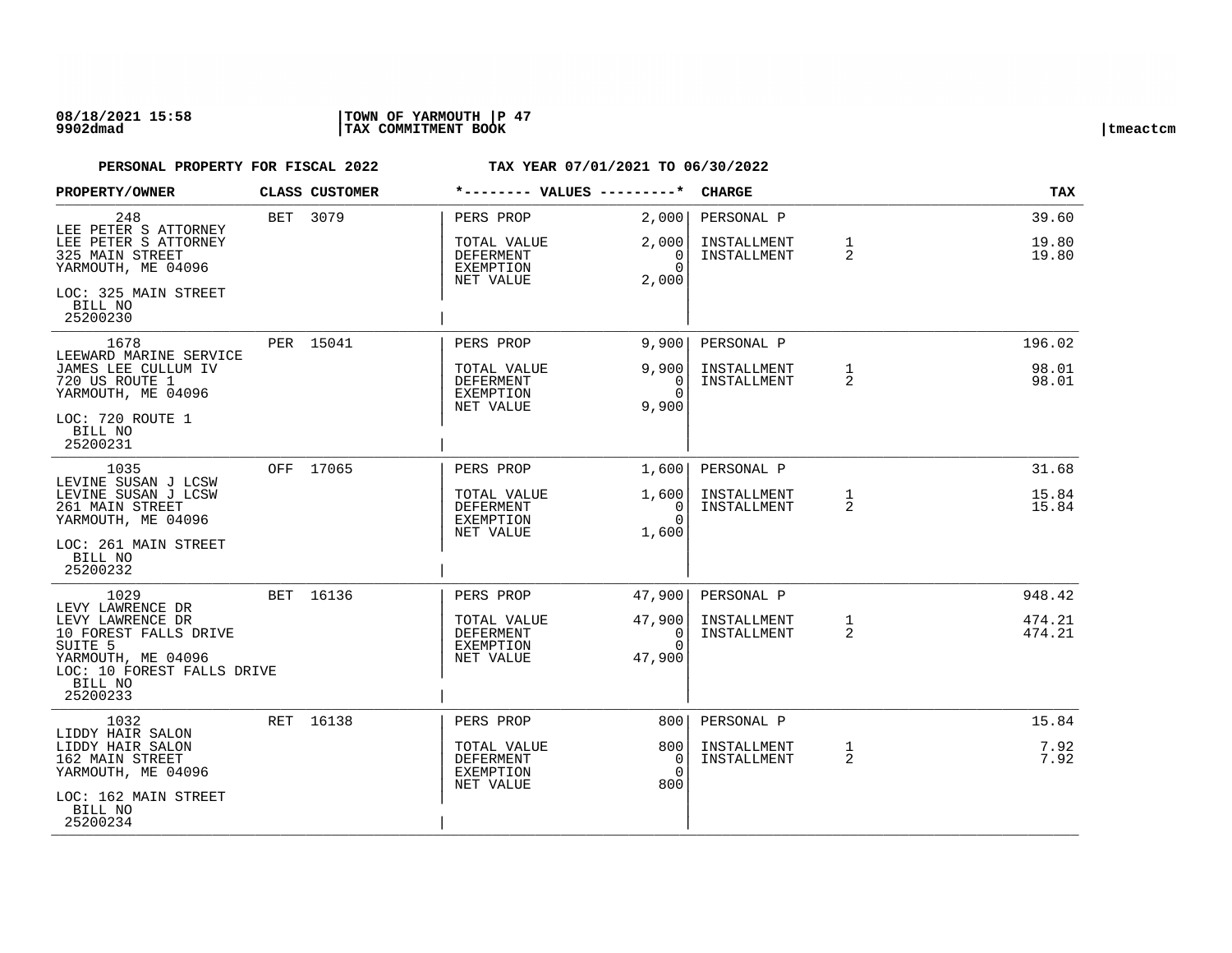**PERSONAL PROPERTY FOR FISCAL 2022** **TAX YEAR 07/01/2021 TO 06/30/2022**

| PROPERTY/OWNER | CLASS | CUSTOMER | *-------- VALUES ---------* | | CHARGE | | TAX |
|---|---|---|---|---|---|---|---|
| 248<br>LEE PETER S ATTORNEY<br>LEE PETER S ATTORNEY<br>325 MAIN STREET<br>YARMOUTH, ME 04096<br>LOC: 325 MAIN STREET<br>BILL NO<br>25200230 | BET | 3079 | PERS PROP<br>TOTAL VALUE<br>DEFERMENT<br>EXEMPTION<br>NET VALUE | 2,000<br>2,000<br>0<br>0<br>2,000 | PERSONAL P<br>INSTALLMENT<br>INSTALLMENT | <br>1<br>2 | 39.60<br>19.80<br>19.80 |
| 1678<br>LEEWARD MARINE SERVICE<br>JAMES LEE CULLUM IV<br>720 US ROUTE 1<br>YARMOUTH, ME 04096<br>LOC: 720 ROUTE 1<br>BILL NO<br>25200231 | PER | 15041 | PERS PROP<br>TOTAL VALUE<br>DEFERMENT<br>EXEMPTION<br>NET VALUE | 9,900<br>9,900<br>0<br>0<br>9,900 | PERSONAL P<br>INSTALLMENT<br>INSTALLMENT | <br>1<br>2 | 196.02<br>98.01<br>98.01 |
| 1035<br>LEVINE SUSAN J LCSW<br>LEVINE SUSAN J LCSW<br>261 MAIN STREET<br>YARMOUTH, ME 04096<br>LOC: 261 MAIN STREET<br>BILL NO<br>25200232 | OFF | 17065 | PERS PROP<br>TOTAL VALUE<br>DEFERMENT<br>EXEMPTION<br>NET VALUE | 1,600<br>1,600<br>0<br>0<br>1,600 | PERSONAL P<br>INSTALLMENT<br>INSTALLMENT | <br>1<br>2 | 31.68<br>15.84<br>15.84 |
| 1029<br>LEVY LAWRENCE DR<br>LEVY LAWRENCE DR<br>10 FOREST FALLS DRIVE<br>SUITE 5<br>YARMOUTH, ME 04096<br>LOC: 10 FOREST FALLS DRIVE<br>BILL NO<br>25200233 | BET | 16136 | PERS PROP<br>TOTAL VALUE<br>DEFERMENT<br>EXEMPTION<br>NET VALUE | 47,900<br>47,900<br>0<br>0<br>47,900 | PERSONAL P<br>INSTALLMENT<br>INSTALLMENT | <br>1<br>2 | 948.42<br>474.21<br>474.21 |
| 1032<br>LIDDY HAIR SALON<br>LIDDY HAIR SALON<br>162 MAIN STREET<br>YARMOUTH, ME 04096<br>LOC: 162 MAIN STREET<br>BILL NO<br>25200234 | RET | 16138 | PERS PROP<br>TOTAL VALUE<br>DEFERMENT<br>EXEMPTION<br>NET VALUE | 800<br>800<br>0<br>0<br>800 | PERSONAL P<br>INSTALLMENT<br>INSTALLMENT | <br>1<br>2 | 15.84<br>7.92<br>7.92 |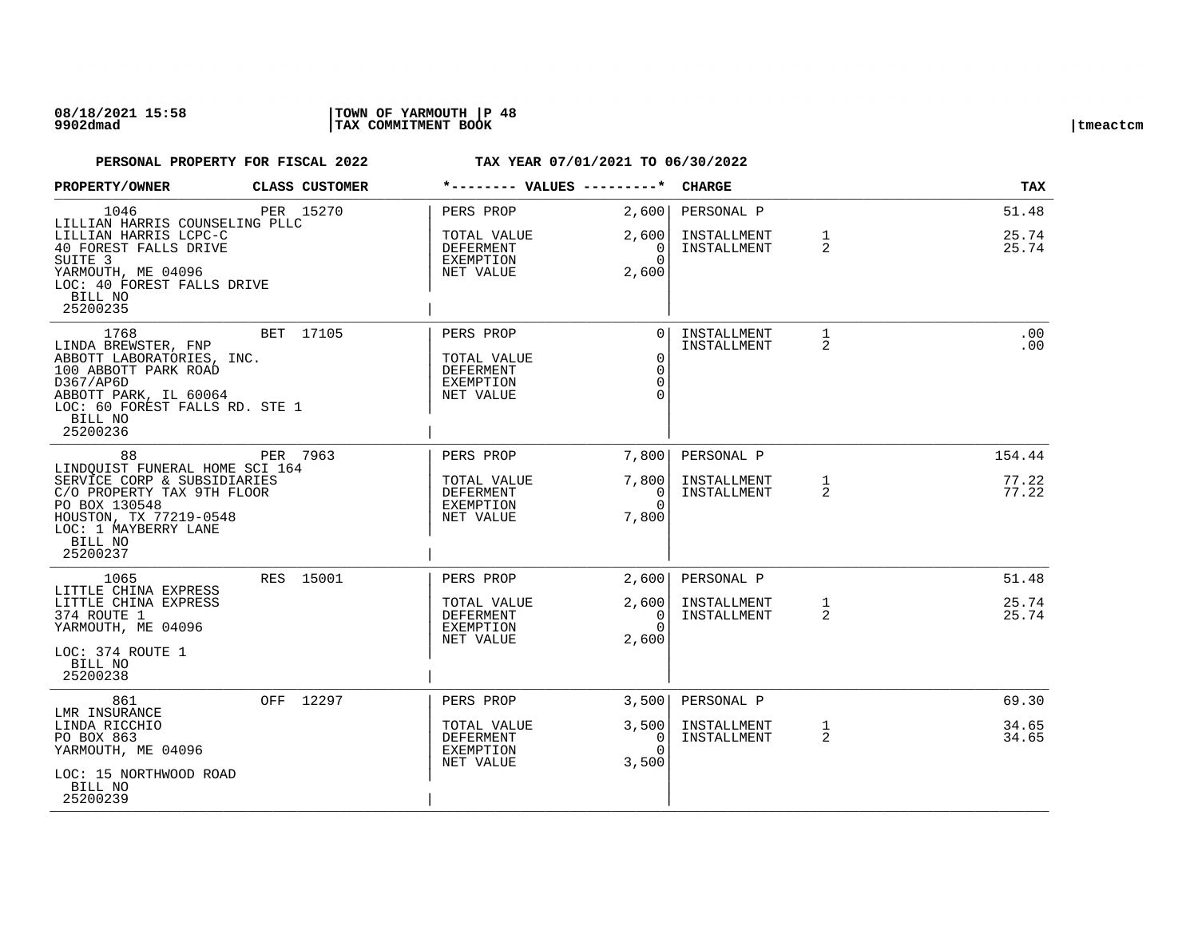**PERSONAL PROPERTY FOR FISCAL 2022** **TAX YEAR 07/01/2021 TO 06/30/2022**

| PROPERTY/OWNER | CLASS | CUSTOMER | VALUES | | CHARGE | | TAX |
|---|---|---|---|---|---|---|---|
| 1046 | PER | 15270 | PERS PROP | 2,600 | PERSONAL P | | 51.48 |
| LILLIAN HARRIS COUNSELING PLLC<br>LILLIAN HARRIS LCPC-C<br>40 FOREST FALLS DRIVE<br>SUITE 3<br>YARMOUTH, ME 04096<br>LOC: 40 FOREST FALLS DRIVE<br>BILL NO<br>25200235 | | | TOTAL VALUE<br>DEFERMENT<br>EXEMPTION<br>NET VALUE | 2,600<br>0<br>0<br>2,600 | INSTALLMENT<br>INSTALLMENT | 1<br>2 | 25.74<br>25.74 |
| 1768 | BET | 17105 | PERS PROP | 0 | INSTALLMENT<br>INSTALLMENT | 1<br>2 | .00<br>.00 |
| LINDA BREWSTER, FNP<br>ABBOTT LABORATORIES, INC.<br>100 ABBOTT PARK ROAD<br>D367/AP6D<br>ABBOTT PARK, IL 60064<br>LOC: 60 FOREST FALLS RD. STE 1<br>BILL NO<br>25200236 | | | TOTAL VALUE<br>DEFERMENT<br>EXEMPTION<br>NET VALUE | 0<br>0<br>0<br>0 | | | |
| 88 | PER | 7963 | PERS PROP | 7,800 | PERSONAL P | | 154.44 |
| LINDQUIST FUNERAL HOME SCI 164<br>SERVICE CORP & SUBSIDIARIES<br>C/O PROPERTY TAX 9TH FLOOR<br>PO BOX 130548<br>HOUSTON, TX 77219-0548<br>LOC: 1 MAYBERRY LANE<br>BILL NO<br>25200237 | | | TOTAL VALUE<br>DEFERMENT<br>EXEMPTION<br>NET VALUE | 7,800<br>0<br>0<br>7,800 | INSTALLMENT<br>INSTALLMENT | 1<br>2 | 77.22<br>77.22 |
| 1065 | RES | 15001 | PERS PROP | 2,600 | PERSONAL P | | 51.48 |
| LITTLE CHINA EXPRESS<br>LITTLE CHINA EXPRESS<br>374 ROUTE 1<br>YARMOUTH, ME 04096<br>LOC: 374 ROUTE 1<br>BILL NO<br>25200238 | | | TOTAL VALUE<br>DEFERMENT<br>EXEMPTION<br>NET VALUE | 2,600<br>0<br>0<br>2,600 | INSTALLMENT<br>INSTALLMENT | 1<br>2 | 25.74<br>25.74 |
| 861 | OFF | 12297 | PERS PROP | 3,500 | PERSONAL P | | 69.30 |
| LMR INSURANCE<br>LINDA RICCHIO<br>PO BOX 863<br>YARMOUTH, ME 04096<br>LOC: 15 NORTHWOOD ROAD<br>BILL NO<br>25200239 | | | TOTAL VALUE<br>DEFERMENT<br>EXEMPTION<br>NET VALUE | 3,500<br>0<br>0<br>3,500 | INSTALLMENT<br>INSTALLMENT | 1<br>2 | 34.65<br>34.65 |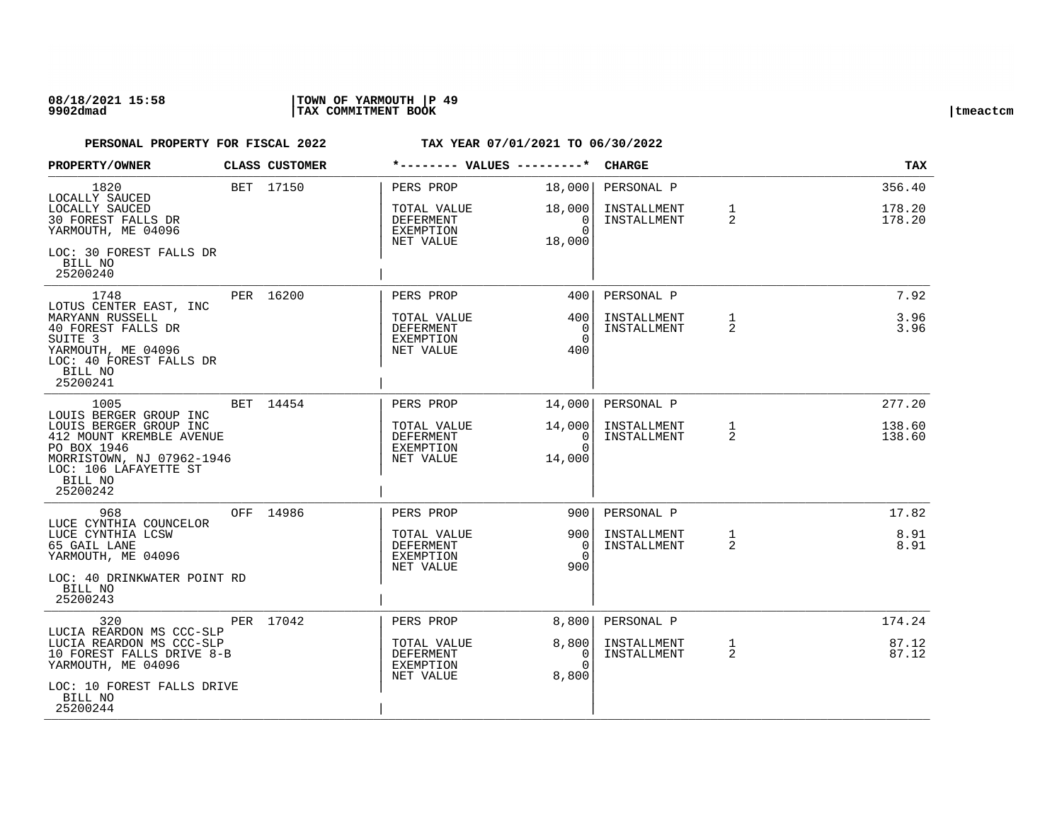08/18/2021 15:58 | TOWN OF YARMOUTH | P 49
9902dmad | TAX COMMITMENT BOOK | tmeactcm

**PERSONAL PROPERTY FOR FISCAL 2022** **TAX YEAR 07/01/2021 TO 06/30/2022**

| PROPERTY/OWNER | CLASS | CUSTOMER | VALUES | | CHARGE | | TAX |
|---|---|---|---|---|---|---|---|
| 1820<br>LOCALLY SAUCED<br>LOCALLY SAUCED<br>30 FOREST FALLS DR<br>YARMOUTH, ME 04096<br>LOC: 30 FOREST FALLS DR<br>BILL NO<br>25200240 | BET | 17150 | PERS PROP<br>TOTAL VALUE<br>DEFERMENT<br>EXEMPTION<br>NET VALUE | 18,000<br>18,000<br>0<br>0<br>18,000 | PERSONAL P<br>INSTALLMENT<br>INSTALLMENT | <br>1<br>2 | 356.40<br>178.20<br>178.20 |
| 1748<br>LOTUS CENTER EAST, INC<br>MARYANN RUSSELL<br>40 FOREST FALLS DR<br>SUITE 3<br>YARMOUTH, ME 04096<br>LOC: 40 FOREST FALLS DR<br>BILL NO<br>25200241 | PER | 16200 | PERS PROP<br>TOTAL VALUE<br>DEFERMENT<br>EXEMPTION<br>NET VALUE | 400<br>400<br>0<br>0<br>400 | PERSONAL P<br>INSTALLMENT<br>INSTALLMENT | <br>1<br>2 | 7.92<br>3.96<br>3.96 |
| 1005<br>LOUIS BERGER GROUP INC<br>LOUIS BERGER GROUP INC<br>412 MOUNT KREMBLE AVENUE<br>PO BOX 1946<br>MORRISTOWN, NJ 07962-1946<br>LOC: 106 LAFAYETTE ST<br>BILL NO<br>25200242 | BET | 14454 | PERS PROP<br>TOTAL VALUE<br>DEFERMENT<br>EXEMPTION<br>NET VALUE | 14,000<br>14,000<br>0<br>0<br>14,000 | PERSONAL P<br>INSTALLMENT<br>INSTALLMENT | <br>1<br>2 | 277.20<br>138.60<br>138.60 |
| 968<br>LUCE CYNTHIA COUNCELOR<br>LUCE CYNTHIA LCSW<br>65 GAIL LANE<br>YARMOUTH, ME 04096<br>LOC: 40 DRINKWATER POINT RD<br>BILL NO<br>25200243 | OFF | 14986 | PERS PROP<br>TOTAL VALUE<br>DEFERMENT<br>EXEMPTION<br>NET VALUE | 900<br>900<br>0<br>0<br>900 | PERSONAL P<br>INSTALLMENT<br>INSTALLMENT | <br>1<br>2 | 17.82<br>8.91<br>8.91 |
| 320<br>LUCIA REARDON MS CCC-SLP<br>LUCIA REARDON MS CCC-SLP<br>10 FOREST FALLS DRIVE 8-B<br>YARMOUTH, ME 04096<br>LOC: 10 FOREST FALLS DRIVE<br>BILL NO<br>25200244 | PER | 17042 | PERS PROP<br>TOTAL VALUE<br>DEFERMENT<br>EXEMPTION<br>NET VALUE | 8,800<br>8,800<br>0<br>0<br>8,800 | PERSONAL P<br>INSTALLMENT<br>INSTALLMENT | <br>1<br>2 | 174.24<br>87.12<br>87.12 |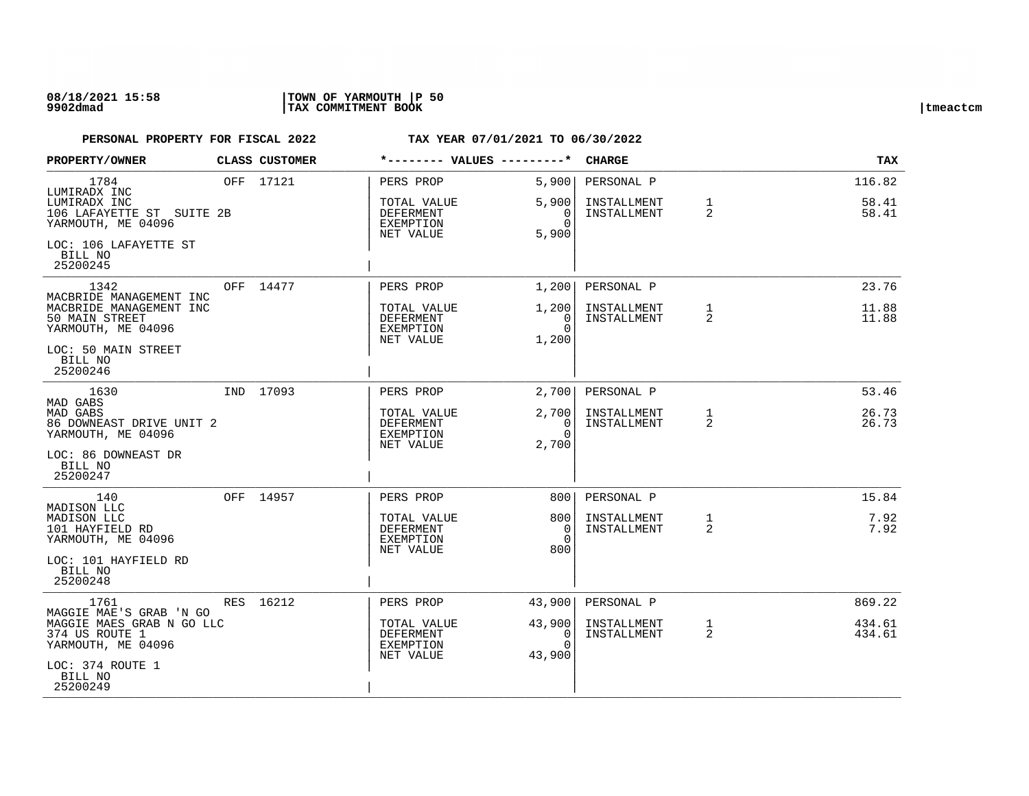**PERSONAL PROPERTY FOR FISCAL 2022 — TAX YEAR 07/01/2021 TO 06/30/2022**

| PROPERTY/OWNER | CLASS | CUSTOMER | VALUES | | CHARGE | | TAX |
|---|---|---|---|---|---|---|---|
| 1784<br>LUMIRADX INC<br>LUMIRADX INC<br>106 LAFAYETTE ST SUITE 2B<br>YARMOUTH, ME 04096<br>LOC: 106 LAFAYETTE ST<br>BILL NO<br>25200245 | OFF | 17121 | PERS PROP<br>TOTAL VALUE<br>DEFERMENT<br>EXEMPTION<br>NET VALUE | 5,900<br>5,900<br>0<br>0<br>5,900 | PERSONAL P<br>INSTALLMENT<br>INSTALLMENT | <br>1<br>2 | 116.82<br>58.41<br>58.41 |
| 1342<br>MACBRIDE MANAGEMENT INC<br>MACBRIDE MANAGEMENT INC<br>50 MAIN STREET<br>YARMOUTH, ME 04096<br>LOC: 50 MAIN STREET<br>BILL NO<br>25200246 | OFF | 14477 | PERS PROP<br>TOTAL VALUE<br>DEFERMENT<br>EXEMPTION<br>NET VALUE | 1,200<br>1,200<br>0<br>0<br>1,200 | PERSONAL P<br>INSTALLMENT<br>INSTALLMENT | <br>1<br>2 | 23.76<br>11.88<br>11.88 |
| 1630<br>MAD GABS<br>MAD GABS<br>86 DOWNEAST DRIVE UNIT 2<br>YARMOUTH, ME 04096<br>LOC: 86 DOWNEAST DR<br>BILL NO<br>25200247 | IND | 17093 | PERS PROP<br>TOTAL VALUE<br>DEFERMENT<br>EXEMPTION<br>NET VALUE | 2,700<br>2,700<br>0<br>0<br>2,700 | PERSONAL P<br>INSTALLMENT<br>INSTALLMENT | <br>1<br>2 | 53.46<br>26.73<br>26.73 |
| 140<br>MADISON LLC<br>MADISON LLC<br>101 HAYFIELD RD<br>YARMOUTH, ME 04096<br>LOC: 101 HAYFIELD RD<br>BILL NO<br>25200248 | OFF | 14957 | PERS PROP<br>TOTAL VALUE<br>DEFERMENT<br>EXEMPTION<br>NET VALUE | 800<br>800<br>0<br>0<br>800 | PERSONAL P<br>INSTALLMENT<br>INSTALLMENT | <br>1<br>2 | 15.84<br>7.92<br>7.92 |
| 1761<br>MAGGIE MAE'S GRAB 'N GO<br>MAGGIE MAES GRAB N GO LLC<br>374 US ROUTE 1<br>YARMOUTH, ME 04096<br>LOC: 374 ROUTE 1<br>BILL NO<br>25200249 | RES | 16212 | PERS PROP<br>TOTAL VALUE<br>DEFERMENT<br>EXEMPTION<br>NET VALUE | 43,900<br>43,900<br>0<br>0<br>43,900 | PERSONAL P<br>INSTALLMENT<br>INSTALLMENT | <br>1<br>2 | 869.22<br>434.61<br>434.61 |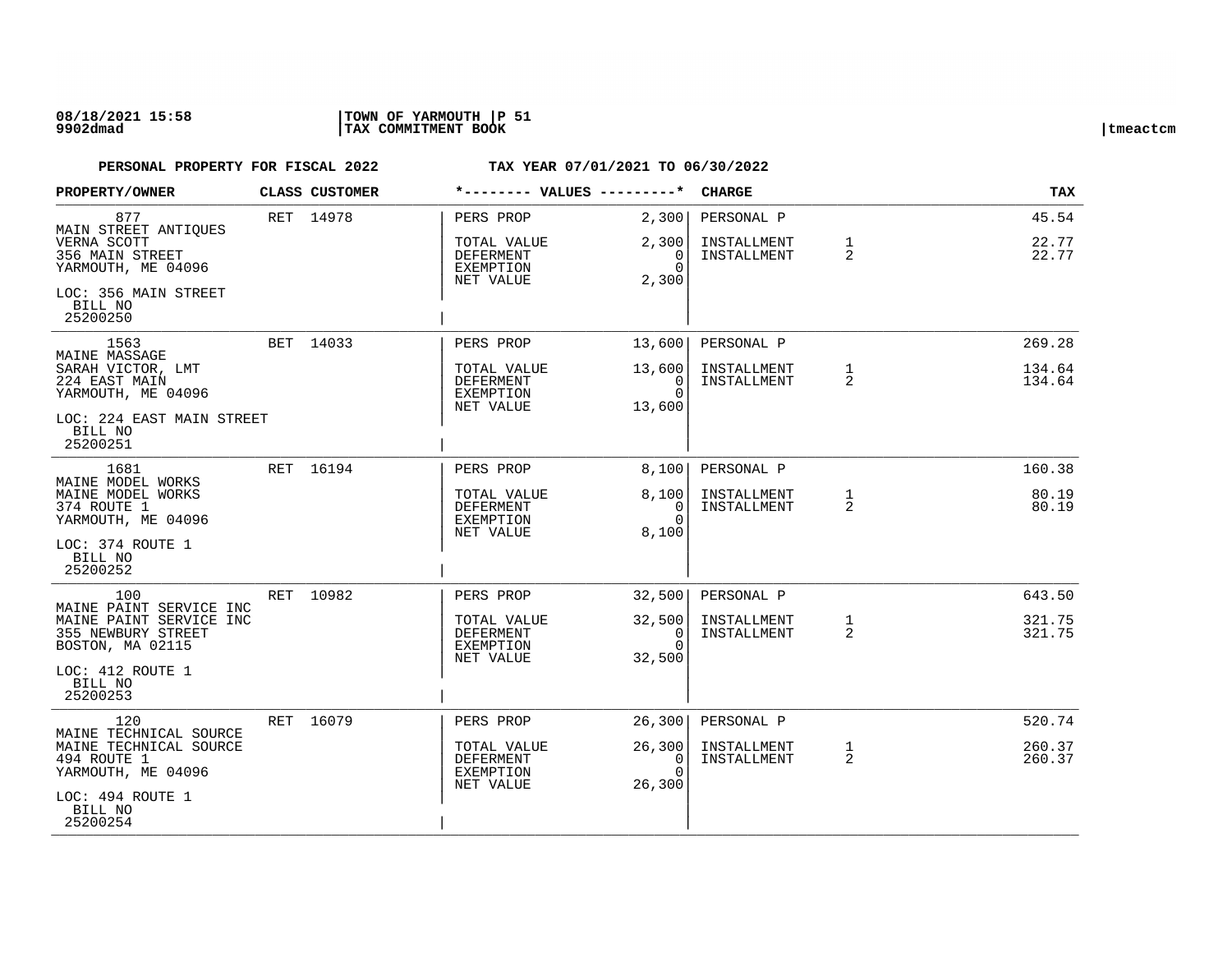**08/18/2021 15:58** | **TOWN OF YARMOUTH** | **P 51**
**9902dmad** | **TAX COMMITMENT BOOK** | tmeactcm

**PERSONAL PROPERTY FOR FISCAL 2022** — **TAX YEAR 07/01/2021 TO 06/30/2022**

| PROPERTY/OWNER | CLASS | CUSTOMER | VALUES | | CHARGE | | TAX |
|---|---|---|---|---|---|---|---|
| 877<br>MAIN STREET ANTIQUES<br>VERNA SCOTT<br>356 MAIN STREET<br>YARMOUTH, ME 04096<br>LOC: 356 MAIN STREET<br>BILL NO<br>25200250 | RET | 14978 | PERS PROP<br>TOTAL VALUE<br>DEFERMENT<br>EXEMPTION<br>NET VALUE | 2,300<br>2,300<br>0<br>0<br>2,300 | PERSONAL P<br>INSTALLMENT<br>INSTALLMENT | <br>1<br>2 | 45.54<br>22.77<br>22.77 |
| 1563<br>MAINE MASSAGE<br>SARAH VICTOR, LMT<br>224 EAST MAIN<br>YARMOUTH, ME 04096<br>LOC: 224 EAST MAIN STREET<br>BILL NO<br>25200251 | BET | 14033 | PERS PROP<br>TOTAL VALUE<br>DEFERMENT<br>EXEMPTION<br>NET VALUE | 13,600<br>13,600<br>0<br>0<br>13,600 | PERSONAL P<br>INSTALLMENT<br>INSTALLMENT | <br>1<br>2 | 269.28<br>134.64<br>134.64 |
| 1681<br>MAINE MODEL WORKS<br>MAINE MODEL WORKS<br>374 ROUTE 1<br>YARMOUTH, ME 04096<br>LOC: 374 ROUTE 1<br>BILL NO<br>25200252 | RET | 16194 | PERS PROP<br>TOTAL VALUE<br>DEFERMENT<br>EXEMPTION<br>NET VALUE | 8,100<br>8,100<br>0<br>0<br>8,100 | PERSONAL P<br>INSTALLMENT<br>INSTALLMENT | <br>1<br>2 | 160.38<br>80.19<br>80.19 |
| 100<br>MAINE PAINT SERVICE INC<br>MAINE PAINT SERVICE INC<br>355 NEWBURY STREET<br>BOSTON, MA 02115<br>LOC: 412 ROUTE 1<br>BILL NO<br>25200253 | RET | 10982 | PERS PROP<br>TOTAL VALUE<br>DEFERMENT<br>EXEMPTION<br>NET VALUE | 32,500<br>32,500<br>0<br>0<br>32,500 | PERSONAL P<br>INSTALLMENT<br>INSTALLMENT | <br>1<br>2 | 643.50<br>321.75<br>321.75 |
| 120<br>MAINE TECHNICAL SOURCE<br>MAINE TECHNICAL SOURCE<br>494 ROUTE 1<br>YARMOUTH, ME 04096<br>LOC: 494 ROUTE 1<br>BILL NO<br>25200254 | RET | 16079 | PERS PROP<br>TOTAL VALUE<br>DEFERMENT<br>EXEMPTION<br>NET VALUE | 26,300<br>26,300<br>0<br>0<br>26,300 | PERSONAL P<br>INSTALLMENT<br>INSTALLMENT | <br>1<br>2 | 520.74<br>260.37<br>260.37 |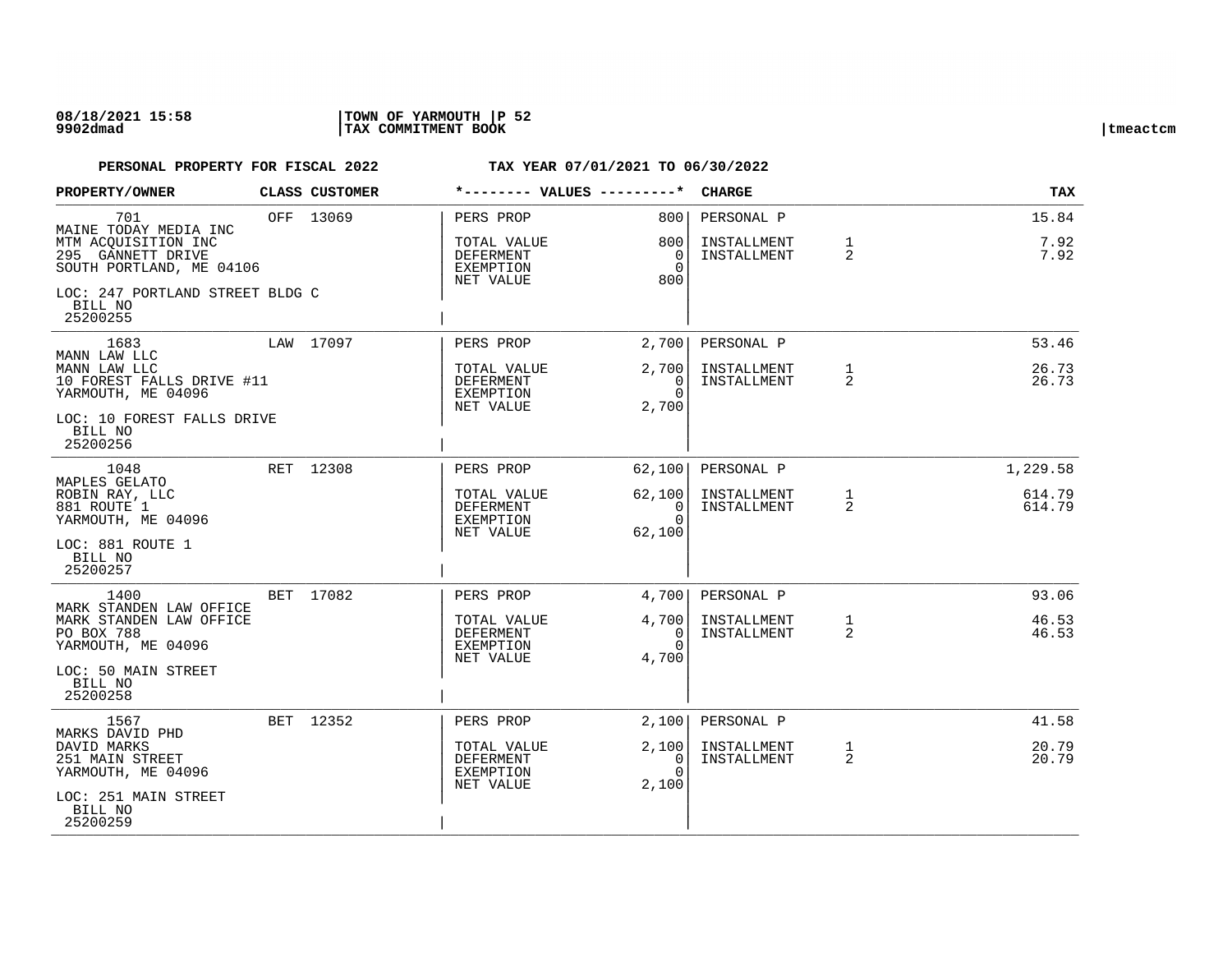**PERSONAL PROPERTY FOR FISCAL 2022** — **TAX YEAR 07/01/2021 TO 06/30/2022**

| PROPERTY/OWNER | CLASS | CUSTOMER | VALUES | | CHARGE | | TAX |
|---|---|---|---|---|---|---|---|
| 701<br>MAINE TODAY MEDIA INC<br>MTM ACQUISITION INC<br>295 GANNETT DRIVE<br>SOUTH PORTLAND, ME 04106<br>LOC: 247 PORTLAND STREET BLDG C<br>BILL NO<br>25200255 | OFF | 13069 | PERS PROP<br>TOTAL VALUE<br>DEFERMENT<br>EXEMPTION<br>NET VALUE | 800<br>800<br>0<br>0<br>800 | PERSONAL P<br>INSTALLMENT<br>INSTALLMENT | <br>1<br>2 | 15.84<br>7.92<br>7.92 |
| 1683<br>MANN LAW LLC<br>MANN LAW LLC<br>10 FOREST FALLS DRIVE #11<br>YARMOUTH, ME 04096<br>LOC: 10 FOREST FALLS DRIVE<br>BILL NO<br>25200256 | LAW | 17097 | PERS PROP<br>TOTAL VALUE<br>DEFERMENT<br>EXEMPTION<br>NET VALUE | 2,700<br>2,700<br>0<br>0<br>2,700 | PERSONAL P<br>INSTALLMENT<br>INSTALLMENT | <br>1<br>2 | 53.46<br>26.73<br>26.73 |
| 1048<br>MAPLES GELATO<br>ROBIN RAY, LLC<br>881 ROUTE 1<br>YARMOUTH, ME 04096<br>LOC: 881 ROUTE 1<br>BILL NO<br>25200257 | RET | 12308 | PERS PROP<br>TOTAL VALUE<br>DEFERMENT<br>EXEMPTION<br>NET VALUE | 62,100<br>62,100<br>0<br>0<br>62,100 | PERSONAL P<br>INSTALLMENT<br>INSTALLMENT | <br>1<br>2 | 1,229.58<br>614.79<br>614.79 |
| 1400<br>MARK STANDEN LAW OFFICE<br>MARK STANDEN LAW OFFICE<br>PO BOX 788<br>YARMOUTH, ME 04096<br>LOC: 50 MAIN STREET<br>BILL NO<br>25200258 | BET | 17082 | PERS PROP<br>TOTAL VALUE<br>DEFERMENT<br>EXEMPTION<br>NET VALUE | 4,700<br>4,700<br>0<br>0<br>4,700 | PERSONAL P<br>INSTALLMENT<br>INSTALLMENT | <br>1<br>2 | 93.06<br>46.53<br>46.53 |
| 1567<br>MARKS DAVID PHD<br>DAVID MARKS<br>251 MAIN STREET<br>YARMOUTH, ME 04096<br>LOC: 251 MAIN STREET<br>BILL NO<br>25200259 | BET | 12352 | PERS PROP<br>TOTAL VALUE<br>DEFERMENT<br>EXEMPTION<br>NET VALUE | 2,100<br>2,100<br>0<br>0<br>2,100 | PERSONAL P<br>INSTALLMENT<br>INSTALLMENT | <br>1<br>2 | 41.58<br>20.79<br>20.79 |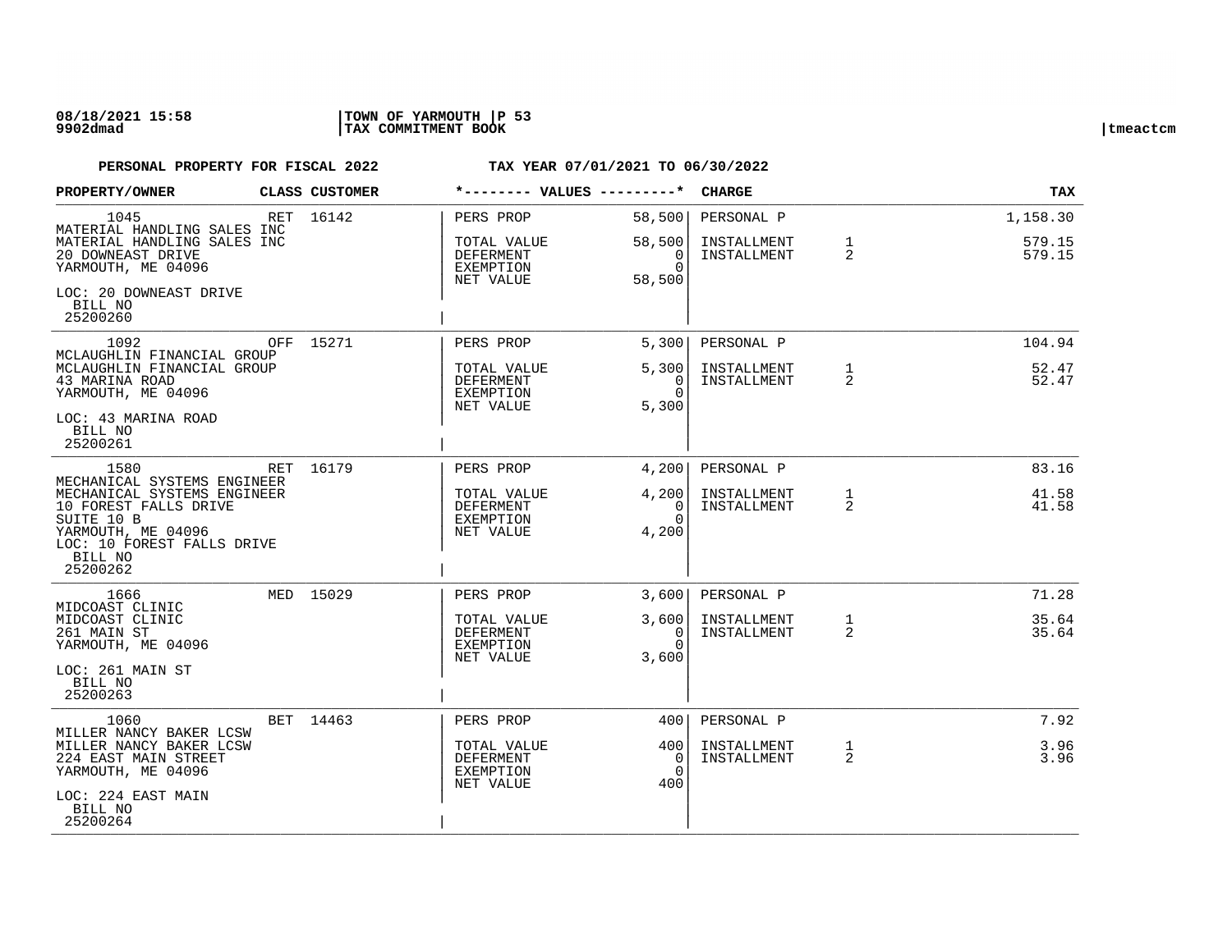08/18/2021 15:58 | TOWN OF YARMOUTH | P 53
9902dmad | TAX COMMITMENT BOOK | tmeactcm

**PERSONAL PROPERTY FOR FISCAL 2022 &nbsp;&nbsp;&nbsp;&nbsp; TAX YEAR 07/01/2021 TO 06/30/2022**

| PROPERTY/OWNER | CLASS | CUSTOMER | VALUES | | CHARGE | | TAX |
|---|---|---|---|---|---|---|---|
| 1045 | RET | 16142 | PERS PROP | 58,500 | PERSONAL P | | 1,158.30 |
| MATERIAL HANDLING SALES INC | | | | | | | |
| MATERIAL HANDLING SALES INC | | | TOTAL VALUE | 58,500 | INSTALLMENT | 1 | 579.15 |
| 20 DOWNEAST DRIVE | | | DEFERMENT | 0 | INSTALLMENT | 2 | 579.15 |
| YARMOUTH, ME 04096 | | | EXEMPTION | 0 | | | |
| LOC: 20 DOWNEAST DRIVE | | | NET VALUE | 58,500 | | | |
| BILL NO 25200260 | | | | | | | |
| 1092 | OFF | 15271 | PERS PROP | 5,300 | PERSONAL P | | 104.94 |
| MCLAUGHLIN FINANCIAL GROUP | | | | | | | |
| MCLAUGHLIN FINANCIAL GROUP | | | TOTAL VALUE | 5,300 | INSTALLMENT | 1 | 52.47 |
| 43 MARINA ROAD | | | DEFERMENT | 0 | INSTALLMENT | 2 | 52.47 |
| YARMOUTH, ME 04096 | | | EXEMPTION | 0 | | | |
| LOC: 43 MARINA ROAD | | | NET VALUE | 5,300 | | | |
| BILL NO 25200261 | | | | | | | |
| 1580 | RET | 16179 | PERS PROP | 4,200 | PERSONAL P | | 83.16 |
| MECHANICAL SYSTEMS ENGINEER | | | | | | | |
| MECHANICAL SYSTEMS ENGINEER | | | TOTAL VALUE | 4,200 | INSTALLMENT | 1 | 41.58 |
| 10 FOREST FALLS DRIVE | | | DEFERMENT | 0 | INSTALLMENT | 2 | 41.58 |
| SUITE 10 B | | | EXEMPTION | 0 | | | |
| YARMOUTH, ME 04096 | | | NET VALUE | 4,200 | | | |
| LOC: 10 FOREST FALLS DRIVE | | | | | | | |
| BILL NO 25200262 | | | | | | | |
| 1666 | MED | 15029 | PERS PROP | 3,600 | PERSONAL P | | 71.28 |
| MIDCOAST CLINIC | | | | | | | |
| MIDCOAST CLINIC | | | TOTAL VALUE | 3,600 | INSTALLMENT | 1 | 35.64 |
| 261 MAIN ST | | | DEFERMENT | 0 | INSTALLMENT | 2 | 35.64 |
| YARMOUTH, ME 04096 | | | EXEMPTION | 0 | | | |
| LOC: 261 MAIN ST | | | NET VALUE | 3,600 | | | |
| BILL NO 25200263 | | | | | | | |
| 1060 | BET | 14463 | PERS PROP | 400 | PERSONAL P | | 7.92 |
| MILLER NANCY BAKER LCSW | | | | | | | |
| MILLER NANCY BAKER LCSW | | | TOTAL VALUE | 400 | INSTALLMENT | 1 | 3.96 |
| 224 EAST MAIN STREET | | | DEFERMENT | 0 | INSTALLMENT | 2 | 3.96 |
| YARMOUTH, ME 04096 | | | EXEMPTION | 0 | | | |
| LOC: 224 EAST MAIN | | | NET VALUE | 400 | | | |
| BILL NO 25200264 | | | | | | | |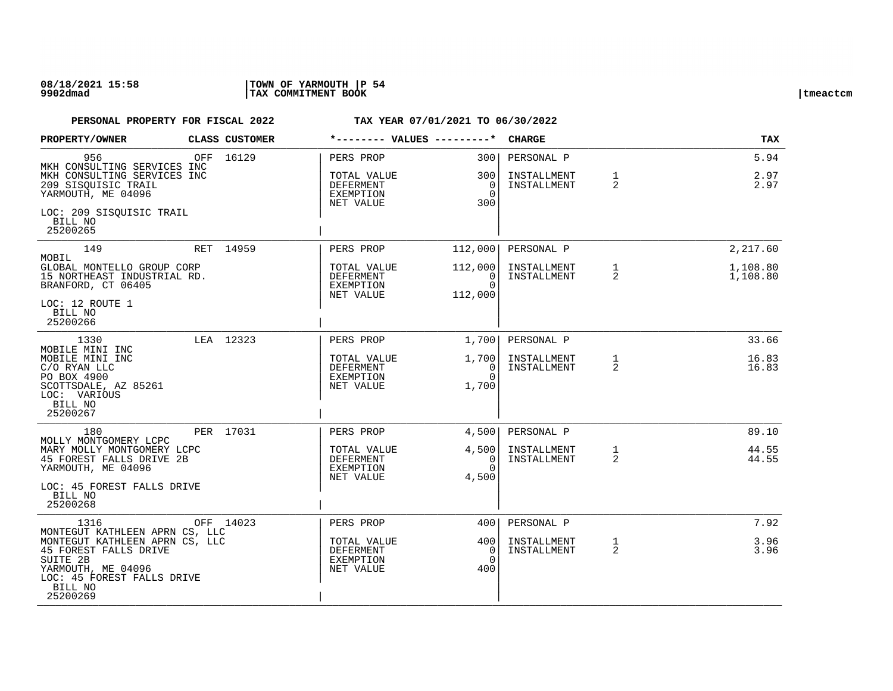**PERSONAL PROPERTY FOR FISCAL 2022 TAX YEAR 07/01/2021 TO 06/30/2022**

| PROPERTY/OWNER | CLASS | CUSTOMER | VALUES | | CHARGE | | TAX |
|---|---|---|---|---|---|---|---|
| 956<br>MKH CONSULTING SERVICES INC<br>MKH CONSULTING SERVICES INC<br>209 SISQUISIC TRAIL<br>YARMOUTH, ME 04096<br>LOC: 209 SISQUISIC TRAIL<br>BILL NO<br>25200265 | OFF | 16129 | PERS PROP<br>TOTAL VALUE<br>DEFERMENT<br>EXEMPTION<br>NET VALUE | 300<br>300<br>0<br>0<br>300 | PERSONAL P<br>INSTALLMENT<br>INSTALLMENT | <br>1<br>2 | 5.94<br>2.97<br>2.97 |
| 149<br>MOBIL<br>GLOBAL MONTELLO GROUP CORP<br>15 NORTHEAST INDUSTRIAL RD.<br>BRANFORD, CT 06405<br>LOC: 12 ROUTE 1<br>BILL NO<br>25200266 | RET | 14959 | PERS PROP<br>TOTAL VALUE<br>DEFERMENT<br>EXEMPTION<br>NET VALUE | 112,000<br>112,000<br>0<br>0<br>112,000 | PERSONAL P<br>INSTALLMENT<br>INSTALLMENT | <br>1<br>2 | 2,217.60<br>1,108.80<br>1,108.80 |
| 1330<br>MOBILE MINI INC<br>MOBILE MINI INC<br>C/O RYAN LLC<br>PO BOX 4900<br>SCOTTSDALE, AZ 85261<br>LOC: VARIOUS<br>BILL NO<br>25200267 | LEA | 12323 | PERS PROP<br>TOTAL VALUE<br>DEFERMENT<br>EXEMPTION<br>NET VALUE | 1,700<br>1,700<br>0<br>0<br>1,700 | PERSONAL P<br>INSTALLMENT<br>INSTALLMENT | <br>1<br>2 | 33.66<br>16.83<br>16.83 |
| 180<br>MOLLY MONTGOMERY LCPC<br>MARY MOLLY MONTGOMERY LCPC<br>45 FOREST FALLS DRIVE 2B<br>YARMOUTH, ME 04096<br>LOC: 45 FOREST FALLS DRIVE<br>BILL NO<br>25200268 | PER | 17031 | PERS PROP<br>TOTAL VALUE<br>DEFERMENT<br>EXEMPTION<br>NET VALUE | 4,500<br>4,500<br>0<br>0<br>4,500 | PERSONAL P<br>INSTALLMENT<br>INSTALLMENT | <br>1<br>2 | 89.10<br>44.55<br>44.55 |
| 1316<br>MONTEGUT KATHLEEN APRN CS, LLC<br>MONTEGUT KATHLEEN APRN CS, LLC<br>45 FOREST FALLS DRIVE<br>SUITE 2B<br>YARMOUTH, ME 04096<br>LOC: 45 FOREST FALLS DRIVE<br>BILL NO<br>25200269 | OFF | 14023 | PERS PROP<br>TOTAL VALUE<br>DEFERMENT<br>EXEMPTION<br>NET VALUE | 400<br>400<br>0<br>0<br>400 | PERSONAL P<br>INSTALLMENT<br>INSTALLMENT | <br>1<br>2 | 7.92<br>3.96<br>3.96 |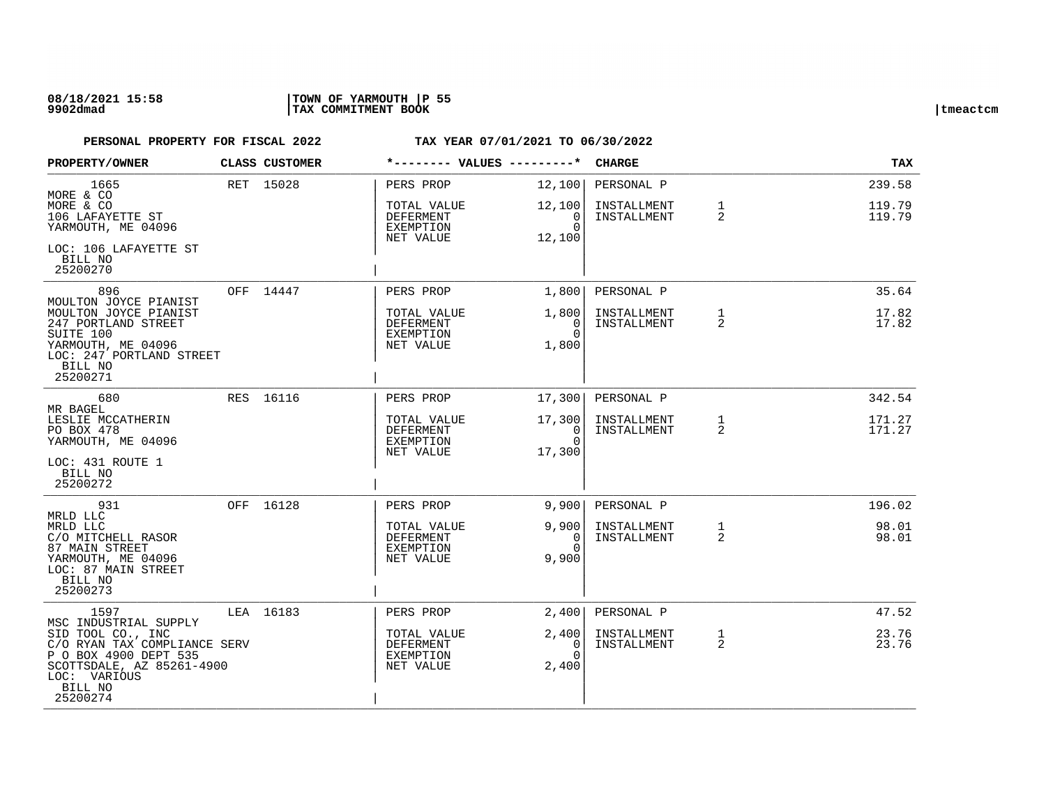**PERSONAL PROPERTY FOR FISCAL 2022 TAX YEAR 07/01/2021 TO 06/30/2022**

| PROPERTY/OWNER | CLASS | CUSTOMER | VALUES | | CHARGE | | TAX |
|---|---|---|---|---|---|---|---|
| 1665 | RET | 15028 | PERS PROP | 12,100 | PERSONAL P | | 239.58 |
| MORE & CO | | | | | | | |
| MORE & CO | | | TOTAL VALUE | 12,100 | INSTALLMENT | 1 | 119.79 |
| 106 LAFAYETTE ST | | | DEFERMENT | 0 | INSTALLMENT | 2 | 119.79 |
| YARMOUTH, ME 04096 | | | EXEMPTION | 0 | | | |
| | | | NET VALUE | 12,100 | | | |
| LOC: 106 LAFAYETTE ST | | | | | | | |
| BILL NO 25200270 | | | | | | | |
| 896 | OFF | 14447 | PERS PROP | 1,800 | PERSONAL P | | 35.64 |
| MOULTON JOYCE PIANIST | | | | | | | |
| MOULTON JOYCE PIANIST | | | TOTAL VALUE | 1,800 | INSTALLMENT | 1 | 17.82 |
| 247 PORTLAND STREET | | | DEFERMENT | 0 | INSTALLMENT | 2 | 17.82 |
| SUITE 100 | | | EXEMPTION | 0 | | | |
| YARMOUTH, ME 04096 | | | NET VALUE | 1,800 | | | |
| LOC: 247 PORTLAND STREET | | | | | | | |
| BILL NO 25200271 | | | | | | | |
| 680 | RES | 16116 | PERS PROP | 17,300 | PERSONAL P | | 342.54 |
| MR BAGEL | | | | | | | |
| LESLIE MCCATHERIN | | | TOTAL VALUE | 17,300 | INSTALLMENT | 1 | 171.27 |
| PO BOX 478 | | | DEFERMENT | 0 | INSTALLMENT | 2 | 171.27 |
| YARMOUTH, ME 04096 | | | EXEMPTION | 0 | | | |
| | | | NET VALUE | 17,300 | | | |
| LOC: 431 ROUTE 1 | | | | | | | |
| BILL NO 25200272 | | | | | | | |
| 931 | OFF | 16128 | PERS PROP | 9,900 | PERSONAL P | | 196.02 |
| MRLD LLC | | | | | | | |
| MRLD LLC | | | TOTAL VALUE | 9,900 | INSTALLMENT | 1 | 98.01 |
| C/O MITCHELL RASOR | | | DEFERMENT | 0 | INSTALLMENT | 2 | 98.01 |
| 87 MAIN STREET | | | EXEMPTION | 0 | | | |
| YARMOUTH, ME 04096 | | | NET VALUE | 9,900 | | | |
| LOC: 87 MAIN STREET | | | | | | | |
| BILL NO 25200273 | | | | | | | |
| 1597 | LEA | 16183 | PERS PROP | 2,400 | PERSONAL P | | 47.52 |
| MSC INDUSTRIAL SUPPLY | | | | | | | |
| SID TOOL CO., INC | | | TOTAL VALUE | 2,400 | INSTALLMENT | 1 | 23.76 |
| C/O RYAN TAX COMPLIANCE SERV | | | DEFERMENT | 0 | INSTALLMENT | 2 | 23.76 |
| P O BOX 4900 DEPT 535 | | | EXEMPTION | 0 | | | |
| SCOTTSDALE, AZ 85261-4900 | | | NET VALUE | 2,400 | | | |
| LOC: VARIOUS | | | | | | | |
| BILL NO 25200274 | | | | | | | |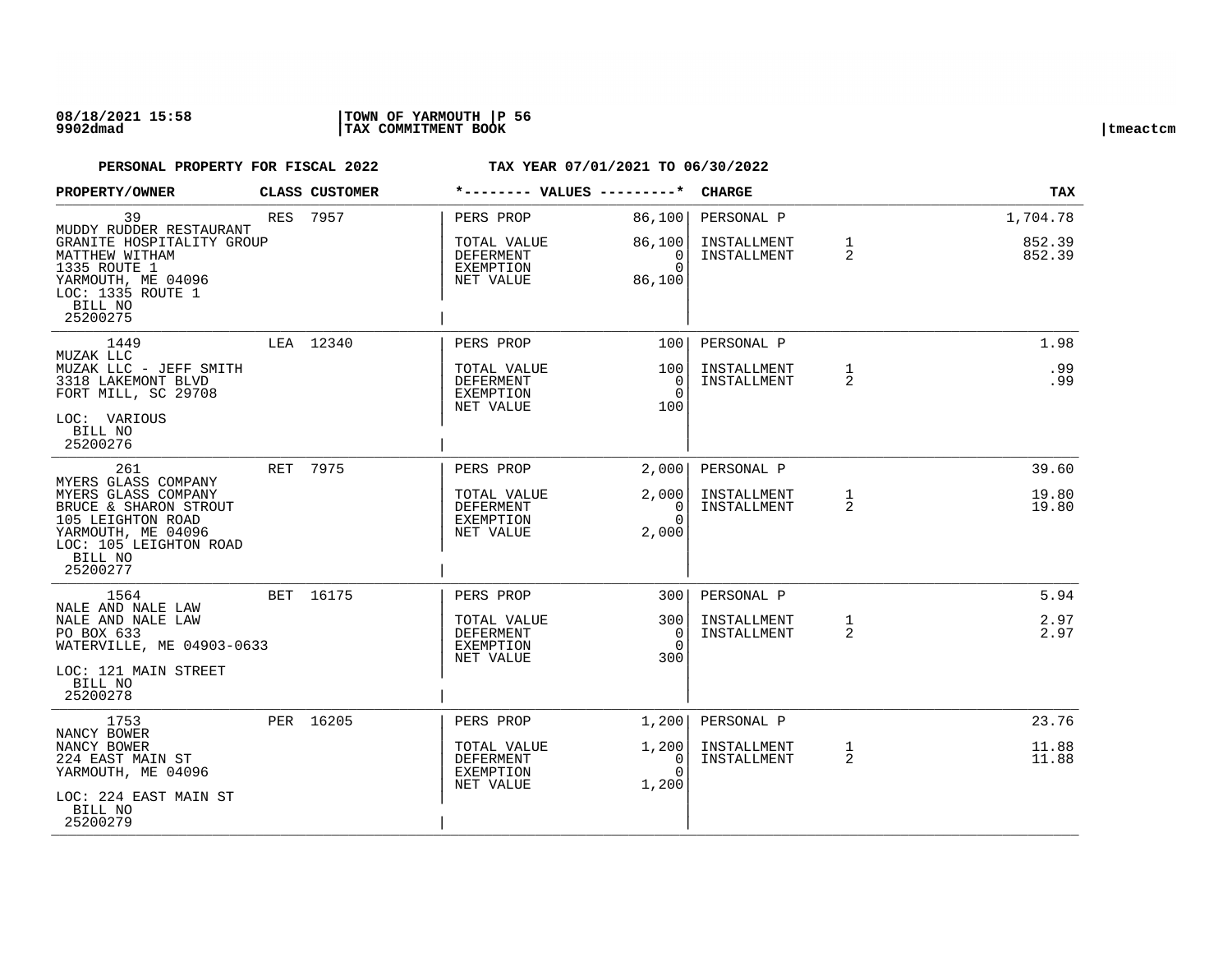**PERSONAL PROPERTY FOR FISCAL 2022** — **TAX YEAR 07/01/2021 TO 06/30/2022**

| PROPERTY/OWNER | CLASS | CUSTOMER | VALUES | | CHARGE | | TAX |
|---|---|---|---|---|---|---|---|
| 39<br>MUDDY RUDDER RESTAURANT<br>GRANITE HOSPITALITY GROUP<br>MATTHEW WITHAM<br>1335 ROUTE 1<br>YARMOUTH, ME 04096<br>LOC: 1335 ROUTE 1<br>BILL NO<br>25200275 | RES | 7957 | PERS PROP<br>TOTAL VALUE<br>DEFERMENT<br>EXEMPTION<br>NET VALUE | 86,100<br>86,100<br>0<br>0<br>86,100 | PERSONAL P<br>INSTALLMENT<br>INSTALLMENT | <br>1<br>2 | 1,704.78<br>852.39<br>852.39 |
| 1449<br>MUZAK LLC<br>MUZAK LLC - JEFF SMITH<br>3318 LAKEMONT BLVD<br>FORT MILL, SC 29708<br>LOC: VARIOUS<br>BILL NO<br>25200276 | LEA | 12340 | PERS PROP<br>TOTAL VALUE<br>DEFERMENT<br>EXEMPTION<br>NET VALUE | 100<br>100<br>0<br>0<br>100 | PERSONAL P<br>INSTALLMENT<br>INSTALLMENT | <br>1<br>2 | 1.98<br>.99<br>.99 |
| 261<br>MYERS GLASS COMPANY<br>MYERS GLASS COMPANY<br>BRUCE & SHARON STROUT<br>105 LEIGHTON ROAD<br>YARMOUTH, ME 04096<br>LOC: 105 LEIGHTON ROAD<br>BILL NO<br>25200277 | RET | 7975 | PERS PROP<br>TOTAL VALUE<br>DEFERMENT<br>EXEMPTION<br>NET VALUE | 2,000<br>2,000<br>0<br>0<br>2,000 | PERSONAL P<br>INSTALLMENT<br>INSTALLMENT | <br>1<br>2 | 39.60<br>19.80<br>19.80 |
| 1564<br>NALE AND NALE LAW<br>NALE AND NALE LAW<br>PO BOX 633<br>WATERVILLE, ME 04903-0633<br>LOC: 121 MAIN STREET<br>BILL NO<br>25200278 | BET | 16175 | PERS PROP<br>TOTAL VALUE<br>DEFERMENT<br>EXEMPTION<br>NET VALUE | 300<br>300<br>0<br>0<br>300 | PERSONAL P<br>INSTALLMENT<br>INSTALLMENT | <br>1<br>2 | 5.94<br>2.97<br>2.97 |
| 1753<br>NANCY BOWER<br>NANCY BOWER<br>224 EAST MAIN ST<br>YARMOUTH, ME 04096<br>LOC: 224 EAST MAIN ST<br>BILL NO<br>25200279 | PER | 16205 | PERS PROP<br>TOTAL VALUE<br>DEFERMENT<br>EXEMPTION<br>NET VALUE | 1,200<br>1,200<br>0<br>0<br>1,200 | PERSONAL P<br>INSTALLMENT<br>INSTALLMENT | <br>1<br>2 | 23.76<br>11.88<br>11.88 |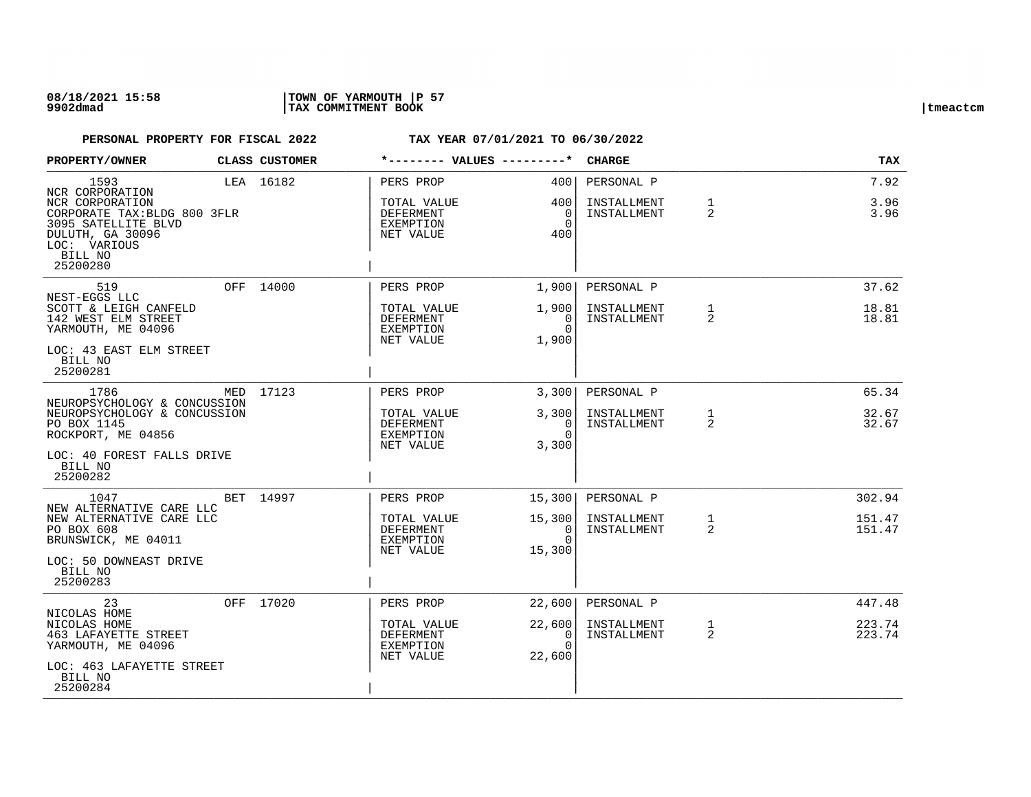08/18/2021 15:58 | TOWN OF YARMOUTH | P 57
9902dmad | TAX COMMITMENT BOOK | tmeactcm

**PERSONAL PROPERTY FOR FISCAL 2022** **TAX YEAR 07/01/2021 TO 06/30/2022**

| PROPERTY/OWNER | CLASS | CUSTOMER | *-------- VALUES ---------* | | CHARGE | | TAX |
|---|---|---|---|---|---|---|---|
| 1593<br>NCR CORPORATION<br>NCR CORPORATION<br>CORPORATE TAX:BLDG 800 3FLR<br>3095 SATELLITE BLVD<br>DULUTH, GA 30096<br>LOC: VARIOUS<br>BILL NO<br>25200280 | LEA | 16182 | PERS PROP<br>TOTAL VALUE<br>DEFERMENT<br>EXEMPTION<br>NET VALUE | 400<br>400<br>0<br>0<br>400 | PERSONAL P<br>INSTALLMENT<br>INSTALLMENT | <br>1<br>2 | 7.92<br>3.96<br>3.96 |
| 519<br>NEST-EGGS LLC<br>SCOTT & LEIGH CANFELD<br>142 WEST ELM STREET<br>YARMOUTH, ME 04096<br>LOC: 43 EAST ELM STREET<br>BILL NO<br>25200281 | OFF | 14000 | PERS PROP<br>TOTAL VALUE<br>DEFERMENT<br>EXEMPTION<br>NET VALUE | 1,900<br>1,900<br>0<br>0<br>1,900 | PERSONAL P<br>INSTALLMENT<br>INSTALLMENT | <br>1<br>2 | 37.62<br>18.81<br>18.81 |
| 1786<br>NEUROPSYCHOLOGY & CONCUSSION<br>NEUROPSYCHOLOGY & CONCUSSION<br>PO BOX 1145<br>ROCKPORT, ME 04856<br>LOC: 40 FOREST FALLS DRIVE<br>BILL NO<br>25200282 | MED | 17123 | PERS PROP<br>TOTAL VALUE<br>DEFERMENT<br>EXEMPTION<br>NET VALUE | 3,300<br>3,300<br>0<br>0<br>3,300 | PERSONAL P<br>INSTALLMENT<br>INSTALLMENT | <br>1<br>2 | 65.34<br>32.67<br>32.67 |
| 1047<br>NEW ALTERNATIVE CARE LLC<br>NEW ALTERNATIVE CARE LLC<br>PO BOX 608<br>BRUNSWICK, ME 04011<br>LOC: 50 DOWNEAST DRIVE<br>BILL NO<br>25200283 | BET | 14997 | PERS PROP<br>TOTAL VALUE<br>DEFERMENT<br>EXEMPTION<br>NET VALUE | 15,300<br>15,300<br>0<br>0<br>15,300 | PERSONAL P<br>INSTALLMENT<br>INSTALLMENT | <br>1<br>2 | 302.94<br>151.47<br>151.47 |
| 23<br>NICOLAS HOME<br>NICOLAS HOME<br>463 LAFAYETTE STREET<br>YARMOUTH, ME 04096<br>LOC: 463 LAFAYETTE STREET<br>BILL NO<br>25200284 | OFF | 17020 | PERS PROP<br>TOTAL VALUE<br>DEFERMENT<br>EXEMPTION<br>NET VALUE | 22,600<br>22,600<br>0<br>0<br>22,600 | PERSONAL P<br>INSTALLMENT<br>INSTALLMENT | <br>1<br>2 | 447.48<br>223.74<br>223.74 |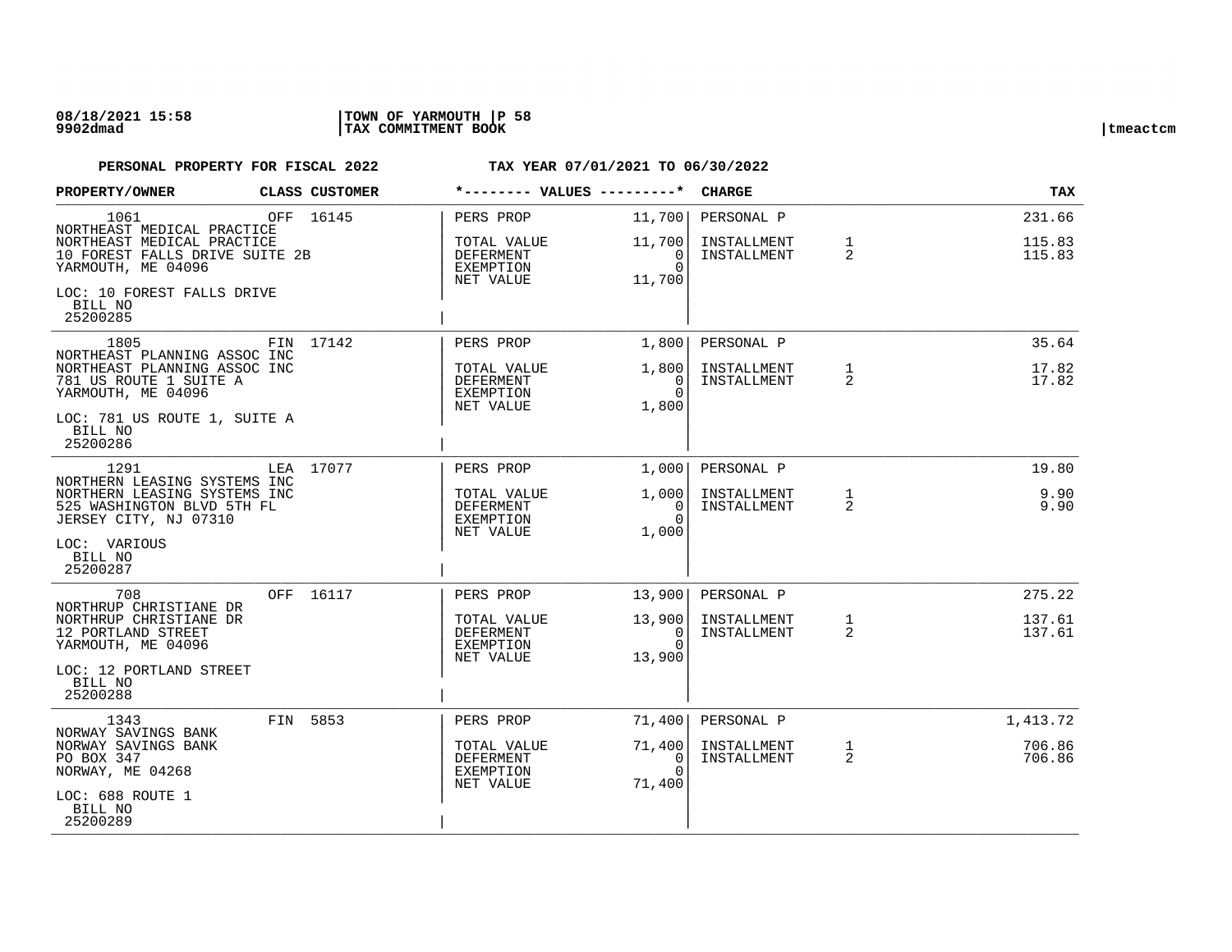**08/18/2021 15:58** | **TOWN OF YARMOUTH** | **P 58**
**9902dmad** | **TAX COMMITMENT BOOK** | tmeactcm

**PERSONAL PROPERTY FOR FISCAL 2022** **TAX YEAR 07/01/2021 TO 06/30/2022**

| PROPERTY/OWNER | CLASS | CUSTOMER | *-------- VALUES ---------* | | CHARGE | | TAX |
|---|---|---|---|---|---|---|---|
| 1061 | OFF | 16145 | PERS PROP | 11,700 | PERSONAL P | | 231.66 |
| NORTHEAST MEDICAL PRACTICE<br>NORTHEAST MEDICAL PRACTICE<br>10 FOREST FALLS DRIVE SUITE 2B<br>YARMOUTH, ME 04096<br>LOC: 10 FOREST FALLS DRIVE<br>BILL NO<br>25200285 | | | TOTAL VALUE<br>DEFERMENT<br>EXEMPTION<br>NET VALUE | 11,700<br>0<br>0<br>11,700 | INSTALLMENT<br>INSTALLMENT | 1<br>2 | 115.83<br>115.83 |
| 1805 | FIN | 17142 | PERS PROP | 1,800 | PERSONAL P | | 35.64 |
| NORTHEAST PLANNING ASSOC INC<br>NORTHEAST PLANNING ASSOC INC<br>781 US ROUTE 1 SUITE A<br>YARMOUTH, ME 04096<br>LOC: 781 US ROUTE 1, SUITE A<br>BILL NO<br>25200286 | | | TOTAL VALUE<br>DEFERMENT<br>EXEMPTION<br>NET VALUE | 1,800<br>0<br>0<br>1,800 | INSTALLMENT<br>INSTALLMENT | 1<br>2 | 17.82<br>17.82 |
| 1291 | LEA | 17077 | PERS PROP | 1,000 | PERSONAL P | | 19.80 |
| NORTHERN LEASING SYSTEMS INC<br>NORTHERN LEASING SYSTEMS INC<br>525 WASHINGTON BLVD 5TH FL<br>JERSEY CITY, NJ 07310<br>LOC: VARIOUS<br>BILL NO<br>25200287 | | | TOTAL VALUE<br>DEFERMENT<br>EXEMPTION<br>NET VALUE | 1,000<br>0<br>0<br>1,000 | INSTALLMENT<br>INSTALLMENT | 1<br>2 | 9.90<br>9.90 |
| 708 | OFF | 16117 | PERS PROP | 13,900 | PERSONAL P | | 275.22 |
| NORTHRUP CHRISTIANE DR<br>NORTHRUP CHRISTIANE DR<br>12 PORTLAND STREET<br>YARMOUTH, ME 04096<br>LOC: 12 PORTLAND STREET<br>BILL NO<br>25200288 | | | TOTAL VALUE<br>DEFERMENT<br>EXEMPTION<br>NET VALUE | 13,900<br>0<br>0<br>13,900 | INSTALLMENT<br>INSTALLMENT | 1<br>2 | 137.61<br>137.61 |
| 1343 | FIN | 5853 | PERS PROP | 71,400 | PERSONAL P | | 1,413.72 |
| NORWAY SAVINGS BANK<br>NORWAY SAVINGS BANK<br>PO BOX 347<br>NORWAY, ME 04268<br>LOC: 688 ROUTE 1<br>BILL NO<br>25200289 | | | TOTAL VALUE<br>DEFERMENT<br>EXEMPTION<br>NET VALUE | 71,400<br>0<br>0<br>71,400 | INSTALLMENT<br>INSTALLMENT | 1<br>2 | 706.86<br>706.86 |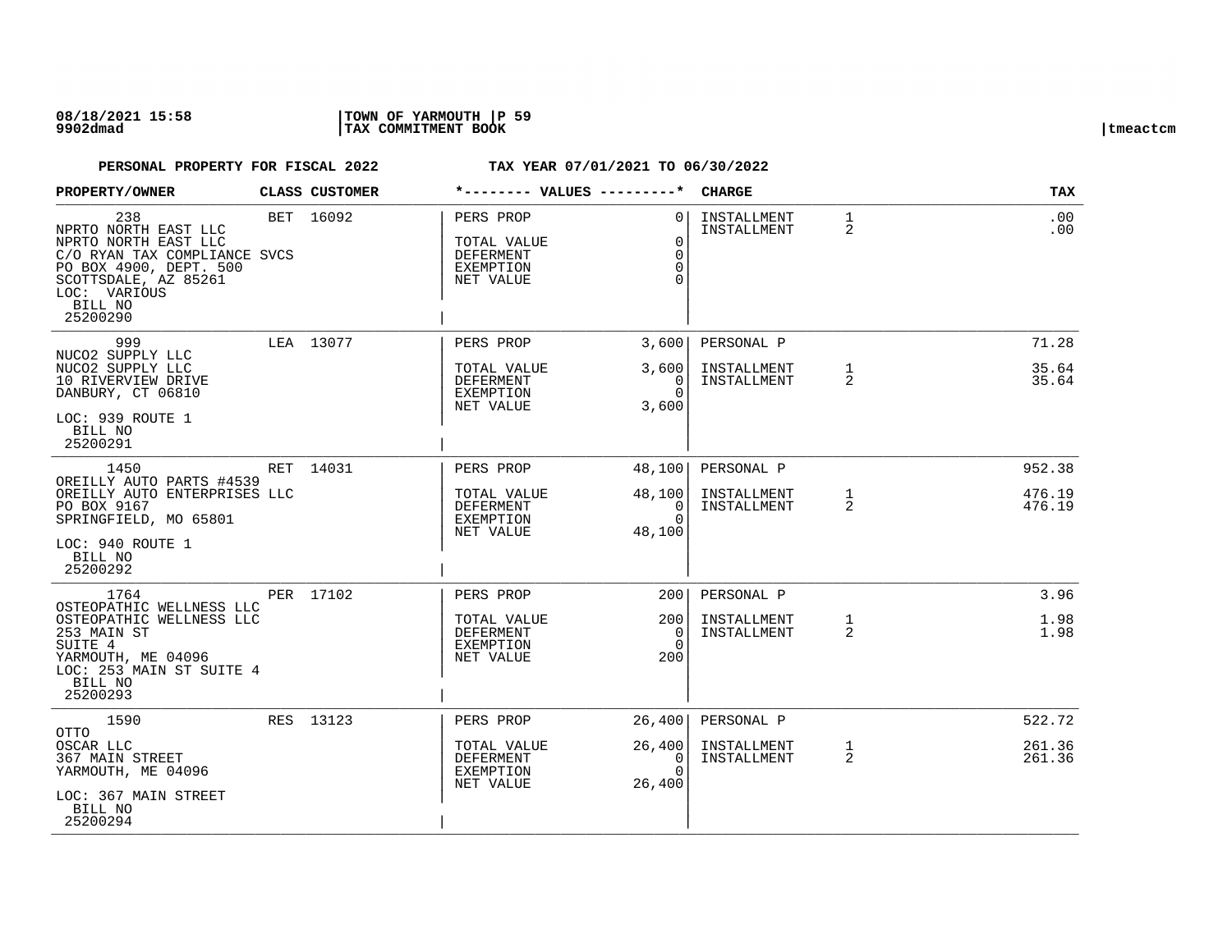08/18/2021 15:58 | TOWN OF YARMOUTH | P 59
9902dmad | TAX COMMITMENT BOOK | tmeactcm

**PERSONAL PROPERTY FOR FISCAL 2022 TAX YEAR 07/01/2021 TO 06/30/2022**

| PROPERTY/OWNER | CLASS | CUSTOMER | VALUES | | CHARGE | | TAX |
|---|---|---|---|---|---|---|---|
| 238<br>NPRTO NORTH EAST LLC<br>NPRTO NORTH EAST LLC<br>C/O RYAN TAX COMPLIANCE SVCS<br>PO BOX 4900, DEPT. 500<br>SCOTTSDALE, AZ 85261<br>LOC: VARIOUS<br>BILL NO<br>25200290 | BET | 16092 | PERS PROP<br><br>TOTAL VALUE<br>DEFERMENT<br>EXEMPTION<br>NET VALUE | 0<br><br>0<br>0<br>0<br>0 | INSTALLMENT<br>INSTALLMENT | 1<br>2 | .00<br>.00 |
| 999<br>NUCO2 SUPPLY LLC<br>NUCO2 SUPPLY LLC<br>10 RIVERVIEW DRIVE<br>DANBURY, CT 06810<br>LOC: 939 ROUTE 1<br>BILL NO<br>25200291 | LEA | 13077 | PERS PROP<br><br>TOTAL VALUE<br>DEFERMENT<br>EXEMPTION<br>NET VALUE | 3,600<br><br>3,600<br>0<br>0<br>3,600 | PERSONAL P<br><br>INSTALLMENT<br>INSTALLMENT | <br><br>1<br>2 | 71.28<br><br>35.64<br>35.64 |
| 1450<br>OREILLY AUTO PARTS #4539<br>OREILLY AUTO ENTERPRISES LLC<br>PO BOX 9167<br>SPRINGFIELD, MO 65801<br>LOC: 940 ROUTE 1<br>BILL NO<br>25200292 | RET | 14031 | PERS PROP<br><br>TOTAL VALUE<br>DEFERMENT<br>EXEMPTION<br>NET VALUE | 48,100<br><br>48,100<br>0<br>0<br>48,100 | PERSONAL P<br><br>INSTALLMENT<br>INSTALLMENT | <br><br>1<br>2 | 952.38<br><br>476.19<br>476.19 |
| 1764<br>OSTEOPATHIC WELLNESS LLC<br>OSTEOPATHIC WELLNESS LLC<br>253 MAIN ST<br>SUITE 4<br>YARMOUTH, ME 04096<br>LOC: 253 MAIN ST SUITE 4<br>BILL NO<br>25200293 | PER | 17102 | PERS PROP<br><br>TOTAL VALUE<br>DEFERMENT<br>EXEMPTION<br>NET VALUE | 200<br><br>200<br>0<br>0<br>200 | PERSONAL P<br><br>INSTALLMENT<br>INSTALLMENT | <br><br>1<br>2 | 3.96<br><br>1.98<br>1.98 |
| 1590<br>OTTO<br>OSCAR LLC<br>367 MAIN STREET<br>YARMOUTH, ME 04096<br>LOC: 367 MAIN STREET<br>BILL NO<br>25200294 | RES | 13123 | PERS PROP<br><br>TOTAL VALUE<br>DEFERMENT<br>EXEMPTION<br>NET VALUE | 26,400<br><br>26,400<br>0<br>0<br>26,400 | PERSONAL P<br><br>INSTALLMENT<br>INSTALLMENT | <br><br>1<br>2 | 522.72<br><br>261.36<br>261.36 |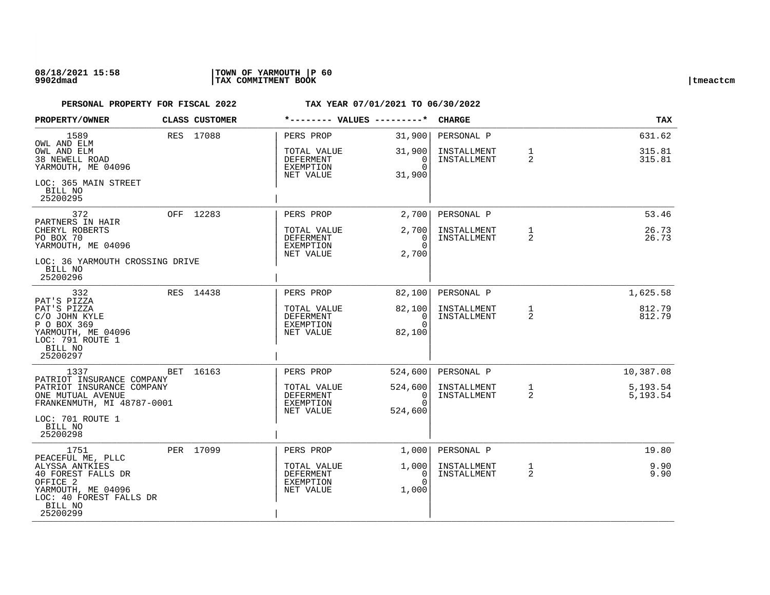08/18/2021 15:58 | TOWN OF YARMOUTH | P 60
9902dmad | TAX COMMITMENT BOOK | tmeactcm

**PERSONAL PROPERTY FOR FISCAL 2022** &nbsp;&nbsp;&nbsp;&nbsp; **TAX YEAR 07/01/2021 TO 06/30/2022**

| PROPERTY/OWNER | CLASS | CUSTOMER | VALUES | | CHARGE | | TAX |
|---|---|---|---|---|---|---|---|
| 1589 | RES | 17088 | PERS PROP | 31,900 | PERSONAL P | | 631.62 |
| OWL AND ELM<br>OWL AND ELM<br>38 NEWELL ROAD<br>YARMOUTH, ME 04096<br>LOC: 365 MAIN STREET<br>BILL NO<br>25200295 | | | TOTAL VALUE<br>DEFERMENT<br>EXEMPTION<br>NET VALUE | 31,900<br>0<br>0<br>31,900 | INSTALLMENT<br>INSTALLMENT | 1<br>2 | 315.81<br>315.81 |
| 372 | OFF | 12283 | PERS PROP | 2,700 | PERSONAL P | | 53.46 |
| PARTNERS IN HAIR<br>CHERYL ROBERTS<br>PO BOX 70<br>YARMOUTH, ME 04096<br>LOC: 36 YARMOUTH CROSSING DRIVE<br>BILL NO<br>25200296 | | | TOTAL VALUE<br>DEFERMENT<br>EXEMPTION<br>NET VALUE | 2,700<br>0<br>0<br>2,700 | INSTALLMENT<br>INSTALLMENT | 1<br>2 | 26.73<br>26.73 |
| 332 | RES | 14438 | PERS PROP | 82,100 | PERSONAL P | | 1,625.58 |
| PAT'S PIZZA<br>PAT'S PIZZA<br>C/O JOHN KYLE<br>P O BOX 369<br>YARMOUTH, ME 04096<br>LOC: 791 ROUTE 1<br>BILL NO<br>25200297 | | | TOTAL VALUE<br>DEFERMENT<br>EXEMPTION<br>NET VALUE | 82,100<br>0<br>0<br>82,100 | INSTALLMENT<br>INSTALLMENT | 1<br>2 | 812.79<br>812.79 |
| 1337 | BET | 16163 | PERS PROP | 524,600 | PERSONAL P | | 10,387.08 |
| PATRIOT INSURANCE COMPANY<br>PATRIOT INSURANCE COMPANY<br>ONE MUTUAL AVENUE<br>FRANKENMUTH, MI 48787-0001<br>LOC: 701 ROUTE 1<br>BILL NO<br>25200298 | | | TOTAL VALUE<br>DEFERMENT<br>EXEMPTION<br>NET VALUE | 524,600<br>0<br>0<br>524,600 | INSTALLMENT<br>INSTALLMENT | 1<br>2 | 5,193.54<br>5,193.54 |
| 1751 | PER | 17099 | PERS PROP | 1,000 | PERSONAL P | | 19.80 |
| PEACEFUL ME, PLLC<br>ALYSSA ANTKIES<br>40 FOREST FALLS DR<br>OFFICE 2<br>YARMOUTH, ME 04096<br>LOC: 40 FOREST FALLS DR<br>BILL NO<br>25200299 | | | TOTAL VALUE<br>DEFERMENT<br>EXEMPTION<br>NET VALUE | 1,000<br>0<br>0<br>1,000 | INSTALLMENT<br>INSTALLMENT | 1<br>2 | 9.90<br>9.90 |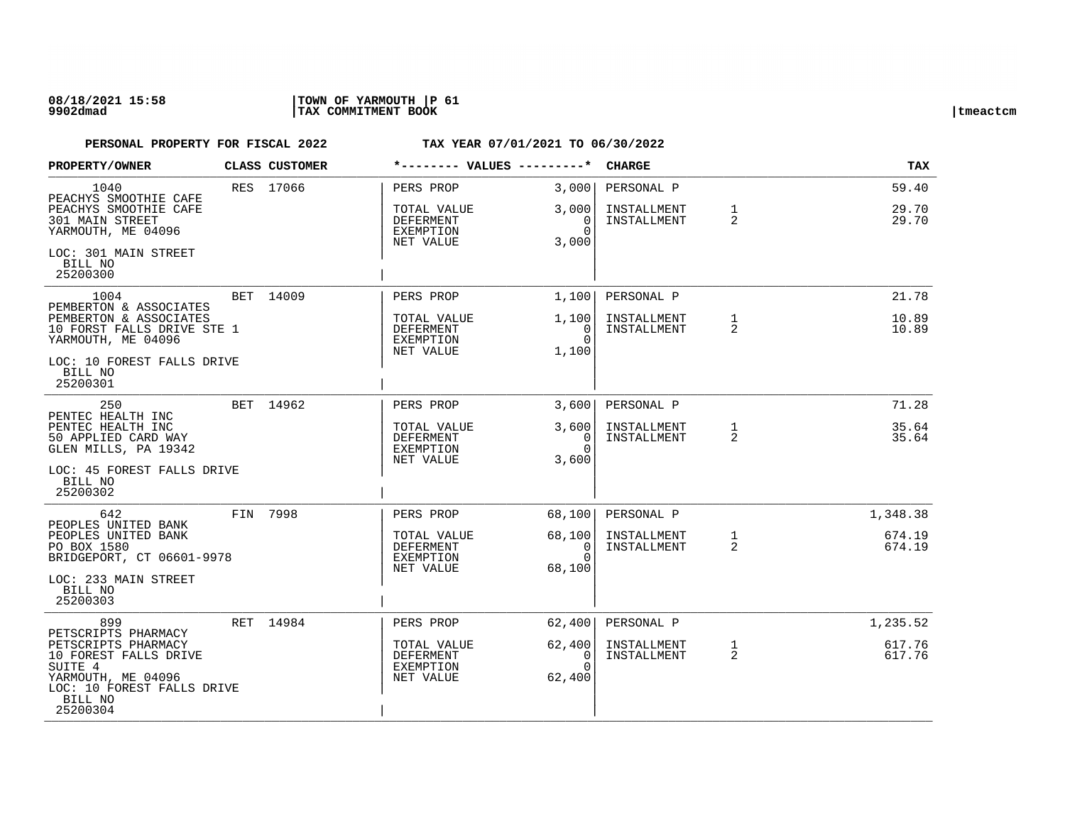08/18/2021 15:58 | TOWN OF YARMOUTH | P 61
9902dmad | TAX COMMITMENT BOOK | tmeactcm

**PERSONAL PROPERTY FOR FISCAL 2022** TAX YEAR 07/01/2021 TO 06/30/2022

| PROPERTY/OWNER | CLASS | CUSTOMER | VALUES | | CHARGE | | TAX |
|---|---|---|---|---|---|---|---|
| 1040<br>PEACHYS SMOOTHIE CAFE<br>PEACHYS SMOOTHIE CAFE<br>301 MAIN STREET<br>YARMOUTH, ME 04096<br>LOC: 301 MAIN STREET<br>BILL NO<br>25200300 | RES | 17066 | PERS PROP<br>TOTAL VALUE<br>DEFERMENT<br>EXEMPTION<br>NET VALUE | 3,000<br>3,000<br>0<br>0<br>3,000 | PERSONAL P<br>INSTALLMENT<br>INSTALLMENT | <br>1<br>2 | 59.40<br>29.70<br>29.70 |
| 1004<br>PEMBERTON & ASSOCIATES<br>PEMBERTON & ASSOCIATES<br>10 FORST FALLS DRIVE STE 1<br>YARMOUTH, ME 04096<br>LOC: 10 FOREST FALLS DRIVE<br>BILL NO<br>25200301 | BET | 14009 | PERS PROP<br>TOTAL VALUE<br>DEFERMENT<br>EXEMPTION<br>NET VALUE | 1,100<br>1,100<br>0<br>0<br>1,100 | PERSONAL P<br>INSTALLMENT<br>INSTALLMENT | <br>1<br>2 | 21.78<br>10.89<br>10.89 |
| 250<br>PENTEC HEALTH INC<br>PENTEC HEALTH INC<br>50 APPLIED CARD WAY<br>GLEN MILLS, PA 19342<br>LOC: 45 FOREST FALLS DRIVE<br>BILL NO<br>25200302 | BET | 14962 | PERS PROP<br>TOTAL VALUE<br>DEFERMENT<br>EXEMPTION<br>NET VALUE | 3,600<br>3,600<br>0<br>0<br>3,600 | PERSONAL P<br>INSTALLMENT<br>INSTALLMENT | <br>1<br>2 | 71.28<br>35.64<br>35.64 |
| 642<br>PEOPLES UNITED BANK<br>PEOPLES UNITED BANK<br>PO BOX 1580<br>BRIDGEPORT, CT 06601-9978<br>LOC: 233 MAIN STREET<br>BILL NO<br>25200303 | FIN | 7998 | PERS PROP<br>TOTAL VALUE<br>DEFERMENT<br>EXEMPTION<br>NET VALUE | 68,100<br>68,100<br>0<br>0<br>68,100 | PERSONAL P<br>INSTALLMENT<br>INSTALLMENT | <br>1<br>2 | 1,348.38<br>674.19<br>674.19 |
| 899<br>PETSCRIPTS PHARMACY<br>PETSCRIPTS PHARMACY<br>10 FOREST FALLS DRIVE<br>SUITE 4<br>YARMOUTH, ME 04096<br>LOC: 10 FOREST FALLS DRIVE<br>BILL NO<br>25200304 | RET | 14984 | PERS PROP<br>TOTAL VALUE<br>DEFERMENT<br>EXEMPTION<br>NET VALUE | 62,400<br>62,400<br>0<br>0<br>62,400 | PERSONAL P<br>INSTALLMENT<br>INSTALLMENT | <br>1<br>2 | 1,235.52<br>617.76<br>617.76 |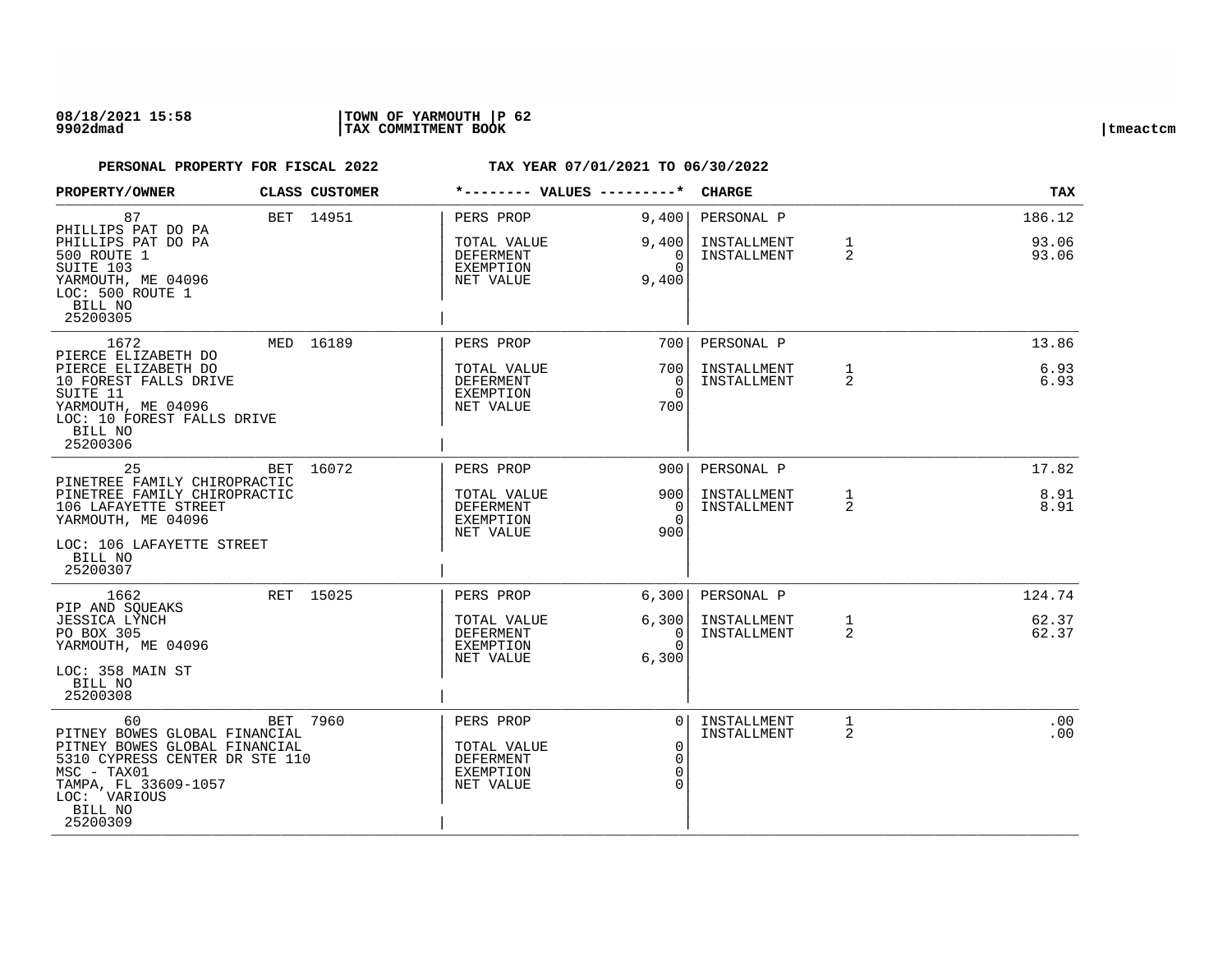**08/18/2021 15:58** | **TOWN OF YARMOUTH** | **9902dmad** | **TAX COMMITMENT BOOK** | tmeactcm

**PERSONAL PROPERTY FOR FISCAL 2022** **TAX YEAR 07/01/2021 TO 06/30/2022**

| PROPERTY/OWNER | CLASS | CUSTOMER | VALUES | | CHARGE | | TAX |
|---|---|---|---|---|---|---|---|
| 87<br>PHILLIPS PAT DO PA<br>PHILLIPS PAT DO PA<br>500 ROUTE 1<br>SUITE 103<br>YARMOUTH, ME 04096<br>LOC: 500 ROUTE 1<br>BILL NO<br>25200305 | BET | 14951 | PERS PROP<br><br>TOTAL VALUE<br>DEFERMENT<br>EXEMPTION<br>NET VALUE | 9,400<br><br>9,400<br>0<br>0<br>9,400 | PERSONAL P<br><br>INSTALLMENT<br>INSTALLMENT | <br><br>1<br>2 | 186.12<br><br>93.06<br>93.06 |
| 1672<br>PIERCE ELIZABETH DO<br>PIERCE ELIZABETH DO<br>10 FOREST FALLS DRIVE<br>SUITE 11<br>YARMOUTH, ME 04096<br>LOC: 10 FOREST FALLS DRIVE<br>BILL NO<br>25200306 | MED | 16189 | PERS PROP<br><br>TOTAL VALUE<br>DEFERMENT<br>EXEMPTION<br>NET VALUE | 700<br><br>700<br>0<br>0<br>700 | PERSONAL P<br><br>INSTALLMENT<br>INSTALLMENT | <br><br>1<br>2 | 13.86<br><br>6.93<br>6.93 |
| 25<br>PINETREE FAMILY CHIROPRACTIC<br>PINETREE FAMILY CHIROPRACTIC<br>106 LAFAYETTE STREET<br>YARMOUTH, ME 04096<br>LOC: 106 LAFAYETTE STREET<br>BILL NO<br>25200307 | BET | 16072 | PERS PROP<br><br>TOTAL VALUE<br>DEFERMENT<br>EXEMPTION<br>NET VALUE | 900<br><br>900<br>0<br>0<br>900 | PERSONAL P<br><br>INSTALLMENT<br>INSTALLMENT | <br><br>1<br>2 | 17.82<br><br>8.91<br>8.91 |
| 1662<br>PIP AND SQUEAKS<br>JESSICA LYNCH<br>PO BOX 305<br>YARMOUTH, ME 04096<br>LOC: 358 MAIN ST<br>BILL NO<br>25200308 | RET | 15025 | PERS PROP<br><br>TOTAL VALUE<br>DEFERMENT<br>EXEMPTION<br>NET VALUE | 6,300<br><br>6,300<br>0<br>0<br>6,300 | PERSONAL P<br><br>INSTALLMENT<br>INSTALLMENT | <br><br>1<br>2 | 124.74<br><br>62.37<br>62.37 |
| 60<br>PITNEY BOWES GLOBAL FINANCIAL<br>PITNEY BOWES GLOBAL FINANCIAL<br>5310 CYPRESS CENTER DR STE 110<br>MSC - TAX01<br>TAMPA, FL 33609-1057<br>LOC: VARIOUS<br>BILL NO<br>25200309 | BET | 7960 | PERS PROP<br><br>TOTAL VALUE<br>DEFERMENT<br>EXEMPTION<br>NET VALUE | 0<br><br>0<br>0<br>0<br>0 | INSTALLMENT<br>INSTALLMENT | 1<br>2 | .00<br>.00 |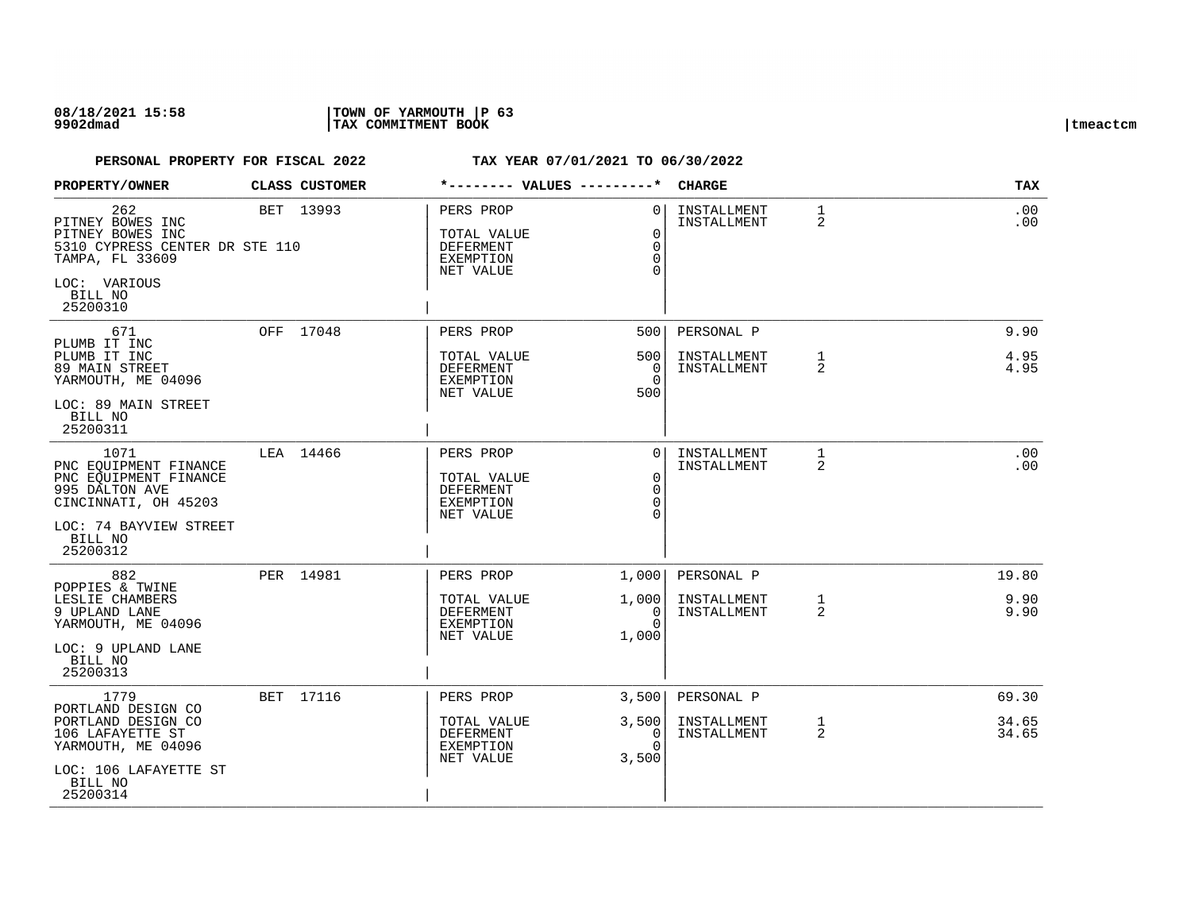08/18/2021 15:58 | TOWN OF YARMOUTH | P 63
9902dmad | TAX COMMITMENT BOOK | tmeactcm

**PERSONAL PROPERTY FOR FISCAL 2022** **TAX YEAR 07/01/2021 TO 06/30/2022**

| PROPERTY/OWNER | CLASS CUSTOMER | *-------- VALUES ---------* | | CHARGE | | TAX |
|---|---|---|---|---|---|---|
| 262<br>PITNEY BOWES INC<br>PITNEY BOWES INC<br>5310 CYPRESS CENTER DR STE 110<br>TAMPA, FL 33609<br>LOC: VARIOUS<br>BILL NO<br>25200310 | BET 13993 | PERS PROP<br>TOTAL VALUE<br>DEFERMENT<br>EXEMPTION<br>NET VALUE | 0<br>0<br>0<br>0<br>0 | INSTALLMENT<br>INSTALLMENT | 1<br>2 | .00<br>.00 |
| 671<br>PLUMB IT INC<br>PLUMB IT INC<br>89 MAIN STREET<br>YARMOUTH, ME 04096<br>LOC: 89 MAIN STREET<br>BILL NO<br>25200311 | OFF 17048 | PERS PROP<br>TOTAL VALUE<br>DEFERMENT<br>EXEMPTION<br>NET VALUE | 500<br>500<br>0<br>0<br>500 | PERSONAL P<br>INSTALLMENT<br>INSTALLMENT | <br>1<br>2 | 9.90<br>4.95<br>4.95 |
| 1071<br>PNC EQUIPMENT FINANCE<br>PNC EQUIPMENT FINANCE<br>995 DALTON AVE<br>CINCINNATI, OH 45203<br>LOC: 74 BAYVIEW STREET<br>BILL NO<br>25200312 | LEA 14466 | PERS PROP<br>TOTAL VALUE<br>DEFERMENT<br>EXEMPTION<br>NET VALUE | 0<br>0<br>0<br>0<br>0 | INSTALLMENT<br>INSTALLMENT | 1<br>2 | .00<br>.00 |
| 882<br>POPPIES & TWINE<br>LESLIE CHAMBERS<br>9 UPLAND LANE<br>YARMOUTH, ME 04096<br>LOC: 9 UPLAND LANE<br>BILL NO<br>25200313 | PER 14981 | PERS PROP<br>TOTAL VALUE<br>DEFERMENT<br>EXEMPTION<br>NET VALUE | 1,000<br>1,000<br>0<br>0<br>1,000 | PERSONAL P<br>INSTALLMENT<br>INSTALLMENT | <br>1<br>2 | 19.80<br>9.90<br>9.90 |
| 1779<br>PORTLAND DESIGN CO<br>PORTLAND DESIGN CO<br>106 LAFAYETTE ST<br>YARMOUTH, ME 04096<br>LOC: 106 LAFAYETTE ST<br>BILL NO<br>25200314 | BET 17116 | PERS PROP<br>TOTAL VALUE<br>DEFERMENT<br>EXEMPTION<br>NET VALUE | 3,500<br>3,500<br>0<br>0<br>3,500 | PERSONAL P<br>INSTALLMENT<br>INSTALLMENT | <br>1<br>2 | 69.30<br>34.65<br>34.65 |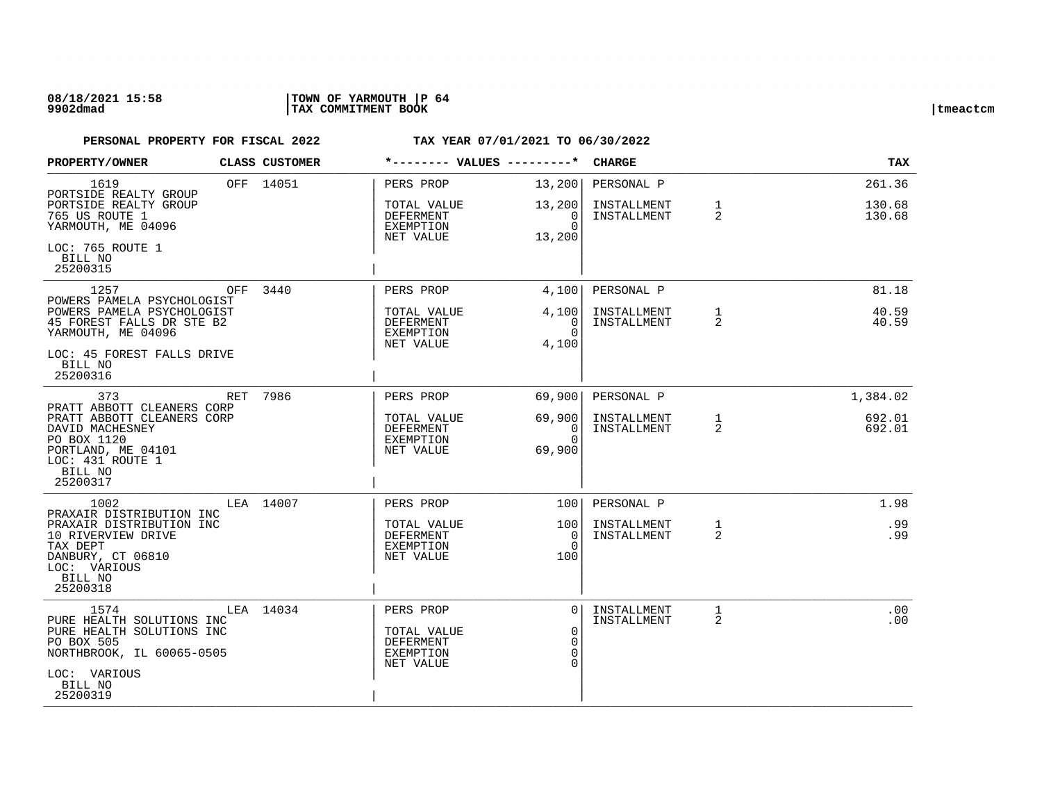**PERSONAL PROPERTY FOR FISCAL 2022 TAX YEAR 07/01/2021 TO 06/30/2022**

| PROPERTY/OWNER | CLASS | CUSTOMER | VALUES | | CHARGE | | TAX |
|---|---|---|---|---|---|---|---|
| 1619<br>PORTSIDE REALTY GROUP<br>PORTSIDE REALTY GROUP<br>765 US ROUTE 1<br>YARMOUTH, ME 04096<br>LOC: 765 ROUTE 1<br>BILL NO<br>25200315 | OFF | 14051 | PERS PROP<br>TOTAL VALUE<br>DEFERMENT<br>EXEMPTION<br>NET VALUE | 13,200<br>13,200<br>0<br>0<br>13,200 | PERSONAL P<br>INSTALLMENT<br>INSTALLMENT | <br>1<br>2 | 261.36<br>130.68<br>130.68 |
| 1257<br>POWERS PAMELA PSYCHOLOGIST<br>POWERS PAMELA PSYCHOLOGIST<br>45 FOREST FALLS DR STE B2<br>YARMOUTH, ME 04096<br>LOC: 45 FOREST FALLS DRIVE<br>BILL NO<br>25200316 | OFF | 3440 | PERS PROP<br>TOTAL VALUE<br>DEFERMENT<br>EXEMPTION<br>NET VALUE | 4,100<br>4,100<br>0<br>0<br>4,100 | PERSONAL P<br>INSTALLMENT<br>INSTALLMENT | <br>1<br>2 | 81.18<br>40.59<br>40.59 |
| 373<br>PRATT ABBOTT CLEANERS CORP<br>PRATT ABBOTT CLEANERS CORP<br>DAVID MACHESNEY<br>PO BOX 1120<br>PORTLAND, ME 04101<br>LOC: 431 ROUTE 1<br>BILL NO<br>25200317 | RET | 7986 | PERS PROP<br>TOTAL VALUE<br>DEFERMENT<br>EXEMPTION<br>NET VALUE | 69,900<br>69,900<br>0<br>0<br>69,900 | PERSONAL P<br>INSTALLMENT<br>INSTALLMENT | <br>1<br>2 | 1,384.02<br>692.01<br>692.01 |
| 1002<br>PRAXAIR DISTRIBUTION INC<br>PRAXAIR DISTRIBUTION INC<br>10 RIVERVIEW DRIVE<br>TAX DEPT<br>DANBURY, CT 06810<br>LOC: VARIOUS<br>BILL NO<br>25200318 | LEA | 14007 | PERS PROP<br>TOTAL VALUE<br>DEFERMENT<br>EXEMPTION<br>NET VALUE | 100<br>100<br>0<br>0<br>100 | PERSONAL P<br>INSTALLMENT<br>INSTALLMENT | <br>1<br>2 | 1.98<br>.99<br>.99 |
| 1574<br>PURE HEALTH SOLUTIONS INC<br>PURE HEALTH SOLUTIONS INC<br>PO BOX 505<br>NORTHBROOK, IL 60065-0505<br>LOC: VARIOUS<br>BILL NO<br>25200319 | LEA | 14034 | PERS PROP<br>TOTAL VALUE<br>DEFERMENT<br>EXEMPTION<br>NET VALUE | 0<br>0<br>0<br>0<br>0 | INSTALLMENT<br>INSTALLMENT | 1<br>2 | .00<br>.00 |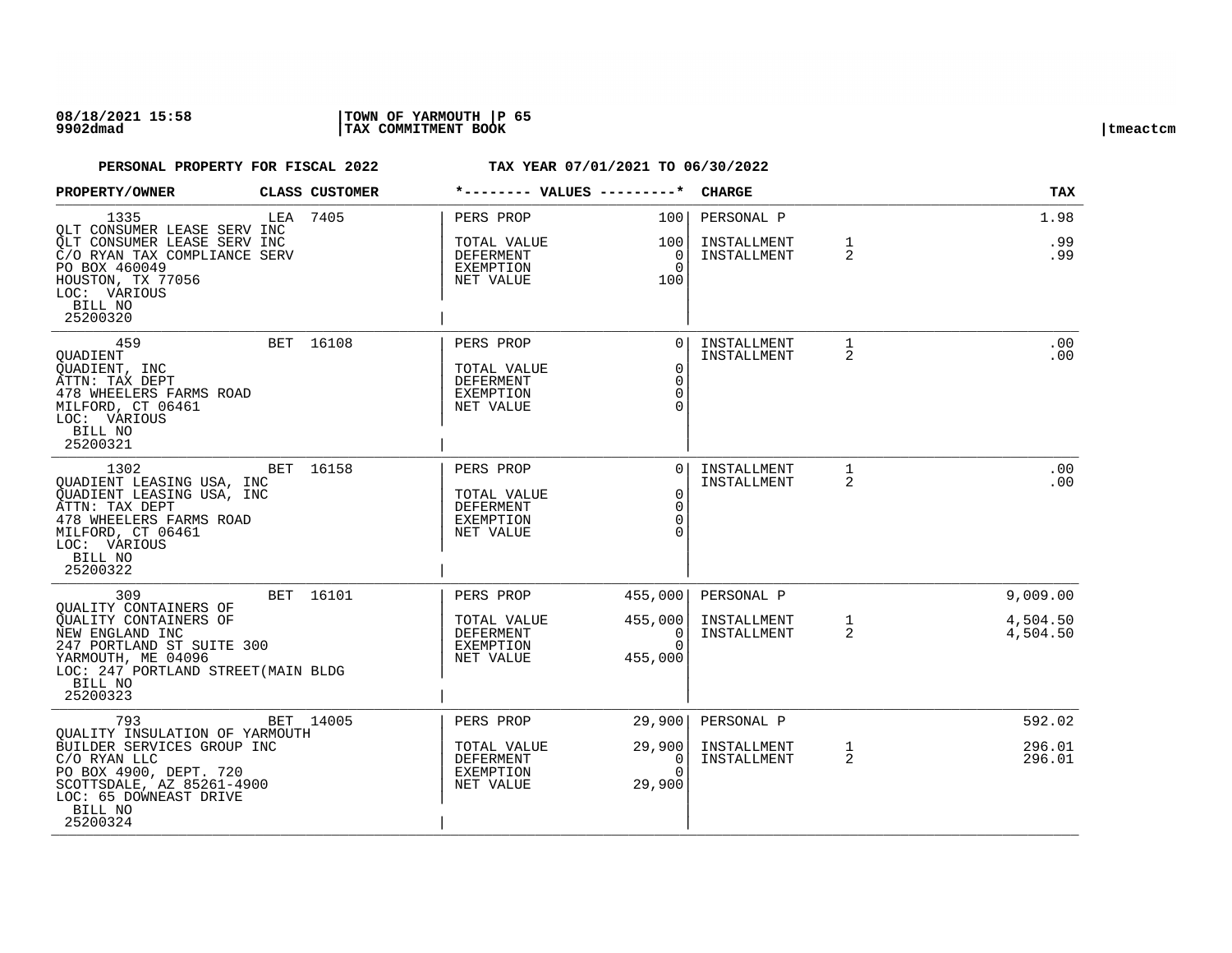**08/18/2021 15:58** **TOWN OF YARMOUTH**
**9902dmad** **TAX COMMITMENT BOOK** tmeactcm

**PERSONAL PROPERTY FOR FISCAL 2022** **TAX YEAR 07/01/2021 TO 06/30/2022**

| PROPERTY/OWNER | CLASS | CUSTOMER | VALUES | | CHARGE | | TAX |
|---|---|---|---|---|---|---|---|
| 1335<br>QLT CONSUMER LEASE SERV INC<br>QLT CONSUMER LEASE SERV INC<br>C/O RYAN TAX COMPLIANCE SERV<br>PO BOX 460049<br>HOUSTON, TX 77056<br>LOC: VARIOUS<br>BILL NO<br>25200320 | LEA | 7405 | PERS PROP<br>TOTAL VALUE<br>DEFERMENT<br>EXEMPTION<br>NET VALUE | 100<br>100<br>0<br>0<br>100 | PERSONAL P<br>INSTALLMENT<br>INSTALLMENT | <br>1<br>2 | 1.98<br>.99<br>.99 |
| 459<br>QUADIENT<br>QUADIENT, INC<br>ATTN: TAX DEPT<br>478 WHEELERS FARMS ROAD<br>MILFORD, CT 06461<br>LOC: VARIOUS<br>BILL NO<br>25200321 | BET | 16108 | PERS PROP<br>TOTAL VALUE<br>DEFERMENT<br>EXEMPTION<br>NET VALUE | 0<br>0<br>0<br>0<br>0 | INSTALLMENT<br>INSTALLMENT | 1<br>2 | .00<br>.00 |
| 1302<br>QUADIENT LEASING USA, INC<br>QUADIENT LEASING USA, INC<br>ATTN: TAX DEPT<br>478 WHEELERS FARMS ROAD<br>MILFORD, CT 06461<br>LOC: VARIOUS<br>BILL NO<br>25200322 | BET | 16158 | PERS PROP<br>TOTAL VALUE<br>DEFERMENT<br>EXEMPTION<br>NET VALUE | 0<br>0<br>0<br>0<br>0 | INSTALLMENT<br>INSTALLMENT | 1<br>2 | .00<br>.00 |
| 309<br>QUALITY CONTAINERS OF<br>QUALITY CONTAINERS OF<br>NEW ENGLAND INC<br>247 PORTLAND ST SUITE 300<br>YARMOUTH, ME 04096<br>LOC: 247 PORTLAND STREET(MAIN BLDG<br>BILL NO<br>25200323 | BET | 16101 | PERS PROP<br>TOTAL VALUE<br>DEFERMENT<br>EXEMPTION<br>NET VALUE | 455,000<br>455,000<br>0<br>0<br>455,000 | PERSONAL P<br>INSTALLMENT<br>INSTALLMENT | <br>1<br>2 | 9,009.00<br>4,504.50<br>4,504.50 |
| 793<br>QUALITY INSULATION OF YARMOUTH<br>BUILDER SERVICES GROUP INC<br>C/O RYAN LLC<br>PO BOX 4900, DEPT. 720<br>SCOTTSDALE, AZ 85261-4900<br>LOC: 65 DOWNEAST DRIVE<br>BILL NO<br>25200324 | BET | 14005 | PERS PROP<br>TOTAL VALUE<br>DEFERMENT<br>EXEMPTION<br>NET VALUE | 29,900<br>29,900<br>0<br>0<br>29,900 | PERSONAL P<br>INSTALLMENT<br>INSTALLMENT | <br>1<br>2 | 592.02<br>296.01<br>296.01 |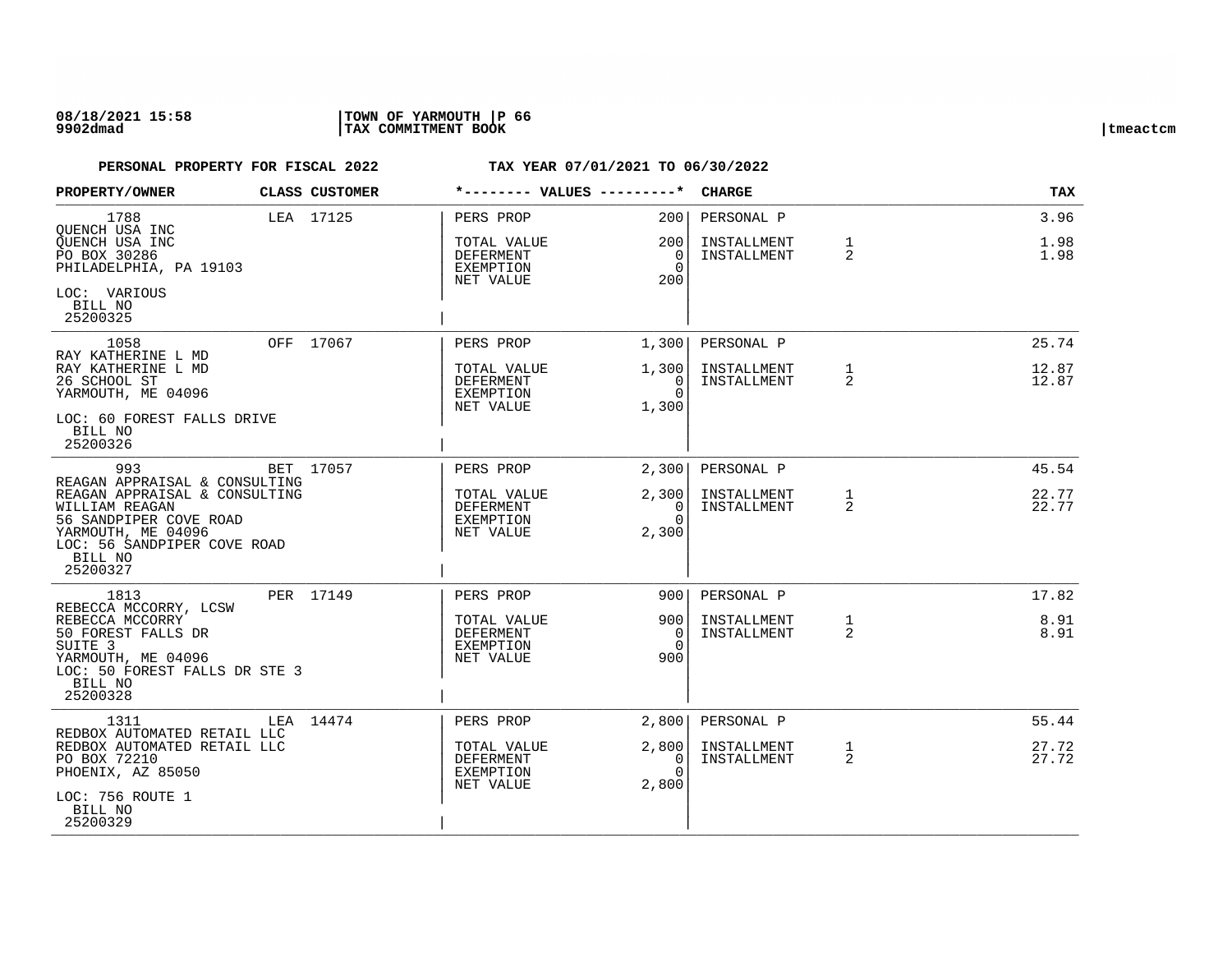**PERSONAL PROPERTY FOR FISCAL 2022 TAX YEAR 07/01/2021 TO 06/30/2022**

| PROPERTY/OWNER | CLASS | CUSTOMER | *-------- VALUES ---------* | | CHARGE | | TAX |
|---|---|---|---|---|---|---|---|
| 1788<br>QUENCH USA INC<br>QUENCH USA INC<br>PO BOX 30286<br>PHILADELPHIA, PA 19103<br>LOC: VARIOUS<br>BILL NO<br>25200325 | LEA | 17125 | PERS PROP<br>TOTAL VALUE<br>DEFERMENT<br>EXEMPTION<br>NET VALUE | 200<br>200<br>0<br>0<br>200 | PERSONAL P<br>INSTALLMENT<br>INSTALLMENT | <br>1<br>2 | 3.96<br>1.98<br>1.98 |
| 1058<br>RAY KATHERINE L MD<br>RAY KATHERINE L MD<br>26 SCHOOL ST<br>YARMOUTH, ME 04096<br>LOC: 60 FOREST FALLS DRIVE<br>BILL NO<br>25200326 | OFF | 17067 | PERS PROP<br>TOTAL VALUE<br>DEFERMENT<br>EXEMPTION<br>NET VALUE | 1,300<br>1,300<br>0<br>0<br>1,300 | PERSONAL P<br>INSTALLMENT<br>INSTALLMENT | <br>1<br>2 | 25.74<br>12.87<br>12.87 |
| 993<br>REAGAN APPRAISAL & CONSULTING<br>REAGAN APPRAISAL & CONSULTING<br>WILLIAM REAGAN<br>56 SANDPIPER COVE ROAD<br>YARMOUTH, ME 04096<br>LOC: 56 SANDPIPER COVE ROAD<br>BILL NO<br>25200327 | BET | 17057 | PERS PROP<br>TOTAL VALUE<br>DEFERMENT<br>EXEMPTION<br>NET VALUE | 2,300<br>2,300<br>0<br>0<br>2,300 | PERSONAL P<br>INSTALLMENT<br>INSTALLMENT | <br>1<br>2 | 45.54<br>22.77<br>22.77 |
| 1813<br>REBECCA MCCORRY, LCSW<br>REBECCA MCCORRY<br>50 FOREST FALLS DR<br>SUITE 3<br>YARMOUTH, ME 04096<br>LOC: 50 FOREST FALLS DR STE 3<br>BILL NO<br>25200328 | PER | 17149 | PERS PROP<br>TOTAL VALUE<br>DEFERMENT<br>EXEMPTION<br>NET VALUE | 900<br>900<br>0<br>0<br>900 | PERSONAL P<br>INSTALLMENT<br>INSTALLMENT | <br>1<br>2 | 17.82<br>8.91<br>8.91 |
| 1311<br>REDBOX AUTOMATED RETAIL LLC<br>REDBOX AUTOMATED RETAIL LLC<br>PO BOX 72210<br>PHOENIX, AZ 85050<br>LOC: 756 ROUTE 1<br>BILL NO<br>25200329 | LEA | 14474 | PERS PROP<br>TOTAL VALUE<br>DEFERMENT<br>EXEMPTION<br>NET VALUE | 2,800<br>2,800<br>0<br>0<br>2,800 | PERSONAL P<br>INSTALLMENT<br>INSTALLMENT | <br>1<br>2 | 55.44<br>27.72<br>27.72 |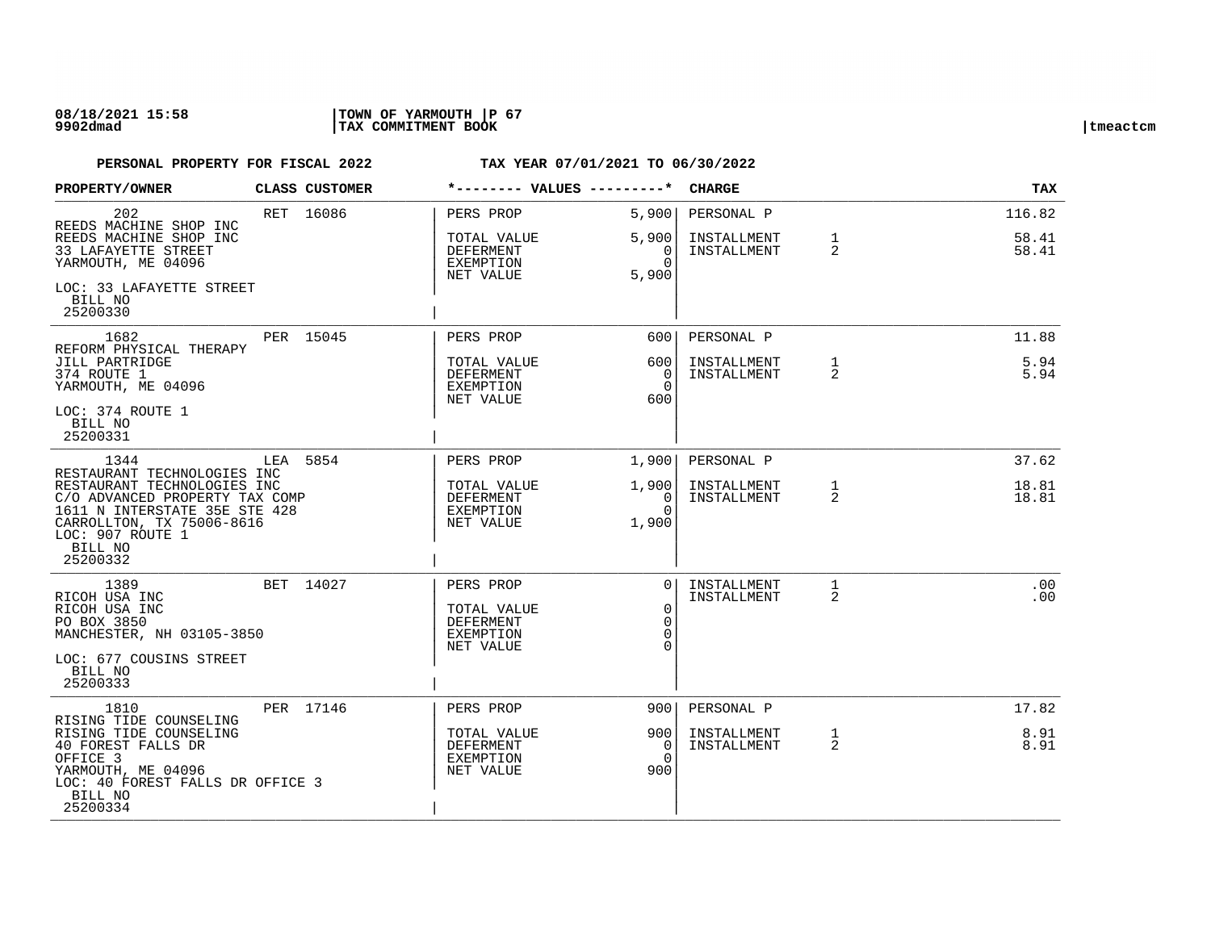08/18/2021 15:58 | TOWN OF YARMOUTH | 9902dmad | TAX COMMITMENT BOOK | tmeactcm

**PERSONAL PROPERTY FOR FISCAL 2022** **TAX YEAR 07/01/2021 TO 06/30/2022**

| PROPERTY/OWNER | CLASS | CUSTOMER | *-------- VALUES ---------* | | CHARGE | | TAX |
|---|---|---|---|---|---|---|---|
| 202<br>REEDS MACHINE SHOP INC<br>REEDS MACHINE SHOP INC<br>33 LAFAYETTE STREET<br>YARMOUTH, ME 04096<br>LOC: 33 LAFAYETTE STREET<br>BILL NO<br>25200330 | RET | 16086 | PERS PROP<br>TOTAL VALUE<br>DEFERMENT<br>EXEMPTION<br>NET VALUE | 5,900<br>5,900<br>0<br>0<br>5,900 | PERSONAL P<br>INSTALLMENT<br>INSTALLMENT | <br>1<br>2 | 116.82<br>58.41<br>58.41 |
| 1682<br>REFORM PHYSICAL THERAPY<br>JILL PARTRIDGE<br>374 ROUTE 1<br>YARMOUTH, ME 04096<br>LOC: 374 ROUTE 1<br>BILL NO<br>25200331 | PER | 15045 | PERS PROP<br>TOTAL VALUE<br>DEFERMENT<br>EXEMPTION<br>NET VALUE | 600<br>600<br>0<br>0<br>600 | PERSONAL P<br>INSTALLMENT<br>INSTALLMENT | <br>1<br>2 | 11.88<br>5.94<br>5.94 |
| 1344<br>RESTAURANT TECHNOLOGIES INC<br>RESTAURANT TECHNOLOGIES INC<br>C/O ADVANCED PROPERTY TAX COMP<br>1611 N INTERSTATE 35E STE 428<br>CARROLLTON, TX 75006-8616<br>LOC: 907 ROUTE 1<br>BILL NO<br>25200332 | LEA | 5854 | PERS PROP<br>TOTAL VALUE<br>DEFERMENT<br>EXEMPTION<br>NET VALUE | 1,900<br>1,900<br>0<br>0<br>1,900 | PERSONAL P<br>INSTALLMENT<br>INSTALLMENT | <br>1<br>2 | 37.62<br>18.81<br>18.81 |
| 1389<br>RICOH USA INC<br>RICOH USA INC<br>PO BOX 3850<br>MANCHESTER, NH 03105-3850<br>LOC: 677 COUSINS STREET<br>BILL NO<br>25200333 | BET | 14027 | PERS PROP<br>TOTAL VALUE<br>DEFERMENT<br>EXEMPTION<br>NET VALUE | 0<br>0<br>0<br>0<br>0 | INSTALLMENT<br>INSTALLMENT | 1<br>2 | .00<br>.00 |
| 1810<br>RISING TIDE COUNSELING<br>RISING TIDE COUNSELING<br>40 FOREST FALLS DR<br>OFFICE 3<br>YARMOUTH, ME 04096<br>LOC: 40 FOREST FALLS DR OFFICE 3<br>BILL NO<br>25200334 | PER | 17146 | PERS PROP<br>TOTAL VALUE<br>DEFERMENT<br>EXEMPTION<br>NET VALUE | 900<br>900<br>0<br>0<br>900 | PERSONAL P<br>INSTALLMENT<br>INSTALLMENT | <br>1<br>2 | 17.82<br>8.91<br>8.91 |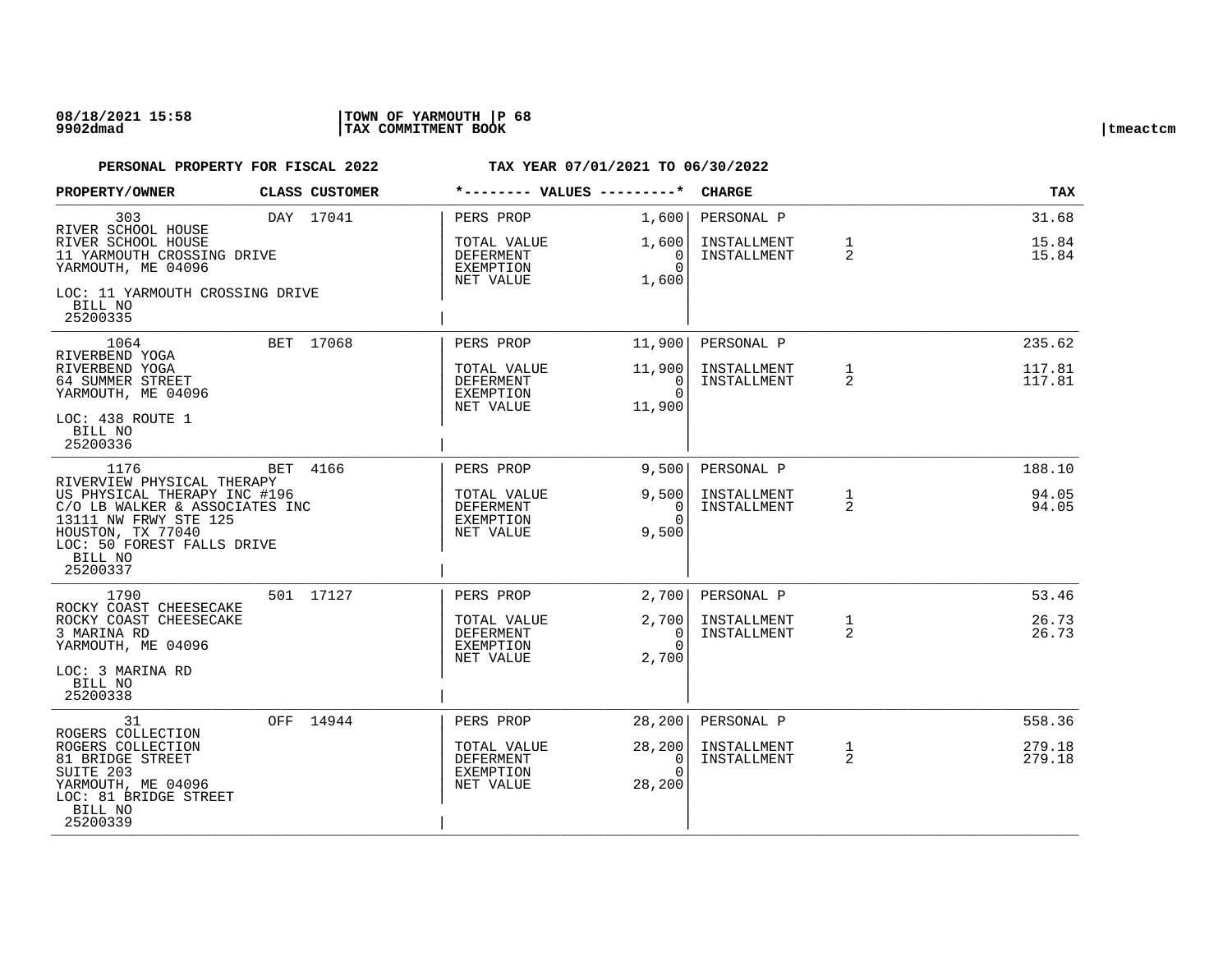08/18/2021 15:58 | TOWN OF YARMOUTH | P 68
9902dmad | TAX COMMITMENT BOOK | tmeactcm

**PERSONAL PROPERTY FOR FISCAL 2022 — TAX YEAR 07/01/2021 TO 06/30/2022**

| PROPERTY/OWNER | CLASS | CUSTOMER | VALUES | | CHARGE | | TAX |
|---|---|---|---|---|---|---|---|
| 303<br>RIVER SCHOOL HOUSE<br>RIVER SCHOOL HOUSE<br>11 YARMOUTH CROSSING DRIVE<br>YARMOUTH, ME 04096<br>LOC: 11 YARMOUTH CROSSING DRIVE<br>BILL NO<br>25200335 | DAY | 17041 | PERS PROP<br>TOTAL VALUE<br>DEFERMENT<br>EXEMPTION<br>NET VALUE | 1,600<br>1,600<br>0<br>0<br>1,600 | PERSONAL P<br>INSTALLMENT<br>INSTALLMENT | <br>1<br>2 | 31.68<br>15.84<br>15.84 |
| 1064<br>RIVERBEND YOGA<br>RIVERBEND YOGA<br>64 SUMMER STREET<br>YARMOUTH, ME 04096<br>LOC: 438 ROUTE 1<br>BILL NO<br>25200336 | BET | 17068 | PERS PROP<br>TOTAL VALUE<br>DEFERMENT<br>EXEMPTION<br>NET VALUE | 11,900<br>11,900<br>0<br>0<br>11,900 | PERSONAL P<br>INSTALLMENT<br>INSTALLMENT | <br>1<br>2 | 235.62<br>117.81<br>117.81 |
| 1176<br>RIVERVIEW PHYSICAL THERAPY<br>US PHYSICAL THERAPY INC #196<br>C/O LB WALKER & ASSOCIATES INC<br>13111 NW FRWY STE 125<br>HOUSTON, TX 77040<br>LOC: 50 FOREST FALLS DRIVE<br>BILL NO<br>25200337 | BET | 4166 | PERS PROP<br>TOTAL VALUE<br>DEFERMENT<br>EXEMPTION<br>NET VALUE | 9,500<br>9,500<br>0<br>0<br>9,500 | PERSONAL P<br>INSTALLMENT<br>INSTALLMENT | <br>1<br>2 | 188.10<br>94.05<br>94.05 |
| 1790<br>ROCKY COAST CHEESECAKE<br>ROCKY COAST CHEESECAKE<br>3 MARINA RD<br>YARMOUTH, ME 04096<br>LOC: 3 MARINA RD<br>BILL NO<br>25200338 | 501 | 17127 | PERS PROP<br>TOTAL VALUE<br>DEFERMENT<br>EXEMPTION<br>NET VALUE | 2,700<br>2,700<br>0<br>0<br>2,700 | PERSONAL P<br>INSTALLMENT<br>INSTALLMENT | <br>1<br>2 | 53.46<br>26.73<br>26.73 |
| 31<br>ROGERS COLLECTION<br>ROGERS COLLECTION<br>81 BRIDGE STREET<br>SUITE 203<br>YARMOUTH, ME 04096<br>LOC: 81 BRIDGE STREET<br>BILL NO<br>25200339 | OFF | 14944 | PERS PROP<br>TOTAL VALUE<br>DEFERMENT<br>EXEMPTION<br>NET VALUE | 28,200<br>28,200<br>0<br>0<br>28,200 | PERSONAL P<br>INSTALLMENT<br>INSTALLMENT | <br>1<br>2 | 558.36<br>279.18<br>279.18 |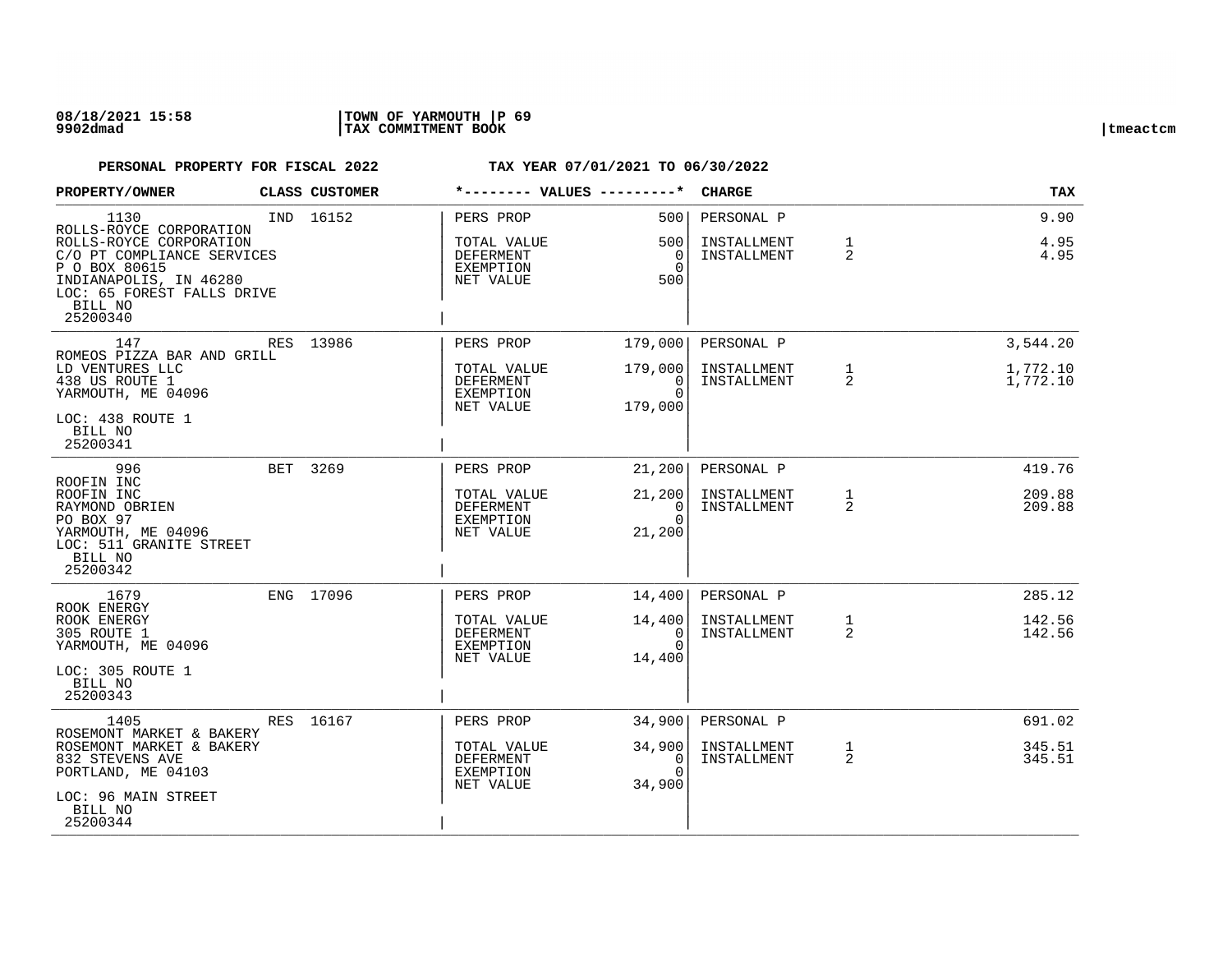PERSONAL PROPERTY FOR FISCAL 2022 — TAX YEAR 07/01/2021 TO 06/30/2022

| PROPERTY/OWNER | CLASS | CUSTOMER | VALUES | | CHARGE | | TAX |
|---|---|---|---|---|---|---|---|
| 1130<br>ROLLS-ROYCE CORPORATION<br>ROLLS-ROYCE CORPORATION<br>C/O PT COMPLIANCE SERVICES<br>P O BOX 80615<br>INDIANAPOLIS, IN 46280<br>LOC: 65 FOREST FALLS DRIVE<br>BILL NO<br>25200340 | IND | 16152 | PERS PROP<br>TOTAL VALUE<br>DEFERMENT<br>EXEMPTION<br>NET VALUE | 500<br>500<br>0<br>0<br>500 | PERSONAL P<br>INSTALLMENT<br>INSTALLMENT | <br>1<br>2 | 9.90<br>4.95<br>4.95 |
| 147<br>ROMEOS PIZZA BAR AND GRILL<br>LD VENTURES LLC<br>438 US ROUTE 1<br>YARMOUTH, ME 04096<br>LOC: 438 ROUTE 1<br>BILL NO<br>25200341 | RES | 13986 | PERS PROP<br>TOTAL VALUE<br>DEFERMENT<br>EXEMPTION<br>NET VALUE | 179,000<br>179,000<br>0<br>0<br>179,000 | PERSONAL P<br>INSTALLMENT<br>INSTALLMENT | <br>1<br>2 | 3,544.20<br>1,772.10<br>1,772.10 |
| 996<br>ROOFIN INC<br>ROOFIN INC<br>RAYMOND OBRIEN<br>PO BOX 97<br>YARMOUTH, ME 04096<br>LOC: 511 GRANITE STREET<br>BILL NO<br>25200342 | BET | 3269 | PERS PROP<br>TOTAL VALUE<br>DEFERMENT<br>EXEMPTION<br>NET VALUE | 21,200<br>21,200<br>0<br>0<br>21,200 | PERSONAL P<br>INSTALLMENT<br>INSTALLMENT | <br>1<br>2 | 419.76<br>209.88<br>209.88 |
| 1679<br>ROOK ENERGY<br>ROOK ENERGY<br>305 ROUTE 1<br>YARMOUTH, ME 04096<br>LOC: 305 ROUTE 1<br>BILL NO<br>25200343 | ENG | 17096 | PERS PROP<br>TOTAL VALUE<br>DEFERMENT<br>EXEMPTION<br>NET VALUE | 14,400<br>14,400<br>0<br>0<br>14,400 | PERSONAL P<br>INSTALLMENT<br>INSTALLMENT | <br>1<br>2 | 285.12<br>142.56<br>142.56 |
| 1405<br>ROSEMONT MARKET & BAKERY<br>ROSEMONT MARKET & BAKERY<br>832 STEVENS AVE<br>PORTLAND, ME 04103<br>LOC: 96 MAIN STREET<br>BILL NO<br>25200344 | RES | 16167 | PERS PROP<br>TOTAL VALUE<br>DEFERMENT<br>EXEMPTION<br>NET VALUE | 34,900<br>34,900<br>0<br>0<br>34,900 | PERSONAL P<br>INSTALLMENT<br>INSTALLMENT | <br>1<br>2 | 691.02<br>345.51<br>345.51 |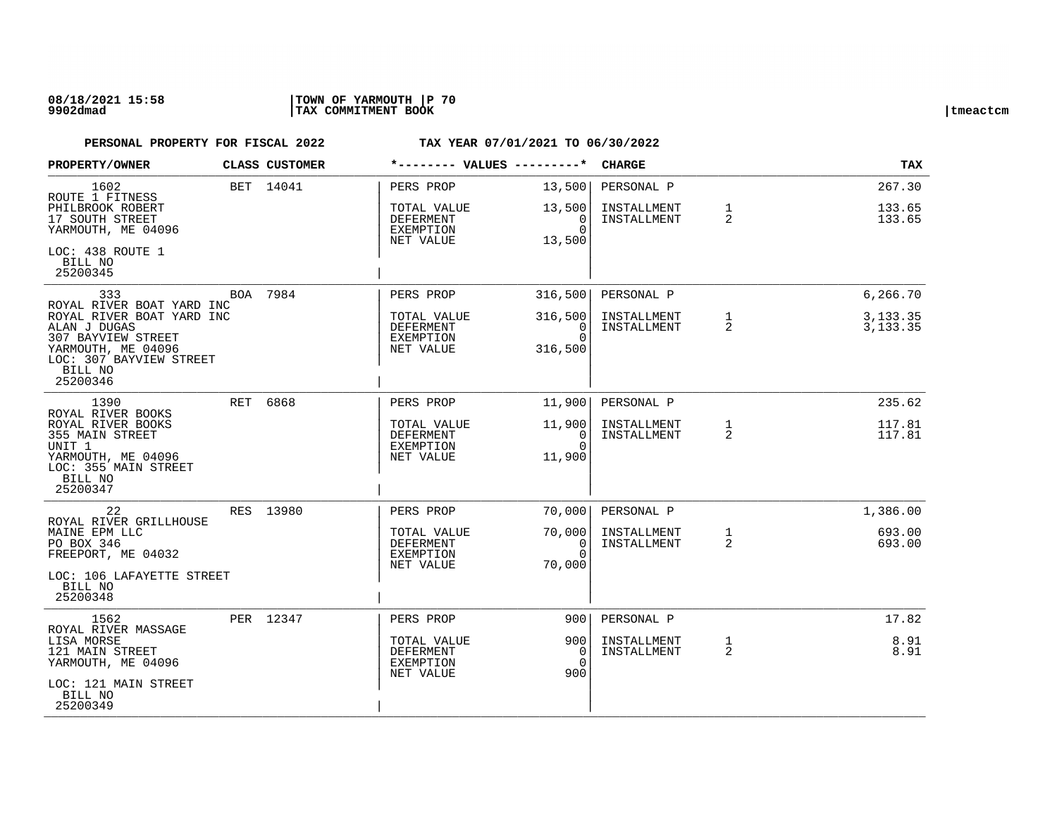**PERSONAL PROPERTY FOR FISCAL 2022** **TAX YEAR 07/01/2021 TO 06/30/2022**

| PROPERTY/OWNER | CLASS | CUSTOMER | *-------- VALUES ---------* | | CHARGE | | TAX |
|---|---|---|---|---|---|---|---|
| 1602 | BET | 14041 | PERS PROP | 13,500 | PERSONAL P | | 267.30 |
| ROUTE 1 FITNESS | | | | | | | |
| PHILBROOK ROBERT | | | TOTAL VALUE | 13,500 | INSTALLMENT | 1 | 133.65 |
| 17 SOUTH STREET | | | DEFERMENT | 0 | INSTALLMENT | 2 | 133.65 |
| YARMOUTH, ME 04096 | | | EXEMPTION | 0 | | | |
| | | | NET VALUE | 13,500 | | | |
| LOC: 438 ROUTE 1 | | | | | | | |
| BILL NO 25200345 | | | | | | | |
| 333 | BOA | 7984 | PERS PROP | 316,500 | PERSONAL P | | 6,266.70 |
| ROYAL RIVER BOAT YARD INC | | | | | | | |
| ROYAL RIVER BOAT YARD INC | | | TOTAL VALUE | 316,500 | INSTALLMENT | 1 | 3,133.35 |
| ALAN J DUGAS | | | DEFERMENT | 0 | INSTALLMENT | 2 | 3,133.35 |
| 307 BAYVIEW STREET | | | EXEMPTION | 0 | | | |
| YARMOUTH, ME 04096 | | | NET VALUE | 316,500 | | | |
| LOC: 307 BAYVIEW STREET | | | | | | | |
| BILL NO 25200346 | | | | | | | |
| 1390 | RET | 6868 | PERS PROP | 11,900 | PERSONAL P | | 235.62 |
| ROYAL RIVER BOOKS | | | | | | | |
| ROYAL RIVER BOOKS | | | TOTAL VALUE | 11,900 | INSTALLMENT | 1 | 117.81 |
| 355 MAIN STREET | | | DEFERMENT | 0 | INSTALLMENT | 2 | 117.81 |
| UNIT 1 | | | EXEMPTION | 0 | | | |
| YARMOUTH, ME 04096 | | | NET VALUE | 11,900 | | | |
| LOC: 355 MAIN STREET | | | | | | | |
| BILL NO 25200347 | | | | | | | |
| 22 | RES | 13980 | PERS PROP | 70,000 | PERSONAL P | | 1,386.00 |
| ROYAL RIVER GRILLHOUSE | | | | | | | |
| MAINE EPM LLC | | | TOTAL VALUE | 70,000 | INSTALLMENT | 1 | 693.00 |
| PO BOX 346 | | | DEFERMENT | 0 | INSTALLMENT | 2 | 693.00 |
| FREEPORT, ME 04032 | | | EXEMPTION | 0 | | | |
| | | | NET VALUE | 70,000 | | | |
| LOC: 106 LAFAYETTE STREET | | | | | | | |
| BILL NO 25200348 | | | | | | | |
| 1562 | PER | 12347 | PERS PROP | 900 | PERSONAL P | | 17.82 |
| ROYAL RIVER MASSAGE | | | | | | | |
| LISA MORSE | | | TOTAL VALUE | 900 | INSTALLMENT | 1 | 8.91 |
| 121 MAIN STREET | | | DEFERMENT | 0 | INSTALLMENT | 2 | 8.91 |
| YARMOUTH, ME 04096 | | | EXEMPTION | 0 | | | |
| | | | NET VALUE | 900 | | | |
| LOC: 121 MAIN STREET | | | | | | | |
| BILL NO 25200349 | | | | | | | |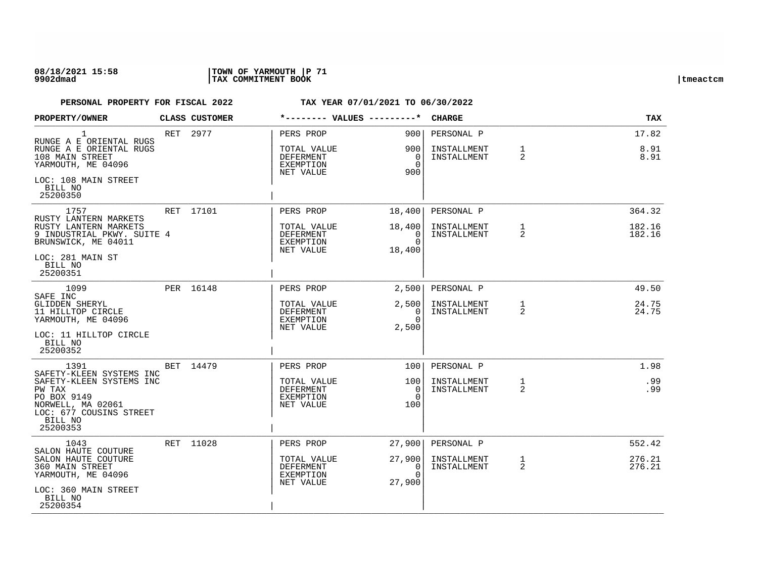**PERSONAL PROPERTY FOR FISCAL 2022** — **TAX YEAR 07/01/2021 TO 06/30/2022**

| PROPERTY/OWNER | CLASS | CUSTOMER | VALUES | | CHARGE | | TAX |
|---|---|---|---|---|---|---|---|
| 1<br>RUNGE A E ORIENTAL RUGS<br>RUNGE A E ORIENTAL RUGS<br>108 MAIN STREET<br>YARMOUTH, ME 04096<br>LOC: 108 MAIN STREET<br>BILL NO<br>25200350 | RET | 2977 | PERS PROP<br>TOTAL VALUE<br>DEFERMENT<br>EXEMPTION<br>NET VALUE | 900<br>900<br>0<br>0<br>900 | PERSONAL P<br>INSTALLMENT<br>INSTALLMENT | <br>1<br>2 | 17.82<br>8.91<br>8.91 |
| 1757<br>RUSTY LANTERN MARKETS<br>RUSTY LANTERN MARKETS<br>9 INDUSTRIAL PKWY. SUITE 4<br>BRUNSWICK, ME 04011<br>LOC: 281 MAIN ST<br>BILL NO<br>25200351 | RET | 17101 | PERS PROP<br>TOTAL VALUE<br>DEFERMENT<br>EXEMPTION<br>NET VALUE | 18,400<br>18,400<br>0<br>0<br>18,400 | PERSONAL P<br>INSTALLMENT<br>INSTALLMENT | <br>1<br>2 | 364.32<br>182.16<br>182.16 |
| 1099<br>SAFE INC<br>GLIDDEN SHERYL<br>11 HILLTOP CIRCLE<br>YARMOUTH, ME 04096<br>LOC: 11 HILLTOP CIRCLE<br>BILL NO<br>25200352 | PER | 16148 | PERS PROP<br>TOTAL VALUE<br>DEFERMENT<br>EXEMPTION<br>NET VALUE | 2,500<br>2,500<br>0<br>0<br>2,500 | PERSONAL P<br>INSTALLMENT<br>INSTALLMENT | <br>1<br>2 | 49.50<br>24.75<br>24.75 |
| 1391<br>SAFETY-KLEEN SYSTEMS INC<br>SAFETY-KLEEN SYSTEMS INC<br>PW TAX<br>PO BOX 9149<br>NORWELL, MA 02061<br>LOC: 677 COUSINS STREET<br>BILL NO<br>25200353 | BET | 14479 | PERS PROP<br>TOTAL VALUE<br>DEFERMENT<br>EXEMPTION<br>NET VALUE | 100<br>100<br>0<br>0<br>100 | PERSONAL P<br>INSTALLMENT<br>INSTALLMENT | <br>1<br>2 | 1.98<br>.99<br>.99 |
| 1043<br>SALON HAUTE COUTURE<br>SALON HAUTE COUTURE<br>360 MAIN STREET<br>YARMOUTH, ME 04096<br>LOC: 360 MAIN STREET<br>BILL NO<br>25200354 | RET | 11028 | PERS PROP<br>TOTAL VALUE<br>DEFERMENT<br>EXEMPTION<br>NET VALUE | 27,900<br>27,900<br>0<br>0<br>27,900 | PERSONAL P<br>INSTALLMENT<br>INSTALLMENT | <br>1<br>2 | 552.42<br>276.21<br>276.21 |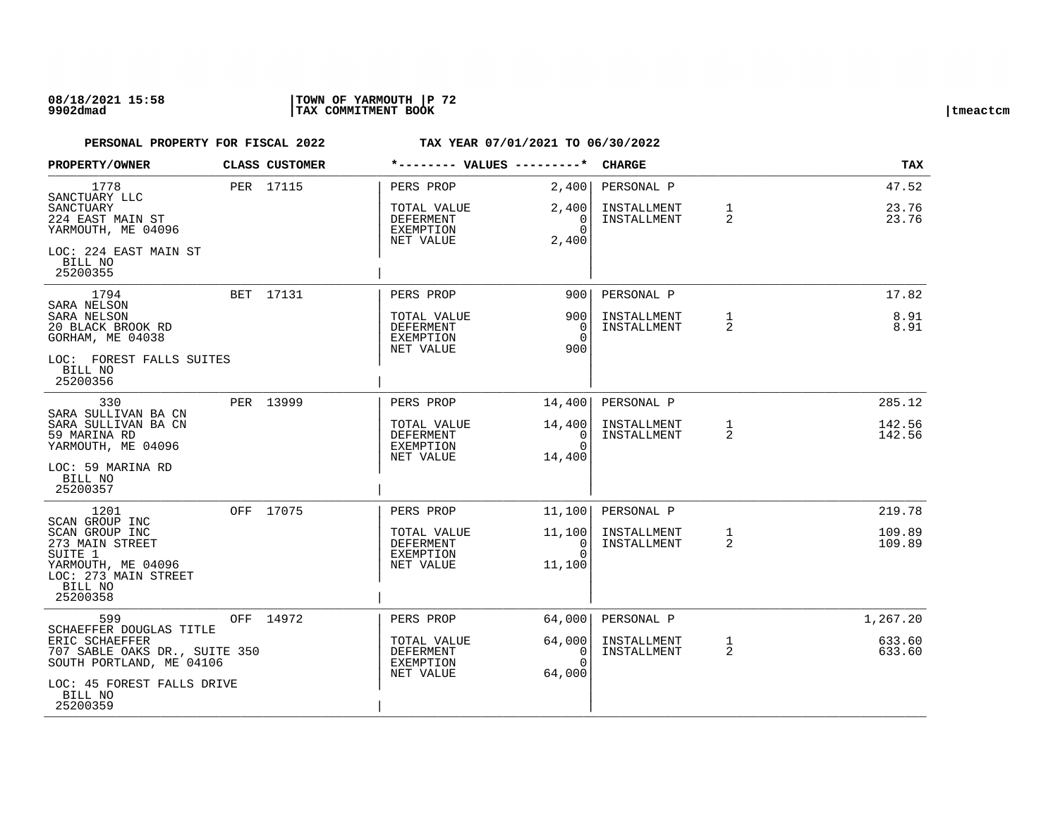**PERSONAL PROPERTY FOR FISCAL 2022** **TAX YEAR 07/01/2021 TO 06/30/2022**

| PROPERTY/OWNER | CLASS | CUSTOMER | VALUES | | CHARGE | | TAX |
|---|---|---|---|---|---|---|---|
| 1778 | PER | 17115 | PERS PROP | 2,400 | PERSONAL P | | 47.52 |
| SANCTUARY LLC<br>SANCTUARY<br>224 EAST MAIN ST<br>YARMOUTH, ME 04096<br>LOC: 224 EAST MAIN ST<br>BILL NO<br>25200355 | | | TOTAL VALUE<br>DEFERMENT<br>EXEMPTION<br>NET VALUE | 2,400<br>0<br>0<br>2,400 | INSTALLMENT<br>INSTALLMENT | 1<br>2 | 23.76<br>23.76 |
| 1794 | BET | 17131 | PERS PROP | 900 | PERSONAL P | | 17.82 |
| SARA NELSON<br>SARA NELSON<br>20 BLACK BROOK RD<br>GORHAM, ME 04038<br>LOC: FOREST FALLS SUITES<br>BILL NO<br>25200356 | | | TOTAL VALUE<br>DEFERMENT<br>EXEMPTION<br>NET VALUE | 900<br>0<br>0<br>900 | INSTALLMENT<br>INSTALLMENT | 1<br>2 | 8.91<br>8.91 |
| 330 | PER | 13999 | PERS PROP | 14,400 | PERSONAL P | | 285.12 |
| SARA SULLIVAN BA CN<br>SARA SULLIVAN BA CN<br>59 MARINA RD<br>YARMOUTH, ME 04096<br>LOC: 59 MARINA RD<br>BILL NO<br>25200357 | | | TOTAL VALUE<br>DEFERMENT<br>EXEMPTION<br>NET VALUE | 14,400<br>0<br>0<br>14,400 | INSTALLMENT<br>INSTALLMENT | 1<br>2 | 142.56<br>142.56 |
| 1201 | OFF | 17075 | PERS PROP | 11,100 | PERSONAL P | | 219.78 |
| SCAN GROUP INC<br>SCAN GROUP INC<br>273 MAIN STREET<br>SUITE 1<br>YARMOUTH, ME 04096<br>LOC: 273 MAIN STREET<br>BILL NO<br>25200358 | | | TOTAL VALUE<br>DEFERMENT<br>EXEMPTION<br>NET VALUE | 11,100<br>0<br>0<br>11,100 | INSTALLMENT<br>INSTALLMENT | 1<br>2 | 109.89<br>109.89 |
| 599 | OFF | 14972 | PERS PROP | 64,000 | PERSONAL P | | 1,267.20 |
| SCHAEFFER DOUGLAS TITLE<br>ERIC SCHAEFFER<br>707 SABLE OAKS DR., SUITE 350<br>SOUTH PORTLAND, ME 04106<br>LOC: 45 FOREST FALLS DRIVE<br>BILL NO<br>25200359 | | | TOTAL VALUE<br>DEFERMENT<br>EXEMPTION<br>NET VALUE | 64,000<br>0<br>0<br>64,000 | INSTALLMENT<br>INSTALLMENT | 1<br>2 | 633.60<br>633.60 |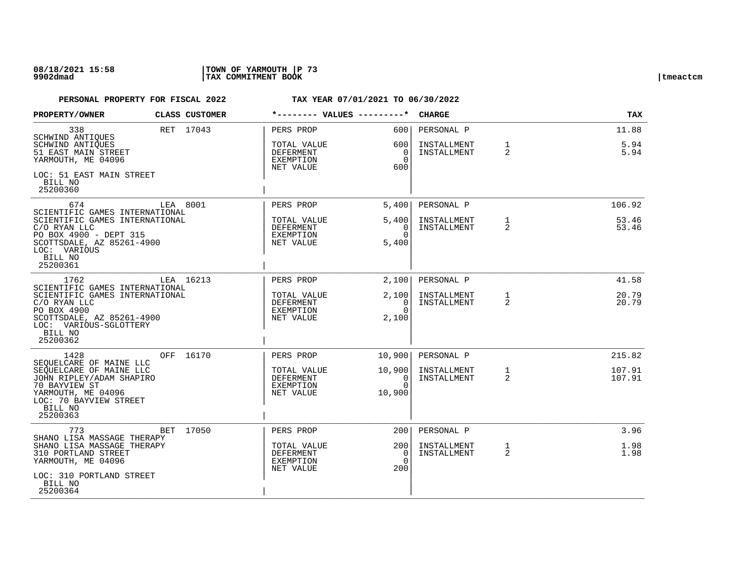**08/18/2021 15:58** | **TOWN OF YARMOUTH | P 73**
**9902dmad** | **TAX COMMITMENT BOOK** | tmeactcm

**PERSONAL PROPERTY FOR FISCAL 2022 TAX YEAR 07/01/2021 TO 06/30/2022**

| PROPERTY/OWNER | CLASS | CUSTOMER | *-------- VALUES ---------* | | CHARGE | | TAX |
|---|---|---|---|---|---|---|---|
| 338<br>SCHWIND ANTIQUES<br>SCHWIND ANTIQUES<br>51 EAST MAIN STREET<br>YARMOUTH, ME 04096<br>LOC: 51 EAST MAIN STREET<br>BILL NO<br>25200360 | RET | 17043 | PERS PROP<br>TOTAL VALUE<br>DEFERMENT<br>EXEMPTION<br>NET VALUE | 600<br>600<br>0<br>0<br>600 | PERSONAL P<br>INSTALLMENT<br>INSTALLMENT | <br>1<br>2 | 11.88<br>5.94<br>5.94 |
| 674<br>SCIENTIFIC GAMES INTERNATIONAL<br>SCIENTIFIC GAMES INTERNATIONAL<br>C/O RYAN LLC<br>PO BOX 4900 - DEPT 315<br>SCOTTSDALE, AZ 85261-4900<br>LOC: VARIOUS<br>BILL NO<br>25200361 | LEA | 8001 | PERS PROP<br>TOTAL VALUE<br>DEFERMENT<br>EXEMPTION<br>NET VALUE | 5,400<br>5,400<br>0<br>0<br>5,400 | PERSONAL P<br>INSTALLMENT<br>INSTALLMENT | <br>1<br>2 | 106.92<br>53.46<br>53.46 |
| 1762<br>SCIENTIFIC GAMES INTERNATIONAL<br>SCIENTIFIC GAMES INTERNATIONAL<br>C/O RYAN LLC<br>PO BOX 4900<br>SCOTTSDALE, AZ 85261-4900<br>LOC: VARIOUS-SGLOTTERY<br>BILL NO<br>25200362 | LEA | 16213 | PERS PROP<br>TOTAL VALUE<br>DEFERMENT<br>EXEMPTION<br>NET VALUE | 2,100<br>2,100<br>0<br>0<br>2,100 | PERSONAL P<br>INSTALLMENT<br>INSTALLMENT | <br>1<br>2 | 41.58<br>20.79<br>20.79 |
| 1428<br>SEQUELCARE OF MAINE LLC<br>SEQUELCARE OF MAINE LLC<br>JOHN RIPLEY/ADAM SHAPIRO<br>70 BAYVIEW ST<br>YARMOUTH, ME 04096<br>LOC: 70 BAYVIEW STREET<br>BILL NO<br>25200363 | OFF | 16170 | PERS PROP<br>TOTAL VALUE<br>DEFERMENT<br>EXEMPTION<br>NET VALUE | 10,900<br>10,900<br>0<br>0<br>10,900 | PERSONAL P<br>INSTALLMENT<br>INSTALLMENT | <br>1<br>2 | 215.82<br>107.91<br>107.91 |
| 773<br>SHANO LISA MASSAGE THERAPY<br>SHANO LISA MASSAGE THERAPY<br>310 PORTLAND STREET<br>YARMOUTH, ME 04096<br>LOC: 310 PORTLAND STREET<br>BILL NO<br>25200364 | BET | 17050 | PERS PROP<br>TOTAL VALUE<br>DEFERMENT<br>EXEMPTION<br>NET VALUE | 200<br>200<br>0<br>0<br>200 | PERSONAL P<br>INSTALLMENT<br>INSTALLMENT | <br>1<br>2 | 3.96<br>1.98<br>1.98 |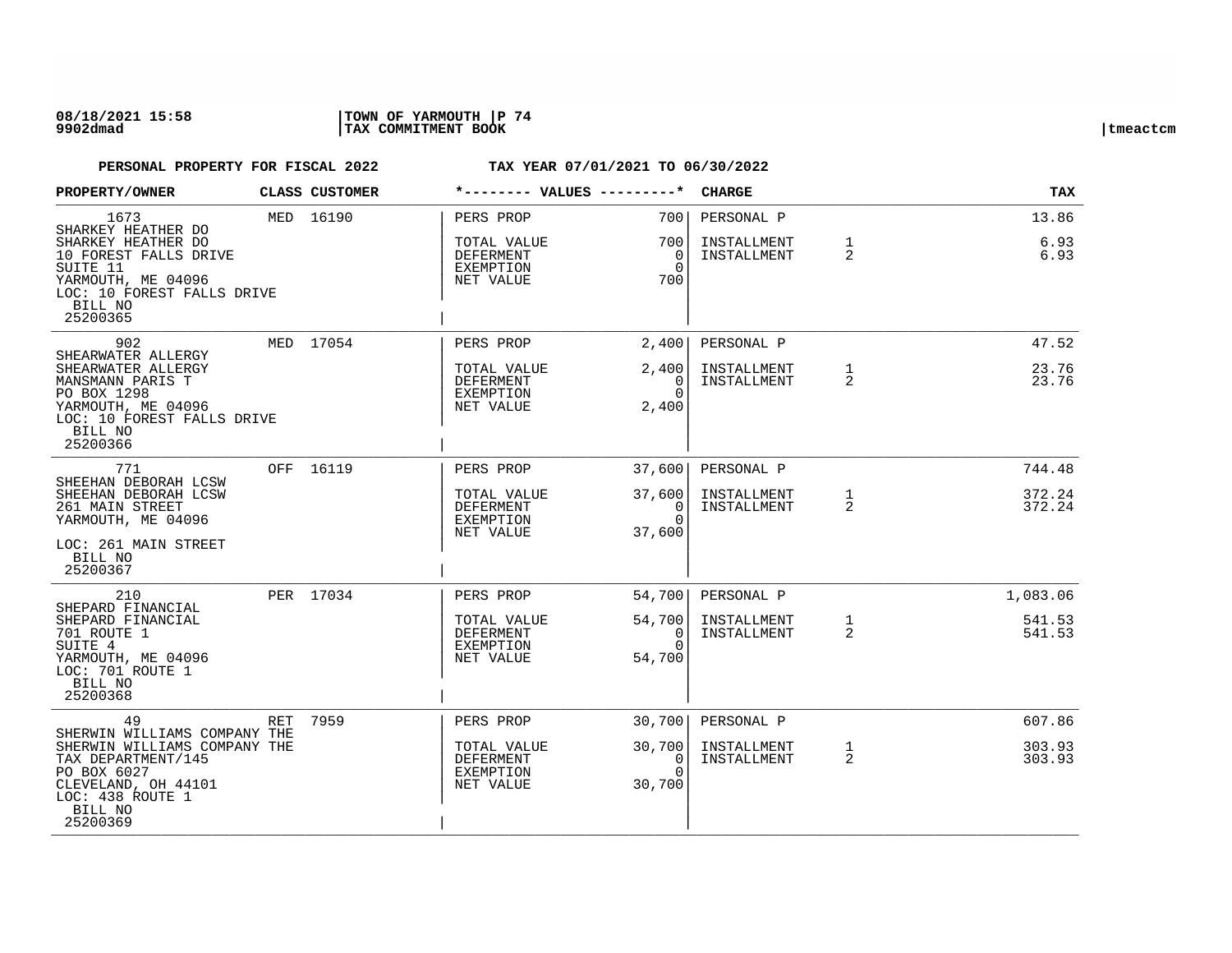**PERSONAL PROPERTY FOR FISCAL 2022 TAX YEAR 07/01/2021 TO 06/30/2022**

| PROPERTY/OWNER | CLASS | CUSTOMER | VALUES | | CHARGE | | TAX |
|---|---|---|---|---|---|---|---|
| 1673 | MED | 16190 | PERS PROP | 700 | PERSONAL P | | 13.86 |
| SHARKEY HEATHER DO | | | | | | | |
| SHARKEY HEATHER DO | | | TOTAL VALUE | 700 | INSTALLMENT | 1 | 6.93 |
| 10 FOREST FALLS DRIVE | | | DEFERMENT | 0 | INSTALLMENT | 2 | 6.93 |
| SUITE 11 | | | EXEMPTION | 0 | | | |
| YARMOUTH, ME 04096 | | | NET VALUE | 700 | | | |
| LOC: 10 FOREST FALLS DRIVE | | | | | | | |
| BILL NO 25200365 | | | | | | | |
| 902 | MED | 17054 | PERS PROP | 2,400 | PERSONAL P | | 47.52 |
| SHEARWATER ALLERGY | | | | | | | |
| SHEARWATER ALLERGY | | | TOTAL VALUE | 2,400 | INSTALLMENT | 1 | 23.76 |
| MANSMANN PARIS T | | | DEFERMENT | 0 | INSTALLMENT | 2 | 23.76 |
| PO BOX 1298 | | | EXEMPTION | 0 | | | |
| YARMOUTH, ME 04096 | | | NET VALUE | 2,400 | | | |
| LOC: 10 FOREST FALLS DRIVE | | | | | | | |
| BILL NO 25200366 | | | | | | | |
| 771 | OFF | 16119 | PERS PROP | 37,600 | PERSONAL P | | 744.48 |
| SHEEHAN DEBORAH LCSW | | | | | | | |
| SHEEHAN DEBORAH LCSW | | | TOTAL VALUE | 37,600 | INSTALLMENT | 1 | 372.24 |
| 261 MAIN STREET | | | DEFERMENT | 0 | INSTALLMENT | 2 | 372.24 |
| YARMOUTH, ME 04096 | | | EXEMPTION | 0 | | | |
| | | | NET VALUE | 37,600 | | | |
| LOC: 261 MAIN STREET | | | | | | | |
| BILL NO 25200367 | | | | | | | |
| 210 | PER | 17034 | PERS PROP | 54,700 | PERSONAL P | | 1,083.06 |
| SHEPARD FINANCIAL | | | | | | | |
| SHEPARD FINANCIAL | | | TOTAL VALUE | 54,700 | INSTALLMENT | 1 | 541.53 |
| 701 ROUTE 1 | | | DEFERMENT | 0 | INSTALLMENT | 2 | 541.53 |
| SUITE 4 | | | EXEMPTION | 0 | | | |
| YARMOUTH, ME 04096 | | | NET VALUE | 54,700 | | | |
| LOC: 701 ROUTE 1 | | | | | | | |
| BILL NO 25200368 | | | | | | | |
| 49 | RET | 7959 | PERS PROP | 30,700 | PERSONAL P | | 607.86 |
| SHERWIN WILLIAMS COMPANY THE | | | | | | | |
| SHERWIN WILLIAMS COMPANY THE | | | TOTAL VALUE | 30,700 | INSTALLMENT | 1 | 303.93 |
| TAX DEPARTMENT/145 | | | DEFERMENT | 0 | INSTALLMENT | 2 | 303.93 |
| PO BOX 6027 | | | EXEMPTION | 0 | | | |
| CLEVELAND, OH 44101 | | | NET VALUE | 30,700 | | | |
| LOC: 438 ROUTE 1 | | | | | | | |
| BILL NO 25200369 | | | | | | | |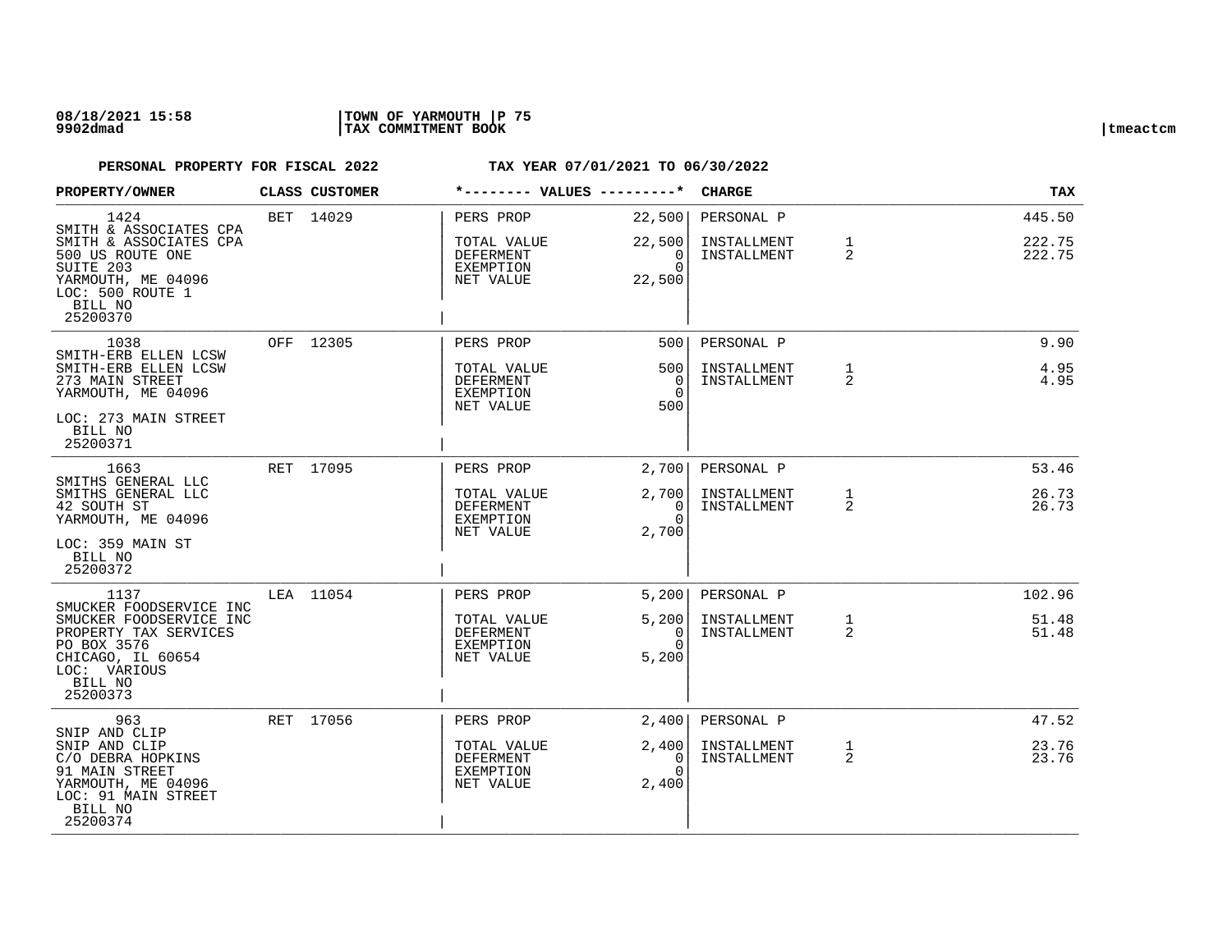**PERSONAL PROPERTY FOR FISCAL 2022 — TAX YEAR 07/01/2021 TO 06/30/2022**

| PROPERTY/OWNER | CLASS | CUSTOMER | VALUES | | CHARGE | | TAX |
|---|---|---|---|---|---|---|---|
| 1424 | BET | 14029 | PERS PROP | 22,500 | PERSONAL P | | 445.50 |
| SMITH & ASSOCIATES CPA<br>SMITH & ASSOCIATES CPA<br>500 US ROUTE ONE<br>SUITE 203<br>YARMOUTH, ME 04096<br>LOC: 500 ROUTE 1<br>BILL NO<br>25200370 | | | TOTAL VALUE<br>DEFERMENT<br>EXEMPTION<br>NET VALUE | 22,500<br>0<br>0<br>22,500 | INSTALLMENT<br>INSTALLMENT | 1<br>2 | 222.75<br>222.75 |
| 1038 | OFF | 12305 | PERS PROP | 500 | PERSONAL P | | 9.90 |
| SMITH-ERB ELLEN LCSW<br>SMITH-ERB ELLEN LCSW<br>273 MAIN STREET<br>YARMOUTH, ME 04096<br>LOC: 273 MAIN STREET<br>BILL NO<br>25200371 | | | TOTAL VALUE<br>DEFERMENT<br>EXEMPTION<br>NET VALUE | 500<br>0<br>0<br>500 | INSTALLMENT<br>INSTALLMENT | 1<br>2 | 4.95<br>4.95 |
| 1663 | RET | 17095 | PERS PROP | 2,700 | PERSONAL P | | 53.46 |
| SMITHS GENERAL LLC<br>SMITHS GENERAL LLC<br>42 SOUTH ST<br>YARMOUTH, ME 04096<br>LOC: 359 MAIN ST<br>BILL NO<br>25200372 | | | TOTAL VALUE<br>DEFERMENT<br>EXEMPTION<br>NET VALUE | 2,700<br>0<br>0<br>2,700 | INSTALLMENT<br>INSTALLMENT | 1<br>2 | 26.73<br>26.73 |
| 1137 | LEA | 11054 | PERS PROP | 5,200 | PERSONAL P | | 102.96 |
| SMUCKER FOODSERVICE INC<br>SMUCKER FOODSERVICE INC<br>PROPERTY TAX SERVICES<br>PO BOX 3576<br>CHICAGO, IL 60654<br>LOC: VARIOUS<br>BILL NO<br>25200373 | | | TOTAL VALUE<br>DEFERMENT<br>EXEMPTION<br>NET VALUE | 5,200<br>0<br>0<br>5,200 | INSTALLMENT<br>INSTALLMENT | 1<br>2 | 51.48<br>51.48 |
| 963 | RET | 17056 | PERS PROP | 2,400 | PERSONAL P | | 47.52 |
| SNIP AND CLIP<br>SNIP AND CLIP<br>C/O DEBRA HOPKINS<br>91 MAIN STREET<br>YARMOUTH, ME 04096<br>LOC: 91 MAIN STREET<br>BILL NO<br>25200374 | | | TOTAL VALUE<br>DEFERMENT<br>EXEMPTION<br>NET VALUE | 2,400<br>0<br>0<br>2,400 | INSTALLMENT<br>INSTALLMENT | 1<br>2 | 23.76<br>23.76 |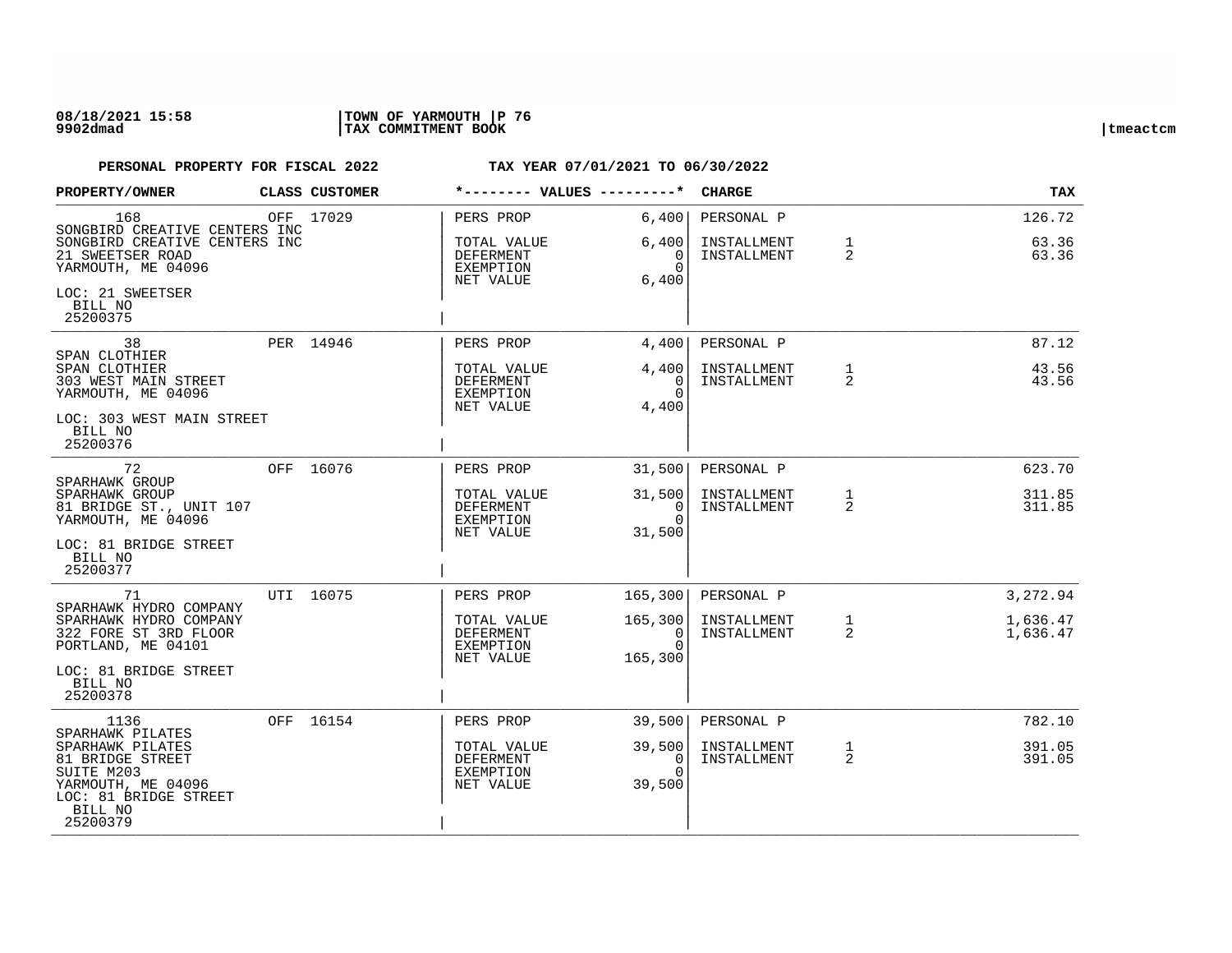08/18/2021 15:58 | TOWN OF YARMOUTH | P 76
9902dmad | TAX COMMITMENT BOOK | tmeactcm

**PERSONAL PROPERTY FOR FISCAL 2022** **TAX YEAR 07/01/2021 TO 06/30/2022**

| PROPERTY/OWNER | CLASS | CUSTOMER | VALUES | | CHARGE | | TAX |
|---|---|---|---|---|---|---|---|
| 168<br>SONGBIRD CREATIVE CENTERS INC<br>SONGBIRD CREATIVE CENTERS INC<br>21 SWEETSER ROAD<br>YARMOUTH, ME 04096<br>LOC: 21 SWEETSER<br>BILL NO<br>25200375 | OFF | 17029 | PERS PROP<br>TOTAL VALUE<br>DEFERMENT<br>EXEMPTION<br>NET VALUE | 6,400<br>6,400<br>0<br>0<br>6,400 | PERSONAL P<br>INSTALLMENT<br>INSTALLMENT | <br>1<br>2 | 126.72<br>63.36<br>63.36 |
| 38<br>SPAN CLOTHIER<br>SPAN CLOTHIER<br>303 WEST MAIN STREET<br>YARMOUTH, ME 04096<br>LOC: 303 WEST MAIN STREET<br>BILL NO<br>25200376 | PER | 14946 | PERS PROP<br>TOTAL VALUE<br>DEFERMENT<br>EXEMPTION<br>NET VALUE | 4,400<br>4,400<br>0<br>0<br>4,400 | PERSONAL P<br>INSTALLMENT<br>INSTALLMENT | <br>1<br>2 | 87.12<br>43.56<br>43.56 |
| 72<br>SPARHAWK GROUP<br>SPARHAWK GROUP<br>81 BRIDGE ST., UNIT 107<br>YARMOUTH, ME 04096<br>LOC: 81 BRIDGE STREET<br>BILL NO<br>25200377 | OFF | 16076 | PERS PROP<br>TOTAL VALUE<br>DEFERMENT<br>EXEMPTION<br>NET VALUE | 31,500<br>31,500<br>0<br>0<br>31,500 | PERSONAL P<br>INSTALLMENT<br>INSTALLMENT | <br>1<br>2 | 623.70<br>311.85<br>311.85 |
| 71<br>SPARHAWK HYDRO COMPANY<br>SPARHAWK HYDRO COMPANY<br>322 FORE ST 3RD FLOOR<br>PORTLAND, ME 04101<br>LOC: 81 BRIDGE STREET<br>BILL NO<br>25200378 | UTI | 16075 | PERS PROP<br>TOTAL VALUE<br>DEFERMENT<br>EXEMPTION<br>NET VALUE | 165,300<br>165,300<br>0<br>0<br>165,300 | PERSONAL P<br>INSTALLMENT<br>INSTALLMENT | <br>1<br>2 | 3,272.94<br>1,636.47<br>1,636.47 |
| 1136<br>SPARHAWK PILATES<br>SPARHAWK PILATES<br>81 BRIDGE STREET<br>SUITE M203<br>YARMOUTH, ME 04096<br>LOC: 81 BRIDGE STREET<br>BILL NO<br>25200379 | OFF | 16154 | PERS PROP<br>TOTAL VALUE<br>DEFERMENT<br>EXEMPTION<br>NET VALUE | 39,500<br>39,500<br>0<br>0<br>39,500 | PERSONAL P<br>INSTALLMENT<br>INSTALLMENT | <br>1<br>2 | 782.10<br>391.05<br>391.05 |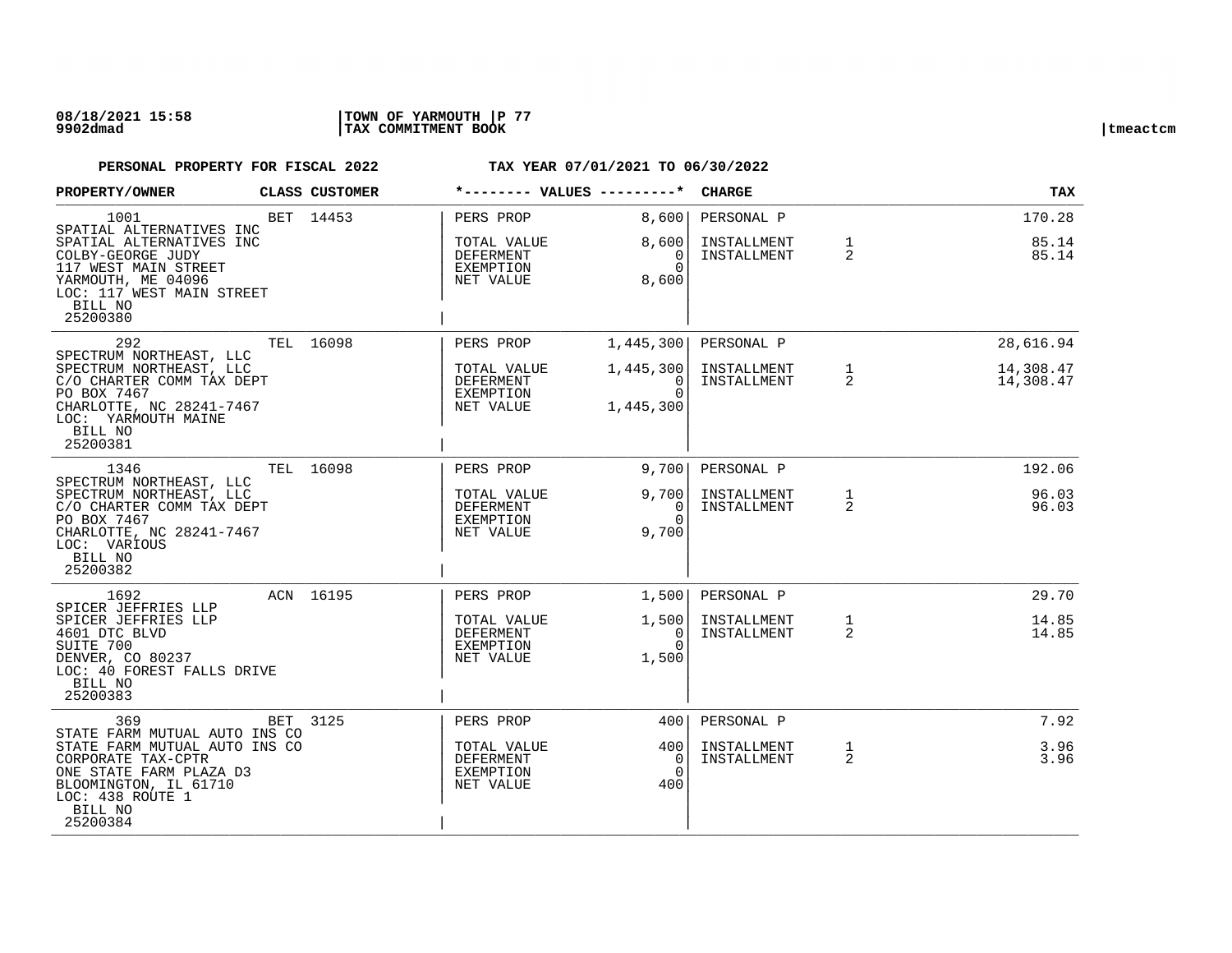**PERSONAL PROPERTY FOR FISCAL 2022** **TAX YEAR 07/01/2021 TO 06/30/2022**

| PROPERTY/OWNER | CLASS | CUSTOMER | *-------- VALUES ---------* | | CHARGE | | TAX |
|---|---|---|---|---|---|---|---|
| 1001<br>SPATIAL ALTERNATIVES INC<br>SPATIAL ALTERNATIVES INC<br>COLBY-GEORGE JUDY<br>117 WEST MAIN STREET<br>YARMOUTH, ME 04096<br>LOC: 117 WEST MAIN STREET<br>BILL NO<br>25200380 | BET | 14453 | PERS PROP<br>TOTAL VALUE<br>DEFERMENT<br>EXEMPTION<br>NET VALUE | 8,600<br>8,600<br>0<br>0<br>8,600 | PERSONAL P<br>INSTALLMENT<br>INSTALLMENT | <br>1<br>2 | 170.28<br>85.14<br>85.14 |
| 292<br>SPECTRUM NORTHEAST, LLC<br>SPECTRUM NORTHEAST, LLC<br>C/O CHARTER COMM TAX DEPT<br>PO BOX 7467<br>CHARLOTTE, NC 28241-7467<br>LOC: YARMOUTH MAINE<br>BILL NO<br>25200381 | TEL | 16098 | PERS PROP<br>TOTAL VALUE<br>DEFERMENT<br>EXEMPTION<br>NET VALUE | 1,445,300<br>1,445,300<br>0<br>0<br>1,445,300 | PERSONAL P<br>INSTALLMENT<br>INSTALLMENT | <br>1<br>2 | 28,616.94<br>14,308.47<br>14,308.47 |
| 1346<br>SPECTRUM NORTHEAST, LLC<br>SPECTRUM NORTHEAST, LLC<br>C/O CHARTER COMM TAX DEPT<br>PO BOX 7467<br>CHARLOTTE, NC 28241-7467<br>LOC: VARIOUS<br>BILL NO<br>25200382 | TEL | 16098 | PERS PROP<br>TOTAL VALUE<br>DEFERMENT<br>EXEMPTION<br>NET VALUE | 9,700<br>9,700<br>0<br>0<br>9,700 | PERSONAL P<br>INSTALLMENT<br>INSTALLMENT | <br>1<br>2 | 192.06<br>96.03<br>96.03 |
| 1692<br>SPICER JEFFRIES LLP<br>SPICER JEFFRIES LLP<br>4601 DTC BLVD<br>SUITE 700<br>DENVER, CO 80237<br>LOC: 40 FOREST FALLS DRIVE<br>BILL NO<br>25200383 | ACN | 16195 | PERS PROP<br>TOTAL VALUE<br>DEFERMENT<br>EXEMPTION<br>NET VALUE | 1,500<br>1,500<br>0<br>0<br>1,500 | PERSONAL P<br>INSTALLMENT<br>INSTALLMENT | <br>1<br>2 | 29.70<br>14.85<br>14.85 |
| 369<br>STATE FARM MUTUAL AUTO INS CO<br>STATE FARM MUTUAL AUTO INS CO<br>CORPORATE TAX-CPTR<br>ONE STATE FARM PLAZA D3<br>BLOOMINGTON, IL 61710<br>LOC: 438 ROUTE 1<br>BILL NO<br>25200384 | BET | 3125 | PERS PROP<br>TOTAL VALUE<br>DEFERMENT<br>EXEMPTION<br>NET VALUE | 400<br>400<br>0<br>0<br>400 | PERSONAL P<br>INSTALLMENT<br>INSTALLMENT | <br>1<br>2 | 7.92<br>3.96<br>3.96 |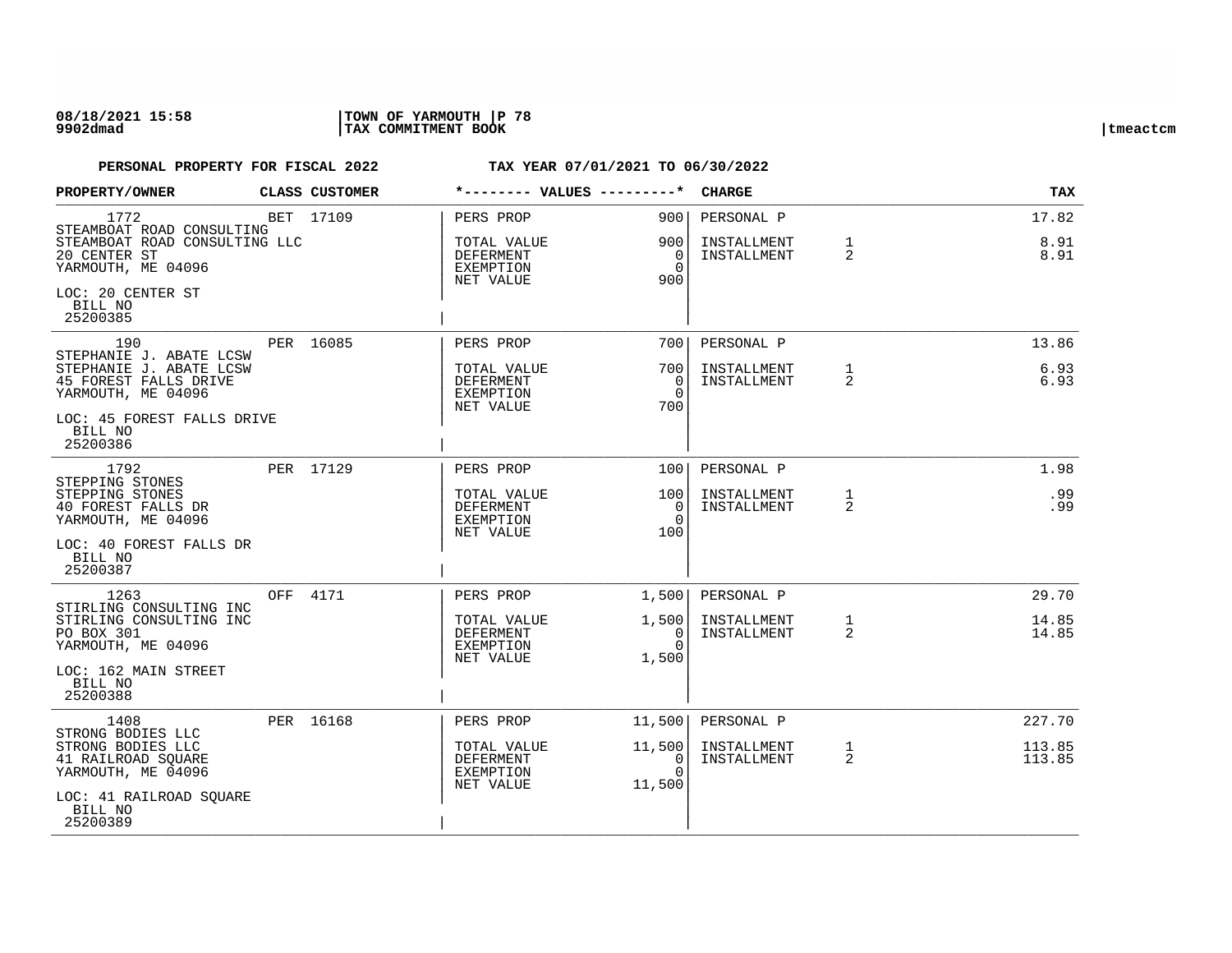**PERSONAL PROPERTY FOR FISCAL 2022 — TAX YEAR 07/01/2021 TO 06/30/2022**

| PROPERTY/OWNER | CLASS | CUSTOMER | VALUES | | CHARGE | | TAX |
|---|---|---|---|---|---|---|---|
| 1772 | BET | 17109 | PERS PROP | 900 | PERSONAL P | | 17.82 |
| STEAMBOAT ROAD CONSULTING<br>STEAMBOAT ROAD CONSULTING LLC<br>20 CENTER ST<br>YARMOUTH, ME 04096<br>LOC: 20 CENTER ST<br>BILL NO<br>25200385 | | | TOTAL VALUE<br>DEFERMENT<br>EXEMPTION<br>NET VALUE | 900<br>0<br>0<br>900 | INSTALLMENT<br>INSTALLMENT | 1<br>2 | 8.91<br>8.91 |
| 190 | PER | 16085 | PERS PROP | 700 | PERSONAL P | | 13.86 |
| STEPHANIE J. ABATE LCSW<br>STEPHANIE J. ABATE LCSW<br>45 FOREST FALLS DRIVE<br>YARMOUTH, ME 04096<br>LOC: 45 FOREST FALLS DRIVE<br>BILL NO<br>25200386 | | | TOTAL VALUE<br>DEFERMENT<br>EXEMPTION<br>NET VALUE | 700<br>0<br>0<br>700 | INSTALLMENT<br>INSTALLMENT | 1<br>2 | 6.93<br>6.93 |
| 1792 | PER | 17129 | PERS PROP | 100 | PERSONAL P | | 1.98 |
| STEPPING STONES<br>STEPPING STONES<br>40 FOREST FALLS DR<br>YARMOUTH, ME 04096<br>LOC: 40 FOREST FALLS DR<br>BILL NO<br>25200387 | | | TOTAL VALUE<br>DEFERMENT<br>EXEMPTION<br>NET VALUE | 100<br>0<br>0<br>100 | INSTALLMENT<br>INSTALLMENT | 1<br>2 | .99<br>.99 |
| 1263 | OFF | 4171 | PERS PROP | 1,500 | PERSONAL P | | 29.70 |
| STIRLING CONSULTING INC<br>STIRLING CONSULTING INC<br>PO BOX 301<br>YARMOUTH, ME 04096<br>LOC: 162 MAIN STREET<br>BILL NO<br>25200388 | | | TOTAL VALUE<br>DEFERMENT<br>EXEMPTION<br>NET VALUE | 1,500<br>0<br>0<br>1,500 | INSTALLMENT<br>INSTALLMENT | 1<br>2 | 14.85<br>14.85 |
| 1408 | PER | 16168 | PERS PROP | 11,500 | PERSONAL P | | 227.70 |
| STRONG BODIES LLC<br>STRONG BODIES LLC<br>41 RAILROAD SQUARE<br>YARMOUTH, ME 04096<br>LOC: 41 RAILROAD SQUARE<br>BILL NO<br>25200389 | | | TOTAL VALUE<br>DEFERMENT<br>EXEMPTION<br>NET VALUE | 11,500<br>0<br>0<br>11,500 | INSTALLMENT<br>INSTALLMENT | 1<br>2 | 113.85<br>113.85 |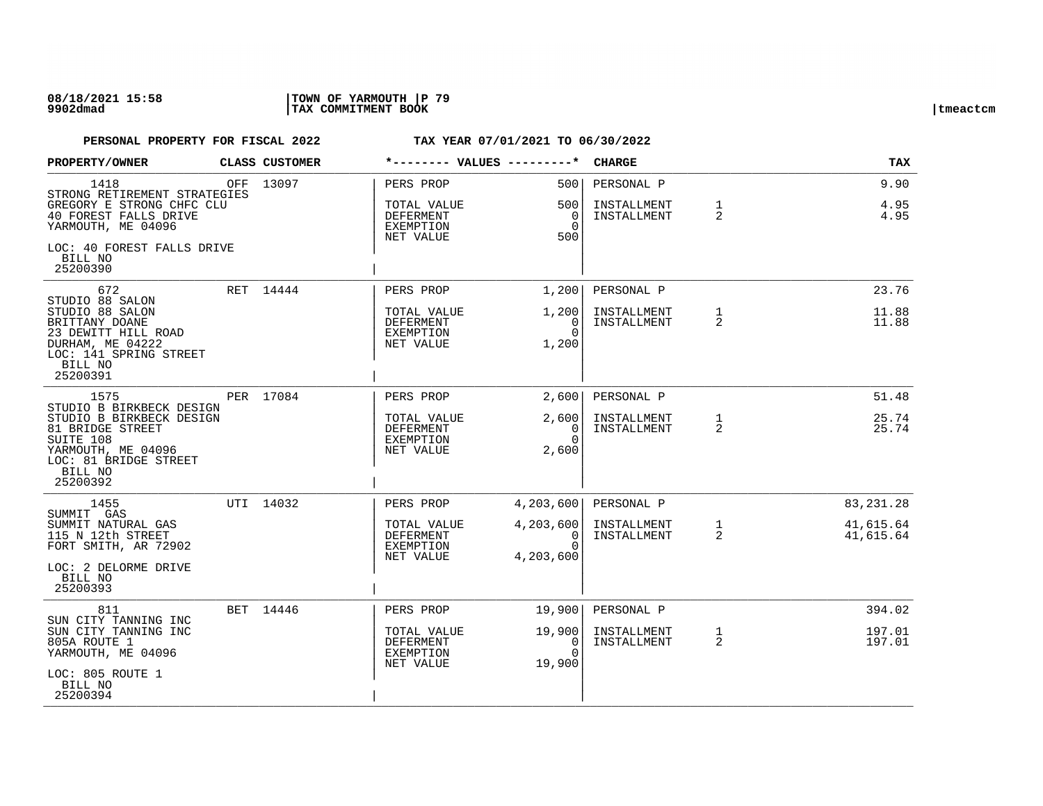**PERSONAL PROPERTY FOR FISCAL 2022 — TAX YEAR 07/01/2021 TO 06/30/2022**

| PROPERTY/OWNER | CLASS | CUSTOMER | VALUES | | CHARGE | | TAX |
|---|---|---|---|---|---|---|---|
| 1418 | OFF | 13097 | PERS PROP | 500 | PERSONAL P | | 9.90 |
| STRONG RETIREMENT STRATEGIES<br>GREGORY E STRONG CHFC CLU<br>40 FOREST FALLS DRIVE<br>YARMOUTH, ME 04096<br>LOC: 40 FOREST FALLS DRIVE<br>BILL NO<br>25200390 | | | TOTAL VALUE<br>DEFERMENT<br>EXEMPTION<br>NET VALUE | 500<br>0<br>0<br>500 | INSTALLMENT<br>INSTALLMENT | 1<br>2 | 4.95<br>4.95 |
| 672 | RET | 14444 | PERS PROP | 1,200 | PERSONAL P | | 23.76 |
| STUDIO 88 SALON<br>STUDIO 88 SALON<br>BRITTANY DOANE<br>23 DEWITT HILL ROAD<br>DURHAM, ME 04222<br>LOC: 141 SPRING STREET<br>BILL NO<br>25200391 | | | TOTAL VALUE<br>DEFERMENT<br>EXEMPTION<br>NET VALUE | 1,200<br>0<br>0<br>1,200 | INSTALLMENT<br>INSTALLMENT | 1<br>2 | 11.88<br>11.88 |
| 1575 | PER | 17084 | PERS PROP | 2,600 | PERSONAL P | | 51.48 |
| STUDIO B BIRKBECK DESIGN<br>STUDIO B BIRKBECK DESIGN<br>81 BRIDGE STREET<br>SUITE 108<br>YARMOUTH, ME 04096<br>LOC: 81 BRIDGE STREET<br>BILL NO<br>25200392 | | | TOTAL VALUE<br>DEFERMENT<br>EXEMPTION<br>NET VALUE | 2,600<br>0<br>0<br>2,600 | INSTALLMENT<br>INSTALLMENT | 1<br>2 | 25.74<br>25.74 |
| 1455 | UTI | 14032 | PERS PROP | 4,203,600 | PERSONAL P | | 83,231.28 |
| SUMMIT GAS<br>SUMMIT NATURAL GAS<br>115 N 12th STREET<br>FORT SMITH, AR 72902<br>LOC: 2 DELORME DRIVE<br>BILL NO<br>25200393 | | | TOTAL VALUE<br>DEFERMENT<br>EXEMPTION<br>NET VALUE | 4,203,600<br>0<br>0<br>4,203,600 | INSTALLMENT<br>INSTALLMENT | 1<br>2 | 41,615.64<br>41,615.64 |
| 811 | BET | 14446 | PERS PROP | 19,900 | PERSONAL P | | 394.02 |
| SUN CITY TANNING INC<br>SUN CITY TANNING INC<br>805A ROUTE 1<br>YARMOUTH, ME 04096<br>LOC: 805 ROUTE 1<br>BILL NO<br>25200394 | | | TOTAL VALUE<br>DEFERMENT<br>EXEMPTION<br>NET VALUE | 19,900<br>0<br>0<br>19,900 | INSTALLMENT<br>INSTALLMENT | 1<br>2 | 197.01<br>197.01 |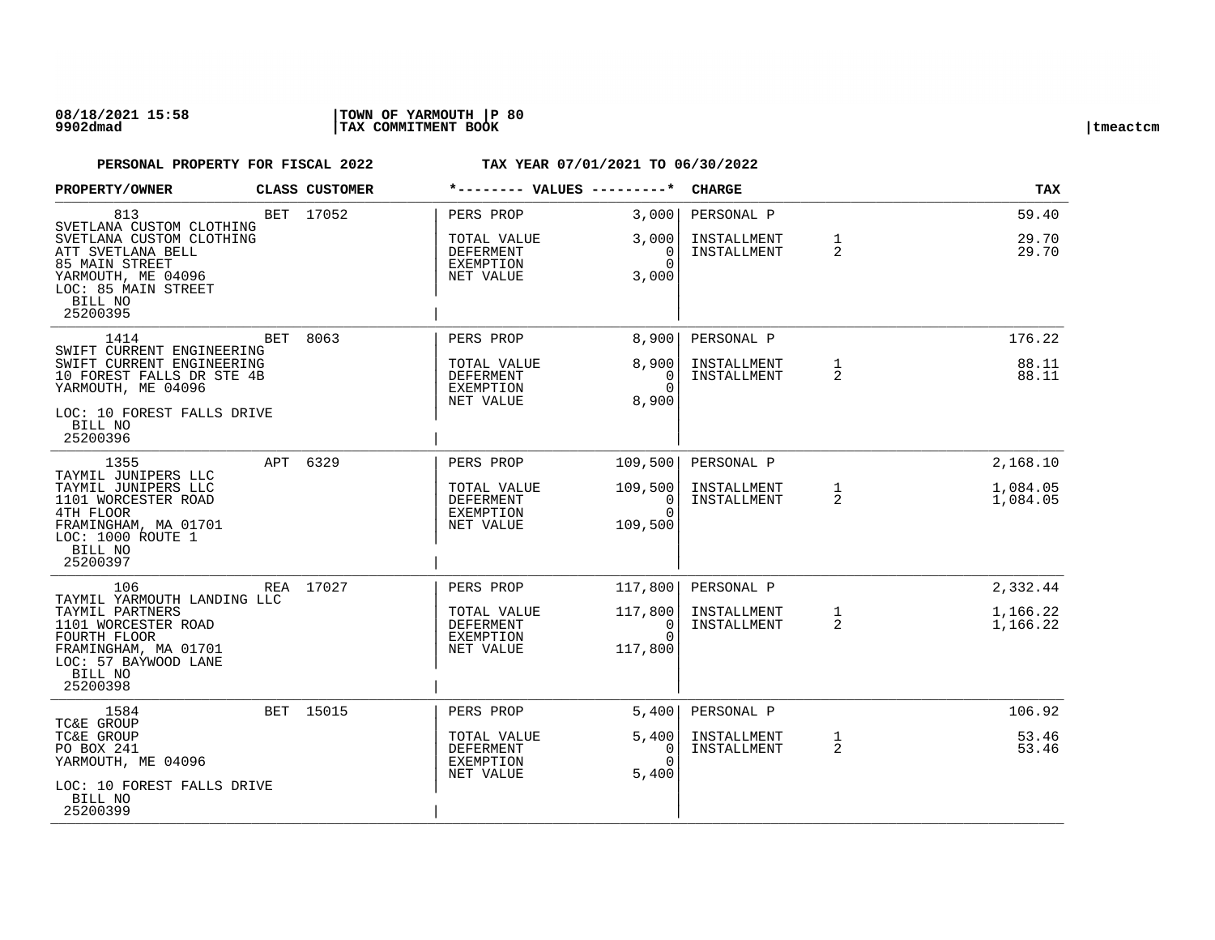**PERSONAL PROPERTY FOR FISCAL 2022** — **TAX YEAR 07/01/2021 TO 06/30/2022**

| PROPERTY/OWNER | CLASS | CUSTOMER | VALUES | | CHARGE | | TAX |
|---|---|---|---|---|---|---|---|
| 813<br>SVETLANA CUSTOM CLOTHING<br>SVETLANA CUSTOM CLOTHING<br>ATT SVETLANA BELL<br>85 MAIN STREET<br>YARMOUTH, ME 04096<br>LOC: 85 MAIN STREET<br>BILL NO<br>25200395 | BET | 17052 | PERS PROP<br>TOTAL VALUE<br>DEFERMENT<br>EXEMPTION<br>NET VALUE | 3,000<br>3,000<br>0<br>0<br>3,000 | PERSONAL P<br>INSTALLMENT<br>INSTALLMENT | <br>1<br>2 | 59.40<br>29.70<br>29.70 |
| 1414<br>SWIFT CURRENT ENGINEERING<br>SWIFT CURRENT ENGINEERING<br>10 FOREST FALLS DR STE 4B<br>YARMOUTH, ME 04096<br>LOC: 10 FOREST FALLS DRIVE<br>BILL NO<br>25200396 | BET | 8063 | PERS PROP<br>TOTAL VALUE<br>DEFERMENT<br>EXEMPTION<br>NET VALUE | 8,900<br>8,900<br>0<br>0<br>8,900 | PERSONAL P<br>INSTALLMENT<br>INSTALLMENT | <br>1<br>2 | 176.22<br>88.11<br>88.11 |
| 1355<br>TAYMIL JUNIPERS LLC<br>TAYMIL JUNIPERS LLC<br>1101 WORCESTER ROAD<br>4TH FLOOR<br>FRAMINGHAM, MA 01701<br>LOC: 1000 ROUTE 1<br>BILL NO<br>25200397 | APT | 6329 | PERS PROP<br>TOTAL VALUE<br>DEFERMENT<br>EXEMPTION<br>NET VALUE | 109,500<br>109,500<br>0<br>0<br>109,500 | PERSONAL P<br>INSTALLMENT<br>INSTALLMENT | <br>1<br>2 | 2,168.10<br>1,084.05<br>1,084.05 |
| 106<br>TAYMIL YARMOUTH LANDING LLC<br>TAYMIL PARTNERS<br>1101 WORCESTER ROAD<br>FOURTH FLOOR<br>FRAMINGHAM, MA 01701<br>LOC: 57 BAYWOOD LANE<br>BILL NO<br>25200398 | REA | 17027 | PERS PROP<br>TOTAL VALUE<br>DEFERMENT<br>EXEMPTION<br>NET VALUE | 117,800<br>117,800<br>0<br>0<br>117,800 | PERSONAL P<br>INSTALLMENT<br>INSTALLMENT | <br>1<br>2 | 2,332.44<br>1,166.22<br>1,166.22 |
| 1584<br>TC&E GROUP<br>TC&E GROUP<br>PO BOX 241<br>YARMOUTH, ME 04096<br>LOC: 10 FOREST FALLS DRIVE<br>BILL NO<br>25200399 | BET | 15015 | PERS PROP<br>TOTAL VALUE<br>DEFERMENT<br>EXEMPTION<br>NET VALUE | 5,400<br>5,400<br>0<br>0<br>5,400 | PERSONAL P<br>INSTALLMENT<br>INSTALLMENT | <br>1<br>2 | 106.92<br>53.46<br>53.46 |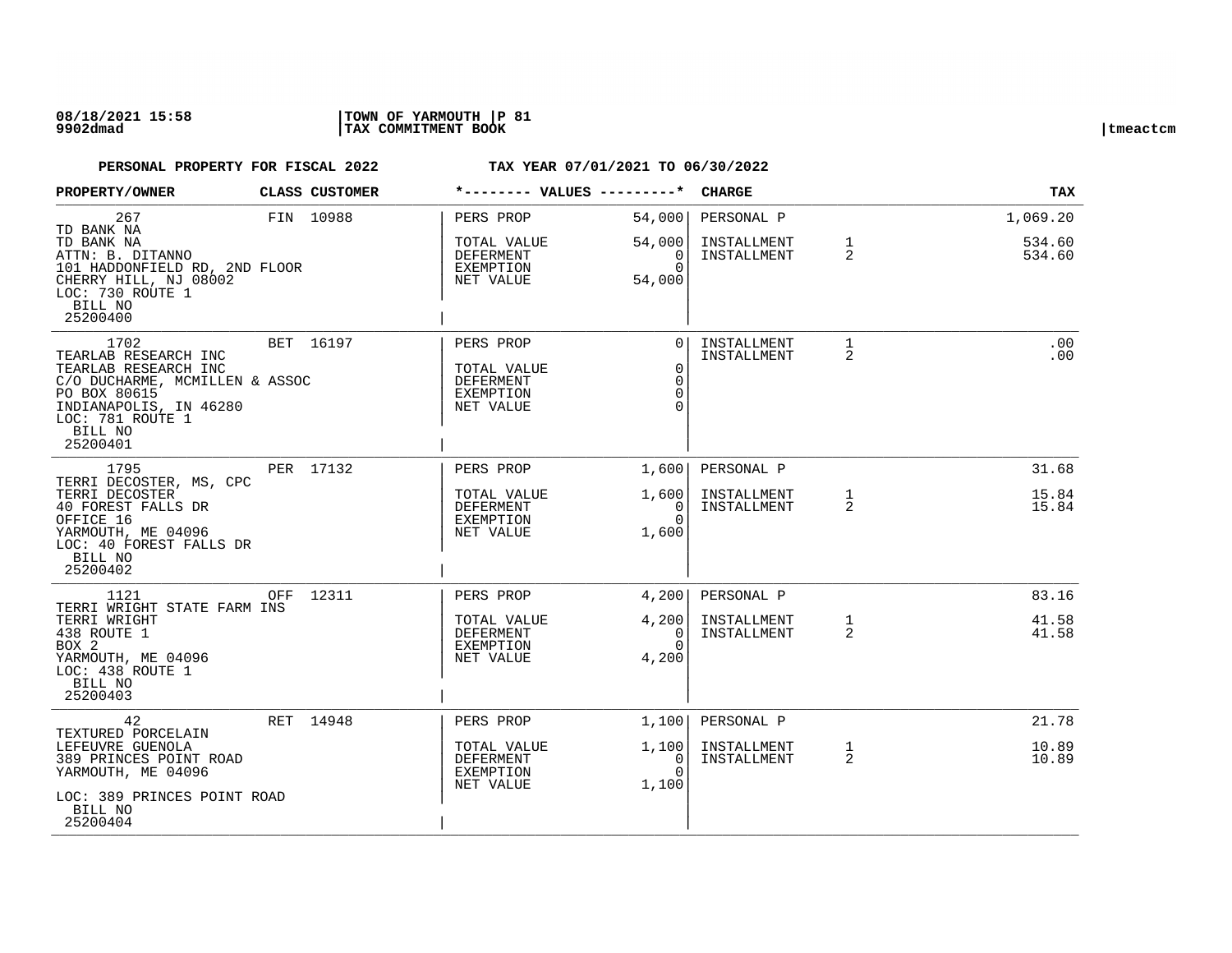**PERSONAL PROPERTY FOR FISCAL 2022** **TAX YEAR 07/01/2021 TO 06/30/2022**

| PROPERTY/OWNER | CLASS | CUSTOMER | VALUES | | CHARGE | | TAX |
|---|---|---|---|---|---|---|---|
| 267<br>TD BANK NA<br>TD BANK NA<br>ATTN: B. DITANNO<br>101 HADDONFIELD RD, 2ND FLOOR<br>CHERRY HILL, NJ 08002<br>LOC: 730 ROUTE 1<br>BILL NO<br>25200400 | FIN | 10988 | PERS PROP<br>TOTAL VALUE<br>DEFERMENT<br>EXEMPTION<br>NET VALUE | 54,000<br>54,000<br>0<br>0<br>54,000 | PERSONAL P<br>INSTALLMENT<br>INSTALLMENT | <br>1<br>2 | 1,069.20<br>534.60<br>534.60 |
| 1702<br>TEARLAB RESEARCH INC<br>TEARLAB RESEARCH INC<br>C/O DUCHARME, MCMILLEN & ASSOC<br>PO BOX 80615<br>INDIANAPOLIS, IN 46280<br>LOC: 781 ROUTE 1<br>BILL NO<br>25200401 | BET | 16197 | PERS PROP<br>TOTAL VALUE<br>DEFERMENT<br>EXEMPTION<br>NET VALUE | 0<br>0<br>0<br>0<br>0 | INSTALLMENT<br>INSTALLMENT | 1<br>2 | .00<br>.00 |
| 1795<br>TERRI DECOSTER, MS, CPC<br>TERRI DECOSTER<br>40 FOREST FALLS DR<br>OFFICE 16<br>YARMOUTH, ME 04096<br>LOC: 40 FOREST FALLS DR<br>BILL NO<br>25200402 | PER | 17132 | PERS PROP<br>TOTAL VALUE<br>DEFERMENT<br>EXEMPTION<br>NET VALUE | 1,600<br>1,600<br>0<br>0<br>1,600 | PERSONAL P<br>INSTALLMENT<br>INSTALLMENT | <br>1<br>2 | 31.68<br>15.84<br>15.84 |
| 1121<br>TERRI WRIGHT STATE FARM INS<br>TERRI WRIGHT<br>438 ROUTE 1<br>BOX 2<br>YARMOUTH, ME 04096<br>LOC: 438 ROUTE 1<br>BILL NO<br>25200403 | OFF | 12311 | PERS PROP<br>TOTAL VALUE<br>DEFERMENT<br>EXEMPTION<br>NET VALUE | 4,200<br>4,200<br>0<br>0<br>4,200 | PERSONAL P<br>INSTALLMENT<br>INSTALLMENT | <br>1<br>2 | 83.16<br>41.58<br>41.58 |
| 42<br>TEXTURED PORCELAIN<br>LEFEUVRE GUENOLA<br>389 PRINCES POINT ROAD<br>YARMOUTH, ME 04096<br>LOC: 389 PRINCES POINT ROAD<br>BILL NO<br>25200404 | RET | 14948 | PERS PROP<br>TOTAL VALUE<br>DEFERMENT<br>EXEMPTION<br>NET VALUE | 1,100<br>1,100<br>0<br>0<br>1,100 | PERSONAL P<br>INSTALLMENT<br>INSTALLMENT | <br>1<br>2 | 21.78<br>10.89<br>10.89 |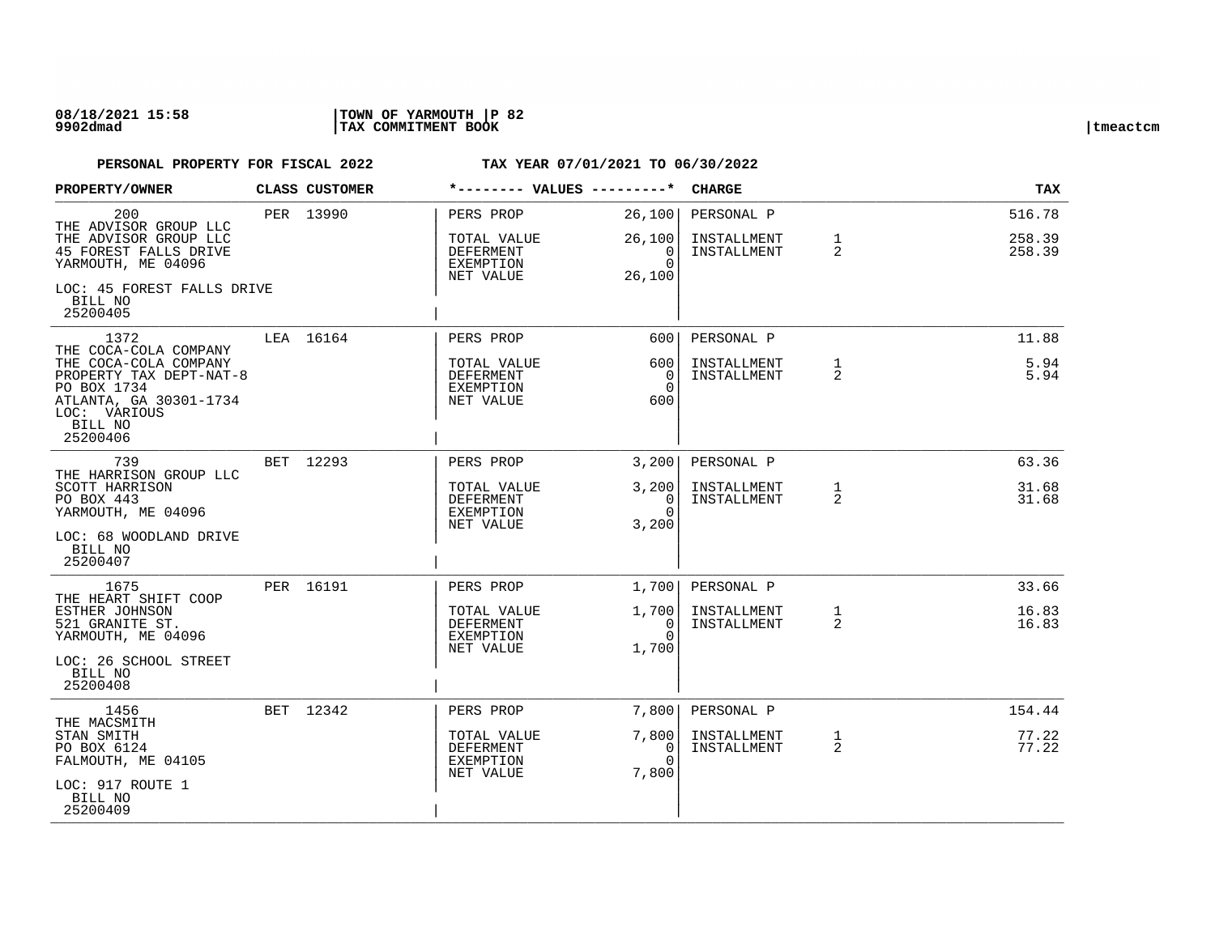**PERSONAL PROPERTY FOR FISCAL 2022** **TAX YEAR 07/01/2021 TO 06/30/2022**

| PROPERTY/OWNER | CLASS | CUSTOMER | VALUES | | CHARGE | | TAX |
|---|---|---|---|---|---|---|---|
| 200<br>THE ADVISOR GROUP LLC<br>THE ADVISOR GROUP LLC<br>45 FOREST FALLS DRIVE<br>YARMOUTH, ME 04096<br>LOC: 45 FOREST FALLS DRIVE<br>BILL NO<br>25200405 | PER | 13990 | PERS PROP<br>TOTAL VALUE<br>DEFERMENT<br>EXEMPTION<br>NET VALUE | 26,100<br>26,100<br>0<br>0<br>26,100 | PERSONAL P<br>INSTALLMENT<br>INSTALLMENT | <br>1<br>2 | 516.78<br>258.39<br>258.39 |
| 1372<br>THE COCA-COLA COMPANY<br>THE COCA-COLA COMPANY<br>PROPERTY TAX DEPT-NAT-8<br>PO BOX 1734<br>ATLANTA, GA 30301-1734<br>LOC: VARIOUS<br>BILL NO<br>25200406 | LEA | 16164 | PERS PROP<br>TOTAL VALUE<br>DEFERMENT<br>EXEMPTION<br>NET VALUE | 600<br>600<br>0<br>0<br>600 | PERSONAL P<br>INSTALLMENT<br>INSTALLMENT | <br>1<br>2 | 11.88<br>5.94<br>5.94 |
| 739<br>THE HARRISON GROUP LLC<br>SCOTT HARRISON<br>PO BOX 443<br>YARMOUTH, ME 04096<br>LOC: 68 WOODLAND DRIVE<br>BILL NO<br>25200407 | BET | 12293 | PERS PROP<br>TOTAL VALUE<br>DEFERMENT<br>EXEMPTION<br>NET VALUE | 3,200<br>3,200<br>0<br>0<br>3,200 | PERSONAL P<br>INSTALLMENT<br>INSTALLMENT | <br>1<br>2 | 63.36<br>31.68<br>31.68 |
| 1675<br>THE HEART SHIFT COOP<br>ESTHER JOHNSON<br>521 GRANITE ST.<br>YARMOUTH, ME 04096<br>LOC: 26 SCHOOL STREET<br>BILL NO<br>25200408 | PER | 16191 | PERS PROP<br>TOTAL VALUE<br>DEFERMENT<br>EXEMPTION<br>NET VALUE | 1,700<br>1,700<br>0<br>0<br>1,700 | PERSONAL P<br>INSTALLMENT<br>INSTALLMENT | <br>1<br>2 | 33.66<br>16.83<br>16.83 |
| 1456<br>THE MACSMITH<br>STAN SMITH<br>PO BOX 6124<br>FALMOUTH, ME 04105<br>LOC: 917 ROUTE 1<br>BILL NO<br>25200409 | BET | 12342 | PERS PROP<br>TOTAL VALUE<br>DEFERMENT<br>EXEMPTION<br>NET VALUE | 7,800<br>7,800<br>0<br>0<br>7,800 | PERSONAL P<br>INSTALLMENT<br>INSTALLMENT | <br>1<br>2 | 154.44<br>77.22<br>77.22 |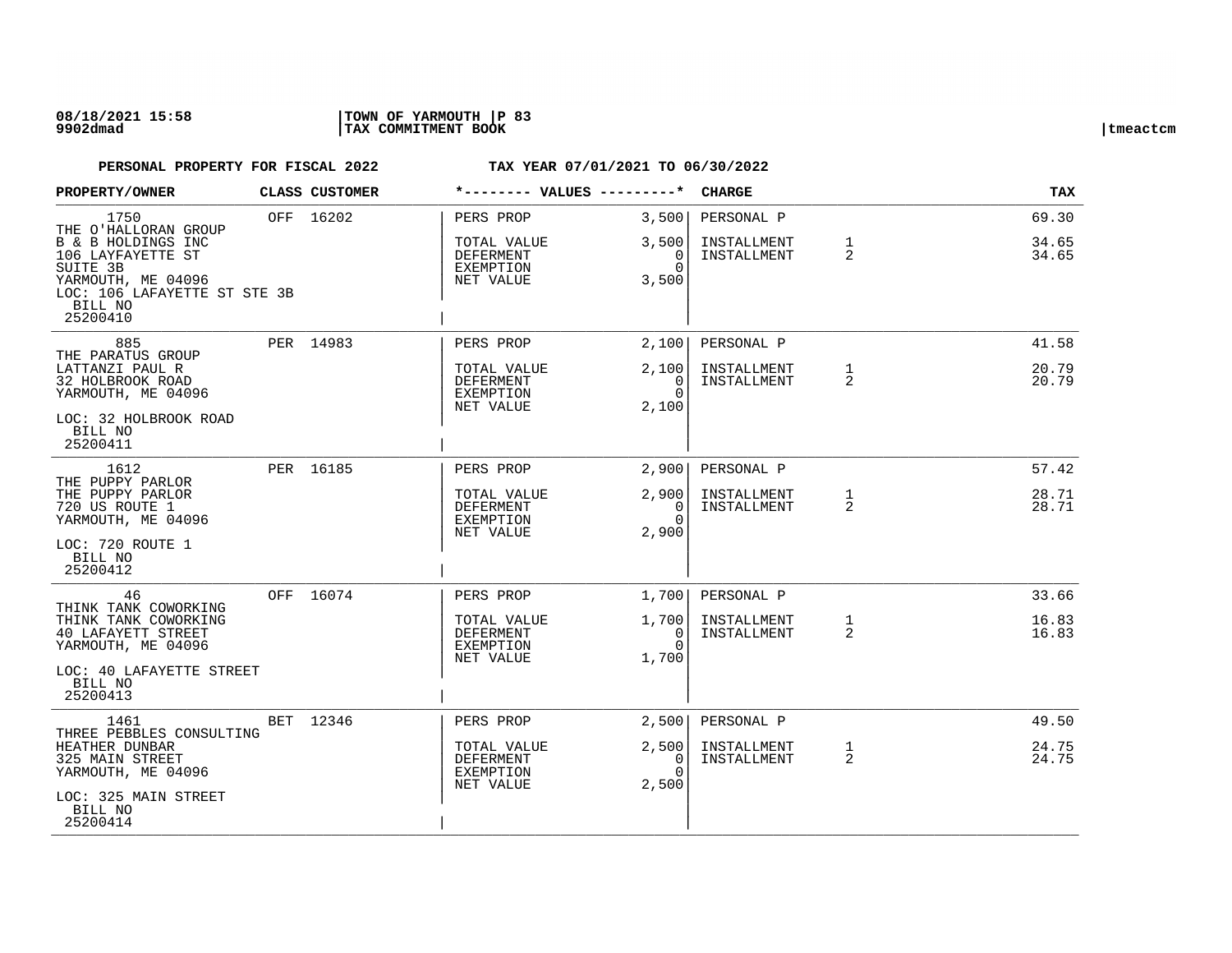**PERSONAL PROPERTY FOR FISCAL 2022** **TAX YEAR 07/01/2021 TO 06/30/2022**

| PROPERTY/OWNER | CLASS | CUSTOMER | VALUES | | CHARGE | | TAX |
|---|---|---|---|---|---|---|---|
| 1750 | OFF | 16202 | PERS PROP | 3,500 | PERSONAL P | | 69.30 |
| THE O'HALLORAN GROUP | | | | | | | |
| B & B HOLDINGS INC | | | TOTAL VALUE | 3,500 | INSTALLMENT | 1 | 34.65 |
| 106 LAYFAYETTE ST | | | DEFERMENT | 0 | INSTALLMENT | 2 | 34.65 |
| SUITE 3B | | | EXEMPTION | 0 | | | |
| YARMOUTH, ME 04096 | | | NET VALUE | 3,500 | | | |
| LOC: 106 LAFAYETTE ST STE 3B | | | | | | | |
| BILL NO 25200410 | | | | | | | |
| 885 | PER | 14983 | PERS PROP | 2,100 | PERSONAL P | | 41.58 |
| THE PARATUS GROUP | | | | | | | |
| LATTANZI PAUL R | | | TOTAL VALUE | 2,100 | INSTALLMENT | 1 | 20.79 |
| 32 HOLBROOK ROAD | | | DEFERMENT | 0 | INSTALLMENT | 2 | 20.79 |
| YARMOUTH, ME 04096 | | | EXEMPTION | 0 | | | |
| | | | NET VALUE | 2,100 | | | |
| LOC: 32 HOLBROOK ROAD | | | | | | | |
| BILL NO 25200411 | | | | | | | |
| 1612 | PER | 16185 | PERS PROP | 2,900 | PERSONAL P | | 57.42 |
| THE PUPPY PARLOR | | | | | | | |
| THE PUPPY PARLOR | | | TOTAL VALUE | 2,900 | INSTALLMENT | 1 | 28.71 |
| 720 US ROUTE 1 | | | DEFERMENT | 0 | INSTALLMENT | 2 | 28.71 |
| YARMOUTH, ME 04096 | | | EXEMPTION | 0 | | | |
| | | | NET VALUE | 2,900 | | | |
| LOC: 720 ROUTE 1 | | | | | | | |
| BILL NO 25200412 | | | | | | | |
| 46 | OFF | 16074 | PERS PROP | 1,700 | PERSONAL P | | 33.66 |
| THINK TANK COWORKING | | | | | | | |
| THINK TANK COWORKING | | | TOTAL VALUE | 1,700 | INSTALLMENT | 1 | 16.83 |
| 40 LAFAYETT STREET | | | DEFERMENT | 0 | INSTALLMENT | 2 | 16.83 |
| YARMOUTH, ME 04096 | | | EXEMPTION | 0 | | | |
| | | | NET VALUE | 1,700 | | | |
| LOC: 40 LAFAYETTE STREET | | | | | | | |
| BILL NO 25200413 | | | | | | | |
| 1461 | BET | 12346 | PERS PROP | 2,500 | PERSONAL P | | 49.50 |
| THREE PEBBLES CONSULTING | | | | | | | |
| HEATHER DUNBAR | | | TOTAL VALUE | 2,500 | INSTALLMENT | 1 | 24.75 |
| 325 MAIN STREET | | | DEFERMENT | 0 | INSTALLMENT | 2 | 24.75 |
| YARMOUTH, ME 04096 | | | EXEMPTION | 0 | | | |
| | | | NET VALUE | 2,500 | | | |
| LOC: 325 MAIN STREET | | | | | | | |
| BILL NO 25200414 | | | | | | | |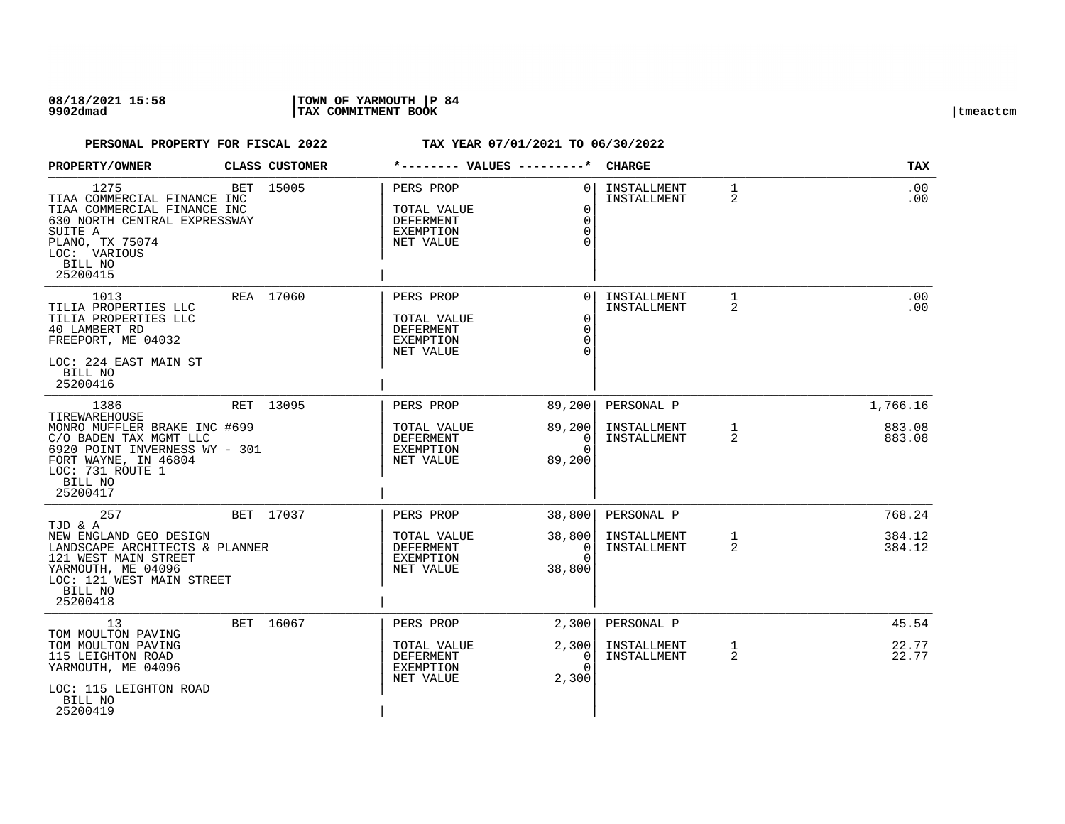**PERSONAL PROPERTY FOR FISCAL 2022 — TAX YEAR 07/01/2021 TO 06/30/2022**

| PROPERTY/OWNER | CLASS | CUSTOMER | VALUES | | CHARGE | | TAX |
|---|---|---|---|---|---|---|---|
| 1275<br>TIAA COMMERCIAL FINANCE INC<br>TIAA COMMERCIAL FINANCE INC<br>630 NORTH CENTRAL EXPRESSWAY<br>SUITE A<br>PLANO, TX 75074<br>LOC: VARIOUS<br>BILL NO<br>25200415 | BET | 15005 | PERS PROP<br>TOTAL VALUE<br>DEFERMENT<br>EXEMPTION<br>NET VALUE | 0<br>0<br>0<br>0<br>0 | INSTALLMENT<br>INSTALLMENT | 1<br>2 | .00<br>.00 |
| 1013<br>TILIA PROPERTIES LLC<br>TILIA PROPERTIES LLC<br>40 LAMBERT RD<br>FREEPORT, ME 04032<br>LOC: 224 EAST MAIN ST<br>BILL NO<br>25200416 | REA | 17060 | PERS PROP<br>TOTAL VALUE<br>DEFERMENT<br>EXEMPTION<br>NET VALUE | 0<br>0<br>0<br>0<br>0 | INSTALLMENT<br>INSTALLMENT | 1<br>2 | .00<br>.00 |
| 1386<br>TIREWAREHOUSE<br>MONRO MUFFLER BRAKE INC #699<br>C/O BADEN TAX MGMT LLC<br>6920 POINT INVERNESS WY - 301<br>FORT WAYNE, IN 46804<br>LOC: 731 ROUTE 1<br>BILL NO<br>25200417 | RET | 13095 | PERS PROP<br>TOTAL VALUE<br>DEFERMENT<br>EXEMPTION<br>NET VALUE | 89,200<br>89,200<br>0<br>0<br>89,200 | PERSONAL P<br>INSTALLMENT<br>INSTALLMENT | <br>1<br>2 | 1,766.16<br>883.08<br>883.08 |
| 257<br>TJD & A<br>NEW ENGLAND GEO DESIGN<br>LANDSCAPE ARCHITECTS & PLANNER<br>121 WEST MAIN STREET<br>YARMOUTH, ME 04096<br>LOC: 121 WEST MAIN STREET<br>BILL NO<br>25200418 | BET | 17037 | PERS PROP<br>TOTAL VALUE<br>DEFERMENT<br>EXEMPTION<br>NET VALUE | 38,800<br>38,800<br>0<br>0<br>38,800 | PERSONAL P<br>INSTALLMENT<br>INSTALLMENT | <br>1<br>2 | 768.24<br>384.12<br>384.12 |
| 13<br>TOM MOULTON PAVING<br>TOM MOULTON PAVING<br>115 LEIGHTON ROAD<br>YARMOUTH, ME 04096<br>LOC: 115 LEIGHTON ROAD<br>BILL NO<br>25200419 | BET | 16067 | PERS PROP<br>TOTAL VALUE<br>DEFERMENT<br>EXEMPTION<br>NET VALUE | 2,300<br>2,300<br>0<br>0<br>2,300 | PERSONAL P<br>INSTALLMENT<br>INSTALLMENT | <br>1<br>2 | 45.54<br>22.77<br>22.77 |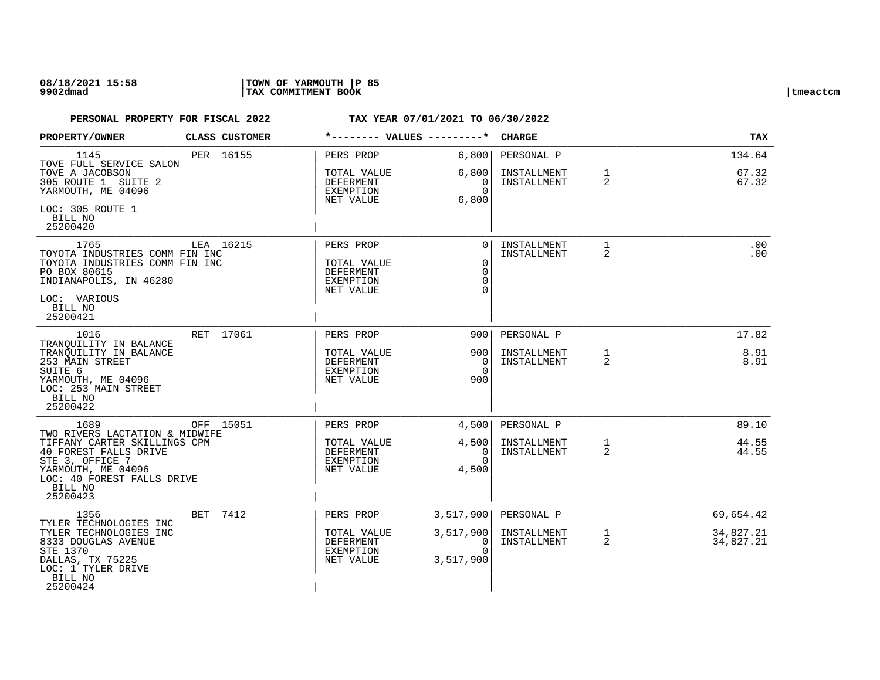**PERSONAL PROPERTY FOR FISCAL 2022** **TAX YEAR 07/01/2021 TO 06/30/2022**

| PROPERTY/OWNER | CLASS | CUSTOMER | *-------- VALUES ---------* | | CHARGE | | TAX |
|---|---|---|---|---|---|---|---|
| 1145<br>TOVE FULL SERVICE SALON<br>TOVE A JACOBSON<br>305 ROUTE 1 SUITE 2<br>YARMOUTH, ME 04096<br>LOC: 305 ROUTE 1<br>BILL NO<br>25200420 | PER | 16155 | PERS PROP<br>TOTAL VALUE<br>DEFERMENT<br>EXEMPTION<br>NET VALUE | 6,800<br>6,800<br>0<br>0<br>6,800 | PERSONAL P<br>INSTALLMENT<br>INSTALLMENT | <br>1<br>2 | 134.64<br>67.32<br>67.32 |
| 1765<br>TOYOTA INDUSTRIES COMM FIN INC<br>TOYOTA INDUSTRIES COMM FIN INC<br>PO BOX 80615<br>INDIANAPOLIS, IN 46280<br>LOC: VARIOUS<br>BILL NO<br>25200421 | LEA | 16215 | PERS PROP<br>TOTAL VALUE<br>DEFERMENT<br>EXEMPTION<br>NET VALUE | 0<br>0<br>0<br>0<br>0 | INSTALLMENT<br>INSTALLMENT | 1<br>2 | .00<br>.00 |
| 1016<br>TRANQUILITY IN BALANCE<br>TRANQUILITY IN BALANCE<br>253 MAIN STREET<br>SUITE 6<br>YARMOUTH, ME 04096<br>LOC: 253 MAIN STREET<br>BILL NO<br>25200422 | RET | 17061 | PERS PROP<br>TOTAL VALUE<br>DEFERMENT<br>EXEMPTION<br>NET VALUE | 900<br>900<br>0<br>0<br>900 | PERSONAL P<br>INSTALLMENT<br>INSTALLMENT | <br>1<br>2 | 17.82<br>8.91<br>8.91 |
| 1689<br>TWO RIVERS LACTATION & MIDWIFE<br>TIFFANY CARTER SKILLINGS CPM<br>40 FOREST FALLS DRIVE<br>STE 3, OFFICE 7<br>YARMOUTH, ME 04096<br>LOC: 40 FOREST FALLS DRIVE<br>BILL NO<br>25200423 | OFF | 15051 | PERS PROP<br>TOTAL VALUE<br>DEFERMENT<br>EXEMPTION<br>NET VALUE | 4,500<br>4,500<br>0<br>0<br>4,500 | PERSONAL P<br>INSTALLMENT<br>INSTALLMENT | <br>1<br>2 | 89.10<br>44.55<br>44.55 |
| 1356<br>TYLER TECHNOLOGIES INC<br>TYLER TECHNOLOGIES INC<br>8333 DOUGLAS AVENUE<br>STE 1370<br>DALLAS, TX 75225<br>LOC: 1 TYLER DRIVE<br>BILL NO<br>25200424 | BET | 7412 | PERS PROP<br>TOTAL VALUE<br>DEFERMENT<br>EXEMPTION<br>NET VALUE | 3,517,900<br>3,517,900<br>0<br>0<br>3,517,900 | PERSONAL P<br>INSTALLMENT<br>INSTALLMENT | <br>1<br>2 | 69,654.42<br>34,827.21<br>34,827.21 |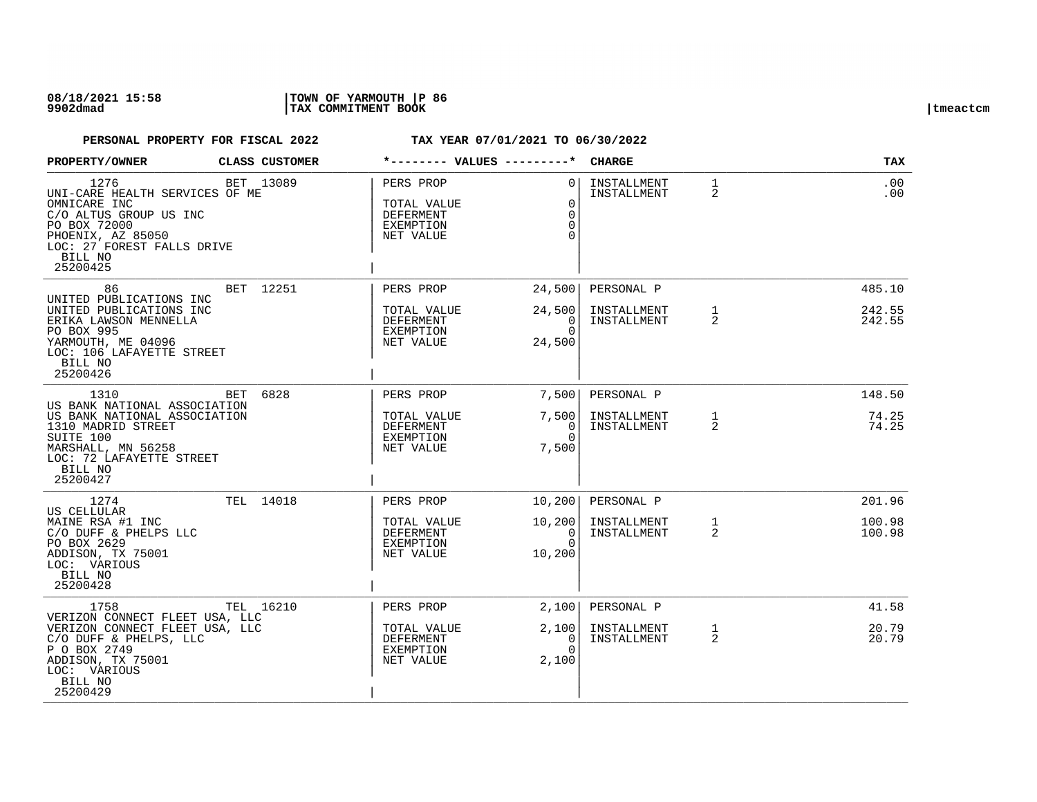08/18/2021 15:58 | TOWN OF YARMOUTH | P 86
9902dmad | TAX COMMITMENT BOOK | tmeactcm

**PERSONAL PROPERTY FOR FISCAL 2022** **TAX YEAR 07/01/2021 TO 06/30/2022**

| PROPERTY/OWNER | CLASS | CUSTOMER | VALUES | | CHARGE | | TAX |
|---|---|---|---|---|---|---|---|
| 1276<br>UNI-CARE HEALTH SERVICES OF ME<br>OMNICARE INC<br>C/O ALTUS GROUP US INC<br>PO BOX 72000<br>PHOENIX, AZ 85050<br>LOC: 27 FOREST FALLS DRIVE<br>BILL NO<br>25200425 | BET | 13089 | PERS PROP<br>TOTAL VALUE<br>DEFERMENT<br>EXEMPTION<br>NET VALUE | 0<br>0<br>0<br>0<br>0 | INSTALLMENT<br>INSTALLMENT | 1<br>2 | .00<br>.00 |
| 86<br>UNITED PUBLICATIONS INC<br>UNITED PUBLICATIONS INC<br>ERIKA LAWSON MENNELLA<br>PO BOX 995<br>YARMOUTH, ME 04096<br>LOC: 106 LAFAYETTE STREET<br>BILL NO<br>25200426 | BET | 12251 | PERS PROP<br>TOTAL VALUE<br>DEFERMENT<br>EXEMPTION<br>NET VALUE | 24,500<br>24,500<br>0<br>0<br>24,500 | PERSONAL P<br>INSTALLMENT<br>INSTALLMENT | <br>1<br>2 | 485.10<br>242.55<br>242.55 |
| 1310<br>US BANK NATIONAL ASSOCIATION<br>US BANK NATIONAL ASSOCIATION<br>1310 MADRID STREET<br>SUITE 100<br>MARSHALL, MN 56258<br>LOC: 72 LAFAYETTE STREET<br>BILL NO<br>25200427 | BET | 6828 | PERS PROP<br>TOTAL VALUE<br>DEFERMENT<br>EXEMPTION<br>NET VALUE | 7,500<br>7,500<br>0<br>0<br>7,500 | PERSONAL P<br>INSTALLMENT<br>INSTALLMENT | <br>1<br>2 | 148.50<br>74.25<br>74.25 |
| 1274<br>US CELLULAR<br>MAINE RSA #1 INC<br>C/O DUFF & PHELPS LLC<br>PO BOX 2629<br>ADDISON, TX 75001<br>LOC: VARIOUS<br>BILL NO<br>25200428 | TEL | 14018 | PERS PROP<br>TOTAL VALUE<br>DEFERMENT<br>EXEMPTION<br>NET VALUE | 10,200<br>10,200<br>0<br>0<br>10,200 | PERSONAL P<br>INSTALLMENT<br>INSTALLMENT | <br>1<br>2 | 201.96<br>100.98<br>100.98 |
| 1758<br>VERIZON CONNECT FLEET USA, LLC<br>VERIZON CONNECT FLEET USA, LLC<br>C/O DUFF & PHELPS, LLC<br>P O BOX 2749<br>ADDISON, TX 75001<br>LOC: VARIOUS<br>BILL NO<br>25200429 | TEL | 16210 | PERS PROP<br>TOTAL VALUE<br>DEFERMENT<br>EXEMPTION<br>NET VALUE | 2,100<br>2,100<br>0<br>0<br>2,100 | PERSONAL P<br>INSTALLMENT<br>INSTALLMENT | <br>1<br>2 | 41.58<br>20.79<br>20.79 |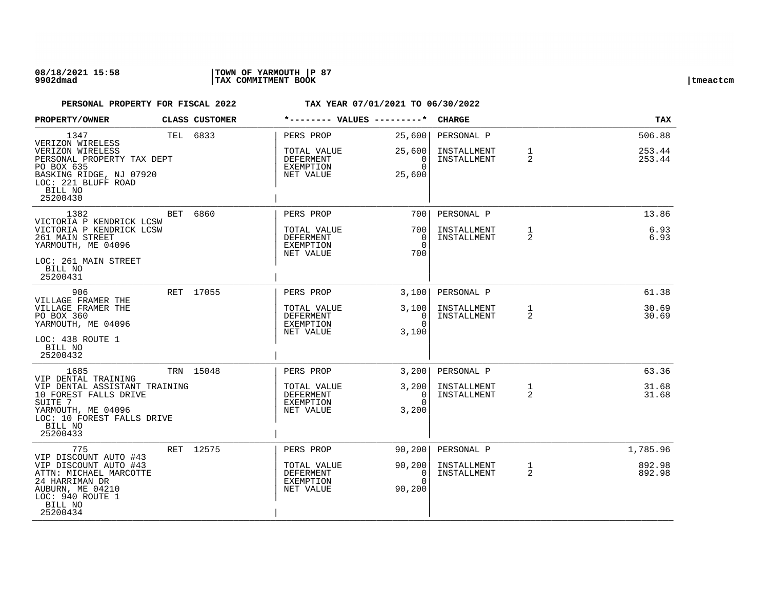**PERSONAL PROPERTY FOR FISCAL 2022** **TAX YEAR 07/01/2021 TO 06/30/2022**

| PROPERTY/OWNER | CLASS | CUSTOMER | *-------- VALUES ---------* | | CHARGE | | TAX |
|---|---|---|---|---|---|---|---|
| 1347 VERIZON WIRELESS<br>VERIZON WIRELESS<br>PERSONAL PROPERTY TAX DEPT<br>PO BOX 635<br>BASKING RIDGE, NJ 07920<br>LOC: 221 BLUFF ROAD<br>BILL NO 25200430 | TEL | 6833 | PERS PROP<br>TOTAL VALUE<br>DEFERMENT<br>EXEMPTION<br>NET VALUE | 25,600<br>25,600<br>0<br>0<br>25,600 | PERSONAL P<br>INSTALLMENT<br>INSTALLMENT | <br>1<br>2 | 506.88<br>253.44<br>253.44 |
| 1382 VICTORIA P KENDRICK LCSW<br>VICTORIA P KENDRICK LCSW<br>261 MAIN STREET<br>YARMOUTH, ME 04096<br>LOC: 261 MAIN STREET<br>BILL NO 25200431 | BET | 6860 | PERS PROP<br>TOTAL VALUE<br>DEFERMENT<br>EXEMPTION<br>NET VALUE | 700<br>700<br>0<br>0<br>700 | PERSONAL P<br>INSTALLMENT<br>INSTALLMENT | <br>1<br>2 | 13.86<br>6.93<br>6.93 |
| 906 VILLAGE FRAMER THE<br>VILLAGE FRAMER THE<br>PO BOX 360<br>YARMOUTH, ME 04096<br>LOC: 438 ROUTE 1<br>BILL NO 25200432 | RET | 17055 | PERS PROP<br>TOTAL VALUE<br>DEFERMENT<br>EXEMPTION<br>NET VALUE | 3,100<br>3,100<br>0<br>0<br>3,100 | PERSONAL P<br>INSTALLMENT<br>INSTALLMENT | <br>1<br>2 | 61.38<br>30.69<br>30.69 |
| 1685 VIP DENTAL TRAINING<br>VIP DENTAL ASSISTANT TRAINING<br>10 FOREST FALLS DRIVE<br>SUITE 7<br>YARMOUTH, ME 04096<br>LOC: 10 FOREST FALLS DRIVE<br>BILL NO 25200433 | TRN | 15048 | PERS PROP<br>TOTAL VALUE<br>DEFERMENT<br>EXEMPTION<br>NET VALUE | 3,200<br>3,200<br>0<br>0<br>3,200 | PERSONAL P<br>INSTALLMENT<br>INSTALLMENT | <br>1<br>2 | 63.36<br>31.68<br>31.68 |
| 775 VIP DISCOUNT AUTO #43<br>VIP DISCOUNT AUTO #43<br>ATTN: MICHAEL MARCOTTE<br>24 HARRIMAN DR<br>AUBURN, ME 04210<br>LOC: 940 ROUTE 1<br>BILL NO 25200434 | RET | 12575 | PERS PROP<br>TOTAL VALUE<br>DEFERMENT<br>EXEMPTION<br>NET VALUE | 90,200<br>90,200<br>0<br>0<br>90,200 | PERSONAL P<br>INSTALLMENT<br>INSTALLMENT | <br>1<br>2 | 1,785.96<br>892.98<br>892.98 |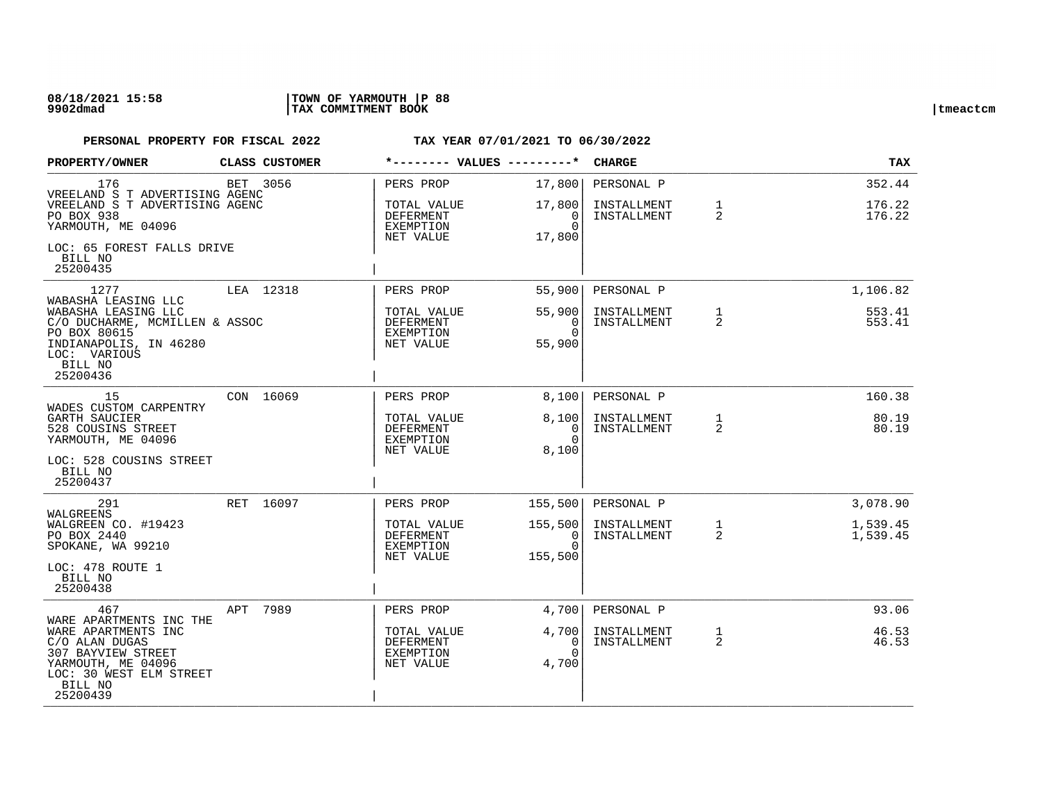**08/18/2021 15:58** | **TOWN OF YARMOUTH** | **P 88**
**9902dmad** | **TAX COMMITMENT BOOK** | **tmeactcm**

**PERSONAL PROPERTY FOR FISCAL 2022 — TAX YEAR 07/01/2021 TO 06/30/2022**

| PROPERTY/OWNER | CLASS | CUSTOMER | VALUES | | CHARGE | | TAX |
|---|---|---|---|---|---|---|---|
| 176<br>VREELAND S T ADVERTISING AGENC<br>VREELAND S T ADVERTISING AGENC<br>PO BOX 938<br>YARMOUTH, ME 04096<br>LOC: 65 FOREST FALLS DRIVE<br>BILL NO<br>25200435 | BET | 3056 | PERS PROP<br>TOTAL VALUE<br>DEFERMENT<br>EXEMPTION<br>NET VALUE | 17,800<br>17,800<br>0<br>0<br>17,800 | PERSONAL P<br>INSTALLMENT<br>INSTALLMENT | <br>1<br>2 | 352.44<br>176.22<br>176.22 |
| 1277<br>WABASHA LEASING LLC<br>WABASHA LEASING LLC<br>C/O DUCHARME, MCMILLEN & ASSOC<br>PO BOX 80615<br>INDIANAPOLIS, IN 46280<br>LOC: VARIOUS<br>BILL NO<br>25200436 | LEA | 12318 | PERS PROP<br>TOTAL VALUE<br>DEFERMENT<br>EXEMPTION<br>NET VALUE | 55,900<br>55,900<br>0<br>0<br>55,900 | PERSONAL P<br>INSTALLMENT<br>INSTALLMENT | <br>1<br>2 | 1,106.82<br>553.41<br>553.41 |
| 15<br>WADES CUSTOM CARPENTRY<br>GARTH SAUCIER<br>528 COUSINS STREET<br>YARMOUTH, ME 04096<br>LOC: 528 COUSINS STREET<br>BILL NO<br>25200437 | CON | 16069 | PERS PROP<br>TOTAL VALUE<br>DEFERMENT<br>EXEMPTION<br>NET VALUE | 8,100<br>8,100<br>0<br>0<br>8,100 | PERSONAL P<br>INSTALLMENT<br>INSTALLMENT | <br>1<br>2 | 160.38<br>80.19<br>80.19 |
| 291<br>WALGREENS<br>WALGREEN CO. #19423<br>PO BOX 2440<br>SPOKANE, WA 99210<br>LOC: 478 ROUTE 1<br>BILL NO<br>25200438 | RET | 16097 | PERS PROP<br>TOTAL VALUE<br>DEFERMENT<br>EXEMPTION<br>NET VALUE | 155,500<br>155,500<br>0<br>0<br>155,500 | PERSONAL P<br>INSTALLMENT<br>INSTALLMENT | <br>1<br>2 | 3,078.90<br>1,539.45<br>1,539.45 |
| 467<br>WARE APARTMENTS INC THE<br>WARE APARTMENTS INC<br>C/O ALAN DUGAS<br>307 BAYVIEW STREET<br>YARMOUTH, ME 04096<br>LOC: 30 WEST ELM STREET<br>BILL NO<br>25200439 | APT | 7989 | PERS PROP<br>TOTAL VALUE<br>DEFERMENT<br>EXEMPTION<br>NET VALUE | 4,700<br>4,700<br>0<br>0<br>4,700 | PERSONAL P<br>INSTALLMENT<br>INSTALLMENT | <br>1<br>2 | 93.06<br>46.53<br>46.53 |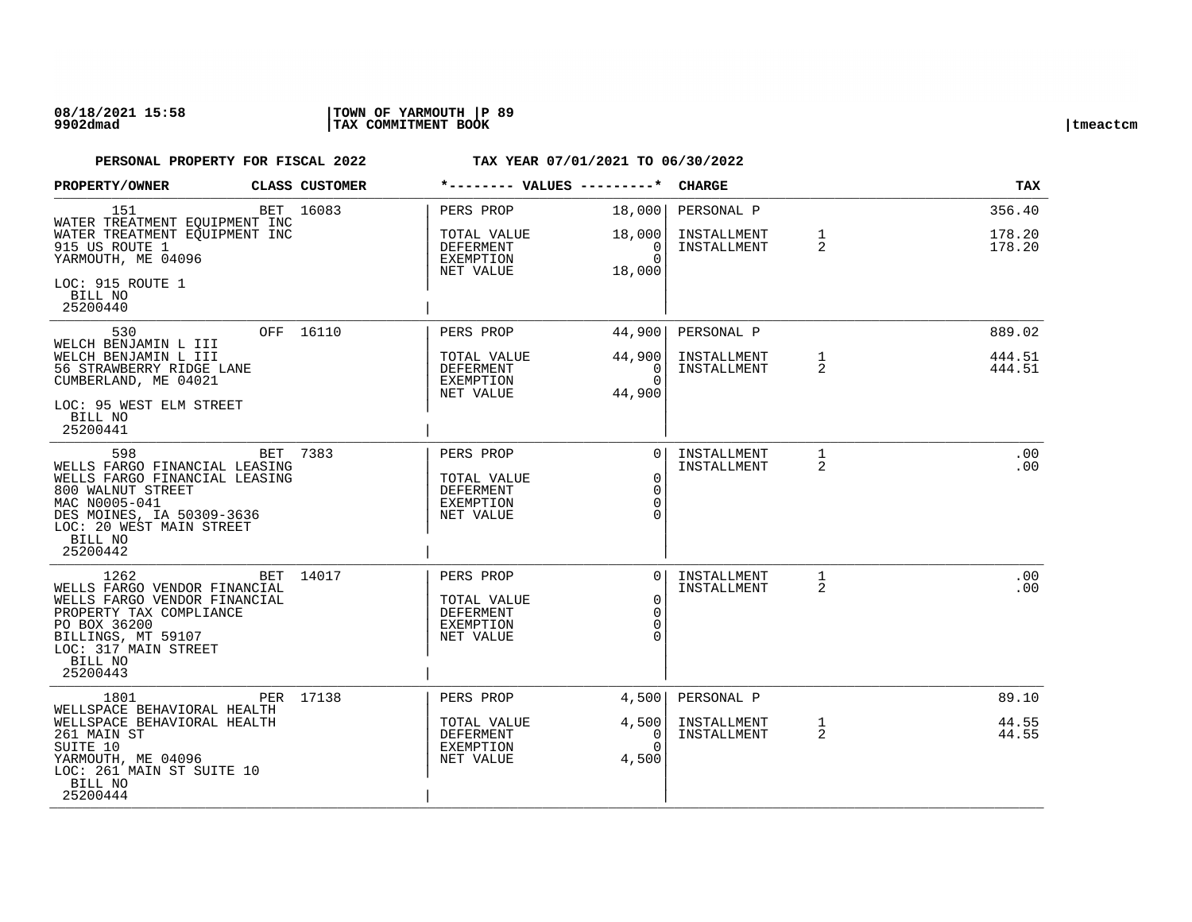08/18/2021 15:58 | TOWN OF YARMOUTH | P 89
9902dmad | TAX COMMITMENT BOOK | tmeactcm

**PERSONAL PROPERTY FOR FISCAL 2022** — **TAX YEAR 07/01/2021 TO 06/30/2022**

| PROPERTY/OWNER | CLASS | CUSTOMER | VALUES | | CHARGE | | TAX |
|---|---|---|---|---|---|---|---|
| 151<br>WATER TREATMENT EQUIPMENT INC<br>WATER TREATMENT EQUIPMENT INC<br>915 US ROUTE 1<br>YARMOUTH, ME 04096<br>LOC: 915 ROUTE 1<br>BILL NO<br>25200440 | BET | 16083 | PERS PROP<br>TOTAL VALUE<br>DEFERMENT<br>EXEMPTION<br>NET VALUE | 18,000<br>18,000<br>0<br>0<br>18,000 | PERSONAL P<br>INSTALLMENT<br>INSTALLMENT | <br>1<br>2 | 356.40<br>178.20<br>178.20 |
| 530<br>WELCH BENJAMIN L III<br>WELCH BENJAMIN L III<br>56 STRAWBERRY RIDGE LANE<br>CUMBERLAND, ME 04021<br>LOC: 95 WEST ELM STREET<br>BILL NO<br>25200441 | OFF | 16110 | PERS PROP<br>TOTAL VALUE<br>DEFERMENT<br>EXEMPTION<br>NET VALUE | 44,900<br>44,900<br>0<br>0<br>44,900 | PERSONAL P<br>INSTALLMENT<br>INSTALLMENT | <br>1<br>2 | 889.02<br>444.51<br>444.51 |
| 598<br>WELLS FARGO FINANCIAL LEASING<br>WELLS FARGO FINANCIAL LEASING<br>800 WALNUT STREET<br>MAC N0005-041<br>DES MOINES, IA 50309-3636<br>LOC: 20 WEST MAIN STREET<br>BILL NO<br>25200442 | BET | 7383 | PERS PROP<br>TOTAL VALUE<br>DEFERMENT<br>EXEMPTION<br>NET VALUE | 0<br>0<br>0<br>0<br>0 | INSTALLMENT<br>INSTALLMENT | 1<br>2 | .00<br>.00 |
| 1262<br>WELLS FARGO VENDOR FINANCIAL<br>WELLS FARGO VENDOR FINANCIAL<br>PROPERTY TAX COMPLIANCE<br>PO BOX 36200<br>BILLINGS, MT 59107<br>LOC: 317 MAIN STREET<br>BILL NO<br>25200443 | BET | 14017 | PERS PROP<br>TOTAL VALUE<br>DEFERMENT<br>EXEMPTION<br>NET VALUE | 0<br>0<br>0<br>0<br>0 | INSTALLMENT<br>INSTALLMENT | 1<br>2 | .00<br>.00 |
| 1801<br>WELLSPACE BEHAVIORAL HEALTH<br>WELLSPACE BEHAVIORAL HEALTH<br>261 MAIN ST<br>SUITE 10<br>YARMOUTH, ME 04096<br>LOC: 261 MAIN ST SUITE 10<br>BILL NO<br>25200444 | PER | 17138 | PERS PROP<br>TOTAL VALUE<br>DEFERMENT<br>EXEMPTION<br>NET VALUE | 4,500<br>4,500<br>0<br>0<br>4,500 | PERSONAL P<br>INSTALLMENT<br>INSTALLMENT | <br>1<br>2 | 89.10<br>44.55<br>44.55 |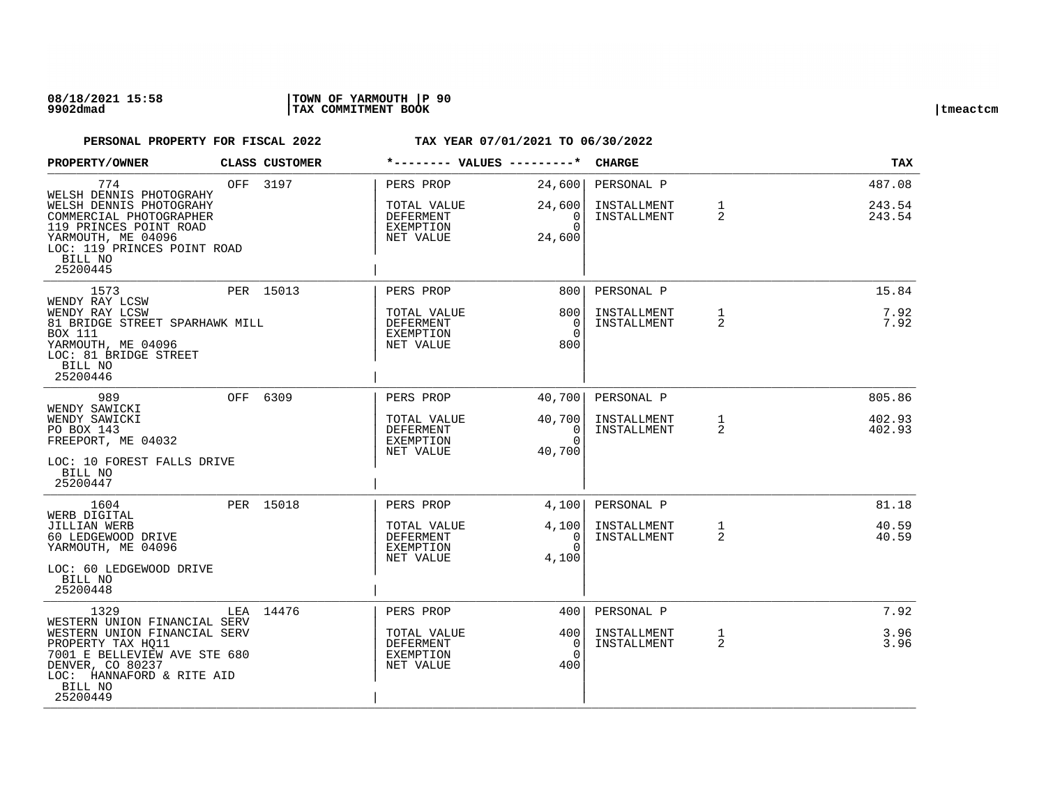**PERSONAL PROPERTY FOR FISCAL 2022** **TAX YEAR 07/01/2021 TO 06/30/2022**

| PROPERTY/OWNER | CLASS | CUSTOMER | *-------- VALUES ---------* | | CHARGE | | TAX |
|---|---|---|---|---|---|---|---|
| 774<br>WELSH DENNIS PHOTOGRAHY<br>WELSH DENNIS PHOTOGRAHY<br>COMMERCIAL PHOTOGRAPHER<br>119 PRINCES POINT ROAD<br>YARMOUTH, ME 04096<br>LOC: 119 PRINCES POINT ROAD<br>BILL NO<br>25200445 | OFF | 3197 | PERS PROP<br>TOTAL VALUE<br>DEFERMENT<br>EXEMPTION<br>NET VALUE | 24,600<br>24,600<br>0<br>0<br>24,600 | PERSONAL P<br>INSTALLMENT<br>INSTALLMENT | <br>1<br>2 | 487.08<br>243.54<br>243.54 |
| 1573<br>WENDY RAY LCSW<br>WENDY RAY LCSW<br>81 BRIDGE STREET SPARHAWK MILL<br>BOX 111<br>YARMOUTH, ME 04096<br>LOC: 81 BRIDGE STREET<br>BILL NO<br>25200446 | PER | 15013 | PERS PROP<br>TOTAL VALUE<br>DEFERMENT<br>EXEMPTION<br>NET VALUE | 800<br>800<br>0<br>0<br>800 | PERSONAL P<br>INSTALLMENT<br>INSTALLMENT | <br>1<br>2 | 15.84<br>7.92<br>7.92 |
| 989<br>WENDY SAWICKI<br>WENDY SAWICKI<br>PO BOX 143<br>FREEPORT, ME 04032<br>LOC: 10 FOREST FALLS DRIVE<br>BILL NO<br>25200447 | OFF | 6309 | PERS PROP<br>TOTAL VALUE<br>DEFERMENT<br>EXEMPTION<br>NET VALUE | 40,700<br>40,700<br>0<br>0<br>40,700 | PERSONAL P<br>INSTALLMENT<br>INSTALLMENT | <br>1<br>2 | 805.86<br>402.93<br>402.93 |
| 1604<br>WERB DIGITAL<br>JILLIAN WERB<br>60 LEDGEWOOD DRIVE<br>YARMOUTH, ME 04096<br>LOC: 60 LEDGEWOOD DRIVE<br>BILL NO<br>25200448 | PER | 15018 | PERS PROP<br>TOTAL VALUE<br>DEFERMENT<br>EXEMPTION<br>NET VALUE | 4,100<br>4,100<br>0<br>0<br>4,100 | PERSONAL P<br>INSTALLMENT<br>INSTALLMENT | <br>1<br>2 | 81.18<br>40.59<br>40.59 |
| 1329<br>WESTERN UNION FINANCIAL SERV<br>WESTERN UNION FINANCIAL SERV<br>PROPERTY TAX HQ11<br>7001 E BELLEVIEW AVE STE 680<br>DENVER, CO 80237<br>LOC: HANNAFORD & RITE AID<br>BILL NO<br>25200449 | LEA | 14476 | PERS PROP<br>TOTAL VALUE<br>DEFERMENT<br>EXEMPTION<br>NET VALUE | 400<br>400<br>0<br>0<br>400 | PERSONAL P<br>INSTALLMENT<br>INSTALLMENT | <br>1<br>2 | 7.92<br>3.96<br>3.96 |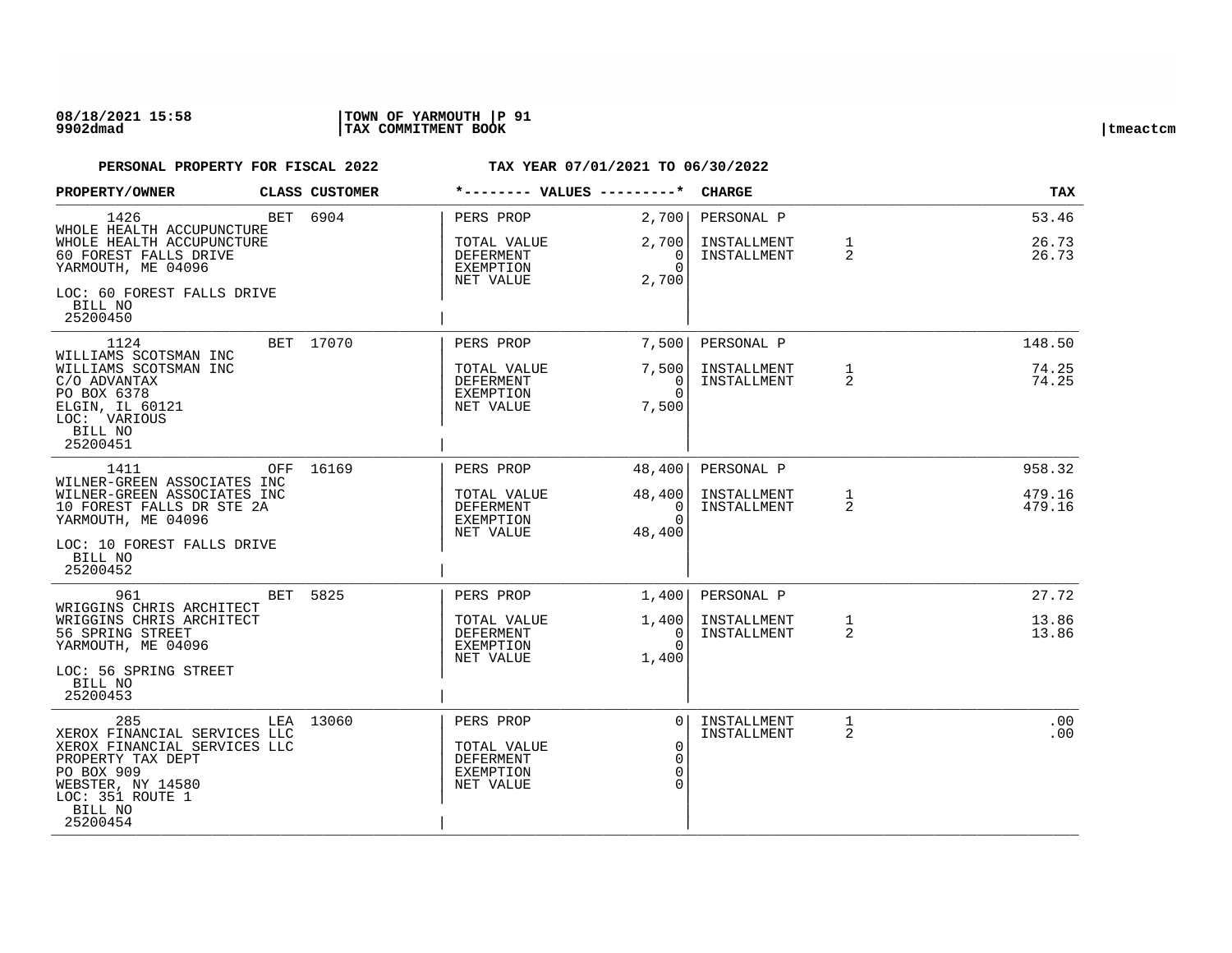08/18/2021 15:58 | TOWN OF YARMOUTH | P 91
9902dmad | TAX COMMITMENT BOOK | tmeactcm

**PERSONAL PROPERTY FOR FISCAL 2022 — TAX YEAR 07/01/2021 TO 06/30/2022**

| PROPERTY/OWNER | CLASS | CUSTOMER | *-------- VALUES ---------* | | CHARGE | | TAX |
|---|---|---|---|---|---|---|---|
| 1426 | BET | 6904 | PERS PROP | 2,700 | PERSONAL P | | 53.46 |
| WHOLE HEALTH ACCUPUNCTURE | | | | | | | |
| WHOLE HEALTH ACCUPUNCTURE | | | TOTAL VALUE | 2,700 | INSTALLMENT | 1 | 26.73 |
| 60 FOREST FALLS DRIVE | | | DEFERMENT | 0 | INSTALLMENT | 2 | 26.73 |
| YARMOUTH, ME 04096 | | | EXEMPTION | 0 | | | |
| | | | NET VALUE | 2,700 | | | |
| LOC: 60 FOREST FALLS DRIVE | | | | | | | |
| BILL NO 25200450 | | | | | | | |
| 1124 | BET | 17070 | PERS PROP | 7,500 | PERSONAL P | | 148.50 |
| WILLIAMS SCOTSMAN INC | | | | | | | |
| WILLIAMS SCOTSMAN INC | | | TOTAL VALUE | 7,500 | INSTALLMENT | 1 | 74.25 |
| C/O ADVANTAX | | | DEFERMENT | 0 | INSTALLMENT | 2 | 74.25 |
| PO BOX 6378 | | | EXEMPTION | 0 | | | |
| ELGIN, IL 60121 | | | NET VALUE | 7,500 | | | |
| LOC: VARIOUS | | | | | | | |
| BILL NO 25200451 | | | | | | | |
| 1411 | OFF | 16169 | PERS PROP | 48,400 | PERSONAL P | | 958.32 |
| WILNER-GREEN ASSOCIATES INC | | | | | | | |
| WILNER-GREEN ASSOCIATES INC | | | TOTAL VALUE | 48,400 | INSTALLMENT | 1 | 479.16 |
| 10 FOREST FALLS DR STE 2A | | | DEFERMENT | 0 | INSTALLMENT | 2 | 479.16 |
| YARMOUTH, ME 04096 | | | EXEMPTION | 0 | | | |
| | | | NET VALUE | 48,400 | | | |
| LOC: 10 FOREST FALLS DRIVE | | | | | | | |
| BILL NO 25200452 | | | | | | | |
| 961 | BET | 5825 | PERS PROP | 1,400 | PERSONAL P | | 27.72 |
| WRIGGINS CHRIS ARCHITECT | | | | | | | |
| WRIGGINS CHRIS ARCHITECT | | | TOTAL VALUE | 1,400 | INSTALLMENT | 1 | 13.86 |
| 56 SPRING STREET | | | DEFERMENT | 0 | INSTALLMENT | 2 | 13.86 |
| YARMOUTH, ME 04096 | | | EXEMPTION | 0 | | | |
| | | | NET VALUE | 1,400 | | | |
| LOC: 56 SPRING STREET | | | | | | | |
| BILL NO 25200453 | | | | | | | |
| 285 | LEA | 13060 | PERS PROP | 0 | INSTALLMENT | 1 | .00 |
| XEROX FINANCIAL SERVICES LLC | | | | | INSTALLMENT | 2 | .00 |
| XEROX FINANCIAL SERVICES LLC | | | TOTAL VALUE | 0 | | | |
| PROPERTY TAX DEPT | | | DEFERMENT | 0 | | | |
| PO BOX 909 | | | EXEMPTION | 0 | | | |
| WEBSTER, NY 14580 | | | NET VALUE | 0 | | | |
| LOC: 351 ROUTE 1 | | | | | | | |
| BILL NO 25200454 | | | | | | | |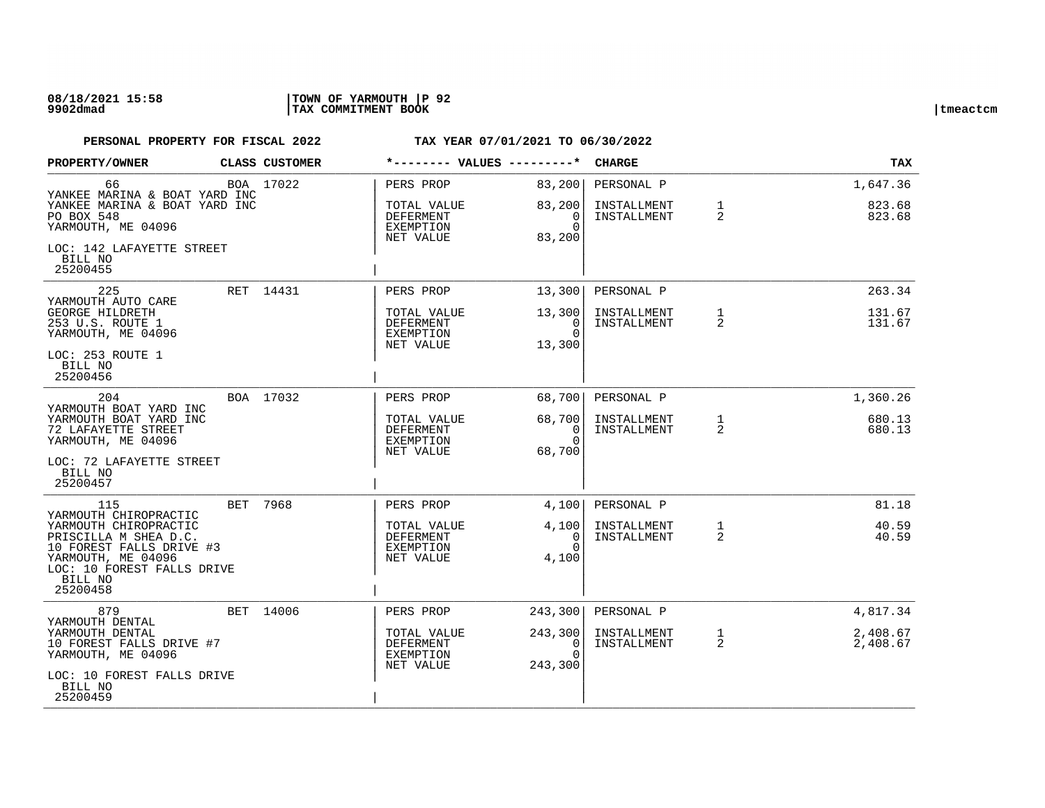**PERSONAL PROPERTY FOR FISCAL 2022** **TAX YEAR 07/01/2021 TO 06/30/2022**

| PROPERTY/OWNER | CLASS | CUSTOMER | VALUES | | CHARGE | | TAX |
|---|---|---|---|---|---|---|---|
| 66<br>YANKEE MARINA & BOAT YARD INC<br>YANKEE MARINA & BOAT YARD INC<br>PO BOX 548<br>YARMOUTH, ME 04096<br>LOC: 142 LAFAYETTE STREET<br>BILL NO<br>25200455 | BOA | 17022 | PERS PROP<br>TOTAL VALUE<br>DEFERMENT<br>EXEMPTION<br>NET VALUE | 83,200<br>83,200<br>0<br>0<br>83,200 | PERSONAL P<br>INSTALLMENT<br>INSTALLMENT | <br>1<br>2 | 1,647.36<br>823.68<br>823.68 |
| 225<br>YARMOUTH AUTO CARE<br>GEORGE HILDRETH<br>253 U.S. ROUTE 1<br>YARMOUTH, ME 04096<br>LOC: 253 ROUTE 1<br>BILL NO<br>25200456 | RET | 14431 | PERS PROP<br>TOTAL VALUE<br>DEFERMENT<br>EXEMPTION<br>NET VALUE | 13,300<br>13,300<br>0<br>0<br>13,300 | PERSONAL P<br>INSTALLMENT<br>INSTALLMENT | <br>1<br>2 | 263.34<br>131.67<br>131.67 |
| 204<br>YARMOUTH BOAT YARD INC<br>YARMOUTH BOAT YARD INC<br>72 LAFAYETTE STREET<br>YARMOUTH, ME 04096<br>LOC: 72 LAFAYETTE STREET<br>BILL NO<br>25200457 | BOA | 17032 | PERS PROP<br>TOTAL VALUE<br>DEFERMENT<br>EXEMPTION<br>NET VALUE | 68,700<br>68,700<br>0<br>0<br>68,700 | PERSONAL P<br>INSTALLMENT<br>INSTALLMENT | <br>1<br>2 | 1,360.26<br>680.13<br>680.13 |
| 115<br>YARMOUTH CHIROPRACTIC<br>YARMOUTH CHIROPRACTIC<br>PRISCILLA M SHEA D.C.<br>10 FOREST FALLS DRIVE #3<br>YARMOUTH, ME 04096<br>LOC: 10 FOREST FALLS DRIVE<br>BILL NO<br>25200458 | BET | 7968 | PERS PROP<br>TOTAL VALUE<br>DEFERMENT<br>EXEMPTION<br>NET VALUE | 4,100<br>4,100<br>0<br>0<br>4,100 | PERSONAL P<br>INSTALLMENT<br>INSTALLMENT | <br>1<br>2 | 81.18<br>40.59<br>40.59 |
| 879<br>YARMOUTH DENTAL<br>YARMOUTH DENTAL<br>10 FOREST FALLS DRIVE #7<br>YARMOUTH, ME 04096<br>LOC: 10 FOREST FALLS DRIVE<br>BILL NO<br>25200459 | BET | 14006 | PERS PROP<br>TOTAL VALUE<br>DEFERMENT<br>EXEMPTION<br>NET VALUE | 243,300<br>243,300<br>0<br>0<br>243,300 | PERSONAL P<br>INSTALLMENT<br>INSTALLMENT | <br>1<br>2 | 4,817.34<br>2,408.67<br>2,408.67 |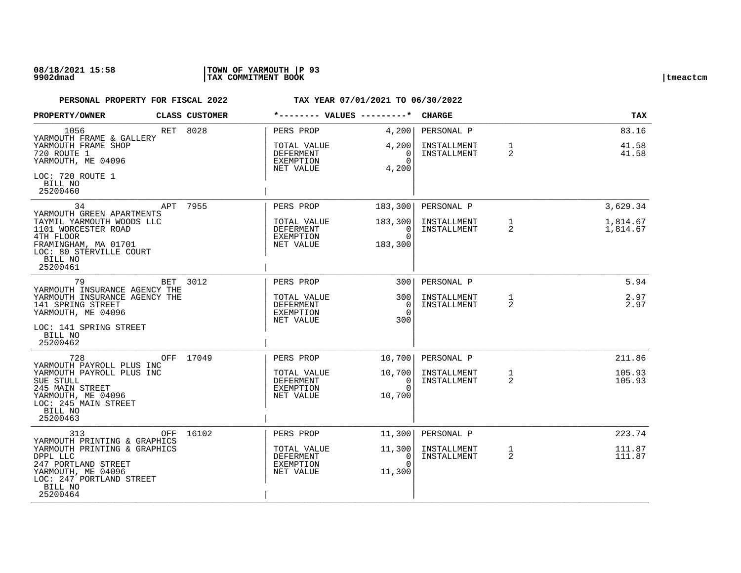**PERSONAL PROPERTY FOR FISCAL 2022** **TAX YEAR 07/01/2021 TO 06/30/2022**

| PROPERTY/OWNER | CLASS | CUSTOMER | VALUES | | CHARGE | | TAX |
|---|---|---|---|---|---|---|---|
| 1056 | RET | 8028 | PERS PROP | 4,200 | PERSONAL P | | 83.16 |
| YARMOUTH FRAME & GALLERY<br>YARMOUTH FRAME SHOP<br>720 ROUTE 1<br>YARMOUTH, ME 04096<br>LOC: 720 ROUTE 1<br>BILL NO<br>25200460 | | | TOTAL VALUE<br>DEFERMENT<br>EXEMPTION<br>NET VALUE | 4,200<br>0<br>0<br>4,200 | INSTALLMENT<br>INSTALLMENT | 1<br>2 | 41.58<br>41.58 |
| 34 | APT | 7955 | PERS PROP | 183,300 | PERSONAL P | | 3,629.34 |
| YARMOUTH GREEN APARTMENTS<br>TAYMIL YARMOUTH WOODS LLC<br>1101 WORCESTER ROAD<br>4TH FLOOR<br>FRAMINGHAM, MA 01701<br>LOC: 80 STERVILLE COURT<br>BILL NO<br>25200461 | | | TOTAL VALUE<br>DEFERMENT<br>EXEMPTION<br>NET VALUE | 183,300<br>0<br>0<br>183,300 | INSTALLMENT<br>INSTALLMENT | 1<br>2 | 1,814.67<br>1,814.67 |
| 79 | BET | 3012 | PERS PROP | 300 | PERSONAL P | | 5.94 |
| YARMOUTH INSURANCE AGENCY THE<br>YARMOUTH INSURANCE AGENCY THE<br>141 SPRING STREET<br>YARMOUTH, ME 04096<br>LOC: 141 SPRING STREET<br>BILL NO<br>25200462 | | | TOTAL VALUE<br>DEFERMENT<br>EXEMPTION<br>NET VALUE | 300<br>0<br>0<br>300 | INSTALLMENT<br>INSTALLMENT | 1<br>2 | 2.97<br>2.97 |
| 728 | OFF | 17049 | PERS PROP | 10,700 | PERSONAL P | | 211.86 |
| YARMOUTH PAYROLL PLUS INC<br>YARMOUTH PAYROLL PLUS INC<br>SUE STULL<br>245 MAIN STREET<br>YARMOUTH, ME 04096<br>LOC: 245 MAIN STREET<br>BILL NO<br>25200463 | | | TOTAL VALUE<br>DEFERMENT<br>EXEMPTION<br>NET VALUE | 10,700<br>0<br>0<br>10,700 | INSTALLMENT<br>INSTALLMENT | 1<br>2 | 105.93<br>105.93 |
| 313 | OFF | 16102 | PERS PROP | 11,300 | PERSONAL P | | 223.74 |
| YARMOUTH PRINTING & GRAPHICS<br>YARMOUTH PRINTING & GRAPHICS<br>DPPL LLC<br>247 PORTLAND STREET<br>YARMOUTH, ME 04096<br>LOC: 247 PORTLAND STREET<br>BILL NO<br>25200464 | | | TOTAL VALUE<br>DEFERMENT<br>EXEMPTION<br>NET VALUE | 11,300<br>0<br>0<br>11,300 | INSTALLMENT<br>INSTALLMENT | 1<br>2 | 111.87<br>111.87 |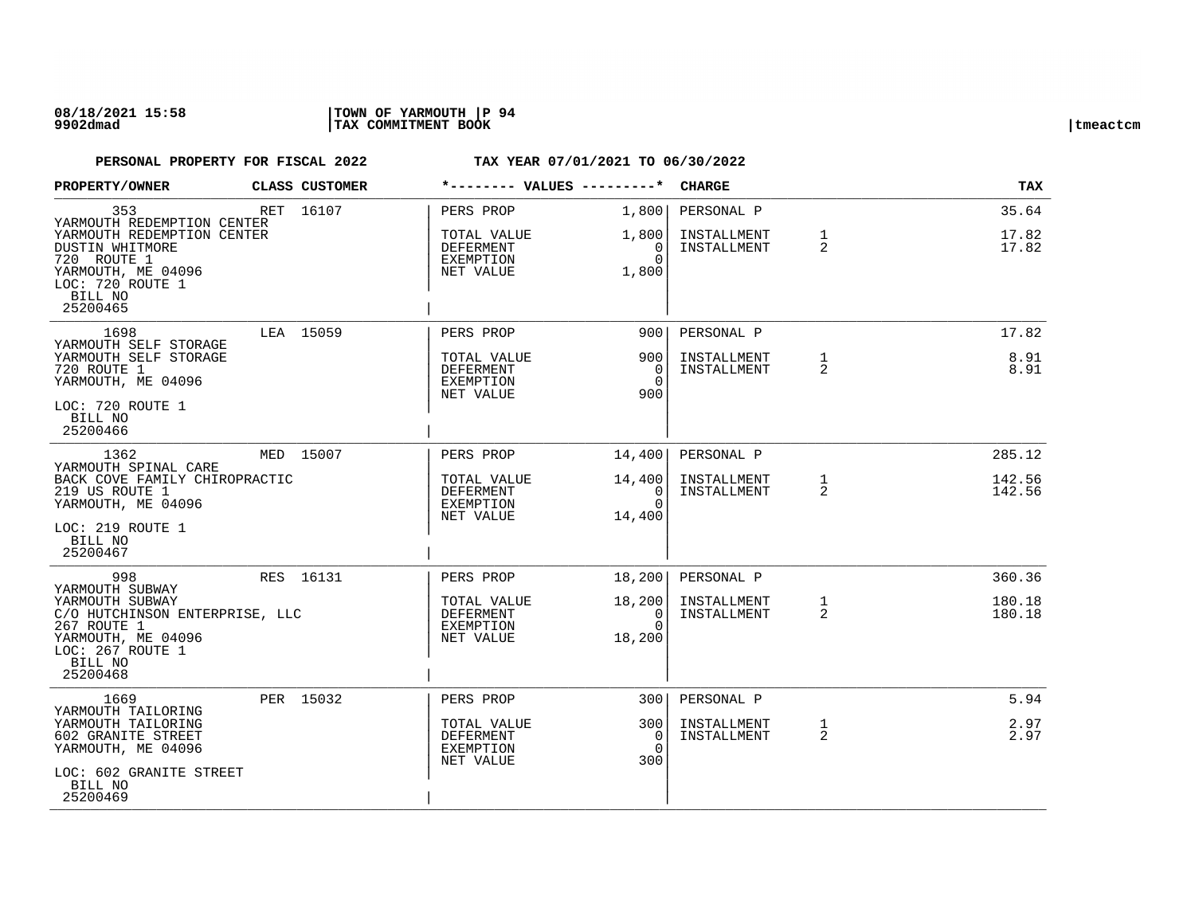**PERSONAL PROPERTY FOR FISCAL 2022** **TAX YEAR 07/01/2021 TO 06/30/2022**

| PROPERTY/OWNER | CLASS | CUSTOMER | VALUES | | CHARGE | | TAX |
|---|---|---|---|---|---|---|---|
| 353 | RET | 16107 | PERS PROP | 1,800 | PERSONAL P | | 35.64 |
| YARMOUTH REDEMPTION CENTER<br>YARMOUTH REDEMPTION CENTER<br>DUSTIN WHITMORE<br>720 ROUTE 1<br>YARMOUTH, ME 04096<br>LOC: 720 ROUTE 1<br>BILL NO<br>25200465 | | | TOTAL VALUE<br>DEFERMENT<br>EXEMPTION<br>NET VALUE | 1,800<br>0<br>0<br>1,800 | INSTALLMENT<br>INSTALLMENT | 1<br>2 | 17.82<br>17.82 |
| 1698 | LEA | 15059 | PERS PROP | 900 | PERSONAL P | | 17.82 |
| YARMOUTH SELF STORAGE<br>YARMOUTH SELF STORAGE<br>720 ROUTE 1<br>YARMOUTH, ME 04096<br>LOC: 720 ROUTE 1<br>BILL NO<br>25200466 | | | TOTAL VALUE<br>DEFERMENT<br>EXEMPTION<br>NET VALUE | 900<br>0<br>0<br>900 | INSTALLMENT<br>INSTALLMENT | 1<br>2 | 8.91<br>8.91 |
| 1362 | MED | 15007 | PERS PROP | 14,400 | PERSONAL P | | 285.12 |
| YARMOUTH SPINAL CARE<br>BACK COVE FAMILY CHIROPRACTIC<br>219 US ROUTE 1<br>YARMOUTH, ME 04096<br>LOC: 219 ROUTE 1<br>BILL NO<br>25200467 | | | TOTAL VALUE<br>DEFERMENT<br>EXEMPTION<br>NET VALUE | 14,400<br>0<br>0<br>14,400 | INSTALLMENT<br>INSTALLMENT | 1<br>2 | 142.56<br>142.56 |
| 998 | RES | 16131 | PERS PROP | 18,200 | PERSONAL P | | 360.36 |
| YARMOUTH SUBWAY<br>YARMOUTH SUBWAY<br>C/O HUTCHINSON ENTERPRISE, LLC<br>267 ROUTE 1<br>YARMOUTH, ME 04096<br>LOC: 267 ROUTE 1<br>BILL NO<br>25200468 | | | TOTAL VALUE<br>DEFERMENT<br>EXEMPTION<br>NET VALUE | 18,200<br>0<br>0<br>18,200 | INSTALLMENT<br>INSTALLMENT | 1<br>2 | 180.18<br>180.18 |
| 1669 | PER | 15032 | PERS PROP | 300 | PERSONAL P | | 5.94 |
| YARMOUTH TAILORING<br>YARMOUTH TAILORING<br>602 GRANITE STREET<br>YARMOUTH, ME 04096<br>LOC: 602 GRANITE STREET<br>BILL NO<br>25200469 | | | TOTAL VALUE<br>DEFERMENT<br>EXEMPTION<br>NET VALUE | 300<br>0<br>0<br>300 | INSTALLMENT<br>INSTALLMENT | 1<br>2 | 2.97<br>2.97 |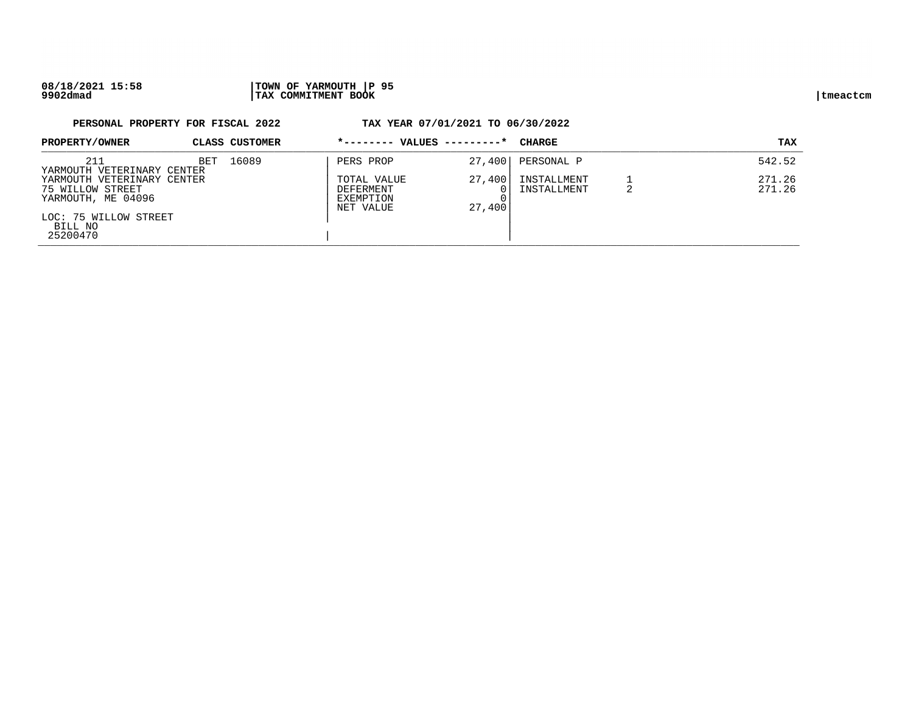**PERSONAL PROPERTY FOR FISCAL 2022** **TAX YEAR 07/01/2021 TO 06/30/2022**

| PROPERTY/OWNER | CLASS | CUSTOMER | *-------- VALUES ---------* | | CHARGE | | TAX |
|---|---|---|---|---|---|---|---|
| 211 | BET | 16089 | PERS PROP | 27,400 | PERSONAL P | | 542.52 |
| YARMOUTH VETERINARY CENTER | | | | | | | |
| YARMOUTH VETERINARY CENTER | | | TOTAL VALUE | 27,400 | INSTALLMENT | 1 | 271.26 |
| 75 WILLOW STREET | | | DEFERMENT | 0 | INSTALLMENT | 2 | 271.26 |
| YARMOUTH, ME 04096 | | | EXEMPTION | 0 | | | |
| | | | NET VALUE | 27,400 | | | |
| LOC: 75 WILLOW STREET | | | | | | | |
| BILL NO | | | | | | | |
| 25200470 | | | | | | | |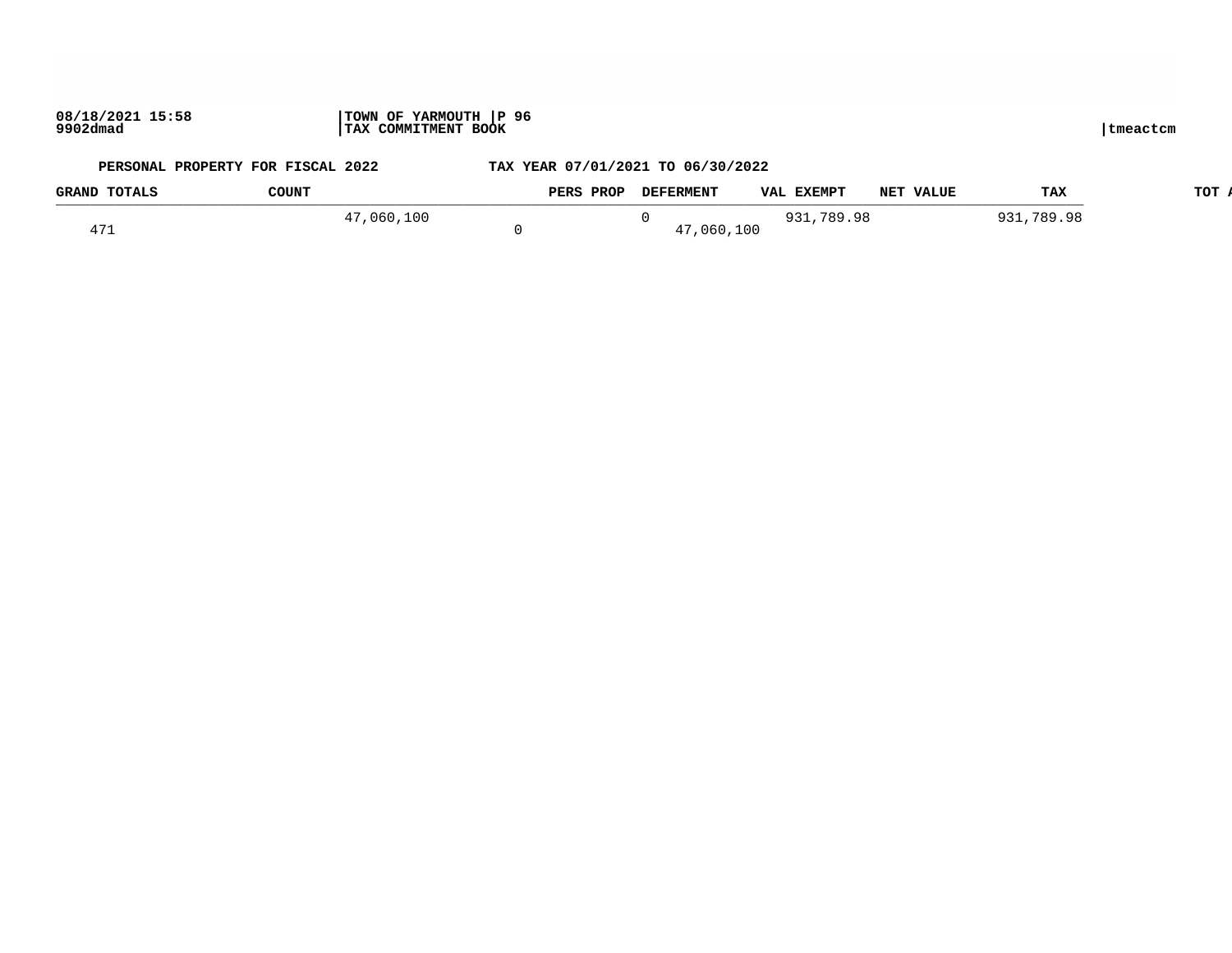PERSONAL PROPERTY FOR FISCAL 2022 TAX YEAR 07/01/2021 TO 06/30/2022

| GRAND TOTALS | COUNT | PERS PROP | DEFERMENT | VAL EXEMPT | NET VALUE | TAX | TOT A |
|---|---|---|---|---|---|---|---|
| | 471 | 47,060,100 | 0 | 0 | 47,060,100 | 931,789.98 | 931,789.98 |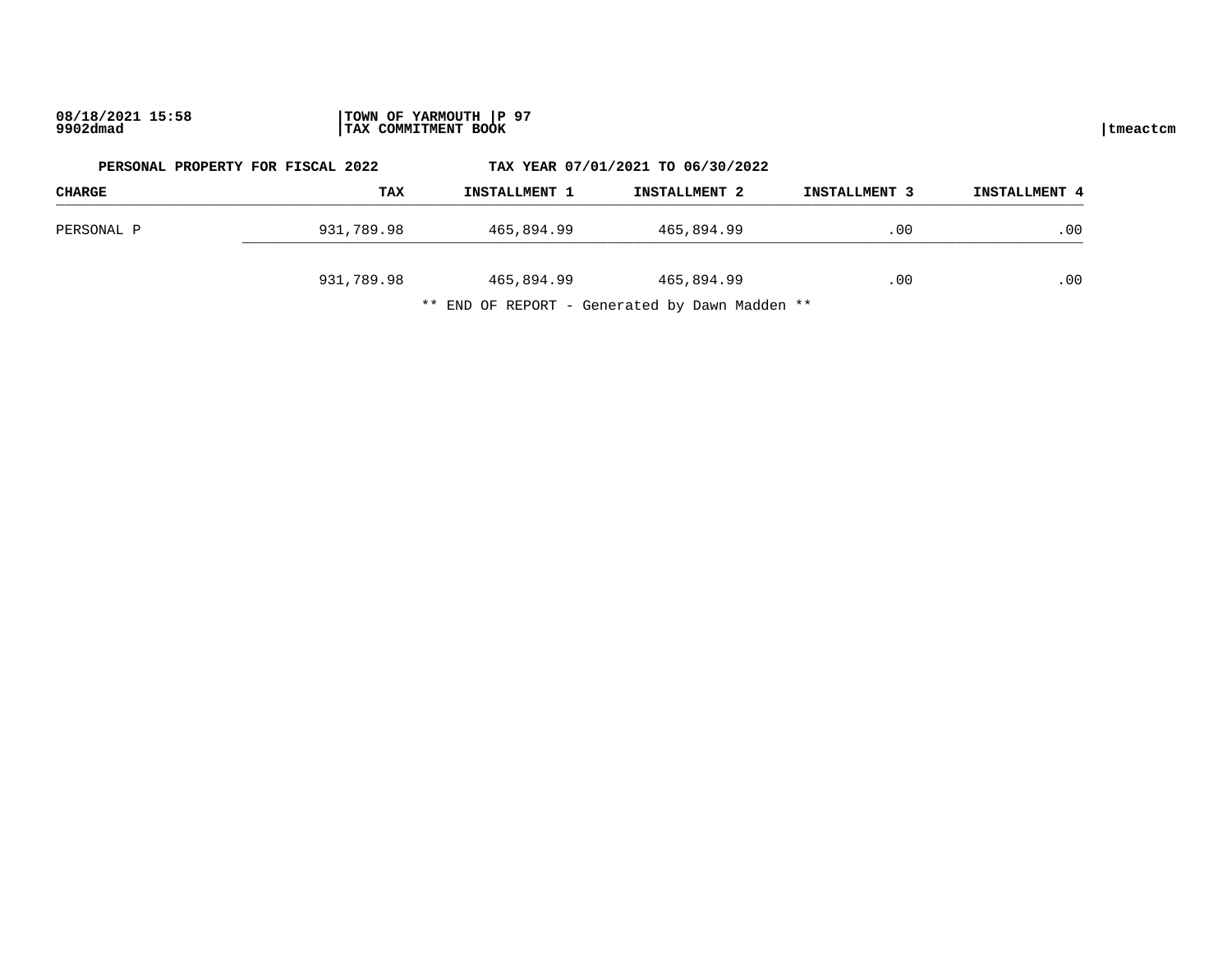08/18/2021 15:58 | TOWN OF YARMOUTH | P 97
9902dmad | TAX COMMITMENT BOOK | tmeactcm

**PERSONAL PROPERTY FOR FISCAL 2022** **TAX YEAR 07/01/2021 TO 06/30/2022**

| CHARGE | TAX | INSTALLMENT 1 | INSTALLMENT 2 | INSTALLMENT 3 | INSTALLMENT 4 |
|---|---|---|---|---|---|
| PERSONAL P | 931,789.98 | 465,894.99 | 465,894.99 | .00 | .00 |
| | 931,789.98 | 465,894.99 | 465,894.99 | .00 | .00 |

** END OF REPORT - Generated by Dawn Madden **